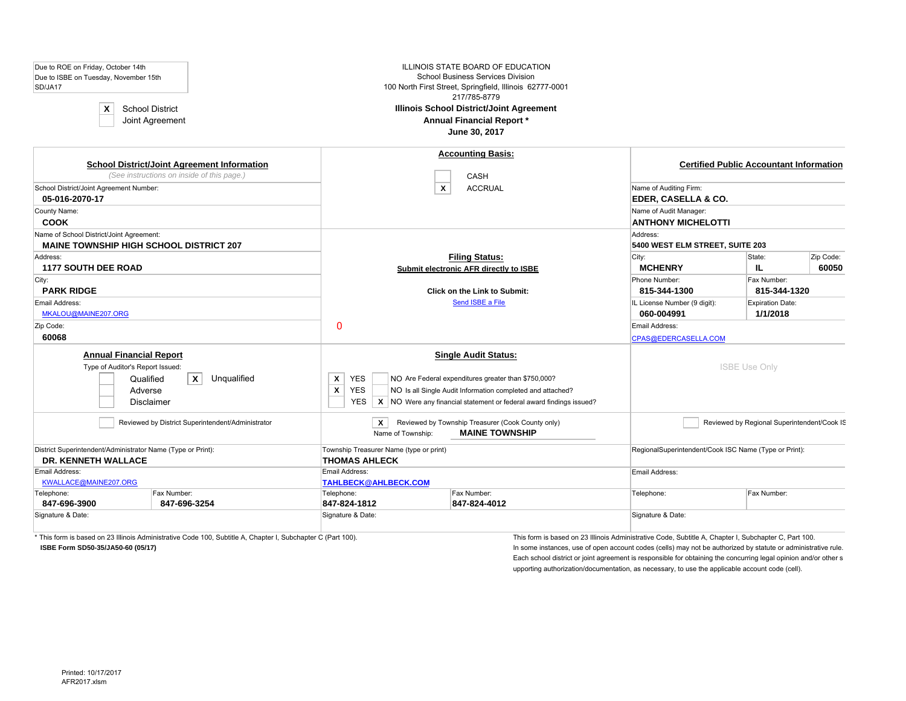Due to ROE on Friday, October 14th
Due to ISBE on Tuesday, November 15th
SD/JA17

| X | School District |
|---|---|
| | Joint Agreement |

ILLINOIS STATE BOARD OF EDUCATION
School Business Services Division
100 North First Street, Springfield, Illinois 62777-0001
217/785-8779

**Illinois School District/Joint Agreement**
**Annual Financial Report ***
**June 30, 2017**

## School District/Joint Agreement Information

*(See instructions on inside of this page.)*

School District/Joint Agreement Number:
**05-016-2070-17**

County Name:
**COOK**

Name of School District/Joint Agreement:
**MAINE TOWNSHIP HIGH SCHOOL DISTRICT 207**

Address:
**1177 SOUTH DEE ROAD**

City:
**PARK RIDGE**

Email Address:
MKALOU@MAINE207.ORG

Zip Code:
**60068**

## Accounting Basis:

| | CASH |
|---|---|
| X | ACCRUAL |

## Filing Status:

**Submit electronic AFR directly to ISBE**

**Click on the Link to Submit:**
Send ISBE a File

0

## Certified Public Accountant Information

Name of Auditing Firm:
**EDER, CASELLA & CO.**

Name of Audit Manager:
**ANTHONY MICHELOTTI**

Address:
**5400 WEST ELM STREET, SUITE 203**

| City: | State: | Zip Code: |
|---|---|---|
| **MCHENRY** | **IL** | **60050** |

| Phone Number: | Fax Number: |
|---|---|
| **815-344-1300** | **815-344-1320** |

| IL License Number (9 digit): | Expiration Date: |
|---|---|
| **060-004991** | **1/1/2018** |

Email Address:
CPAS@EDERCASELLA.COM

## Annual Financial Report

Type of Auditor's Report Issued:

| | Qualified | X | Unqualified |
|---|---|---|---|
| | Adverse | | |
| | Disclaimer | | |

## Single Audit Status:

| | | | |
|---|---|---|---|
| X | YES | | NO Are Federal expenditures greater than $750,000? |
| X | YES | | NO Is all Single Audit Information completed and attached? |
| | YES | X | NO Were any financial statement or federal award findings issued? |

ISBE Use Only

| | | |
|---|---|---|
| ☐ Reviewed by District Superintendent/Administrator | X Reviewed by Township Treasurer (Cook County only) Name of Township: **MAINE TOWNSHIP** | ☐ Reviewed by Regional Superintendent/Cook ISC |
| District Superintendent/Administrator Name (Type or Print): **DR. KENNETH WALLACE** | Township Treasurer Name (type or print) **THOMAS AHLECK** | RegionalSuperintendent/Cook ISC Name (Type or Print): |
| Email Address: KWALLACE@MAINE207.ORG | Email Address: **TAHLBECK@AHLBECK.COM** | Email Address: |
| Telephone: **847-696-3900** Fax Number: **847-696-3254** | Telephone: **847-824-1812** Fax Number: **847-824-4012** | Telephone: Fax Number: |
| Signature & Date: | Signature & Date: | Signature & Date: |

\* This form is based on 23 Illinois Administrative Code 100, Subtitle A, Chapter I, Subchapter C (Part 100).
**ISBE Form SD50-35/JA50-60 (05/17)**

This form is based on 23 Illinois Administrative Code, Subtitle A, Chapter I, Subchapter C, Part 100.
In some instances, use of open account codes (cells) may not be authorized by statute or administrative rule. Each school district or joint agreement is responsible for obtaining the concurring legal opinion and/or other supporting authorization/documentation, as necessary, to use the applicable account code (cell).

Printed: 10/17/2017
AFR2017.xlsm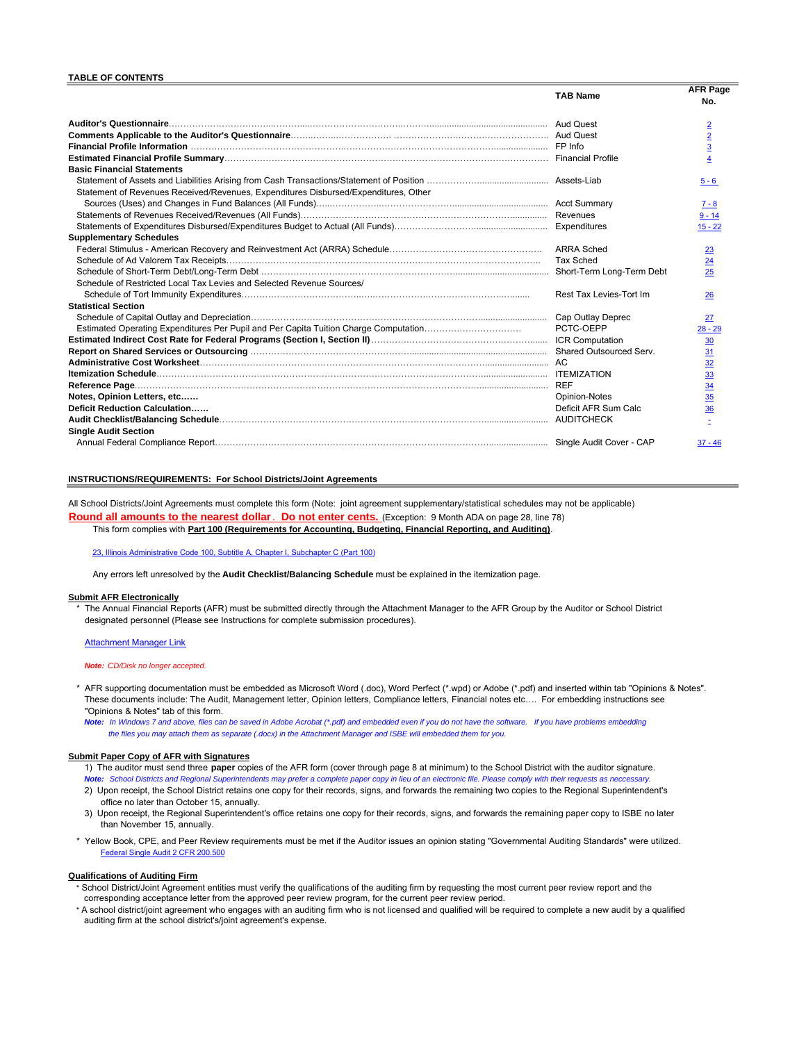## TABLE OF CONTENTS

| | TAB Name | AFR Page No. |
|---|---|---|
| **Auditor's Questionnaire** | Aud Quest | 2 |
| **Comments Applicable to the Auditor's Questionnaire** | Aud Quest | 2 |
| **Financial Profile Information** | FP Info | 3 |
| **Estimated Financial Profile Summary** | Financial Profile | 4 |
| **Basic Financial Statements** | | |
| Statement of Assets and Liabilities Arising from Cash Transactions/Statement of Position | Assets-Liab | 5 - 6 |
| Statement of Revenues Received/Revenues, Expenditures Disbursed/Expenditures, Other Sources (Uses) and Changes in Fund Balances (All Funds) | Acct Summary | 7 - 8 |
| Statements of Revenues Received/Revenues (All Funds) | Revenues | 9 - 14 |
| Statements of Expenditures Disbursed/Expenditures Budget to Actual (All Funds) | Expenditures | 15 - 22 |
| **Supplementary Schedules** | | |
| Federal Stimulus - American Recovery and Reinvestment Act (ARRA) Schedule | ARRA Sched | 23 |
| Schedule of Ad Valorem Tax Receipts | Tax Sched | 24 |
| Schedule of Short-Term Debt/Long-Term Debt | Short-Term Long-Term Debt | 25 |
| Schedule of Restricted Local Tax Levies and Selected Revenue Sources/ Schedule of Tort Immunity Expenditures | Rest Tax Levies-Tort Im | 26 |
| **Statistical Section** | | |
| Schedule of Capital Outlay and Depreciation | Cap Outlay Deprec | 27 |
| Estimated Operating Expenditures Per Pupil and Per Capita Tuition Charge Computation | PCTC-OEPP | 28 - 29 |
| **Estimated Indirect Cost Rate for Federal Programs (Section I, Section II)** | ICR Computation | 30 |
| **Report on Shared Services or Outsourcing** | Shared Outsourced Serv. | 31 |
| **Administrative Cost Worksheet** | AC | 32 |
| **Itemization Schedule** | ITEMIZATION | 33 |
| **Reference Page** | REF | 34 |
| **Notes, Opinion Letters, etc......** | Opinion-Notes | 35 |
| **Deficit Reduction Calculation......** | Deficit AFR Sum Calc | 36 |
| **Audit Checklist/Balancing Schedule** | AUDITCHECK | - |
| **Single Audit Section** | | |
| Annual Federal Compliance Report | Single Audit Cover - CAP | 37 - 46 |

## INSTRUCTIONS/REQUIREMENTS: For School Districts/Joint Agreements

All School Districts/Joint Agreements must complete this form (Note: joint agreement supplementary/statistical schedules may not be applicable)

**Round all amounts to the nearest dollar. Do not enter cents.** (Exception: 9 Month ADA on page 28, line 78)

This form complies with **Part 100 (Requirements for Accounting, Budgeting, Financial Reporting, and Auditing)**.

23, Illinois Administrative Code 100, Subtitle A, Chapter I, Subchapter C (Part 100)

Any errors left unresolved by the **Audit Checklist/Balancing Schedule** must be explained in the itemization page.

### Submit AFR Electronically

* The Annual Financial Reports (AFR) must be submitted directly through the Attachment Manager to the AFR Group by the Auditor or School District designated personnel (Please see Instructions for complete submission procedures).

Attachment Manager Link

*Note: CD/Disk no longer accepted.*

* AFR supporting documentation must be embedded as Microsoft Word (.doc), Word Perfect (*.wpd) or Adobe (*.pdf) and inserted within tab "Opinions & Notes". These documents include: The Audit, Management letter, Opinion letters, Compliance letters, Financial notes etc.... For embedding instructions see "Opinions & Notes" tab of this form.
  *Note: In Windows 7 and above, files can be saved in Adobe Acrobat (*.pdf) and embedded even if you do not have the software. If you have problems embedding the files you may attach them as separate (.docx) in the Attachment Manager and ISBE will embedded them for you.*

### Submit Paper Copy of AFR with Signatures

1) The auditor must send three **paper** copies of the AFR form (cover through page 8 at minimum) to the School District with the auditor signature.
   *Note: School Districts and Regional Superintendents may prefer a complete paper copy in lieu of an electronic file. Please comply with their requests as neccessary.*
2) Upon receipt, the School District retains one copy for their records, signs, and forwards the remaining two copies to the Regional Superintendent's office no later than October 15, annually.
3) Upon receipt, the Regional Superintendent's office retains one copy for their records, signs, and forwards the remaining paper copy to ISBE no later than November 15, annually.

* Yellow Book, CPE, and Peer Review requirements must be met if the Auditor issues an opinion stating "Governmental Auditing Standards" were utilized.
  Federal Single Audit 2 CFR 200.500

### Qualifications of Auditing Firm

* School District/Joint Agreement entities must verify the qualifications of the auditing firm by requesting the most current peer review report and the corresponding acceptance letter from the approved peer review program, for the current peer review period.
* A school district/joint agreement who engages with an auditing firm who is not licensed and qualified will be required to complete a new audit by a qualified auditing firm at the school district's/joint agreement's expense.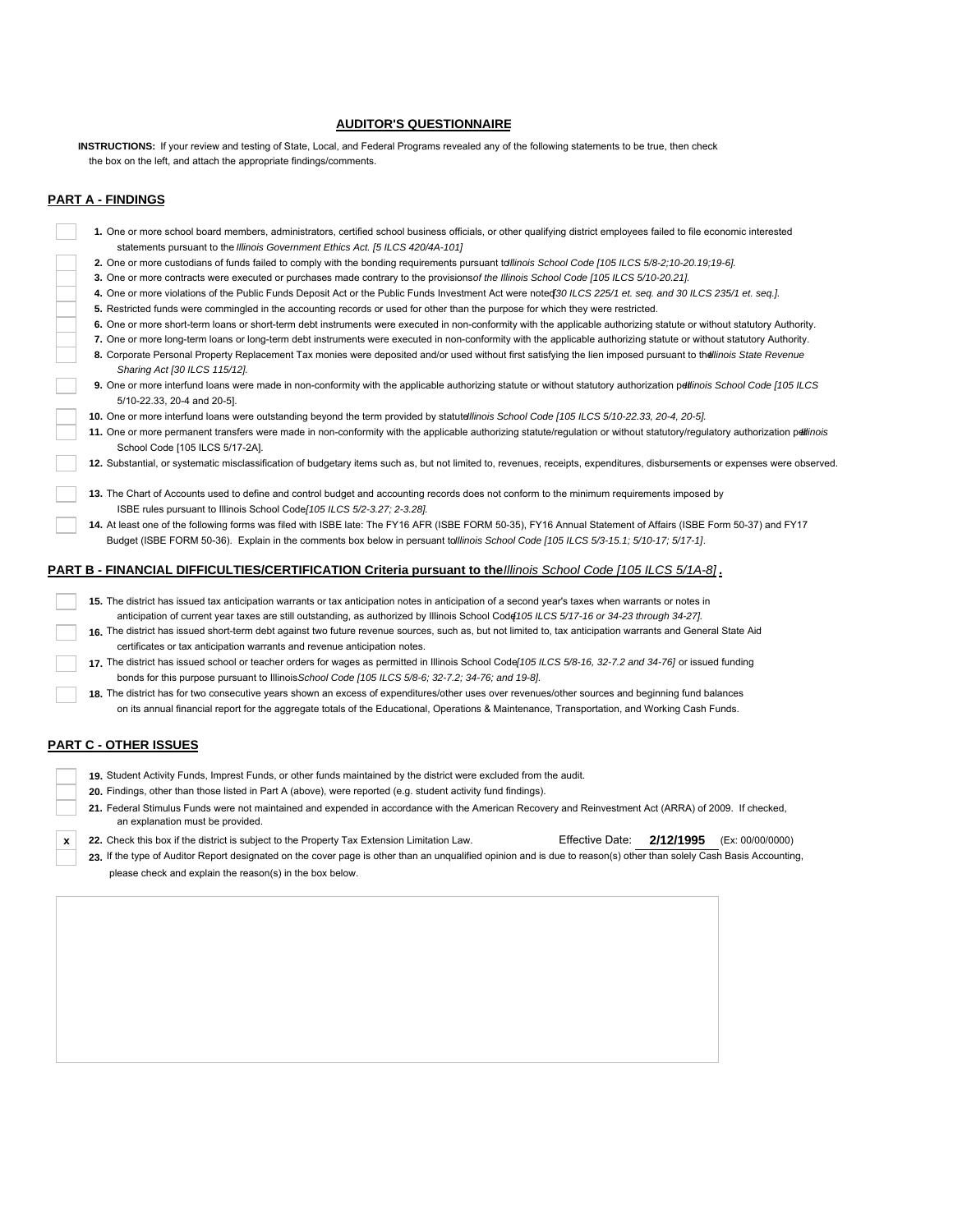## AUDITOR'S QUESTIONNAIRE

**INSTRUCTIONS:** If your review and testing of State, Local, and Federal Programs revealed any of the following statements to be true, then check the box on the left, and attach the appropriate findings/comments.

### PART A - FINDINGS

- [ ] **1.** One or more school board members, administrators, certified school business officials, or other qualifying district employees failed to file economic interested statements pursuant to the *Illinois Government Ethics Act. [5 ILCS 420/4A-101]*
- [ ] **2.** One or more custodians of funds failed to comply with the bonding requirements pursuant to *Illinois School Code [105 ILCS 5/8-2;10-20.19;19-6].*
- [ ] **3.** One or more contracts were executed or purchases made contrary to the provisions *of the Illinois School Code [105 ILCS 5/10-20.21].*
- [ ] **4.** One or more violations of the Public Funds Deposit Act or the Public Funds Investment Act were noted *[30 ILCS 225/1 et. seq. and 30 ILCS 235/1 et. seq.].*
- [ ] **5.** Restricted funds were commingled in the accounting records or used for other than the purpose for which they were restricted.
- [ ] **6.** One or more short-term loans or short-term debt instruments were executed in non-conformity with the applicable authorizing statute or without statutory Authority.
- [ ] **7.** One or more long-term loans or long-term debt instruments were executed in non-conformity with the applicable authorizing statute or without statutory Authority.
- [ ] **8.** Corporate Personal Property Replacement Tax monies were deposited and/or used without first satisfying the lien imposed pursuant to the *Illinois State Revenue Sharing Act [30 ILCS 115/12].*
- [ ] **9.** One or more interfund loans were made in non-conformity with the applicable authorizing statute or without statutory authorization per *Illinois School Code [105 ILCS 5/10-22.33, 20-4 and 20-5].*
- [ ] **10.** One or more interfund loans were outstanding beyond the term provided by statute *Illinois School Code [105 ILCS 5/10-22.33, 20-4, 20-5].*
- [ ] **11.** One or more permanent transfers were made in non-conformity with the applicable authorizing statute/regulation or without statutory/regulatory authorization per *Illinois* School Code [105 ILCS 5/17-2A].
- [ ] **12.** Substantial, or systematic misclassification of budgetary items such as, but not limited to, revenues, receipts, expenditures, disbursements or expenses were observed.
- [ ] **13.** The Chart of Accounts used to define and control budget and accounting records does not conform to the minimum requirements imposed by ISBE rules pursuant to Illinois School Code *[105 ILCS 5/2-3.27; 2-3.28].*
- [ ] **14.** At least one of the following forms was filed with ISBE late: The FY16 AFR (ISBE FORM 50-35), FY16 Annual Statement of Affairs (ISBE Form 50-37) and FY17 Budget (ISBE FORM 50-36). Explain in the comments box below in persuant to *Illinois School Code [105 ILCS 5/3-15.1; 5/10-17; 5/17-1].*

### PART B - FINANCIAL DIFFICULTIES/CERTIFICATION Criteria pursuant to the *Illinois School Code [105 ILCS 5/1A-8]*.

- [ ] **15.** The district has issued tax anticipation warrants or tax anticipation notes in anticipation of a second year's taxes when warrants or notes in anticipation of current year taxes are still outstanding, as authorized by Illinois School Code *[105 ILCS 5/17-16 or 34-23 through 34-27].*
- [ ] **16.** The district has issued short-term debt against two future revenue sources, such as, but not limited to, tax anticipation warrants and General State Aid certificates or tax anticipation warrants and revenue anticipation notes.
- [ ] **17.** The district has issued school or teacher orders for wages as permitted in Illinois School Code *[105 ILCS 5/8-16, 32-7.2 and 34-76]* or issued funding bonds for this purpose pursuant to Illinois *School Code [105 ILCS 5/8-6; 32-7.2; 34-76; and 19-8].*
- [ ] **18.** The district has for two consecutive years shown an excess of expenditures/other uses over revenues/other sources and beginning fund balances on its annual financial report for the aggregate totals of the Educational, Operations & Maintenance, Transportation, and Working Cash Funds.

### PART C - OTHER ISSUES

- [ ] **19.** Student Activity Funds, Imprest Funds, or other funds maintained by the district were excluded from the audit.
- [ ] **20.** Findings, other than those listed in Part A (above), were reported (e.g. student activity fund findings).
- [ ] **21.** Federal Stimulus Funds were not maintained and expended in accordance with the American Recovery and Reinvestment Act (ARRA) of 2009. If checked, an explanation must be provided.
- [x] **22.** Check this box if the district is subject to the Property Tax Extension Limitation Law. Effective Date: **2/12/1995** (Ex: 00/00/0000)
- [ ] **23.** If the type of Auditor Report designated on the cover page is other than an unqualified opinion and is due to reason(s) other than solely Cash Basis Accounting, please check and explain the reason(s) in the box below.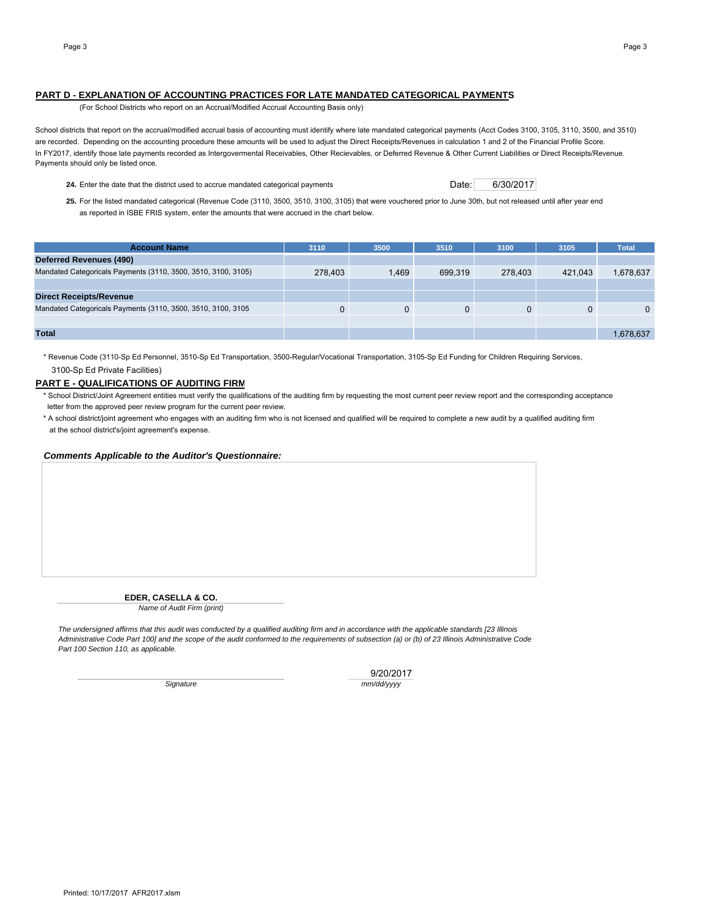## PART D - EXPLANATION OF ACCOUNTING PRACTICES FOR LATE MANDATED CATEGORICAL PAYMENTS

(For School Districts who report on an Accrual/Modified Accrual Accounting Basis only)

School districts that report on the accrual/modified accrual basis of accounting must identify where late mandated categorical payments (Acct Codes 3100, 3105, 3110, 3500, and 3510) are recorded. Depending on the accounting procedure these amounts will be used to adjust the Direct Receipts/Revenues in calculation 1 and 2 of the Financial Profile Score. In FY2017, identify those late payments recorded as Intergovermental Receivables, Other Recievables, or Deferred Revenue & Other Current Liabilities or Direct Receipts/Revenue. Payments should only be listed once.

**24.** Enter the date that the district used to accrue mandated categorical payments — Date: 6/30/2017

**25.** For the listed mandated categorical (Revenue Code (3110, 3500, 3510, 3100, 3105) that were vouchered prior to June 30th, but not released until after year end as reported in ISBE FRIS system, enter the amounts that were accrued in the chart below.

| Account Name | 3110 | 3500 | 3510 | 3100 | 3105 | Total |
|---|---|---|---|---|---|---|
| **Deferred Revenues (490)** | | | | | | |
| Mandated Categoricals Payments (3110, 3500, 3510, 3100, 3105) | 278,403 | 1,469 | 699,319 | 278,403 | 421,043 | 1,678,637 |
| | | | | | | |
| **Direct Receipts/Revenue** | | | | | | |
| Mandated Categoricals Payments (3110, 3500, 3510, 3100, 3105 | 0 | 0 | 0 | 0 | 0 | 0 |
| | | | | | | |
| **Total** | | | | | | 1,678,637 |

* Revenue Code (3110-Sp Ed Personnel, 3510-Sp Ed Transportation, 3500-Regular/Vocational Transportation, 3105-Sp Ed Funding for Children Requiring Services, 3100-Sp Ed Private Facilities)

## PART E - QUALIFICATIONS OF AUDITING FIRM

* School District/Joint Agreement entities must verify the qualifications of the auditing firm by requesting the most current peer review report and the corresponding acceptance letter from the approved peer review program for the current peer review.
* A school district/joint agreement who engages with an auditing firm who is not licensed and qualified will be required to complete a new audit by a qualified auditing firm at the school district's/joint agreement's expense.

***Comments Applicable to the Auditor's Questionnaire:***

**EDER, CASELLA & CO.**
*Name of Audit Firm (print)*

*The undersigned affirms that this audit was conducted by a qualified auditing firm and in accordance with the applicable standards [23 Illinois Administrative Code Part 100] and the scope of the audit conformed to the requirements of subsection (a) or (b) of 23 Illinois Administrative Code Part 100 Section 110, as applicable.*

*Signature* — 9/20/2017 *mm/dd/yyyy*

Printed: 10/17/2017 AFR2017.xlsm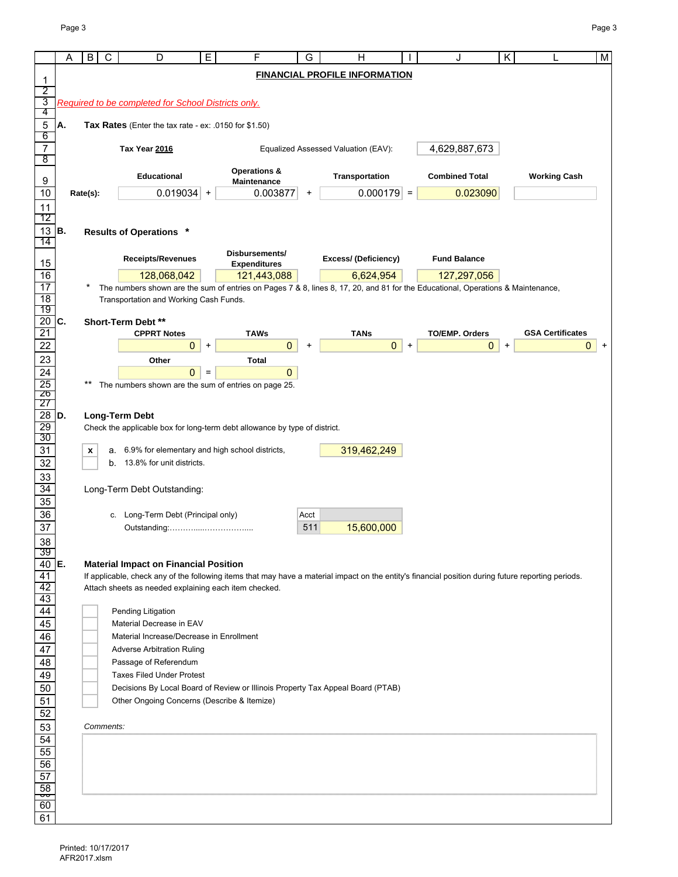# FINANCIAL PROFILE INFORMATION

*Required to be completed for School Districts only.*

## A. Tax Rates (Enter the tax rate - ex: .0150 for $1.50)

**Tax Year 2016**  Equalized Assessed Valuation (EAV): 4,629,887,673

| | Educational | | Operations & Maintenance | | Transportation | | Combined Total | Working Cash |
|---|---|---|---|---|---|---|---|---|
| Rate(s): | 0.019034 | + | 0.003877 | + | 0.000179 | = | 0.023090 | |

## B. Results of Operations *

| Receipts/Revenues | Disbursements/ Expenditures | Excess/ (Deficiency) | Fund Balance |
|---|---|---|---|
| 128,068,042 | 121,443,088 | 6,624,954 | 127,297,056 |

\* The numbers shown are the sum of entries on Pages 7 & 8, lines 8, 17, 20, and 81 for the Educational, Operations & Maintenance, Transportation and Working Cash Funds.

## C. Short-Term Debt **

| CPPRT Notes | | TAWs | | TANs | | TO/EMP. Orders | | GSA Certificates | |
|---|---|---|---|---|---|---|---|---|---|
| 0 | + | 0 | + | 0 | + | 0 | + | 0 | + |

| Other | | Total |
|---|---|---|
| 0 | = | 0 |

\*\* The numbers shown are the sum of entries on page 25.

## D. Long-Term Debt

Check the applicable box for long-term debt allowance by type of district.

- [x] a. 6.9% for elementary and high school districts, 319,462,249
- [ ] b. 13.8% for unit districts.

Long-Term Debt Outstanding:

c. Long-Term Debt (Principal only) Outstanding:………....……………....  Acct 511  15,600,000

## E. Material Impact on Financial Position

If applicable, check any of the following items that may have a material impact on the entity's financial position during future reporting periods. Attach sheets as needed explaining each item checked.

- [ ] Pending Litigation
- [ ] Material Decrease in EAV
- [ ] Material Increase/Decrease in Enrollment
- [ ] Adverse Arbitration Ruling
- [ ] Passage of Referendum
- [ ] Taxes Filed Under Protest
- [ ] Decisions By Local Board of Review or Illinois Property Tax Appeal Board (PTAB)
- [ ] Other Ongoing Concerns (Describe & Itemize)

*Comments:*

Printed: 10/17/2017
AFR2017.xlsm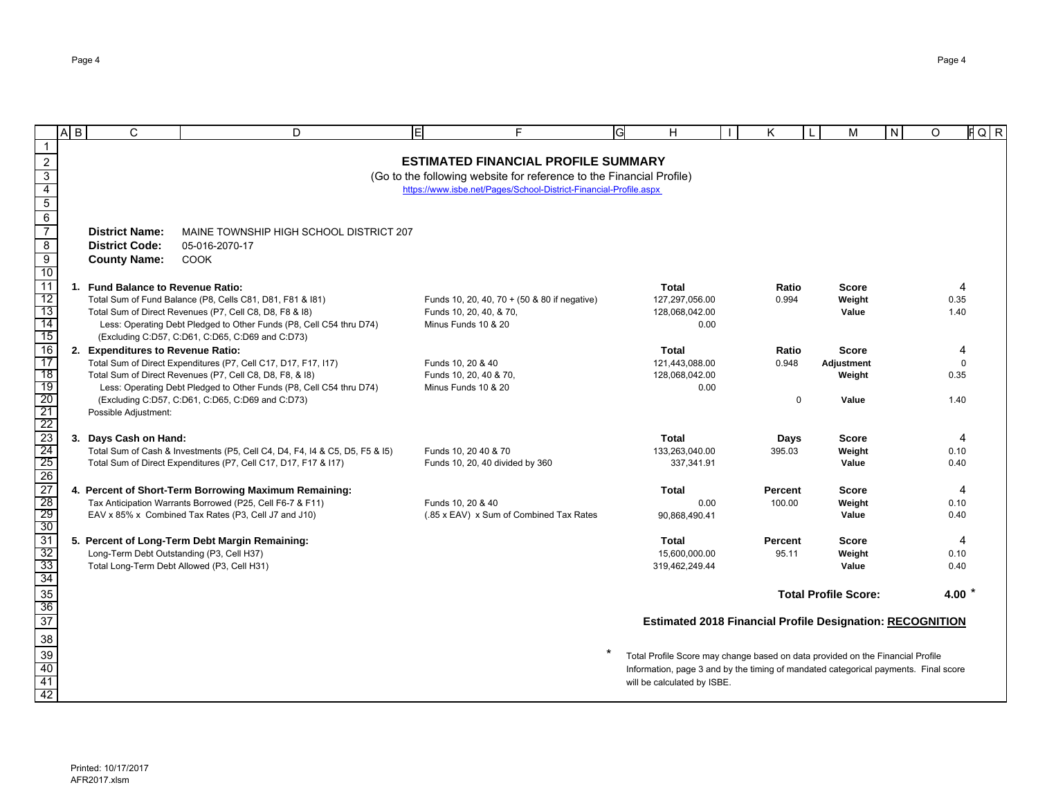# ESTIMATED FINANCIAL PROFILE SUMMARY

(Go to the following website for reference to the Financial Profile)

https://www.isbe.net/Pages/School-District-Financial-Profile.aspx

**District Name:** MAINE TOWNSHIP HIGH SCHOOL DISTRICT 207

**District Code:** 05-016-2070-17

**County Name:** COOK

| | | Total | Ratio | | |
|---|---|---|---|---|---|
| **1. Fund Balance to Revenue Ratio:** | | **Total** | **Ratio** | **Score** | 4 |
| Total Sum of Fund Balance (P8, Cells C81, D81, F81 & I81) | Funds 10, 20, 40, 70 + (50 & 80 if negative) | 127,297,056.00 | 0.994 | **Weight** | 0.35 |
| Total Sum of Direct Revenues (P7, Cell C8, D8, F8 & I8) | Funds 10, 20, 40, & 70, | 128,068,042.00 | | **Value** | 1.40 |
| Less: Operating Debt Pledged to Other Funds (P8, Cell C54 thru D74) (Excluding C:D57, C:D61, C:D65, C:D69 and C:D73) | Minus Funds 10 & 20 | 0.00 | | | |
| **2. Expenditures to Revenue Ratio:** | | **Total** | **Ratio** | **Score** | 4 |
| Total Sum of Direct Expenditures (P7, Cell C17, D17, F17, I17) | Funds 10, 20 & 40 | 121,443,088.00 | 0.948 | **Adjustment** | 0 |
| Total Sum of Direct Revenues (P7, Cell C8, D8, F8, & I8) | Funds 10, 20, 40 & 70, | 128,068,042.00 | | **Weight** | 0.35 |
| Less: Operating Debt Pledged to Other Funds (P8, Cell C54 thru D74) (Excluding C:D57, C:D61, C:D65, C:D69 and C:D73) | Minus Funds 10 & 20 | 0.00 | 0 | **Value** | 1.40 |
| Possible Adjustment: | | | | | |
| **3. Days Cash on Hand:** | | **Total** | **Days** | **Score** | 4 |
| Total Sum of Cash & Investments (P5, Cell C4, D4, F4, I4 & C5, D5, F5 & I5) | Funds 10, 20 40 & 70 | 133,263,040.00 | 395.03 | **Weight** | 0.10 |
| Total Sum of Direct Expenditures (P7, Cell C17, D17, F17 & I17) | Funds 10, 20, 40 divided by 360 | 337,341.91 | | **Value** | 0.40 |
| **4. Percent of Short-Term Borrowing Maximum Remaining:** | | **Total** | **Percent** | **Score** | 4 |
| Tax Anticipation Warrants Borrowed (P25, Cell F6-7 & F11) | Funds 10, 20 & 40 | 0.00 | 100.00 | **Weight** | 0.10 |
| EAV x 85% x Combined Tax Rates (P3, Cell J7 and J10) | (.85 x EAV) x Sum of Combined Tax Rates | 90,868,490.41 | | **Value** | 0.40 |
| **5. Percent of Long-Term Debt Margin Remaining:** | | **Total** | **Percent** | **Score** | 4 |
| Long-Term Debt Outstanding (P3, Cell H37) | | 15,600,000.00 | 95.11 | **Weight** | 0.10 |
| Total Long-Term Debt Allowed (P3, Cell H31) | | 319,462,249.44 | | **Value** | 0.40 |

**Total Profile Score: 4.00 ***

**Estimated 2018 Financial Profile Designation: RECOGNITION**

* Total Profile Score may change based on data provided on the Financial Profile Information, page 3 and by the timing of mandated categorical payments. Final score will be calculated by ISBE.

Printed: 10/17/2017
AFR2017.xlsm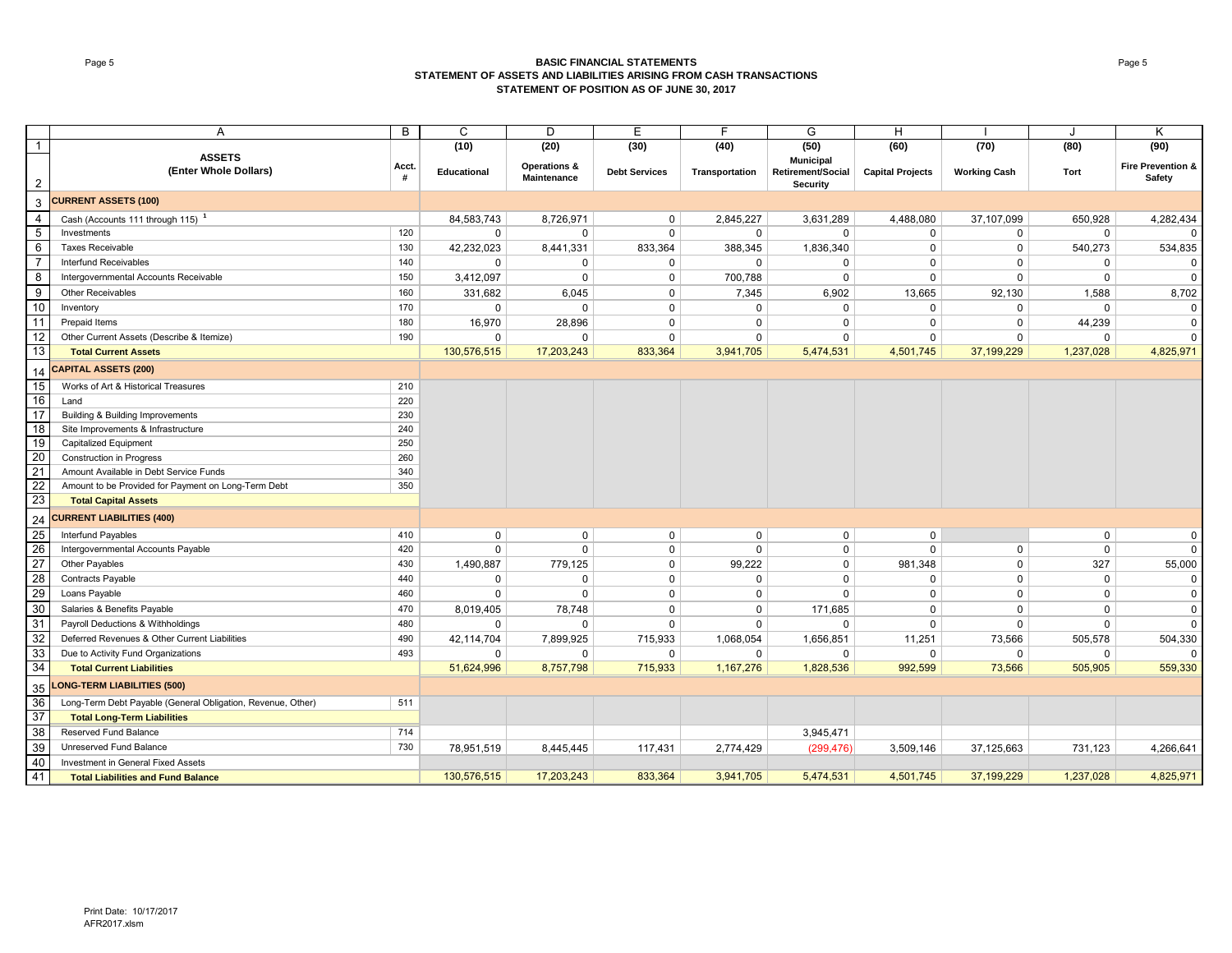# BASIC FINANCIAL STATEMENTS
## STATEMENT OF ASSETS AND LIABILITIES ARISING FROM CASH TRANSACTIONS
## STATEMENT OF POSITION AS OF JUNE 30, 2017

| | A | B | C | D | E | F | G | H | I | J | K |
|---|---|---|---|---|---|---|---|---|---|---|---|
| 1 | | | (10) | (20) | (30) | (40) | (50) | (60) | (70) | (80) | (90) |
| 2 | **ASSETS (Enter Whole Dollars)** | Acct. # | Educational | Operations & Maintenance | Debt Services | Transportation | Municipal Retirement/Social Security | Capital Projects | Working Cash | Tort | Fire Prevention & Safety |
| 3 | **CURRENT ASSETS (100)** | | | | | | | | | | |
| 4 | Cash (Accounts 111 through 115) [1] | | 84,583,743 | 8,726,971 | 0 | 2,845,227 | 3,631,289 | 4,488,080 | 37,107,099 | 650,928 | 4,282,434 |
| 5 | Investments | 120 | 0 | 0 | 0 | 0 | 0 | 0 | 0 | 0 | 0 |
| 6 | Taxes Receivable | 130 | 42,232,023 | 8,441,331 | 833,364 | 388,345 | 1,836,340 | 0 | 0 | 540,273 | 534,835 |
| 7 | Interfund Receivables | 140 | 0 | 0 | 0 | 0 | 0 | 0 | 0 | 0 | 0 |
| 8 | Intergovernmental Accounts Receivable | 150 | 3,412,097 | 0 | 0 | 700,788 | 0 | 0 | 0 | 0 | 0 |
| 9 | Other Receivables | 160 | 331,682 | 6,045 | 0 | 7,345 | 6,902 | 13,665 | 92,130 | 1,588 | 8,702 |
| 10 | Inventory | 170 | 0 | 0 | 0 | 0 | 0 | 0 | 0 | 0 | 0 |
| 11 | Prepaid Items | 180 | 16,970 | 28,896 | 0 | 0 | 0 | 0 | 0 | 44,239 | 0 |
| 12 | Other Current Assets (Describe & Itemize) | 190 | 0 | 0 | 0 | 0 | 0 | 0 | 0 | 0 | 0 |
| 13 | **Total Current Assets** | | 130,576,515 | 17,203,243 | 833,364 | 3,941,705 | 5,474,531 | 4,501,745 | 37,199,229 | 1,237,028 | 4,825,971 |
| 14 | **CAPITAL ASSETS (200)** | | | | | | | | | | |
| 15 | Works of Art & Historical Treasures | 210 | | | | | | | | | |
| 16 | Land | 220 | | | | | | | | | |
| 17 | Building & Building Improvements | 230 | | | | | | | | | |
| 18 | Site Improvements & Infrastructure | 240 | | | | | | | | | |
| 19 | Capitalized Equipment | 250 | | | | | | | | | |
| 20 | Construction in Progress | 260 | | | | | | | | | |
| 21 | Amount Available in Debt Service Funds | 340 | | | | | | | | | |
| 22 | Amount to be Provided for Payment on Long-Term Debt | 350 | | | | | | | | | |
| 23 | **Total Capital Assets** | | | | | | | | | | |
| 24 | **CURRENT LIABILITIES (400)** | | | | | | | | | | |
| 25 | Interfund Payables | 410 | 0 | 0 | 0 | 0 | 0 | 0 | | 0 | 0 |
| 26 | Intergovernmental Accounts Payable | 420 | 0 | 0 | 0 | 0 | 0 | 0 | 0 | 0 | 0 |
| 27 | Other Payables | 430 | 1,490,887 | 779,125 | 0 | 99,222 | 0 | 981,348 | 0 | 327 | 55,000 |
| 28 | Contracts Payable | 440 | 0 | 0 | 0 | 0 | 0 | 0 | 0 | 0 | 0 |
| 29 | Loans Payable | 460 | 0 | 0 | 0 | 0 | 0 | 0 | 0 | 0 | 0 |
| 30 | Salaries & Benefits Payable | 470 | 8,019,405 | 78,748 | 0 | 0 | 171,685 | 0 | 0 | 0 | 0 |
| 31 | Payroll Deductions & Withholdings | 480 | 0 | 0 | 0 | 0 | 0 | 0 | 0 | 0 | 0 |
| 32 | Deferred Revenues & Other Current Liabilities | 490 | 42,114,704 | 7,899,925 | 715,933 | 1,068,054 | 1,656,851 | 11,251 | 73,566 | 505,578 | 504,330 |
| 33 | Due to Activity Fund Organizations | 493 | 0 | 0 | 0 | 0 | 0 | 0 | 0 | 0 | 0 |
| 34 | **Total Current Liabilities** | | 51,624,996 | 8,757,798 | 715,933 | 1,167,276 | 1,828,536 | 992,599 | 73,566 | 505,905 | 559,330 |
| 35 | **LONG-TERM LIABILITIES (500)** | | | | | | | | | | |
| 36 | Long-Term Debt Payable (General Obligation, Revenue, Other) | 511 | | | | | | | | | |
| 37 | **Total Long-Term Liabilities** | | | | | | | | | | |
| 38 | Reserved Fund Balance | 714 | | | | | 3,945,471 | | | | |
| 39 | Unreserved Fund Balance | 730 | 78,951,519 | 8,445,445 | 117,431 | 2,774,429 | (299,476) | 3,509,146 | 37,125,663 | 731,123 | 4,266,641 |
| 40 | Investment in General Fixed Assets | | | | | | | | | | |
| 41 | **Total Liabilities and Fund Balance** | | 130,576,515 | 17,203,243 | 833,364 | 3,941,705 | 5,474,531 | 4,501,745 | 37,199,229 | 1,237,028 | 4,825,971 |

Print Date: 10/17/2017
AFR2017.xlsm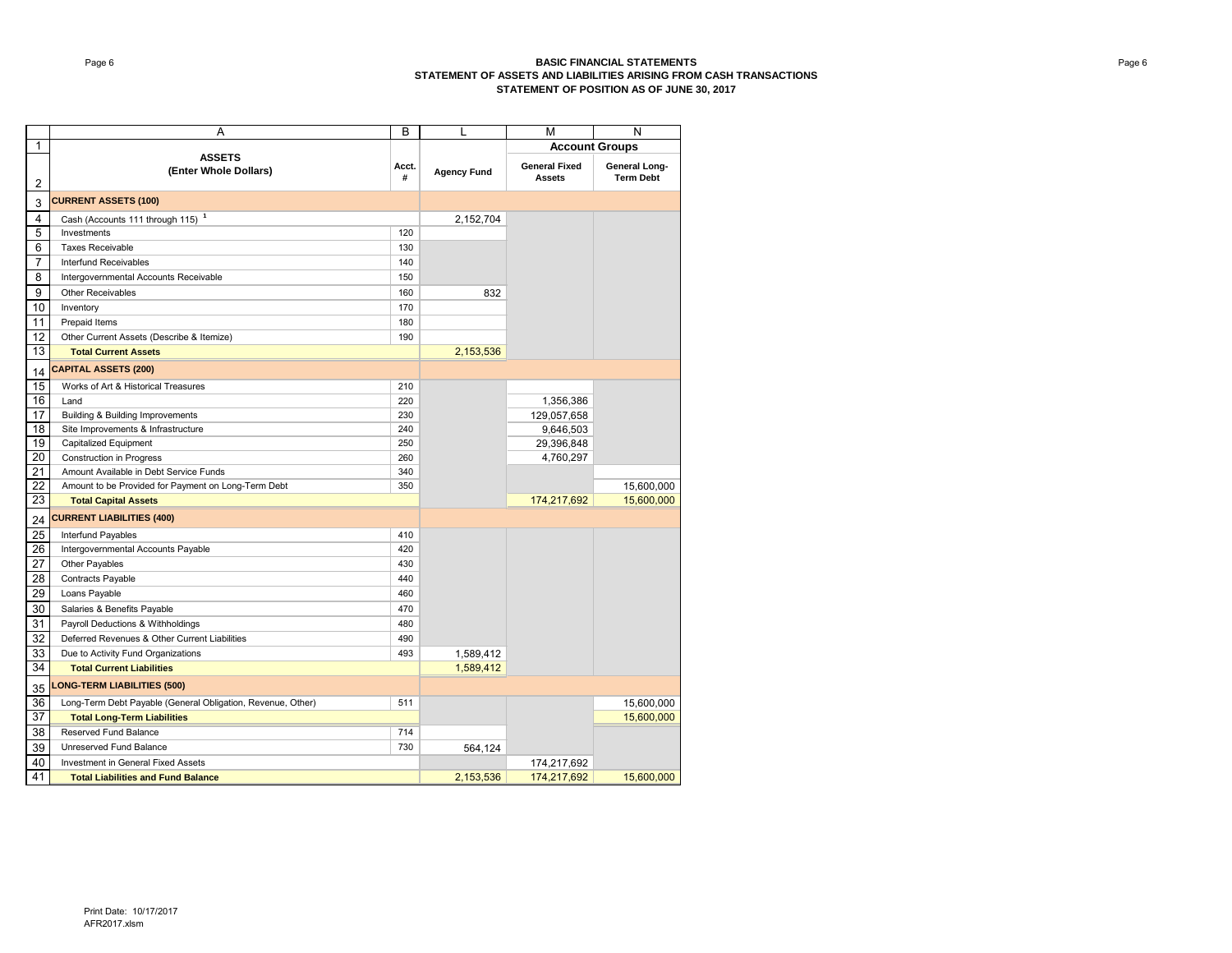# BASIC FINANCIAL STATEMENTS
## STATEMENT OF ASSETS AND LIABILITIES ARISING FROM CASH TRANSACTIONS
## STATEMENT OF POSITION AS OF JUNE 30, 2017

| | A | B | L | M | N |
|---|---|---|---|---|---|
| 1 | | | | Account Groups | |
| 2 | ASSETS (Enter Whole Dollars) | Acct. # | Agency Fund | General Fixed Assets | General Long-Term Debt |
| 3 | **CURRENT ASSETS (100)** | | | | |
| 4 | Cash (Accounts 111 through 115) [1] | | 2,152,704 | | |
| 5 | Investments | 120 | | | |
| 6 | Taxes Receivable | 130 | | | |
| 7 | Interfund Receivables | 140 | | | |
| 8 | Intergovernmental Accounts Receivable | 150 | | | |
| 9 | Other Receivables | 160 | 832 | | |
| 10 | Inventory | 170 | | | |
| 11 | Prepaid Items | 180 | | | |
| 12 | Other Current Assets (Describe & Itemize) | 190 | | | |
| 13 | **Total Current Assets** | | 2,153,536 | | |
| 14 | **CAPITAL ASSETS (200)** | | | | |
| 15 | Works of Art & Historical Treasures | 210 | | | |
| 16 | Land | 220 | | 1,356,386 | |
| 17 | Building & Building Improvements | 230 | | 129,057,658 | |
| 18 | Site Improvements & Infrastructure | 240 | | 9,646,503 | |
| 19 | Capitalized Equipment | 250 | | 29,396,848 | |
| 20 | Construction in Progress | 260 | | 4,760,297 | |
| 21 | Amount Available in Debt Service Funds | 340 | | | |
| 22 | Amount to be Provided for Payment on Long-Term Debt | 350 | | | 15,600,000 |
| 23 | **Total Capital Assets** | | | 174,217,692 | 15,600,000 |
| 24 | **CURRENT LIABILITIES (400)** | | | | |
| 25 | Interfund Payables | 410 | | | |
| 26 | Intergovernmental Accounts Payable | 420 | | | |
| 27 | Other Payables | 430 | | | |
| 28 | Contracts Payable | 440 | | | |
| 29 | Loans Payable | 460 | | | |
| 30 | Salaries & Benefits Payable | 470 | | | |
| 31 | Payroll Deductions & Withholdings | 480 | | | |
| 32 | Deferred Revenues & Other Current Liabilities | 490 | | | |
| 33 | Due to Activity Fund Organizations | 493 | 1,589,412 | | |
| 34 | **Total Current Liabilities** | | 1,589,412 | | |
| 35 | **LONG-TERM LIABILITIES (500)** | | | | |
| 36 | Long-Term Debt Payable (General Obligation, Revenue, Other) | 511 | | | 15,600,000 |
| 37 | **Total Long-Term Liabilities** | | | | 15,600,000 |
| 38 | Reserved Fund Balance | 714 | | | |
| 39 | Unreserved Fund Balance | 730 | 564,124 | | |
| 40 | Investment in General Fixed Assets | | | 174,217,692 | |
| 41 | **Total Liabilities and Fund Balance** | | 2,153,536 | 174,217,692 | 15,600,000 |

Print Date: 10/17/2017
AFR2017.xlsm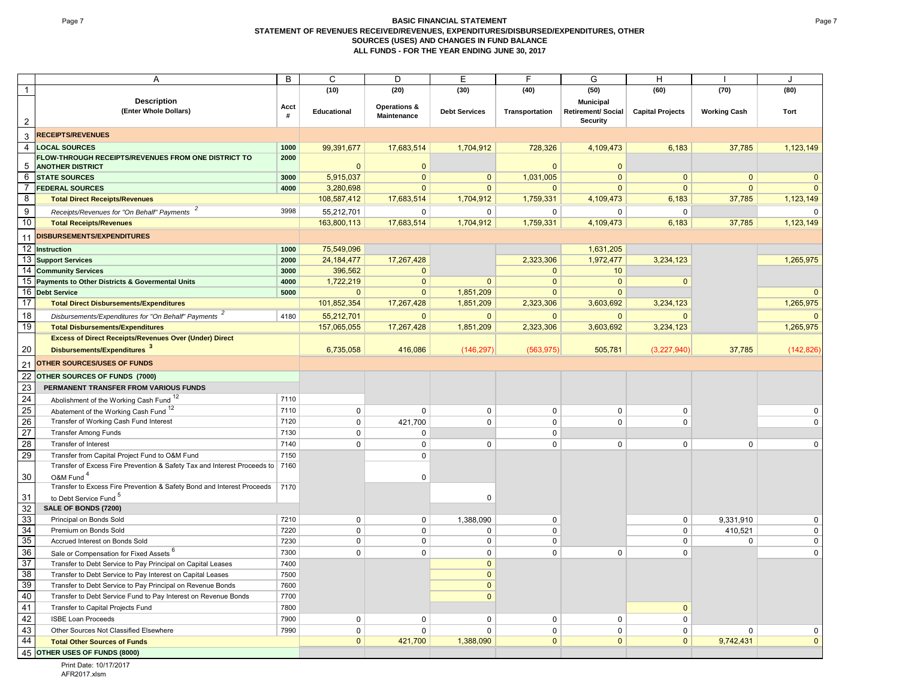## BASIC FINANCIAL STATEMENT
## STATEMENT OF REVENUES RECEIVED/REVENUES, EXPENDITURES/DISBURSED/EXPENDITURES, OTHER SOURCES (USES) AND CHANGES IN FUND BALANCE
## ALL FUNDS - FOR THE YEAR ENDING JUNE 30, 2017

| | A | B | C | D | E | F | G | H | I | J |
|---|---|---|---|---|---|---|---|---|---|---|
| 1 | | | (10) | (20) | (30) | (40) | (50) | (60) | (70) | (80) |
| 2 | **Description (Enter Whole Dollars)** | **Acct #** | **Educational** | **Operations & Maintenance** | **Debt Services** | **Transportation** | **Municipal Retirement/ Social Security** | **Capital Projects** | **Working Cash** | **Tort** |
| 3 | **RECEIPTS/REVENUES** | | | | | | | | | |
| 4 | **LOCAL SOURCES** | **1000** | 99,391,677 | 17,683,514 | 1,704,912 | 728,326 | 4,109,473 | 6,183 | 37,785 | 1,123,149 |
| 5 | **FLOW-THROUGH RECEIPTS/REVENUES FROM ONE DISTRICT TO ANOTHER DISTRICT** | **2000** | 0 | 0 | | 0 | 0 | | | |
| 6 | **STATE SOURCES** | **3000** | 5,915,037 | 0 | 0 | 1,031,005 | 0 | 0 | 0 | 0 |
| 7 | **FEDERAL SOURCES** | **4000** | 3,280,698 | 0 | 0 | 0 | 0 | 0 | 0 | 0 |
| 8 | **Total Direct Receipts/Revenues** | | 108,587,412 | 17,683,514 | 1,704,912 | 1,759,331 | 4,109,473 | 6,183 | 37,785 | 1,123,149 |
| 9 | *Receipts/Revenues for "On Behalf" Payments* [2] | 3998 | 55,212,701 | 0 | 0 | 0 | 0 | 0 | | 0 |
| 10 | **Total Receipts/Revenues** | | 163,800,113 | 17,683,514 | 1,704,912 | 1,759,331 | 4,109,473 | 6,183 | 37,785 | 1,123,149 |
| 11 | **DISBURSEMENTS/EXPENDITURES** | | | | | | | | | |
| 12 | **Instruction** | **1000** | 75,549,096 | | | | 1,631,205 | | | |
| 13 | **Support Services** | **2000** | 24,184,477 | 17,267,428 | | 2,323,306 | 1,972,477 | 3,234,123 | | 1,265,975 |
| 14 | **Community Services** | **3000** | 396,562 | 0 | | 0 | 10 | | | |
| 15 | **Payments to Other Districts & Govermental Units** | **4000** | 1,722,219 | 0 | 0 | 0 | 0 | 0 | | |
| 16 | **Debt Service** | **5000** | 0 | 0 | 1,851,209 | 0 | 0 | | | 0 |
| 17 | **Total Direct Disbursements/Expenditures** | | 101,852,354 | 17,267,428 | 1,851,209 | 2,323,306 | 3,603,692 | 3,234,123 | | 1,265,975 |
| 18 | *Disbursements/Expenditures for "On Behalf" Payments* [2] | 4180 | 55,212,701 | 0 | 0 | 0 | 0 | 0 | | 0 |
| 19 | **Total Disbursements/Expenditures** | | 157,065,055 | 17,267,428 | 1,851,209 | 2,323,306 | 3,603,692 | 3,234,123 | | 1,265,975 |
| 20 | **Excess of Direct Receipts/Revenues Over (Under) Direct Disbursements/Expenditures** [3] | | 6,735,058 | 416,086 | (146,297) | (563,975) | 505,781 | (3,227,940) | 37,785 | (142,826) |
| 21 | **OTHER SOURCES/USES OF FUNDS** | | | | | | | | | |
| 22 | **OTHER SOURCES OF FUNDS (7000)** | | | | | | | | | |
| 23 | **PERMANENT TRANSFER FROM VARIOUS FUNDS** | | | | | | | | | |
| 24 | Abolishment of the Working Cash Fund [12] | 7110 | | | | | | | | |
| 25 | Abatement of the Working Cash Fund [12] | 7110 | 0 | 0 | 0 | 0 | 0 | 0 | | 0 |
| 26 | Transfer of Working Cash Fund Interest | 7120 | 0 | 421,700 | 0 | 0 | 0 | 0 | | 0 |
| 27 | Transfer Among Funds | 7130 | 0 | 0 | | 0 | | | | |
| 28 | Transfer of Interest | 7140 | 0 | 0 | 0 | 0 | 0 | 0 | 0 | 0 |
| 29 | Transfer from Capital Project Fund to O&M Fund | 7150 | | 0 | | | | | | |
| 30 | Transfer of Excess Fire Prevention & Safety Tax and Interest Proceeds to O&M Fund [4] | 7160 | | 0 | | | | | | |
| 31 | Transfer to Excess Fire Prevention & Safety Bond and Interest Proceeds to Debt Service Fund [5] | 7170 | | | 0 | | | | | |
| 32 | **SALE OF BONDS (7200)** | | | | | | | | | |
| 33 | Principal on Bonds Sold | 7210 | 0 | 0 | 1,388,090 | 0 | | 0 | 9,331,910 | 0 |
| 34 | Premium on Bonds Sold | 7220 | 0 | 0 | 0 | 0 | | 0 | 410,521 | 0 |
| 35 | Accrued Interest on Bonds Sold | 7230 | 0 | 0 | 0 | 0 | | 0 | 0 | 0 |
| 36 | Sale or Compensation for Fixed Assets [6] | 7300 | 0 | 0 | 0 | 0 | 0 | 0 | | 0 |
| 37 | Transfer to Debt Service to Pay Principal on Capital Leases | 7400 | | | 0 | | | | | |
| 38 | Transfer to Debt Service to Pay Interest on Capital Leases | 7500 | | | 0 | | | | | |
| 39 | Transfer to Debt Service to Pay Principal on Revenue Bonds | 7600 | | | 0 | | | | | |
| 40 | Transfer to Debt Service Fund to Pay Interest on Revenue Bonds | 7700 | | | 0 | | | | | |
| 41 | Transfer to Capital Projects Fund | 7800 | | | | | | 0 | | |
| 42 | ISBE Loan Proceeds | 7900 | 0 | 0 | 0 | 0 | 0 | 0 | | |
| 43 | Other Sources Not Classified Elsewhere | 7990 | 0 | 0 | 0 | 0 | 0 | 0 | 0 | 0 |
| 44 | **Total Other Sources of Funds** | | 0 | 421,700 | 1,388,090 | 0 | 0 | 0 | 9,742,431 | 0 |
| 45 | **OTHER USES OF FUNDS (8000)** | | | | | | | | | |

Print Date: 10/17/2017
AFR2017.xlsm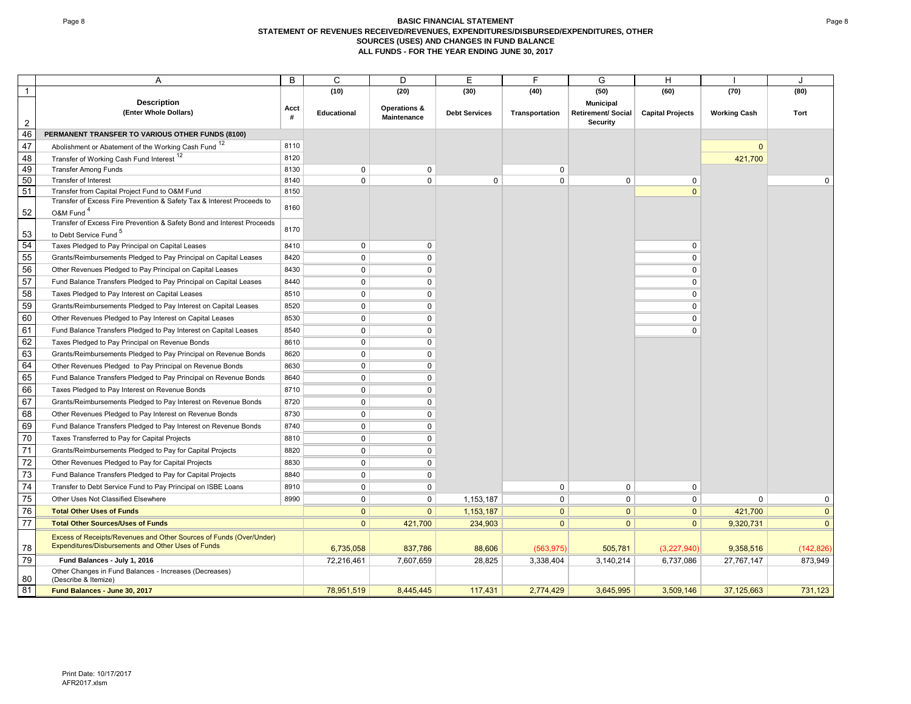# BASIC FINANCIAL STATEMENT
## STATEMENT OF REVENUES RECEIVED/REVENUES, EXPENDITURES/DISBURSED/EXPENDITURES, OTHER SOURCES (USES) AND CHANGES IN FUND BALANCE
### ALL FUNDS - FOR THE YEAR ENDING JUNE 30, 2017

| | A | B | C | D | E | F | G | H | I | J |
|---|---|---|---|---|---|---|---|---|---|---|
| 1 | | | (10) | (20) | (30) | (40) | (50) | (60) | (70) | (80) |
| 2 | **Description** (Enter Whole Dollars) | Acct # | Educational | Operations & Maintenance | Debt Services | Transportation | Municipal Retirement/ Social Security | Capital Projects | Working Cash | Tort |
| 46 | **PERMANENT TRANSFER TO VARIOUS OTHER FUNDS (8100)** | | | | | | | | | |
| 47 | Abolishment or Abatement of the Working Cash Fund [12] | 8110 | | | | | | | 0 | |
| 48 | Transfer of Working Cash Fund Interest [12] | 8120 | | | | | | | 421,700 | |
| 49 | Transfer Among Funds | 8130 | 0 | 0 | | 0 | | | | |
| 50 | Transfer of Interest | 8140 | 0 | 0 | 0 | 0 | 0 | 0 | | 0 |
| 51 | Transfer from Capital Project Fund to O&M Fund | 8150 | | | | | | 0 | | |
| 52 | Transfer of Excess Fire Prevention & Safety Tax & Interest Proceeds to O&M Fund [4] | 8160 | | | | | | | | |
| 53 | Transfer of Excess Fire Prevention & Safety Bond and Interest Proceeds to Debt Service Fund [5] | 8170 | | | | | | | | |
| 54 | Taxes Pledged to Pay Principal on Capital Leases | 8410 | 0 | 0 | | | | 0 | | |
| 55 | Grants/Reimbursements Pledged to Pay Principal on Capital Leases | 8420 | 0 | 0 | | | | 0 | | |
| 56 | Other Revenues Pledged to Pay Principal on Capital Leases | 8430 | 0 | 0 | | | | 0 | | |
| 57 | Fund Balance Transfers Pledged to Pay Principal on Capital Leases | 8440 | 0 | 0 | | | | 0 | | |
| 58 | Taxes Pledged to Pay Interest on Capital Leases | 8510 | 0 | 0 | | | | 0 | | |
| 59 | Grants/Reimbursements Pledged to Pay Interest on Capital Leases | 8520 | 0 | 0 | | | | 0 | | |
| 60 | Other Revenues Pledged to Pay Interest on Capital Leases | 8530 | 0 | 0 | | | | 0 | | |
| 61 | Fund Balance Transfers Pledged to Pay Interest on Capital Leases | 8540 | 0 | 0 | | | | 0 | | |
| 62 | Taxes Pledged to Pay Principal on Revenue Bonds | 8610 | 0 | 0 | | | | | | |
| 63 | Grants/Reimbursements Pledged to Pay Principal on Revenue Bonds | 8620 | 0 | 0 | | | | | | |
| 64 | Other Revenues Pledged to Pay Principal on Revenue Bonds | 8630 | 0 | 0 | | | | | | |
| 65 | Fund Balance Transfers Pledged to Pay Principal on Revenue Bonds | 8640 | 0 | 0 | | | | | | |
| 66 | Taxes Pledged to Pay Interest on Revenue Bonds | 8710 | 0 | 0 | | | | | | |
| 67 | Grants/Reimbursements Pledged to Pay Interest on Revenue Bonds | 8720 | 0 | 0 | | | | | | |
| 68 | Other Revenues Pledged to Pay Interest on Revenue Bonds | 8730 | 0 | 0 | | | | | | |
| 69 | Fund Balance Transfers Pledged to Pay Interest on Revenue Bonds | 8740 | 0 | 0 | | | | | | |
| 70 | Taxes Transferred to Pay for Capital Projects | 8810 | 0 | 0 | | | | | | |
| 71 | Grants/Reimbursements Pledged to Pay for Capital Projects | 8820 | 0 | 0 | | | | | | |
| 72 | Other Revenues Pledged to Pay for Capital Projects | 8830 | 0 | 0 | | | | | | |
| 73 | Fund Balance Transfers Pledged to Pay for Capital Projects | 8840 | 0 | 0 | | | | | | |
| 74 | Transfer to Debt Service Fund to Pay Principal on ISBE Loans | 8910 | 0 | 0 | | 0 | 0 | 0 | | |
| 75 | Other Uses Not Classified Elsewhere | 8990 | 0 | 0 | 1,153,187 | 0 | 0 | 0 | 0 | 0 |
| 76 | **Total Other Uses of Funds** | | 0 | 0 | 1,153,187 | 0 | 0 | 0 | 421,700 | 0 |
| 77 | **Total Other Sources/Uses of Funds** | | 0 | 421,700 | 234,903 | 0 | 0 | 0 | 9,320,731 | 0 |
| 78 | Excess of Receipts/Revenues and Other Sources of Funds (Over/Under) Expenditures/Disbursements and Other Uses of Funds | | 6,735,058 | 837,786 | 88,606 | (563,975) | 505,781 | (3,227,940) | 9,358,516 | (142,826) |
| 79 | **Fund Balances - July 1, 2016** | | 72,216,461 | 7,607,659 | 28,825 | 3,338,404 | 3,140,214 | 6,737,086 | 27,767,147 | 873,949 |
| 80 | Other Changes in Fund Balances - Increases (Decreases) (Describe & Itemize) | | | | | | | | | |
| 81 | **Fund Balances - June 30, 2017** | | 78,951,519 | 8,445,445 | 117,431 | 2,774,429 | 3,645,995 | 3,509,146 | 37,125,663 | 731,123 |

Print Date: 10/17/2017
AFR2017.xlsm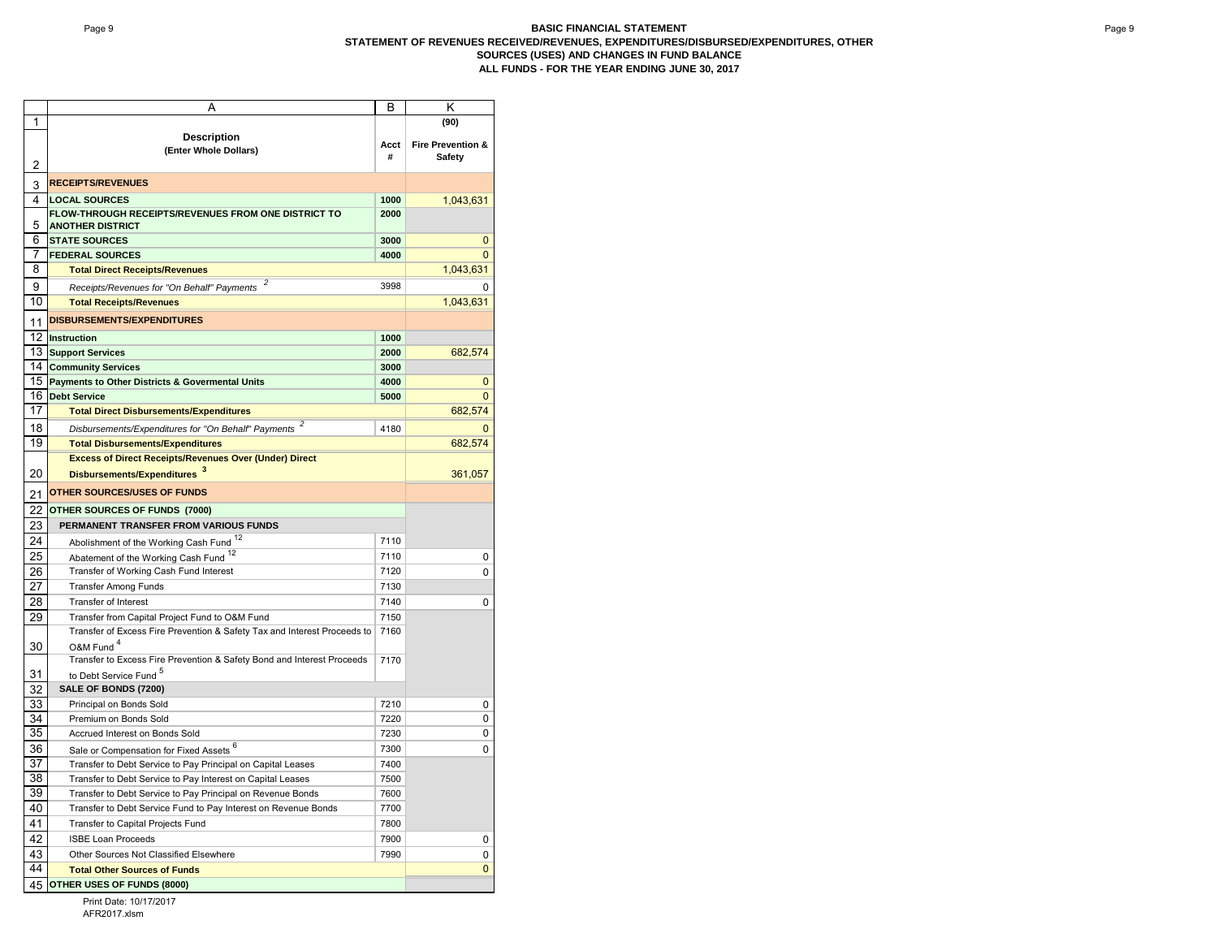**BASIC FINANCIAL STATEMENT**
**STATEMENT OF REVENUES RECEIVED/REVENUES, EXPENDITURES/DISBURSED/EXPENDITURES, OTHER SOURCES (USES) AND CHANGES IN FUND BALANCE**
**ALL FUNDS - FOR THE YEAR ENDING JUNE 30, 2017**

| | A | B | K |
|---|---|---|---|
| 1 | | | (90) |
| 2 | **Description (Enter Whole Dollars)** | **Acct #** | **Fire Prevention & Safety** |
| 3 | **RECEIPTS/REVENUES** | | |
| 4 | **LOCAL SOURCES** | 1000 | 1,043,631 |
| 5 | **FLOW-THROUGH RECEIPTS/REVENUES FROM ONE DISTRICT TO ANOTHER DISTRICT** | 2000 | |
| 6 | **STATE SOURCES** | 3000 | 0 |
| 7 | **FEDERAL SOURCES** | 4000 | 0 |
| 8 | **Total Direct Receipts/Revenues** | | 1,043,631 |
| 9 | *Receipts/Revenues for "On Behalf" Payments* [2] | 3998 | 0 |
| 10 | **Total Receipts/Revenues** | | 1,043,631 |
| 11 | **DISBURSEMENTS/EXPENDITURES** | | |
| 12 | **Instruction** | 1000 | |
| 13 | **Support Services** | 2000 | 682,574 |
| 14 | **Community Services** | 3000 | |
| 15 | **Payments to Other Districts & Govermental Units** | 4000 | 0 |
| 16 | **Debt Service** | 5000 | 0 |
| 17 | **Total Direct Disbursements/Expenditures** | | 682,574 |
| 18 | *Disbursements/Expenditures for "On Behalf" Payments* [2] | 4180 | 0 |
| 19 | **Total Disbursements/Expenditures** | | 682,574 |
| 20 | **Excess of Direct Receipts/Revenues Over (Under) Direct Disbursements/Expenditures** [3] | | 361,057 |
| 21 | **OTHER SOURCES/USES OF FUNDS** | | |
| 22 | **OTHER SOURCES OF FUNDS (7000)** | | |
| 23 | **PERMANENT TRANSFER FROM VARIOUS FUNDS** | | |
| 24 | Abolishment of the Working Cash Fund [12] | 7110 | |
| 25 | Abatement of the Working Cash Fund [12] | 7110 | 0 |
| 26 | Transfer of Working Cash Fund Interest | 7120 | 0 |
| 27 | Transfer Among Funds | 7130 | |
| 28 | Transfer of Interest | 7140 | 0 |
| 29 | Transfer from Capital Project Fund to O&M Fund | 7150 | |
| 30 | Transfer of Excess Fire Prevention & Safety Tax and Interest Proceeds to O&M Fund [4] | 7160 | |
| 31 | Transfer to Excess Fire Prevention & Safety Bond and Interest Proceeds to Debt Service Fund [5] | 7170 | |
| 32 | **SALE OF BONDS (7200)** | | |
| 33 | Principal on Bonds Sold | 7210 | 0 |
| 34 | Premium on Bonds Sold | 7220 | 0 |
| 35 | Accrued Interest on Bonds Sold | 7230 | 0 |
| 36 | Sale or Compensation for Fixed Assets [6] | 7300 | 0 |
| 37 | Transfer to Debt Service to Pay Principal on Capital Leases | 7400 | |
| 38 | Transfer to Debt Service to Pay Interest on Capital Leases | 7500 | |
| 39 | Transfer to Debt Service to Pay Principal on Revenue Bonds | 7600 | |
| 40 | Transfer to Debt Service Fund to Pay Interest on Revenue Bonds | 7700 | |
| 41 | Transfer to Capital Projects Fund | 7800 | |
| 42 | ISBE Loan Proceeds | 7900 | 0 |
| 43 | Other Sources Not Classified Elsewhere | 7990 | 0 |
| 44 | **Total Other Sources of Funds** | | 0 |
| 45 | **OTHER USES OF FUNDS (8000)** | | |

Print Date: 10/17/2017
AFR2017.xlsm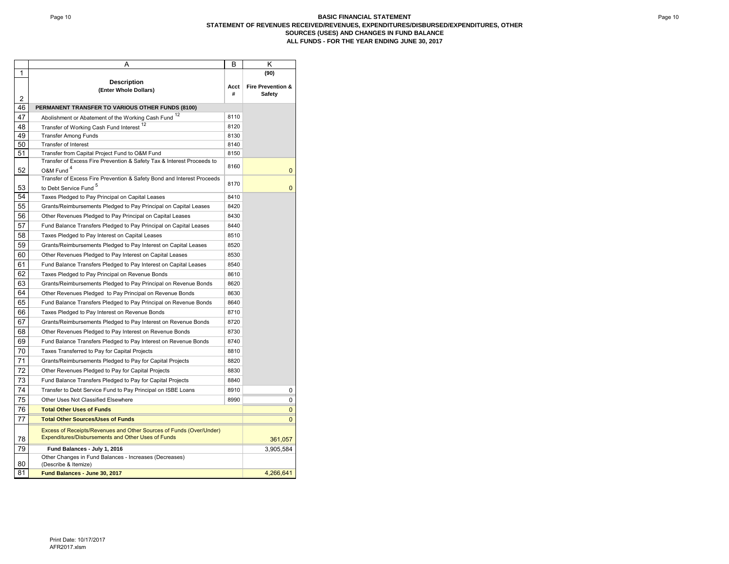# BASIC FINANCIAL STATEMENT
## STATEMENT OF REVENUES RECEIVED/REVENUES, EXPENDITURES/DISBURSED/EXPENDITURES, OTHER SOURCES (USES) AND CHANGES IN FUND BALANCE
## ALL FUNDS - FOR THE YEAR ENDING JUNE 30, 2017

| | A | B | K |
|---|---|---|---|
| 1 | | | (90) |
| 2 | **Description (Enter Whole Dollars)** | **Acct #** | **Fire Prevention & Safety** |
| 46 | **PERMANENT TRANSFER TO VARIOUS OTHER FUNDS (8100)** | | |
| 47 | Abolishment or Abatement of the Working Cash Fund [12] | 8110 | |
| 48 | Transfer of Working Cash Fund Interest [12] | 8120 | |
| 49 | Transfer Among Funds | 8130 | |
| 50 | Transfer of Interest | 8140 | |
| 51 | Transfer from Capital Project Fund to O&M Fund | 8150 | |
| 52 | Transfer of Excess Fire Prevention & Safety Tax & Interest Proceeds to O&M Fund [4] | 8160 | 0 |
| 53 | Transfer of Excess Fire Prevention & Safety Bond and Interest Proceeds to Debt Service Fund [5] | 8170 | 0 |
| 54 | Taxes Pledged to Pay Principal on Capital Leases | 8410 | |
| 55 | Grants/Reimbursements Pledged to Pay Principal on Capital Leases | 8420 | |
| 56 | Other Revenues Pledged to Pay Principal on Capital Leases | 8430 | |
| 57 | Fund Balance Transfers Pledged to Pay Principal on Capital Leases | 8440 | |
| 58 | Taxes Pledged to Pay Interest on Capital Leases | 8510 | |
| 59 | Grants/Reimbursements Pledged to Pay Interest on Capital Leases | 8520 | |
| 60 | Other Revenues Pledged to Pay Interest on Capital Leases | 8530 | |
| 61 | Fund Balance Transfers Pledged to Pay Interest on Capital Leases | 8540 | |
| 62 | Taxes Pledged to Pay Principal on Revenue Bonds | 8610 | |
| 63 | Grants/Reimbursements Pledged to Pay Principal on Revenue Bonds | 8620 | |
| 64 | Other Revenues Pledged to Pay Principal on Revenue Bonds | 8630 | |
| 65 | Fund Balance Transfers Pledged to Pay Principal on Revenue Bonds | 8640 | |
| 66 | Taxes Pledged to Pay Interest on Revenue Bonds | 8710 | |
| 67 | Grants/Reimbursements Pledged to Pay Interest on Revenue Bonds | 8720 | |
| 68 | Other Revenues Pledged to Pay Interest on Revenue Bonds | 8730 | |
| 69 | Fund Balance Transfers Pledged to Pay Interest on Revenue Bonds | 8740 | |
| 70 | Taxes Transferred to Pay for Capital Projects | 8810 | |
| 71 | Grants/Reimbursements Pledged to Pay for Capital Projects | 8820 | |
| 72 | Other Revenues Pledged to Pay for Capital Projects | 8830 | |
| 73 | Fund Balance Transfers Pledged to Pay for Capital Projects | 8840 | |
| 74 | Transfer to Debt Service Fund to Pay Principal on ISBE Loans | 8910 | 0 |
| 75 | Other Uses Not Classified Elsewhere | 8990 | 0 |
| 76 | **Total Other Uses of Funds** | | 0 |
| 77 | **Total Other Sources/Uses of Funds** | | 0 |
| 78 | Excess of Receipts/Revenues and Other Sources of Funds (Over/Under) Expenditures/Disbursements and Other Uses of Funds | | 361,057 |
| 79 | **Fund Balances - July 1, 2016** | | 3,905,584 |
| 80 | Other Changes in Fund Balances - Increases (Decreases) (Describe & Itemize) | | |
| 81 | **Fund Balances - June 30, 2017** | | 4,266,641 |

Print Date: 10/17/2017
AFR2017.xlsm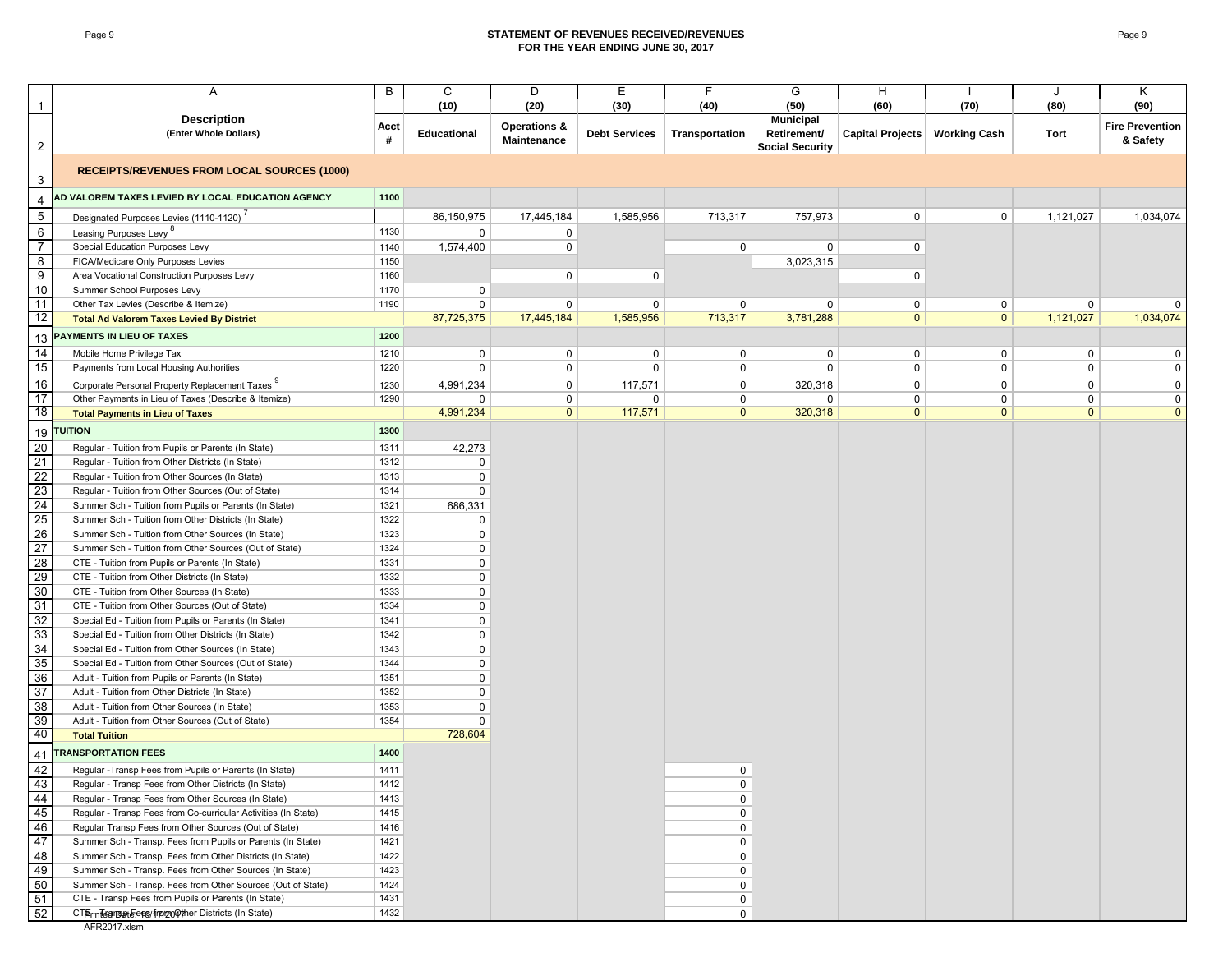## STATEMENT OF REVENUES RECEIVED/REVENUES
## FOR THE YEAR ENDING JUNE 30, 2017

| | A | B | C | D | E | F | G | H | I | J | K |
|---|---|---|---|---|---|---|---|---|---|---|---|
| 1 | | | (10) | (20) | (30) | (40) | (50) | (60) | (70) | (80) | (90) |
| 2 | **Description** (Enter Whole Dollars) | **Acct #** | **Educational** | **Operations & Maintenance** | **Debt Services** | **Transportation** | **Municipal Retirement/ Social Security** | **Capital Projects** | **Working Cash** | **Tort** | **Fire Prevention & Safety** |
| 3 | **RECEIPTS/REVENUES FROM LOCAL SOURCES (1000)** | | | | | | | | | | |
| 4 | **AD VALOREM TAXES LEVIED BY LOCAL EDUCATION AGENCY** | **1100** | | | | | | | | | |
| 5 | Designated Purposes Levies (1110-1120) [7] | | 86,150,975 | 17,445,184 | 1,585,956 | 713,317 | 757,973 | 0 | 0 | 1,121,027 | 1,034,074 |
| 6 | Leasing Purposes Levy [8] | 1130 | 0 | 0 | | | | | | | |
| 7 | Special Education Purposes Levy | 1140 | 1,574,400 | 0 | | 0 | 0 | 0 | | | |
| 8 | FICA/Medicare Only Purposes Levies | 1150 | | | | | 3,023,315 | | | | |
| 9 | Area Vocational Construction Purposes Levy | 1160 | | 0 | 0 | | | 0 | | | |
| 10 | Summer School Purposes Levy | 1170 | 0 | | | | | | | | |
| 11 | Other Tax Levies (Describe & Itemize) | 1190 | 0 | 0 | 0 | 0 | 0 | 0 | 0 | 0 | 0 |
| 12 | **Total Ad Valorem Taxes Levied By District** | | 87,725,375 | 17,445,184 | 1,585,956 | 713,317 | 3,781,288 | 0 | 0 | 1,121,027 | 1,034,074 |
| 13 | **PAYMENTS IN LIEU OF TAXES** | **1200** | | | | | | | | | |
| 14 | Mobile Home Privilege Tax | 1210 | 0 | 0 | 0 | 0 | 0 | 0 | 0 | 0 | 0 |
| 15 | Payments from Local Housing Authorities | 1220 | 0 | 0 | 0 | 0 | 0 | 0 | 0 | 0 | 0 |
| 16 | Corporate Personal Property Replacement Taxes [9] | 1230 | 4,991,234 | 0 | 117,571 | 0 | 320,318 | 0 | 0 | 0 | 0 |
| 17 | Other Payments in Lieu of Taxes (Describe & Itemize) | 1290 | 0 | 0 | 0 | 0 | 0 | 0 | 0 | 0 | 0 |
| 18 | **Total Payments in Lieu of Taxes** | | 4,991,234 | 0 | 117,571 | 0 | 320,318 | 0 | 0 | 0 | 0 |
| 19 | **TUITION** | **1300** | | | | | | | | | |
| 20 | Regular - Tuition from Pupils or Parents (In State) | 1311 | 42,273 | | | | | | | | |
| 21 | Regular - Tuition from Other Districts (In State) | 1312 | 0 | | | | | | | | |
| 22 | Regular - Tuition from Other Sources (In State) | 1313 | 0 | | | | | | | | |
| 23 | Regular - Tuition from Other Sources (Out of State) | 1314 | 0 | | | | | | | | |
| 24 | Summer Sch - Tuition from Pupils or Parents (In State) | 1321 | 686,331 | | | | | | | | |
| 25 | Summer Sch - Tuition from Other Districts (In State) | 1322 | 0 | | | | | | | | |
| 26 | Summer Sch - Tuition from Other Sources (In State) | 1323 | 0 | | | | | | | | |
| 27 | Summer Sch - Tuition from Other Sources (Out of State) | 1324 | 0 | | | | | | | | |
| 28 | CTE - Tuition from Pupils or Parents (In State) | 1331 | 0 | | | | | | | | |
| 29 | CTE - Tuition from Other Districts (In State) | 1332 | 0 | | | | | | | | |
| 30 | CTE - Tuition from Other Sources (In State) | 1333 | 0 | | | | | | | | |
| 31 | CTE - Tuition from Other Sources (Out of State) | 1334 | 0 | | | | | | | | |
| 32 | Special Ed - Tuition from Pupils or Parents (In State) | 1341 | 0 | | | | | | | | |
| 33 | Special Ed - Tuition from Other Districts (In State) | 1342 | 0 | | | | | | | | |
| 34 | Special Ed - Tuition from Other Sources (In State) | 1343 | 0 | | | | | | | | |
| 35 | Special Ed - Tuition from Other Sources (Out of State) | 1344 | 0 | | | | | | | | |
| 36 | Adult - Tuition from Pupils or Parents (In State) | 1351 | 0 | | | | | | | | |
| 37 | Adult - Tuition from Other Districts (In State) | 1352 | 0 | | | | | | | | |
| 38 | Adult - Tuition from Other Sources (In State) | 1353 | 0 | | | | | | | | |
| 39 | Adult - Tuition from Other Sources (Out of State) | 1354 | 0 | | | | | | | | |
| 40 | **Total Tuition** | | 728,604 | | | | | | | | |
| 41 | **TRANSPORTATION FEES** | **1400** | | | | | | | | | |
| 42 | Regular -Transp Fees from Pupils or Parents (In State) | 1411 | | | | 0 | | | | | |
| 43 | Regular - Transp Fees from Other Districts (In State) | 1412 | | | | 0 | | | | | |
| 44 | Regular - Transp Fees from Other Sources (In State) | 1413 | | | | 0 | | | | | |
| 45 | Regular - Transp Fees from Co-curricular Activities (In State) | 1415 | | | | 0 | | | | | |
| 46 | Regular Transp Fees from Other Sources (Out of State) | 1416 | | | | 0 | | | | | |
| 47 | Summer Sch - Transp. Fees from Pupils or Parents (In State) | 1421 | | | | 0 | | | | | |
| 48 | Summer Sch - Transp. Fees from Other Districts (In State) | 1422 | | | | 0 | | | | | |
| 49 | Summer Sch - Transp. Fees from Other Sources (In State) | 1423 | | | | 0 | | | | | |
| 50 | Summer Sch - Transp. Fees from Other Sources (Out of State) | 1424 | | | | 0 | | | | | |
| 51 | CTE - Transp Fees from Pupils or Parents (In State) | 1431 | | | | 0 | | | | | |
| 52 | CTE - Transp Fees from Other Districts (In State) | 1432 | | | | 0 | | | | | |

AFR2017.xlsm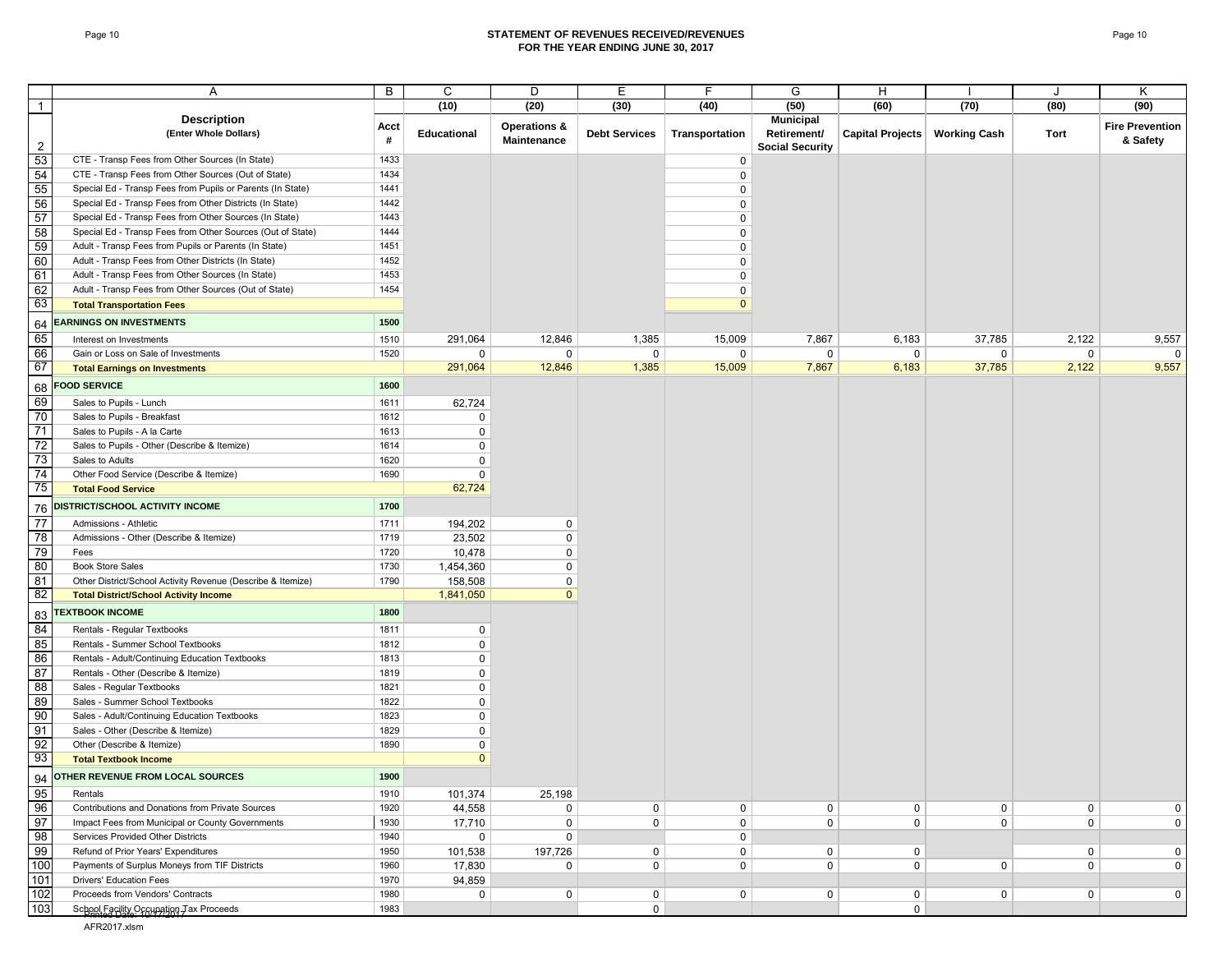## STATEMENT OF REVENUES RECEIVED/REVENUES
## FOR THE YEAR ENDING JUNE 30, 2017

| | A | B | C | D | E | F | G | H | I | J | K |
|---|---|---|---|---|---|---|---|---|---|---|---|
| 1 | | | (10) | (20) | (30) | (40) | (50) | (60) | (70) | (80) | (90) |
| 2 | **Description** (Enter Whole Dollars) | **Acct #** | **Educational** | **Operations & Maintenance** | **Debt Services** | **Transportation** | **Municipal Retirement/ Social Security** | **Capital Projects** | **Working Cash** | **Tort** | **Fire Prevention & Safety** |
| 53 | CTE - Transp Fees from Other Sources (In State) | 1433 | | | | 0 | | | | | |
| 54 | CTE - Transp Fees from Other Sources (Out of State) | 1434 | | | | 0 | | | | | |
| 55 | Special Ed - Transp Fees from Pupils or Parents (In State) | 1441 | | | | 0 | | | | | |
| 56 | Special Ed - Transp Fees from Other Districts (In State) | 1442 | | | | 0 | | | | | |
| 57 | Special Ed - Transp Fees from Other Sources (In State) | 1443 | | | | 0 | | | | | |
| 58 | Special Ed - Transp Fees from Other Sources (Out of State) | 1444 | | | | 0 | | | | | |
| 59 | Adult - Transp Fees from Pupils or Parents (In State) | 1451 | | | | 0 | | | | | |
| 60 | Adult - Transp Fees from Other Districts (In State) | 1452 | | | | 0 | | | | | |
| 61 | Adult - Transp Fees from Other Sources (In State) | 1453 | | | | 0 | | | | | |
| 62 | Adult - Transp Fees from Other Sources (Out of State) | 1454 | | | | 0 | | | | | |
| 63 | **Total Transportation Fees** | | | | | 0 | | | | | |
| 64 | **EARNINGS ON INVESTMENTS** | **1500** | | | | | | | | | |
| 65 | Interest on Investments | 1510 | 291,064 | 12,846 | 1,385 | 15,009 | 7,867 | 6,183 | 37,785 | 2,122 | 9,557 |
| 66 | Gain or Loss on Sale of Investments | 1520 | 0 | 0 | 0 | 0 | 0 | 0 | 0 | 0 | 0 |
| 67 | **Total Earnings on Investments** | | 291,064 | 12,846 | 1,385 | 15,009 | 7,867 | 6,183 | 37,785 | 2,122 | 9,557 |
| 68 | **FOOD SERVICE** | **1600** | | | | | | | | | |
| 69 | Sales to Pupils - Lunch | 1611 | 62,724 | | | | | | | | |
| 70 | Sales to Pupils - Breakfast | 1612 | 0 | | | | | | | | |
| 71 | Sales to Pupils - A la Carte | 1613 | 0 | | | | | | | | |
| 72 | Sales to Pupils - Other (Describe & Itemize) | 1614 | 0 | | | | | | | | |
| 73 | Sales to Adults | 1620 | 0 | | | | | | | | |
| 74 | Other Food Service (Describe & Itemize) | 1690 | 0 | | | | | | | | |
| 75 | **Total Food Service** | | 62,724 | | | | | | | | |
| 76 | **DISTRICT/SCHOOL ACTIVITY INCOME** | **1700** | | | | | | | | | |
| 77 | Admissions - Athletic | 1711 | 194,202 | 0 | | | | | | | |
| 78 | Admissions - Other (Describe & Itemize) | 1719 | 23,502 | 0 | | | | | | | |
| 79 | Fees | 1720 | 10,478 | 0 | | | | | | | |
| 80 | Book Store Sales | 1730 | 1,454,360 | 0 | | | | | | | |
| 81 | Other District/School Activity Revenue (Describe & Itemize) | 1790 | 158,508 | 0 | | | | | | | |
| 82 | **Total District/School Activity Income** | | 1,841,050 | 0 | | | | | | | |
| 83 | **TEXTBOOK INCOME** | **1800** | | | | | | | | | |
| 84 | Rentals - Regular Textbooks | 1811 | 0 | | | | | | | | |
| 85 | Rentals - Summer School Textbooks | 1812 | 0 | | | | | | | | |
| 86 | Rentals - Adult/Continuing Education Textbooks | 1813 | 0 | | | | | | | | |
| 87 | Rentals - Other (Describe & Itemize) | 1819 | 0 | | | | | | | | |
| 88 | Sales - Regular Textbooks | 1821 | 0 | | | | | | | | |
| 89 | Sales - Summer School Textbooks | 1822 | 0 | | | | | | | | |
| 90 | Sales - Adult/Continuing Education Textbooks | 1823 | 0 | | | | | | | | |
| 91 | Sales - Other (Describe & Itemize) | 1829 | 0 | | | | | | | | |
| 92 | Other (Describe & Itemize) | 1890 | 0 | | | | | | | | |
| 93 | **Total Textbook Income** | | 0 | | | | | | | | |
| 94 | **OTHER REVENUE FROM LOCAL SOURCES** | **1900** | | | | | | | | | |
| 95 | Rentals | 1910 | 101,374 | 25,198 | | | | | | | |
| 96 | Contributions and Donations from Private Sources | 1920 | 44,558 | 0 | 0 | 0 | 0 | 0 | 0 | 0 | 0 |
| 97 | Impact Fees from Municipal or County Governments | 1930 | 17,710 | 0 | 0 | 0 | 0 | 0 | 0 | 0 | 0 |
| 98 | Services Provided Other Districts | 1940 | 0 | 0 | | 0 | | | | | |
| 99 | Refund of Prior Years' Expenditures | 1950 | 101,538 | 197,726 | 0 | 0 | 0 | 0 | | 0 | 0 |
| 100 | Payments of Surplus Moneys from TIF Districts | 1960 | 17,830 | 0 | 0 | 0 | 0 | 0 | 0 | 0 | 0 |
| 101 | Drivers' Education Fees | 1970 | 94,859 | | | | | | | | |
| 102 | Proceeds from Vendors' Contracts | 1980 | 0 | 0 | 0 | 0 | 0 | 0 | 0 | 0 | 0 |
| 103 | School Facility Occupation Tax Proceeds | 1983 | | | 0 | | | 0 | | | |

Printed Date: 10/17/2017
AFR2017.xlsm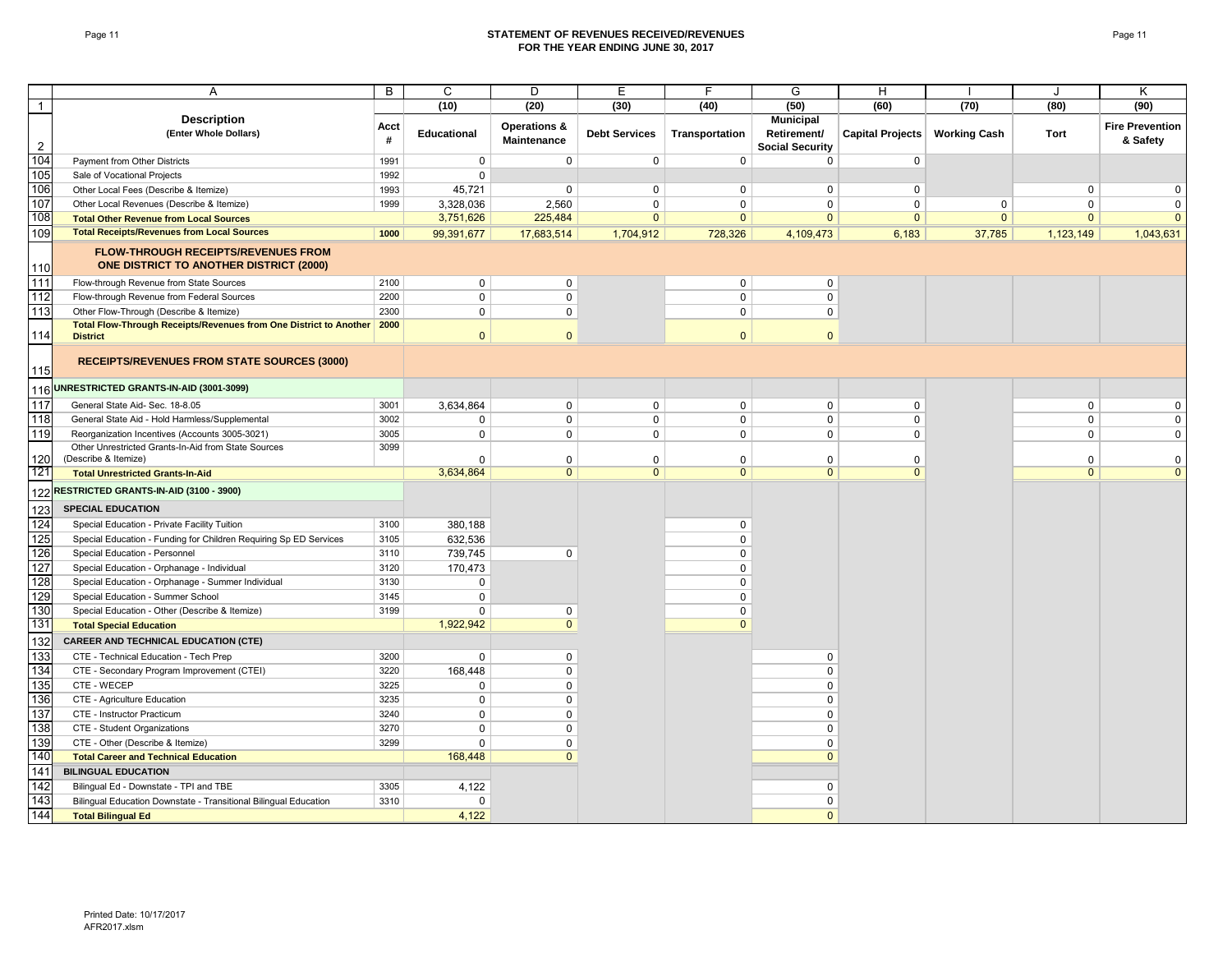# STATEMENT OF REVENUES RECEIVED/REVENUES
## FOR THE YEAR ENDING JUNE 30, 2017

| | A | B | C | D | E | F | G | H | I | J | K |
|---|---|---|---|---|---|---|---|---|---|---|---|
| 1 | | | (10) | (20) | (30) | (40) | (50) | (60) | (70) | (80) | (90) |
| 2 | **Description** (Enter Whole Dollars) | Acct # | Educational | Operations & Maintenance | Debt Services | Transportation | Municipal Retirement/ Social Security | Capital Projects | Working Cash | Tort | Fire Prevention & Safety |
| 104 | Payment from Other Districts | 1991 | 0 | 0 | 0 | 0 | 0 | 0 | | | |
| 105 | Sale of Vocational Projects | 1992 | 0 | | | | | | | | |
| 106 | Other Local Fees (Describe & Itemize) | 1993 | 45,721 | 0 | 0 | 0 | 0 | 0 | | 0 | 0 |
| 107 | Other Local Revenues (Describe & Itemize) | 1999 | 3,328,036 | 2,560 | 0 | 0 | 0 | 0 | 0 | 0 | 0 |
| 108 | **Total Other Revenue from Local Sources** | | 3,751,626 | 225,484 | 0 | 0 | 0 | 0 | 0 | 0 | 0 |
| 109 | **Total Receipts/Revenues from Local Sources** | **1000** | 99,391,677 | 17,683,514 | 1,704,912 | 728,326 | 4,109,473 | 6,183 | 37,785 | 1,123,149 | 1,043,631 |
| 110 | **FLOW-THROUGH RECEIPTS/REVENUES FROM ONE DISTRICT TO ANOTHER DISTRICT (2000)** | | | | | | | | | | |
| 111 | Flow-through Revenue from State Sources | 2100 | 0 | 0 | | 0 | 0 | | | | |
| 112 | Flow-through Revenue from Federal Sources | 2200 | 0 | 0 | | 0 | 0 | | | | |
| 113 | Other Flow-Through (Describe & Itemize) | 2300 | 0 | 0 | | 0 | 0 | | | | |
| 114 | **Total Flow-Through Receipts/Revenues from One District to Another District** | **2000** | 0 | 0 | | 0 | 0 | | | | |
| 115 | **RECEIPTS/REVENUES FROM STATE SOURCES (3000)** | | | | | | | | | | |
| 116 | **UNRESTRICTED GRANTS-IN-AID (3001-3099)** | | | | | | | | | | |
| 117 | General State Aid- Sec. 18-8.05 | 3001 | 3,634,864 | 0 | 0 | 0 | 0 | 0 | | 0 | 0 |
| 118 | General State Aid - Hold Harmless/Supplemental | 3002 | 0 | 0 | 0 | 0 | 0 | 0 | | 0 | 0 |
| 119 | Reorganization Incentives (Accounts 3005-3021) | 3005 | 0 | 0 | 0 | 0 | 0 | 0 | | 0 | 0 |
| 120 | Other Unrestricted Grants-In-Aid from State Sources (Describe & Itemize) | 3099 | 0 | 0 | 0 | 0 | 0 | 0 | | 0 | 0 |
| 121 | **Total Unrestricted Grants-In-Aid** | | 3,634,864 | 0 | 0 | 0 | 0 | 0 | | 0 | 0 |
| 122 | **RESTRICTED GRANTS-IN-AID (3100 - 3900)** | | | | | | | | | | |
| 123 | **SPECIAL EDUCATION** | | | | | | | | | | |
| 124 | Special Education - Private Facility Tuition | 3100 | 380,188 | | | 0 | | | | | |
| 125 | Special Education - Funding for Children Requiring Sp ED Services | 3105 | 632,536 | | | 0 | | | | | |
| 126 | Special Education - Personnel | 3110 | 739,745 | 0 | | 0 | | | | | |
| 127 | Special Education - Orphanage - Individual | 3120 | 170,473 | | | 0 | | | | | |
| 128 | Special Education - Orphanage - Summer Individual | 3130 | 0 | | | 0 | | | | | |
| 129 | Special Education - Summer School | 3145 | 0 | | | 0 | | | | | |
| 130 | Special Education - Other (Describe & Itemize) | 3199 | 0 | 0 | | 0 | | | | | |
| 131 | **Total Special Education** | | 1,922,942 | 0 | | 0 | | | | | |
| 132 | **CAREER AND TECHNICAL EDUCATION (CTE)** | | | | | | | | | | |
| 133 | CTE - Technical Education - Tech Prep | 3200 | 0 | 0 | | | 0 | | | | |
| 134 | CTE - Secondary Program Improvement (CTEI) | 3220 | 168,448 | 0 | | | 0 | | | | |
| 135 | CTE - WECEP | 3225 | 0 | 0 | | | 0 | | | | |
| 136 | CTE - Agriculture Education | 3235 | 0 | 0 | | | 0 | | | | |
| 137 | CTE - Instructor Practicum | 3240 | 0 | 0 | | | 0 | | | | |
| 138 | CTE - Student Organizations | 3270 | 0 | 0 | | | 0 | | | | |
| 139 | CTE - Other (Describe & Itemize) | 3299 | 0 | 0 | | | 0 | | | | |
| 140 | **Total Career and Technical Education** | | 168,448 | 0 | | | 0 | | | | |
| 141 | **BILINGUAL EDUCATION** | | | | | | | | | | |
| 142 | Bilingual Ed - Downstate - TPI and TBE | 3305 | 4,122 | | | | 0 | | | | |
| 143 | Bilingual Education Downstate - Transitional Bilingual Education | 3310 | 0 | | | | 0 | | | | |
| 144 | **Total Bilingual Ed** | | 4,122 | | | | 0 | | | | |

Printed Date: 10/17/2017
AFR2017.xlsm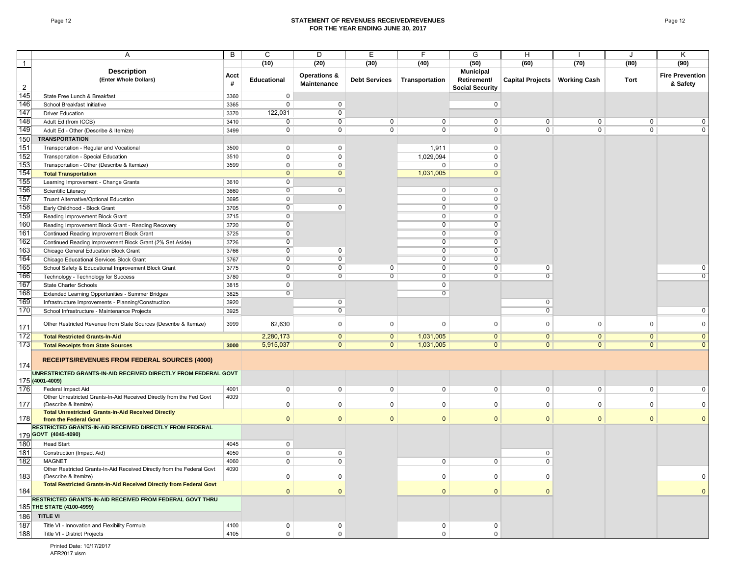# STATEMENT OF REVENUES RECEIVED/REVENUES
## FOR THE YEAR ENDING JUNE 30, 2017

| | A | B | C | D | E | F | G | H | I | J | K |
|---|---|---|---|---|---|---|---|---|---|---|---|
| 1 | | | (10) | (20) | (30) | (40) | (50) | (60) | (70) | (80) | (90) |
| 2 | **Description** (Enter Whole Dollars) | Acct # | Educational | Operations & Maintenance | Debt Services | Transportation | Municipal Retirement/ Social Security | Capital Projects | Working Cash | Tort | Fire Prevention & Safety |
| 145 | State Free Lunch & Breakfast | 3360 | 0 | | | | | | | | |
| 146 | School Breakfast Initiative | 3365 | 0 | 0 | | | 0 | | | | |
| 147 | Driver Education | 3370 | 122,031 | 0 | | | | | | | |
| 148 | Adult Ed (from ICCB) | 3410 | 0 | 0 | 0 | 0 | 0 | 0 | 0 | 0 | 0 |
| 149 | Adult Ed - Other (Describe & Itemize) | 3499 | 0 | 0 | 0 | 0 | 0 | 0 | 0 | 0 | 0 |
| 150 | **TRANSPORTATION** | | | | | | | | | | |
| 151 | Transportation - Regular and Vocational | 3500 | 0 | 0 | | 1,911 | 0 | | | | |
| 152 | Transportation - Special Education | 3510 | 0 | 0 | | 1,029,094 | 0 | | | | |
| 153 | Transportation - Other (Describe & Itemize) | 3599 | 0 | 0 | | 0 | 0 | | | | |
| 154 | **Total Transportation** | | 0 | 0 | | 1,031,005 | 0 | | | | |
| 155 | Learning Improvement - Change Grants | 3610 | 0 | | | | | | | | |
| 156 | Scientific Literacy | 3660 | 0 | 0 | | 0 | 0 | | | | |
| 157 | Truant Alternative/Optional Education | 3695 | 0 | | | 0 | 0 | | | | |
| 158 | Early Childhood - Block Grant | 3705 | 0 | 0 | | 0 | 0 | | | | |
| 159 | Reading Improvement Block Grant | 3715 | 0 | | | 0 | 0 | | | | |
| 160 | Reading Improvement Block Grant - Reading Recovery | 3720 | 0 | | | 0 | 0 | | | | |
| 161 | Continued Reading Improvement Block Grant | 3725 | 0 | | | 0 | 0 | | | | |
| 162 | Continued Reading Improvement Block Grant (2% Set Aside) | 3726 | 0 | | | 0 | 0 | | | | |
| 163 | Chicago General Education Block Grant | 3766 | 0 | 0 | | 0 | 0 | | | | |
| 164 | Chicago Educational Services Block Grant | 3767 | 0 | 0 | | 0 | 0 | | | | |
| 165 | School Safety & Educational Improvement Block Grant | 3775 | 0 | 0 | 0 | 0 | 0 | 0 | | | 0 |
| 166 | Technology - Technology for Success | 3780 | 0 | 0 | 0 | 0 | 0 | 0 | | | 0 |
| 167 | State Charter Schools | 3815 | 0 | | | 0 | | | | | |
| 168 | Extended Learning Opportunities - Summer Bridges | 3825 | 0 | | | 0 | | | | | |
| 169 | Infrastructure Improvements - Planning/Construction | 3920 | | 0 | | | | 0 | | | |
| 170 | School Infrastructure - Maintenance Projects | 3925 | | 0 | | | | 0 | | | 0 |
| 171 | Other Restricted Revenue from State Sources (Describe & Itemize) | 3999 | 62,630 | 0 | 0 | 0 | 0 | 0 | 0 | 0 | 0 |
| 172 | **Total Restricted Grants-In-Aid** | | 2,280,173 | 0 | 0 | 1,031,005 | 0 | 0 | 0 | 0 | 0 |
| 173 | **Total Receipts from State Sources** | **3000** | 5,915,037 | 0 | 0 | 1,031,005 | 0 | 0 | 0 | 0 | 0 |
| 174 | **RECEIPTS/REVENUES FROM FEDERAL SOURCES (4000)** | | | | | | | | | | |
| 175 | **UNRESTRICTED GRANTS-IN-AID RECEIVED DIRECTLY FROM FEDERAL GOVT (4001-4009)** | | | | | | | | | | |
| 176 | Federal Impact Aid | 4001 | 0 | 0 | 0 | 0 | 0 | 0 | 0 | 0 | 0 |
| 177 | Other Unrestricted Grants-In-Aid Received Directly from the Fed Govt (Describe & Itemize) | 4009 | 0 | 0 | 0 | 0 | 0 | 0 | 0 | 0 | 0 |
| 178 | **Total Unrestricted Grants-In-Aid Received Directly from the Federal Govt** | | 0 | 0 | 0 | 0 | 0 | 0 | 0 | 0 | 0 |
| 179 | **RESTRICTED GRANTS-IN-AID RECEIVED DIRECTLY FROM FEDERAL GOVT (4045-4090)** | | | | | | | | | | |
| 180 | Head Start | 4045 | 0 | | | | | | | | |
| 181 | Construction (Impact Aid) | 4050 | 0 | 0 | | | | 0 | | | |
| 182 | MAGNET | 4060 | 0 | 0 | | 0 | 0 | 0 | | | |
| 183 | Other Restricted Grants-In-Aid Received Directly from the Federal Govt (Describe & Itemize) | 4090 | 0 | 0 | | 0 | 0 | 0 | | | 0 |
| 184 | **Total Restricted Grants-In-Aid Received Directly from Federal Govt** | | 0 | 0 | | 0 | 0 | 0 | | | 0 |
| 185 | **RESTRICTED GRANTS-IN-AID RECEIVED FROM FEDERAL GOVT THRU THE STATE (4100-4999)** | | | | | | | | | | |
| 186 | **TITLE VI** | | | | | | | | | | |
| 187 | Title VI - Innovation and Flexibility Formula | 4100 | 0 | 0 | | 0 | 0 | | | | |
| 188 | Title VI - District Projects | 4105 | 0 | 0 | | 0 | 0 | | | | |

Printed Date: 10/17/2017
AFR2017.xlsm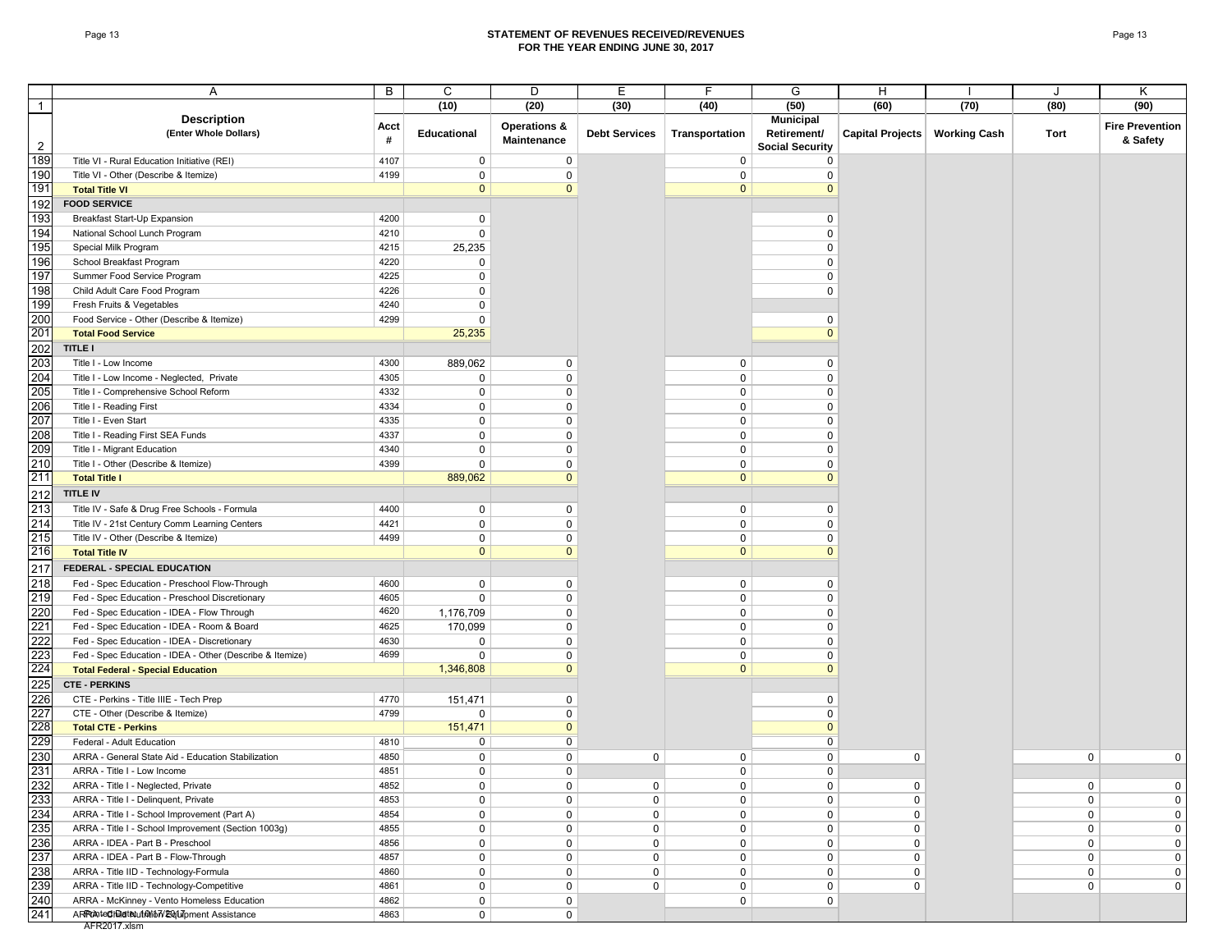## STATEMENT OF REVENUES RECEIVED/REVENUES
## FOR THE YEAR ENDING JUNE 30, 2017

| | A | B | C | D | E | F | G | H | I | J | K |
|---|---|---|---|---|---|---|---|---|---|---|---|
| 1 | | | (10) | (20) | (30) | (40) | (50) | (60) | (70) | (80) | (90) |
| 2 | **Description** (Enter Whole Dollars) | Acct # | Educational | Operations & Maintenance | Debt Services | Transportation | Municipal Retirement/ Social Security | Capital Projects | Working Cash | Tort | Fire Prevention & Safety |
| 189 | Title VI - Rural Education Initiative (REI) | 4107 | 0 | 0 | | 0 | 0 | | | | |
| 190 | Title VI - Other (Describe & Itemize) | 4199 | 0 | 0 | | 0 | 0 | | | | |
| 191 | **Total Title VI** | | 0 | 0 | | 0 | 0 | | | | |
| 192 | **FOOD SERVICE** | | | | | | | | | | |
| 193 | Breakfast Start-Up Expansion | 4200 | 0 | | | | 0 | | | | |
| 194 | National School Lunch Program | 4210 | 0 | | | | 0 | | | | |
| 195 | Special Milk Program | 4215 | 25,235 | | | | 0 | | | | |
| 196 | School Breakfast Program | 4220 | 0 | | | | 0 | | | | |
| 197 | Summer Food Service Program | 4225 | 0 | | | | 0 | | | | |
| 198 | Child Adult Care Food Program | 4226 | 0 | | | | 0 | | | | |
| 199 | Fresh Fruits & Vegetables | 4240 | 0 | | | | | | | | |
| 200 | Food Service - Other (Describe & Itemize) | 4299 | 0 | | | | 0 | | | | |
| 201 | **Total Food Service** | | 25,235 | | | | 0 | | | | |
| 202 | **TITLE I** | | | | | | | | | | |
| 203 | Title I - Low Income | 4300 | 889,062 | 0 | | 0 | 0 | | | | |
| 204 | Title I - Low Income - Neglected, Private | 4305 | 0 | 0 | | 0 | 0 | | | | |
| 205 | Title I - Comprehensive School Reform | 4332 | 0 | 0 | | 0 | 0 | | | | |
| 206 | Title I - Reading First | 4334 | 0 | 0 | | 0 | 0 | | | | |
| 207 | Title I - Even Start | 4335 | 0 | 0 | | 0 | 0 | | | | |
| 208 | Title I - Reading First SEA Funds | 4337 | 0 | 0 | | 0 | 0 | | | | |
| 209 | Title I - Migrant Education | 4340 | 0 | 0 | | 0 | 0 | | | | |
| 210 | Title I - Other (Describe & Itemize) | 4399 | 0 | 0 | | 0 | 0 | | | | |
| 211 | **Total Title I** | | 889,062 | 0 | | 0 | 0 | | | | |
| 212 | **TITLE IV** | | | | | | | | | | |
| 213 | Title IV - Safe & Drug Free Schools - Formula | 4400 | 0 | 0 | | 0 | 0 | | | | |
| 214 | Title IV - 21st Century Comm Learning Centers | 4421 | 0 | 0 | | 0 | 0 | | | | |
| 215 | Title IV - Other (Describe & Itemize) | 4499 | 0 | 0 | | 0 | 0 | | | | |
| 216 | **Total Title IV** | | 0 | 0 | | 0 | 0 | | | | |
| 217 | **FEDERAL - SPECIAL EDUCATION** | | | | | | | | | | |
| 218 | Fed - Spec Education - Preschool Flow-Through | 4600 | 0 | 0 | | 0 | 0 | | | | |
| 219 | Fed - Spec Education - Preschool Discretionary | 4605 | 0 | 0 | | 0 | 0 | | | | |
| 220 | Fed - Spec Education - IDEA - Flow Through | 4620 | 1,176,709 | 0 | | 0 | 0 | | | | |
| 221 | Fed - Spec Education - IDEA - Room & Board | 4625 | 170,099 | 0 | | 0 | 0 | | | | |
| 222 | Fed - Spec Education - IDEA - Discretionary | 4630 | 0 | 0 | | 0 | 0 | | | | |
| 223 | Fed - Spec Education - IDEA - Other (Describe & Itemize) | 4699 | 0 | 0 | | 0 | 0 | | | | |
| 224 | **Total Federal - Special Education** | | 1,346,808 | 0 | | 0 | 0 | | | | |
| 225 | **CTE - PERKINS** | | | | | | | | | | |
| 226 | CTE - Perkins - Title IIIE - Tech Prep | 4770 | 151,471 | 0 | | | 0 | | | | |
| 227 | CTE - Other (Describe & Itemize) | 4799 | 0 | 0 | | | 0 | | | | |
| 228 | **Total CTE - Perkins** | | 151,471 | 0 | | | 0 | | | | |
| 229 | Federal - Adult Education | 4810 | 0 | 0 | | | 0 | | | | |
| 230 | ARRA - General State Aid - Education Stabilization | 4850 | 0 | 0 | 0 | 0 | 0 | 0 | | 0 | 0 |
| 231 | ARRA - Title I - Low Income | 4851 | 0 | 0 | | 0 | 0 | | | | |
| 232 | ARRA - Title I - Neglected, Private | 4852 | 0 | 0 | 0 | 0 | 0 | 0 | | 0 | 0 |
| 233 | ARRA - Title I - Delinquent, Private | 4853 | 0 | 0 | 0 | 0 | 0 | 0 | | 0 | 0 |
| 234 | ARRA - Title I - School Improvement (Part A) | 4854 | 0 | 0 | 0 | 0 | 0 | 0 | | 0 | 0 |
| 235 | ARRA - Title I - School Improvement (Section 1003g) | 4855 | 0 | 0 | 0 | 0 | 0 | 0 | | 0 | 0 |
| 236 | ARRA - IDEA - Part B - Preschool | 4856 | 0 | 0 | 0 | 0 | 0 | 0 | | 0 | 0 |
| 237 | ARRA - IDEA - Part B - Flow-Through | 4857 | 0 | 0 | 0 | 0 | 0 | 0 | | 0 | 0 |
| 238 | ARRA - Title IID - Technology-Formula | 4860 | 0 | 0 | 0 | 0 | 0 | 0 | | 0 | 0 |
| 239 | ARRA - Title IID - Technology-Competitive | 4861 | 0 | 0 | 0 | 0 | 0 | 0 | | 0 | 0 |
| 240 | ARRA - McKinney - Vento Homeless Education | 4862 | 0 | 0 | | 0 | 0 | | | | |
| 241 | ARRA - Child Nutrition Equipment Assistance | 4863 | 0 | 0 | | | | | | | |

Printed Date: 10/17/2017
AFR2017.xlsm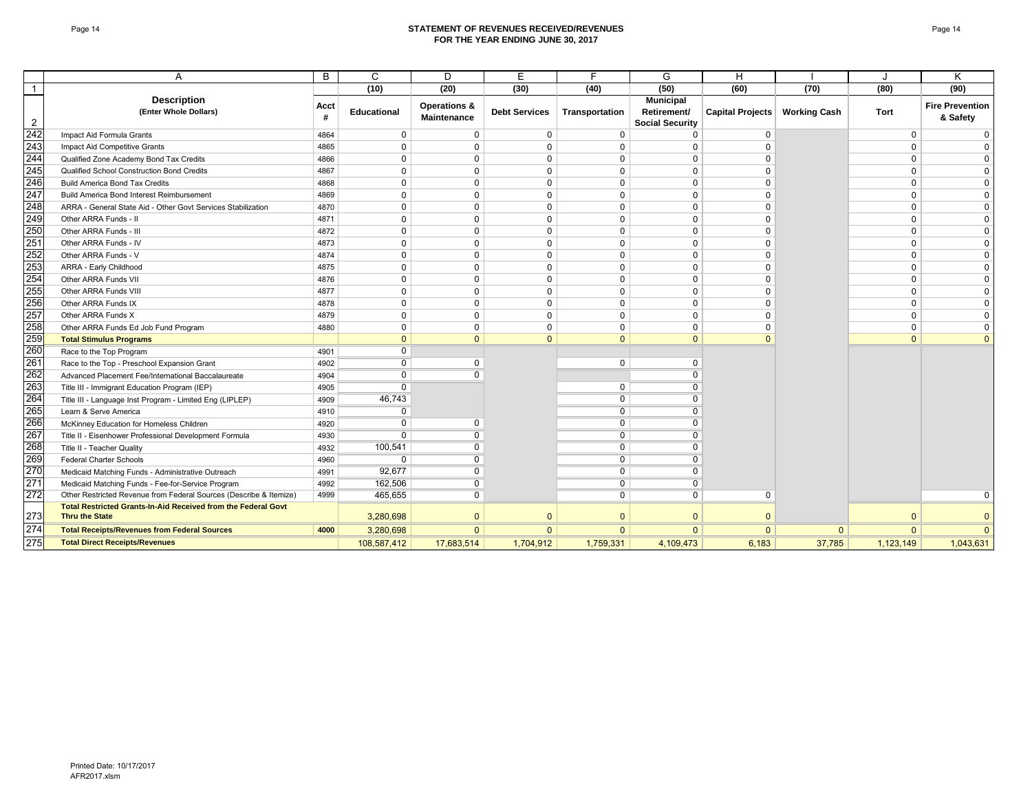# STATEMENT OF REVENUES RECEIVED/REVENUES
## FOR THE YEAR ENDING JUNE 30, 2017

| | A | B | C | D | E | F | G | H | I | J | K |
|---|---|---|---|---|---|---|---|---|---|---|---|
| 1 | | | (10) | (20) | (30) | (40) | (50) | (60) | (70) | (80) | (90) |
| 2 | **Description** (Enter Whole Dollars) | **Acct #** | **Educational** | **Operations & Maintenance** | **Debt Services** | **Transportation** | **Municipal Retirement/ Social Security** | **Capital Projects** | **Working Cash** | **Tort** | **Fire Prevention & Safety** |
| 242 | Impact Aid Formula Grants | 4864 | 0 | 0 | 0 | 0 | 0 | 0 | | 0 | 0 |
| 243 | Impact Aid Competitive Grants | 4865 | 0 | 0 | 0 | 0 | 0 | 0 | | 0 | 0 |
| 244 | Qualified Zone Academy Bond Tax Credits | 4866 | 0 | 0 | 0 | 0 | 0 | 0 | | 0 | 0 |
| 245 | Qualified School Construction Bond Credits | 4867 | 0 | 0 | 0 | 0 | 0 | 0 | | 0 | 0 |
| 246 | Build America Bond Tax Credits | 4868 | 0 | 0 | 0 | 0 | 0 | 0 | | 0 | 0 |
| 247 | Build America Bond Interest Reimbursement | 4869 | 0 | 0 | 0 | 0 | 0 | 0 | | 0 | 0 |
| 248 | ARRA - General State Aid - Other Govt Services Stabilization | 4870 | 0 | 0 | 0 | 0 | 0 | 0 | | 0 | 0 |
| 249 | Other ARRA Funds - II | 4871 | 0 | 0 | 0 | 0 | 0 | 0 | | 0 | 0 |
| 250 | Other ARRA Funds - III | 4872 | 0 | 0 | 0 | 0 | 0 | 0 | | 0 | 0 |
| 251 | Other ARRA Funds - IV | 4873 | 0 | 0 | 0 | 0 | 0 | 0 | | 0 | 0 |
| 252 | Other ARRA Funds - V | 4874 | 0 | 0 | 0 | 0 | 0 | 0 | | 0 | 0 |
| 253 | ARRA - Early Childhood | 4875 | 0 | 0 | 0 | 0 | 0 | 0 | | 0 | 0 |
| 254 | Other ARRA Funds VII | 4876 | 0 | 0 | 0 | 0 | 0 | 0 | | 0 | 0 |
| 255 | Other ARRA Funds VIII | 4877 | 0 | 0 | 0 | 0 | 0 | 0 | | 0 | 0 |
| 256 | Other ARRA Funds IX | 4878 | 0 | 0 | 0 | 0 | 0 | 0 | | 0 | 0 |
| 257 | Other ARRA Funds X | 4879 | 0 | 0 | 0 | 0 | 0 | 0 | | 0 | 0 |
| 258 | Other ARRA Funds Ed Job Fund Program | 4880 | 0 | 0 | 0 | 0 | 0 | 0 | | 0 | 0 |
| 259 | **Total Stimulus Programs** | | 0 | 0 | 0 | 0 | 0 | 0 | | 0 | 0 |
| 260 | Race to the Top Program | 4901 | 0 | | | | | | | | |
| 261 | Race to the Top - Preschool Expansion Grant | 4902 | 0 | 0 | | 0 | 0 | | | | |
| 262 | Advanced Placement Fee/International Baccalaureate | 4904 | 0 | 0 | | | 0 | | | | |
| 263 | Title III - Immigrant Education Program (IEP) | 4905 | 0 | | | 0 | 0 | | | | |
| 264 | Title III - Language Inst Program - Limited Eng (LIPLEP) | 4909 | 46,743 | | | 0 | 0 | | | | |
| 265 | Learn & Serve America | 4910 | 0 | | | 0 | 0 | | | | |
| 266 | McKinney Education for Homeless Children | 4920 | 0 | 0 | | 0 | 0 | | | | |
| 267 | Title II - Eisenhower Professional Development Formula | 4930 | 0 | 0 | | 0 | 0 | | | | |
| 268 | Title II - Teacher Quality | 4932 | 100,541 | 0 | | 0 | 0 | | | | |
| 269 | Federal Charter Schools | 4960 | 0 | 0 | | 0 | 0 | | | | |
| 270 | Medicaid Matching Funds - Administrative Outreach | 4991 | 92,677 | 0 | | 0 | 0 | | | | |
| 271 | Medicaid Matching Funds - Fee-for-Service Program | 4992 | 162,506 | 0 | | 0 | 0 | | | | |
| 272 | Other Restricted Revenue from Federal Sources (Describe & Itemize) | 4999 | 465,655 | 0 | | 0 | 0 | 0 | | | 0 |
| 273 | **Total Restricted Grants-In-Aid Received from the Federal Govt Thru the State** | | 3,280,698 | 0 | 0 | 0 | 0 | 0 | | 0 | 0 |
| 274 | **Total Receipts/Revenues from Federal Sources** | **4000** | 3,280,698 | 0 | 0 | 0 | 0 | 0 | 0 | 0 | 0 |
| 275 | **Total Direct Receipts/Revenues** | | 108,587,412 | 17,683,514 | 1,704,912 | 1,759,331 | 4,109,473 | 6,183 | 37,785 | 1,123,149 | 1,043,631 |

Printed Date: 10/17/2017
AFR2017.xlsm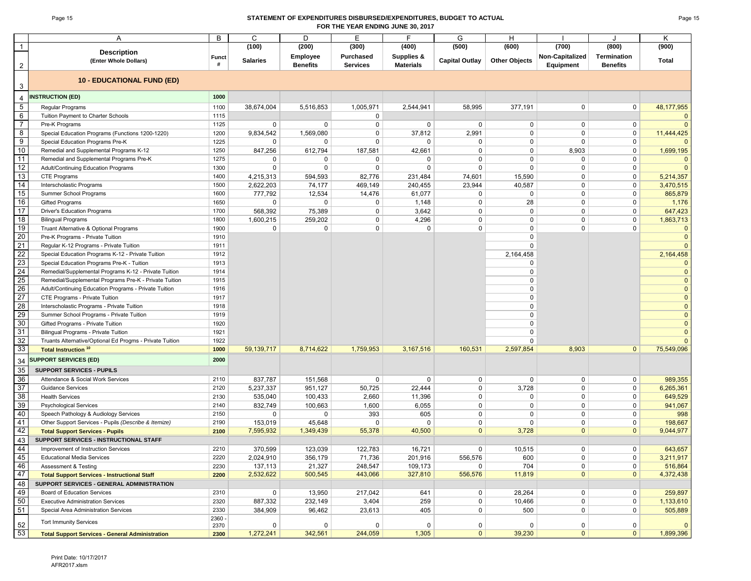# STATEMENT OF EXPENDITURES DISBURSED/EXPENDITURES, BUDGET TO ACTUAL
## FOR THE YEAR ENDING JUNE 30, 2017

| | A | B | C | D | E | F | G | H | I | J | K |
|---|---|---|---|---|---|---|---|---|---|---|---|
| 1 | **Description** | | (100) | (200) | (300) | (400) | (500) | (600) | (700) | (800) | (900) |
| 2 | (Enter Whole Dollars) | Funct # | Salaries | Employee Benefits | Purchased Services | Supplies & Materials | Capital Outlay | Other Objects | Non-Capitalized Equipment | Termination Benefits | Total |
| 3 | **10 - EDUCATIONAL FUND (ED)** | | | | | | | | | | |
| 4 | **INSTRUCTION (ED)** | 1000 | | | | | | | | | |
| 5 | Regular Programs | 1100 | 38,674,004 | 5,516,853 | 1,005,971 | 2,544,941 | 58,995 | 377,191 | 0 | 0 | 48,177,955 |
| 6 | Tuition Payment to Charter Schools | 1115 | | | 0 | | | | | | 0 |
| 7 | Pre-K Programs | 1125 | 0 | 0 | 0 | 0 | 0 | 0 | 0 | 0 | 0 |
| 8 | Special Education Programs (Functions 1200-1220) | 1200 | 9,834,542 | 1,569,080 | 0 | 37,812 | 2,991 | 0 | 0 | 0 | 11,444,425 |
| 9 | Special Education Programs Pre-K | 1225 | 0 | 0 | 0 | 0 | 0 | 0 | 0 | 0 | 0 |
| 10 | Remedial and Supplemental Programs K-12 | 1250 | 847,256 | 612,794 | 187,581 | 42,661 | 0 | 0 | 8,903 | 0 | 1,699,195 |
| 11 | Remedial and Supplemental Programs Pre-K | 1275 | 0 | 0 | 0 | 0 | 0 | 0 | 0 | 0 | 0 |
| 12 | Adult/Continuing Education Programs | 1300 | 0 | 0 | 0 | 0 | 0 | 0 | 0 | 0 | 0 |
| 13 | CTE Programs | 1400 | 4,215,313 | 594,593 | 82,776 | 231,484 | 74,601 | 15,590 | 0 | 0 | 5,214,357 |
| 14 | Interscholastic Programs | 1500 | 2,622,203 | 74,177 | 469,149 | 240,455 | 23,944 | 40,587 | 0 | 0 | 3,470,515 |
| 15 | Summer School Programs | 1600 | 777,792 | 12,534 | 14,476 | 61,077 | 0 | 0 | 0 | 0 | 865,879 |
| 16 | Gifted Programs | 1650 | 0 | 0 | 0 | 1,148 | 0 | 28 | 0 | 0 | 1,176 |
| 17 | Driver's Education Programs | 1700 | 568,392 | 75,389 | 0 | 3,642 | 0 | 0 | 0 | 0 | 647,423 |
| 18 | Bilingual Programs | 1800 | 1,600,215 | 259,202 | 0 | 4,296 | 0 | 0 | 0 | 0 | 1,863,713 |
| 19 | Truant Alternative & Optional Programs | 1900 | 0 | 0 | 0 | 0 | 0 | 0 | 0 | 0 | 0 |
| 20 | Pre-K Programs - Private Tuition | 1910 | | | | | | 0 | | | 0 |
| 21 | Regular K-12 Programs - Private Tuition | 1911 | | | | | | 0 | | | 0 |
| 22 | Special Education Programs K-12 - Private Tuition | 1912 | | | | | | 2,164,458 | | | 2,164,458 |
| 23 | Special Education Programs Pre-K - Tuition | 1913 | | | | | | 0 | | | 0 |
| 24 | Remedial/Supplemental Programs K-12 - Private Tuition | 1914 | | | | | | 0 | | | 0 |
| 25 | Remedial/Supplemental Programs Pre-K - Private Tuition | 1915 | | | | | | 0 | | | 0 |
| 26 | Adult/Continuing Education Programs - Private Tuition | 1916 | | | | | | 0 | | | 0 |
| 27 | CTE Programs - Private Tuition | 1917 | | | | | | 0 | | | 0 |
| 28 | Interscholastic Programs - Private Tuition | 1918 | | | | | | 0 | | | 0 |
| 29 | Summer School Programs - Private Tuition | 1919 | | | | | | 0 | | | 0 |
| 30 | Gifted Programs - Private Tuition | 1920 | | | | | | 0 | | | 0 |
| 31 | Bilingual Programs - Private Tuition | 1921 | | | | | | 0 | | | 0 |
| 32 | Truants Alternative/Optional Ed Progms - Private Tuition | 1922 | | | | | | 0 | | | 0 |
| 33 | **Total Instruction [10]** | 1000 | 59,139,717 | 8,714,622 | 1,759,953 | 3,167,516 | 160,531 | 2,597,854 | 8,903 | 0 | 75,549,096 |
| 34 | **SUPPORT SERVICES (ED)** | 2000 | | | | | | | | | |
| 35 | **SUPPORT SERVICES - PUPILS** | | | | | | | | | | |
| 36 | Attendance & Social Work Services | 2110 | 837,787 | 151,568 | 0 | 0 | 0 | 0 | 0 | 0 | 989,355 |
| 37 | Guidance Services | 2120 | 5,237,337 | 951,127 | 50,725 | 22,444 | 0 | 3,728 | 0 | 0 | 6,265,361 |
| 38 | Health Services | 2130 | 535,040 | 100,433 | 2,660 | 11,396 | 0 | 0 | 0 | 0 | 649,529 |
| 39 | Psychological Services | 2140 | 832,749 | 100,663 | 1,600 | 6,055 | 0 | 0 | 0 | 0 | 941,067 |
| 40 | Speech Pathology & Audiology Services | 2150 | 0 | 0 | 393 | 605 | 0 | 0 | 0 | 0 | 998 |
| 41 | Other Support Services - Pupils *(Describe & Itemize)* | 2190 | 153,019 | 45,648 | 0 | 0 | 0 | 0 | 0 | 0 | 198,667 |
| 42 | **Total Support Services - Pupils** | 2100 | 7,595,932 | 1,349,439 | 55,378 | 40,500 | 0 | 3,728 | 0 | 0 | 9,044,977 |
| 43 | **SUPPORT SERVICES - INSTRUCTIONAL STAFF** | | | | | | | | | | |
| 44 | Improvement of Instruction Services | 2210 | 370,599 | 123,039 | 122,783 | 16,721 | 0 | 10,515 | 0 | 0 | 643,657 |
| 45 | Educational Media Services | 2220 | 2,024,910 | 356,179 | 71,736 | 201,916 | 556,576 | 600 | 0 | 0 | 3,211,917 |
| 46 | Assessment & Testing | 2230 | 137,113 | 21,327 | 248,547 | 109,173 | 0 | 704 | 0 | 0 | 516,864 |
| 47 | **Total Support Services - Instructional Staff** | 2200 | 2,532,622 | 500,545 | 443,066 | 327,810 | 556,576 | 11,819 | 0 | 0 | 4,372,438 |
| 48 | **SUPPORT SERVICES - GENERAL ADMINISTRATION** | | | | | | | | | | |
| 49 | Board of Education Services | 2310 | 0 | 13,950 | 217,042 | 641 | 0 | 28,264 | 0 | 0 | 259,897 |
| 50 | Executive Administration Services | 2320 | 887,332 | 232,149 | 3,404 | 259 | 0 | 10,466 | 0 | 0 | 1,133,610 |
| 51 | Special Area Administration Services | 2330 | 384,909 | 96,462 | 23,613 | 405 | 0 | 500 | 0 | 0 | 505,889 |
| 52 | Tort Immunity Services | 2360 - 2370 | 0 | 0 | 0 | 0 | 0 | 0 | 0 | 0 | 0 |
| 53 | **Total Support Services - General Administration** | 2300 | 1,272,241 | 342,561 | 244,059 | 1,305 | 0 | 39,230 | 0 | 0 | 1,899,396 |

Print Date: 10/17/2017
AFR2017.xlsm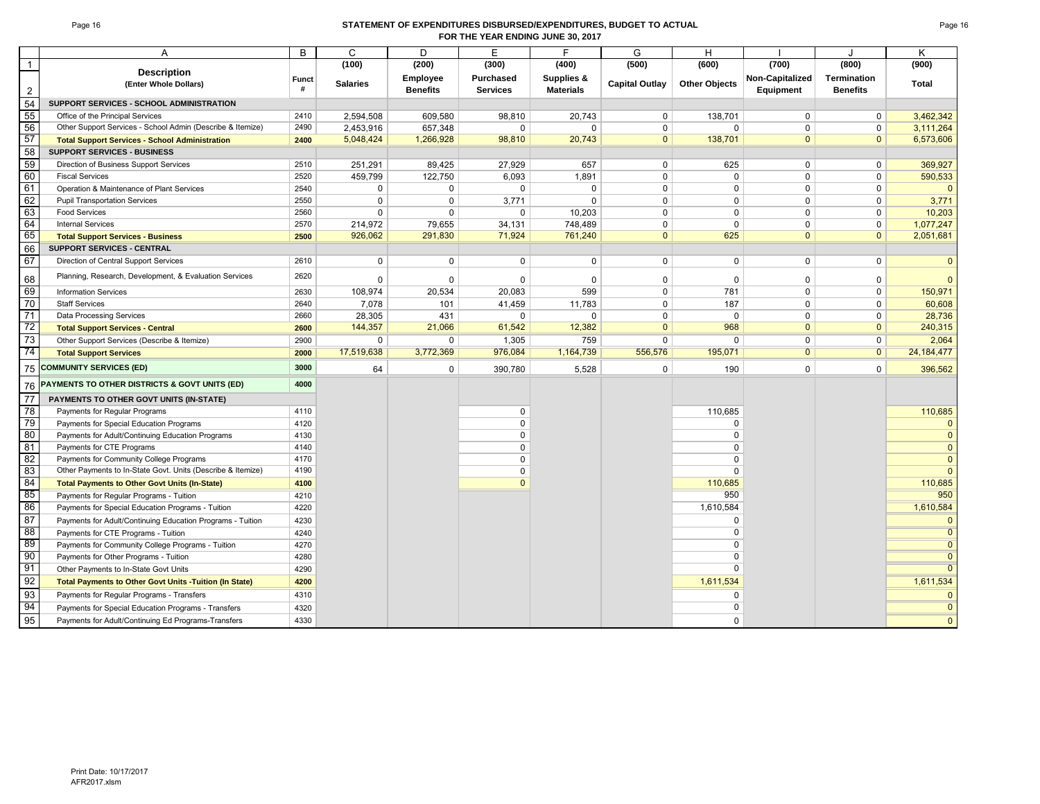# STATEMENT OF EXPENDITURES DISBURSED/EXPENDITURES, BUDGET TO ACTUAL
## FOR THE YEAR ENDING JUNE 30, 2017

| | A | B | C | D | E | F | G | H | I | J | K |
|---|---|---|---|---|---|---|---|---|---|---|---|
| 1 | | | (100) | (200) | (300) | (400) | (500) | (600) | (700) | (800) | (900) |
| 2 | **Description** (Enter Whole Dollars) | **Funct #** | **Salaries** | **Employee Benefits** | **Purchased Services** | **Supplies & Materials** | **Capital Outlay** | **Other Objects** | **Non-Capitalized Equipment** | **Termination Benefits** | **Total** |
| 54 | **SUPPORT SERVICES - SCHOOL ADMINISTRATION** | | | | | | | | | | |
| 55 | Office of the Principal Services | 2410 | 2,594,508 | 609,580 | 98,810 | 20,743 | 0 | 138,701 | 0 | 0 | 3,462,342 |
| 56 | Other Support Services - School Admin (Describe & Itemize) | 2490 | 2,453,916 | 657,348 | 0 | 0 | 0 | 0 | 0 | 0 | 3,111,264 |
| 57 | **Total Support Services - School Administration** | **2400** | 5,048,424 | 1,266,928 | 98,810 | 20,743 | 0 | 138,701 | 0 | 0 | 6,573,606 |
| 58 | **SUPPORT SERVICES - BUSINESS** | | | | | | | | | | |
| 59 | Direction of Business Support Services | 2510 | 251,291 | 89,425 | 27,929 | 657 | 0 | 625 | 0 | 0 | 369,927 |
| 60 | Fiscal Services | 2520 | 459,799 | 122,750 | 6,093 | 1,891 | 0 | 0 | 0 | 0 | 590,533 |
| 61 | Operation & Maintenance of Plant Services | 2540 | 0 | 0 | 0 | 0 | 0 | 0 | 0 | 0 | 0 |
| 62 | Pupil Transportation Services | 2550 | 0 | 0 | 3,771 | 0 | 0 | 0 | 0 | 0 | 3,771 |
| 63 | Food Services | 2560 | 0 | 0 | 0 | 10,203 | 0 | 0 | 0 | 0 | 10,203 |
| 64 | Internal Services | 2570 | 214,972 | 79,655 | 34,131 | 748,489 | 0 | 0 | 0 | 0 | 1,077,247 |
| 65 | **Total Support Services - Business** | **2500** | 926,062 | 291,830 | 71,924 | 761,240 | 0 | 625 | 0 | 0 | 2,051,681 |
| 66 | **SUPPORT SERVICES - CENTRAL** | | | | | | | | | | |
| 67 | Direction of Central Support Services | 2610 | 0 | 0 | 0 | 0 | 0 | 0 | 0 | 0 | 0 |
| 68 | Planning, Research, Development, & Evaluation Services | 2620 | 0 | 0 | 0 | 0 | 0 | 0 | 0 | 0 | 0 |
| 69 | Information Services | 2630 | 108,974 | 20,534 | 20,083 | 599 | 0 | 781 | 0 | 0 | 150,971 |
| 70 | Staff Services | 2640 | 7,078 | 101 | 41,459 | 11,783 | 0 | 187 | 0 | 0 | 60,608 |
| 71 | Data Processing Services | 2660 | 28,305 | 431 | 0 | 0 | 0 | 0 | 0 | 0 | 28,736 |
| 72 | **Total Support Services - Central** | **2600** | 144,357 | 21,066 | 61,542 | 12,382 | 0 | 968 | 0 | 0 | 240,315 |
| 73 | Other Support Services (Describe & Itemize) | 2900 | 0 | 0 | 1,305 | 759 | 0 | 0 | 0 | 0 | 2,064 |
| 74 | **Total Support Services** | **2000** | 17,519,638 | 3,772,369 | 976,084 | 1,164,739 | 556,576 | 195,071 | 0 | 0 | 24,184,477 |
| 75 | **COMMUNITY SERVICES (ED)** | **3000** | 64 | 0 | 390,780 | 5,528 | 0 | 190 | 0 | 0 | 396,562 |
| 76 | **PAYMENTS TO OTHER DISTRICTS & GOVT UNITS (ED)** | **4000** | | | | | | | | | |
| 77 | **PAYMENTS TO OTHER GOVT UNITS (IN-STATE)** | | | | | | | | | | |
| 78 | Payments for Regular Programs | 4110 | | | 0 | | | 110,685 | | | 110,685 |
| 79 | Payments for Special Education Programs | 4120 | | | 0 | | | 0 | | | 0 |
| 80 | Payments for Adult/Continuing Education Programs | 4130 | | | 0 | | | 0 | | | 0 |
| 81 | Payments for CTE Programs | 4140 | | | 0 | | | 0 | | | 0 |
| 82 | Payments for Community College Programs | 4170 | | | 0 | | | 0 | | | 0 |
| 83 | Other Payments to In-State Govt. Units (Describe & Itemize) | 4190 | | | 0 | | | 0 | | | 0 |
| 84 | **Total Payments to Other Govt Units (In-State)** | **4100** | | | 0 | | | 110,685 | | | 110,685 |
| 85 | Payments for Regular Programs - Tuition | 4210 | | | | | | 950 | | | 950 |
| 86 | Payments for Special Education Programs - Tuition | 4220 | | | | | | 1,610,584 | | | 1,610,584 |
| 87 | Payments for Adult/Continuing Education Programs - Tuition | 4230 | | | | | | 0 | | | 0 |
| 88 | Payments for CTE Programs - Tuition | 4240 | | | | | | 0 | | | 0 |
| 89 | Payments for Community College Programs - Tuition | 4270 | | | | | | 0 | | | 0 |
| 90 | Payments for Other Programs - Tuition | 4280 | | | | | | 0 | | | 0 |
| 91 | Other Payments to In-State Govt Units | 4290 | | | | | | 0 | | | 0 |
| 92 | **Total Payments to Other Govt Units -Tuition (In State)** | **4200** | | | | | | 1,611,534 | | | 1,611,534 |
| 93 | Payments for Regular Programs - Transfers | 4310 | | | | | | 0 | | | 0 |
| 94 | Payments for Special Education Programs - Transfers | 4320 | | | | | | 0 | | | 0 |
| 95 | Payments for Adult/Continuing Ed Programs-Transfers | 4330 | | | | | | 0 | | | 0 |

Print Date: 10/17/2017
AFR2017.xlsm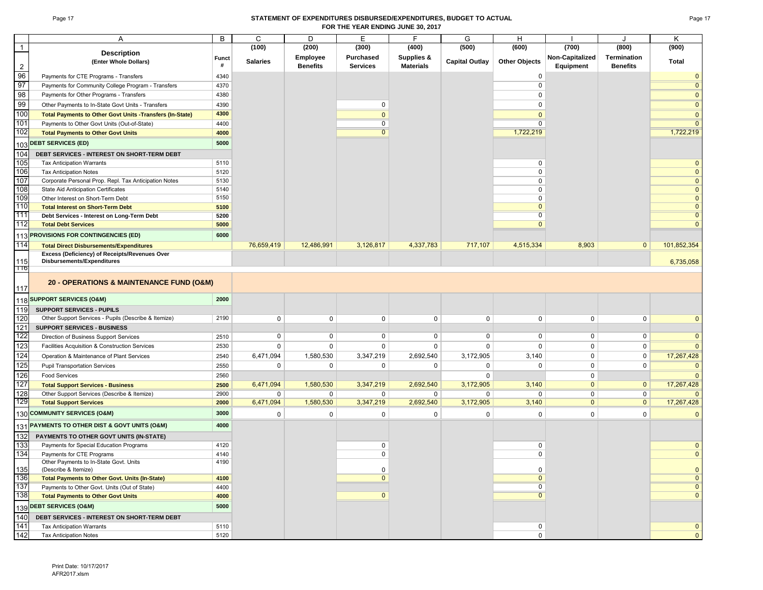## STATEMENT OF EXPENDITURES DISBURSED/EXPENDITURES, BUDGET TO ACTUAL
## FOR THE YEAR ENDING JUNE 30, 2017

| | A | B | C | D | E | F | G | H | I | J | K |
|---|---|---|---|---|---|---|---|---|---|---|---|
| 1 | **Description** | | (100) | (200) | (300) | (400) | (500) | (600) | (700) | (800) | (900) |
| 2 | **(Enter Whole Dollars)** | **Funct #** | **Salaries** | **Employee Benefits** | **Purchased Services** | **Supplies & Materials** | **Capital Outlay** | **Other Objects** | **Non-Capitalized Equipment** | **Termination Benefits** | **Total** |
| 96 | Payments for CTE Programs - Transfers | 4340 | | | | | | 0 | | | 0 |
| 97 | Payments for Community College Program - Transfers | 4370 | | | | | | 0 | | | 0 |
| 98 | Payments for Other Programs - Transfers | 4380 | | | | | | 0 | | | 0 |
| 99 | Other Payments to In-State Govt Units - Transfers | 4390 | | | 0 | | | 0 | | | 0 |
| 100 | **Total Payments to Other Govt Units -Transfers (In-State)** | **4300** | | | 0 | | | 0 | | | 0 |
| 101 | Payments to Other Govt Units (Out-of-State) | 4400 | | | 0 | | | 0 | | | 0 |
| 102 | **Total Payments to Other Govt Units** | **4000** | | | 0 | | | 1,722,219 | | | 1,722,219 |
| 103 | **DEBT SERVICES (ED)** | **5000** | | | | | | | | | |
| 104 | **DEBT SERVICES - INTEREST ON SHORT-TERM DEBT** | | | | | | | | | | |
| 105 | Tax Anticipation Warrants | 5110 | | | | | | 0 | | | 0 |
| 106 | Tax Anticipation Notes | 5120 | | | | | | 0 | | | 0 |
| 107 | Corporate Personal Prop. Repl. Tax Anticipation Notes | 5130 | | | | | | 0 | | | 0 |
| 108 | State Aid Anticipation Certificates | 5140 | | | | | | 0 | | | 0 |
| 109 | Other Interest on Short-Term Debt | 5150 | | | | | | 0 | | | 0 |
| 110 | **Total Interest on Short-Term Debt** | **5100** | | | | | | 0 | | | 0 |
| 111 | **Debt Services - Interest on Long-Term Debt** | **5200** | | | | | | 0 | | | 0 |
| 112 | **Total Debt Services** | **5000** | | | | | | 0 | | | 0 |
| 113 | **PROVISIONS FOR CONTINGENCIES (ED)** | **6000** | | | | | | | | | |
| 114 | **Total Direct Disbursements/Expenditures** | | 76,659,419 | 12,486,991 | 3,126,817 | 4,337,783 | 717,107 | 4,515,334 | 8,903 | 0 | 101,852,354 |
| 115 | **Excess (Deficiency) of Receipts/Revenues Over Disbursements/Expenditures** | | | | | | | | | | 6,735,058 |
| 117 | **20 - OPERATIONS & MAINTENANCE FUND (O&M)** | | | | | | | | | | |
| 118 | **SUPPORT SERVICES (O&M)** | **2000** | | | | | | | | | |
| 119 | **SUPPORT SERVICES - PUPILS** | | | | | | | | | | |
| 120 | Other Support Services - Pupils (Describe & Itemize) | 2190 | 0 | 0 | 0 | 0 | 0 | 0 | 0 | 0 | 0 |
| 121 | **SUPPORT SERVICES - BUSINESS** | | | | | | | | | | |
| 122 | Direction of Business Support Services | 2510 | 0 | 0 | 0 | 0 | 0 | 0 | 0 | 0 | 0 |
| 123 | Facilities Acquisition & Construction Services | 2530 | 0 | 0 | 0 | 0 | 0 | 0 | 0 | 0 | 0 |
| 124 | Operation & Maintenance of Plant Services | 2540 | 6,471,094 | 1,580,530 | 3,347,219 | 2,692,540 | 3,172,905 | 3,140 | 0 | 0 | 17,267,428 |
| 125 | Pupil Transportation Services | 2550 | 0 | 0 | 0 | 0 | 0 | 0 | 0 | 0 | 0 |
| 126 | Food Services | 2560 | | | | | 0 | | 0 | | 0 |
| 127 | **Total Support Services - Business** | **2500** | 6,471,094 | 1,580,530 | 3,347,219 | 2,692,540 | 3,172,905 | 3,140 | 0 | 0 | 17,267,428 |
| 128 | Other Support Services (Describe & Itemize) | 2900 | 0 | 0 | 0 | 0 | 0 | 0 | 0 | 0 | 0 |
| 129 | **Total Support Services** | **2000** | 6,471,094 | 1,580,530 | 3,347,219 | 2,692,540 | 3,172,905 | 3,140 | 0 | 0 | 17,267,428 |
| 130 | **COMMUNITY SERVICES (O&M)** | **3000** | 0 | 0 | 0 | 0 | 0 | 0 | 0 | 0 | 0 |
| 131 | **PAYMENTS TO OTHER DIST & GOVT UNITS (O&M)** | **4000** | | | | | | | | | |
| 132 | **PAYMENTS TO OTHER GOVT UNITS (IN-STATE)** | | | | | | | | | | |
| 133 | Payments for Special Education Programs | 4120 | | | 0 | | | 0 | | | 0 |
| 134 | Payments for CTE Programs | 4140 | | | 0 | | | 0 | | | 0 |
| 135 | Other Payments to In-State Govt. Units (Describe & Itemize) | 4190 | | | 0 | | | 0 | | | 0 |
| 136 | **Total Payments to Other Govt. Units (In-State)** | **4100** | | | 0 | | | 0 | | | 0 |
| 137 | Payments to Other Govt. Units (Out of State) | 4400 | | | | | | 0 | | | 0 |
| 138 | **Total Payments to Other Govt Units** | **4000** | | | 0 | | | 0 | | | 0 |
| 139 | **DEBT SERVICES (O&M)** | **5000** | | | | | | | | | |
| 140 | **DEBT SERVICES - INTEREST ON SHORT-TERM DEBT** | | | | | | | | | | |
| 141 | Tax Anticipation Warrants | 5110 | | | | | | 0 | | | 0 |
| 142 | Tax Anticipation Notes | 5120 | | | | | | 0 | | | 0 |

Print Date: 10/17/2017
AFR2017.xlsm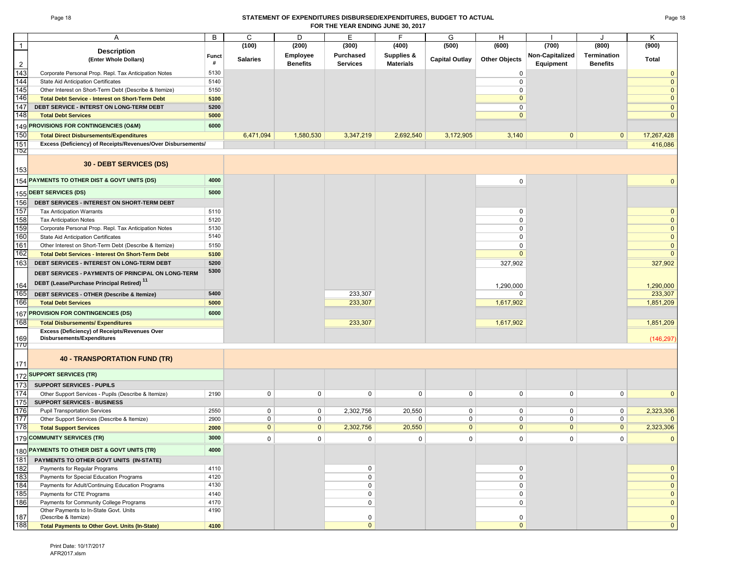# STATEMENT OF EXPENDITURES DISBURSED/EXPENDITURES, BUDGET TO ACTUAL
## FOR THE YEAR ENDING JUNE 30, 2017

| | A | B | C | D | E | F | G | H | I | J | K |
|---|---|---|---|---|---|---|---|---|---|---|---|
| 1 | | | (100) | (200) | (300) | (400) | (500) | (600) | (700) | (800) | (900) |
| 2 | **Description** (Enter Whole Dollars) | **Funct #** | **Salaries** | **Employee Benefits** | **Purchased Services** | **Supplies & Materials** | **Capital Outlay** | **Other Objects** | **Non-Capitalized Equipment** | **Termination Benefits** | **Total** |
| 143 | Corporate Personal Prop. Repl. Tax Anticipation Notes | 5130 | | | | | | 0 | | | 0 |
| 144 | State Aid Anticipation Certificates | 5140 | | | | | | 0 | | | 0 |
| 145 | Other Interest on Short-Term Debt (Describe & Itemize) | 5150 | | | | | | 0 | | | 0 |
| 146 | **Total Debt Service - Interest on Short-Term Debt** | **5100** | | | | | | 0 | | | 0 |
| 147 | **DEBT SERVICE - INTERST ON LONG-TERM DEBT** | **5200** | | | | | | 0 | | | 0 |
| 148 | **Total Debt Services** | **5000** | | | | | | 0 | | | 0 |
| 149 | **PROVISIONS FOR CONTINGENCIES (O&M)** | **6000** | | | | | | | | | |
| 150 | **Total Direct Disbursements/Expenditures** | | 6,471,094 | 1,580,530 | 3,347,219 | 2,692,540 | 3,172,905 | 3,140 | 0 | 0 | 17,267,428 |
| 151 | **Excess (Deficiency) of Receipts/Revenues/Over Disbursements/** | | | | | | | | | | 416,086 |
| 153 | **30 - DEBT SERVICES (DS)** | | | | | | | | | | |
| 154 | **PAYMENTS TO OTHER DIST & GOVT UNITS (DS)** | **4000** | | | | | | 0 | | | 0 |
| 155 | **DEBT SERVICES (DS)** | **5000** | | | | | | | | | |
| 156 | **DEBT SERVICES - INTEREST ON SHORT-TERM DEBT** | | | | | | | | | | |
| 157 | Tax Anticipation Warrants | 5110 | | | | | | 0 | | | 0 |
| 158 | Tax Anticipation Notes | 5120 | | | | | | 0 | | | 0 |
| 159 | Corporate Personal Prop. Repl. Tax Anticipation Notes | 5130 | | | | | | 0 | | | 0 |
| 160 | State Aid Anticipation Certificates | 5140 | | | | | | 0 | | | 0 |
| 161 | Other Interest on Short-Term Debt (Describe & Itemize) | 5150 | | | | | | 0 | | | 0 |
| 162 | **Total Debt Services - Interest On Short-Term Debt** | **5100** | | | | | | 0 | | | 0 |
| 163 | **DEBT SERVICES - INTEREST ON LONG-TERM DEBT** | **5200** | | | | | | 327,902 | | | 327,902 |
| 164 | **DEBT SERVICES - PAYMENTS OF PRINCIPAL ON LONG-TERM DEBT (Lease/Purchase Principal Retired)** [11] | **5300** | | | | | | 1,290,000 | | | 1,290,000 |
| 165 | **DEBT SERVICES - OTHER (Describe & Itemize)** | **5400** | | | 233,307 | | | 0 | | | 233,307 |
| 166 | **Total Debt Services** | **5000** | | | 233,307 | | | 1,617,902 | | | 1,851,209 |
| 167 | **PROVISION FOR CONTINGENCIES (DS)** | **6000** | | | | | | | | | |
| 168 | **Total Disbursements/ Expenditures** | | | | 233,307 | | | 1,617,902 | | | 1,851,209 |
| 169 | **Excess (Deficiency) of Receipts/Revenues Over Disbursements/Expenditures** | | | | | | | | | | (146,297) |
| 171 | **40 - TRANSPORTATION FUND (TR)** | | | | | | | | | | |
| 172 | **SUPPORT SERVICES (TR)** | | | | | | | | | | |
| 173 | **SUPPORT SERVICES - PUPILS** | | | | | | | | | | |
| 174 | Other Support Services - Pupils (Describe & Itemize) | 2190 | 0 | 0 | 0 | 0 | 0 | 0 | 0 | 0 | 0 |
| 175 | **SUPPORT SERVICES - BUSINESS** | | | | | | | | | | |
| 176 | Pupil Transportation Services | 2550 | 0 | 0 | 2,302,756 | 20,550 | 0 | 0 | 0 | 0 | 2,323,306 |
| 177 | Other Support Services (Describe & Itemize) | 2900 | 0 | 0 | 0 | 0 | 0 | 0 | 0 | 0 | 0 |
| 178 | **Total Support Services** | **2000** | 0 | 0 | 2,302,756 | 20,550 | 0 | 0 | 0 | 0 | 2,323,306 |
| 179 | **COMMUNITY SERVICES (TR)** | **3000** | 0 | 0 | 0 | 0 | 0 | 0 | 0 | 0 | 0 |
| 180 | **PAYMENTS TO OTHER DIST & GOVT UNITS (TR)** | **4000** | | | | | | | | | |
| 181 | **PAYMENTS TO OTHER GOVT UNITS (IN-STATE)** | | | | | | | | | | |
| 182 | Payments for Regular Programs | 4110 | | | 0 | | | 0 | | | 0 |
| 183 | Payments for Special Education Programs | 4120 | | | 0 | | | 0 | | | 0 |
| 184 | Payments for Adult/Continuing Education Programs | 4130 | | | 0 | | | 0 | | | 0 |
| 185 | Payments for CTE Programs | 4140 | | | 0 | | | 0 | | | 0 |
| 186 | Payments for Community College Programs | 4170 | | | 0 | | | 0 | | | 0 |
| 187 | Other Payments to In-State Govt. Units (Describe & Itemize) | 4190 | | | 0 | | | 0 | | | 0 |
| 188 | **Total Payments to Other Govt. Units (In-State)** | **4100** | | | 0 | | | 0 | | | 0 |

Print Date: 10/17/2017
AFR2017.xlsm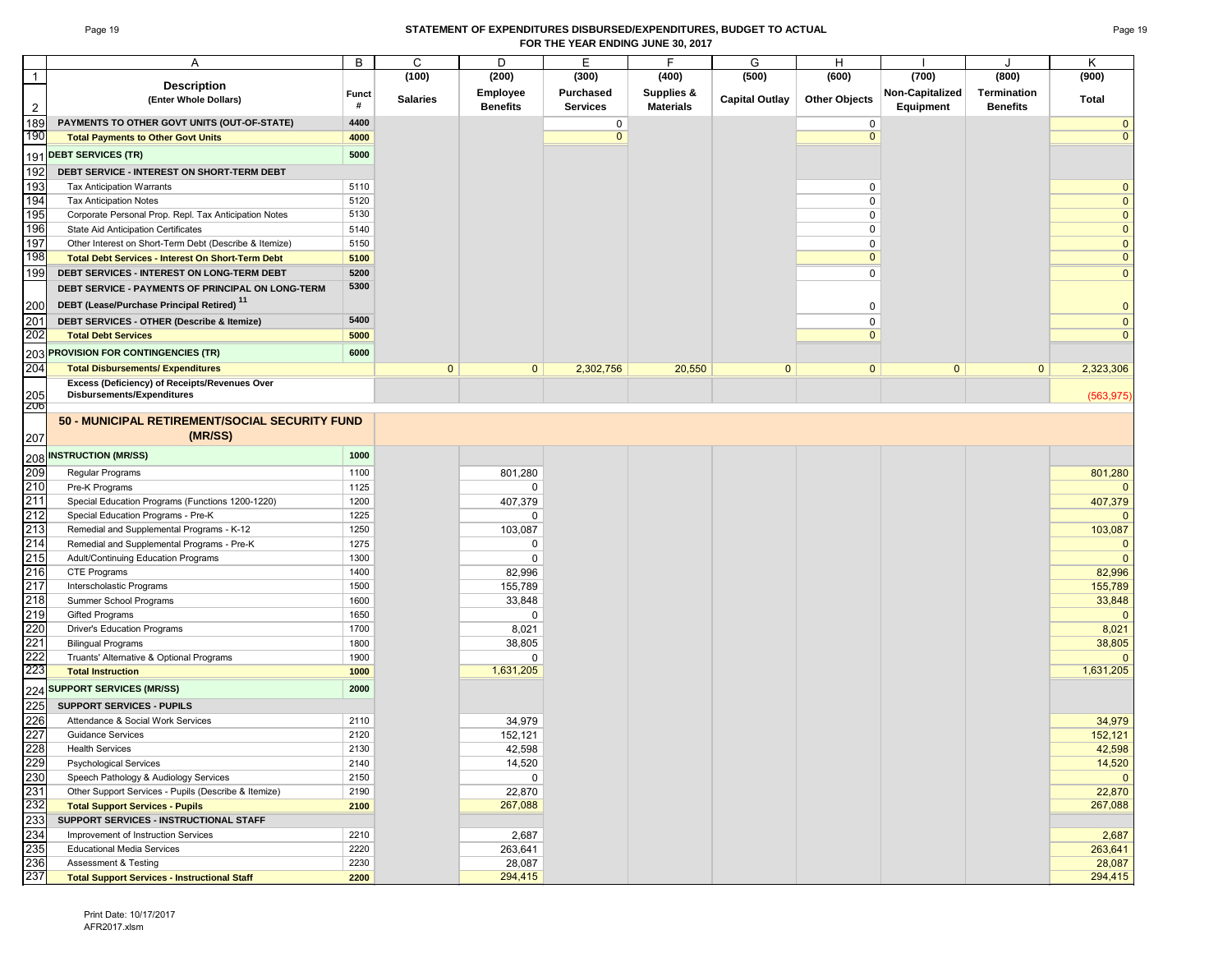## STATEMENT OF EXPENDITURES DISBURSED/EXPENDITURES, BUDGET TO ACTUAL
## FOR THE YEAR ENDING JUNE 30, 2017

| | A | B | C | D | E | F | G | H | I | J | K |
|---|---|---|---|---|---|---|---|---|---|---|---|
| 1 | | | (100) | (200) | (300) | (400) | (500) | (600) | (700) | (800) | (900) |
| 2 | **Description** (Enter Whole Dollars) | **Funct #** | **Salaries** | **Employee Benefits** | **Purchased Services** | **Supplies & Materials** | **Capital Outlay** | **Other Objects** | **Non-Capitalized Equipment** | **Termination Benefits** | **Total** |
| 189 | **PAYMENTS TO OTHER GOVT UNITS (OUT-OF-STATE)** | **4400** | | | 0 | | | 0 | | | 0 |
| 190 | **Total Payments to Other Govt Units** | **4000** | | | 0 | | | 0 | | | 0 |
| 191 | **DEBT SERVICES (TR)** | **5000** | | | | | | | | | |
| 192 | **DEBT SERVICE - INTEREST ON SHORT-TERM DEBT** | | | | | | | | | | |
| 193 | Tax Anticipation Warrants | 5110 | | | | | | 0 | | | 0 |
| 194 | Tax Anticipation Notes | 5120 | | | | | | 0 | | | 0 |
| 195 | Corporate Personal Prop. Repl. Tax Anticipation Notes | 5130 | | | | | | 0 | | | 0 |
| 196 | State Aid Anticipation Certificates | 5140 | | | | | | 0 | | | 0 |
| 197 | Other Interest on Short-Term Debt (Describe & Itemize) | 5150 | | | | | | 0 | | | 0 |
| 198 | **Total Debt Services - Interest On Short-Term Debt** | **5100** | | | | | | 0 | | | 0 |
| 199 | **DEBT SERVICES - INTEREST ON LONG-TERM DEBT** | **5200** | | | | | | 0 | | | 0 |
| 200 | **DEBT SERVICE - PAYMENTS OF PRINCIPAL ON LONG-TERM DEBT (Lease/Purchase Principal Retired)** [11] | **5300** | | | | | | 0 | | | 0 |
| 201 | **DEBT SERVICES - OTHER (Describe & Itemize)** | **5400** | | | | | | 0 | | | 0 |
| 202 | **Total Debt Services** | **5000** | | | | | | 0 | | | 0 |
| 203 | **PROVISION FOR CONTINGENCIES (TR)** | **6000** | | | | | | | | | |
| 204 | **Total Disbursements/ Expenditures** | | 0 | 0 | 2,302,756 | 20,550 | 0 | 0 | 0 | 0 | 2,323,306 |
| 205 | **Excess (Deficiency) of Receipts/Revenues Over Disbursements/Expenditures** | | | | | | | | | | (563,975) |
| 206 | | | | | | | | | | | |
| 207 | **50 - MUNICIPAL RETIREMENT/SOCIAL SECURITY FUND (MR/SS)** | | | | | | | | | | |
| 208 | **INSTRUCTION (MR/SS)** | **1000** | | | | | | | | | |
| 209 | Regular Programs | 1100 | | 801,280 | | | | | | | 801,280 |
| 210 | Pre-K Programs | 1125 | | 0 | | | | | | | 0 |
| 211 | Special Education Programs (Functions 1200-1220) | 1200 | | 407,379 | | | | | | | 407,379 |
| 212 | Special Education Programs - Pre-K | 1225 | | 0 | | | | | | | 0 |
| 213 | Remedial and Supplemental Programs - K-12 | 1250 | | 103,087 | | | | | | | 103,087 |
| 214 | Remedial and Supplemental Programs - Pre-K | 1275 | | 0 | | | | | | | 0 |
| 215 | Adult/Continuing Education Programs | 1300 | | 0 | | | | | | | 0 |
| 216 | CTE Programs | 1400 | | 82,996 | | | | | | | 82,996 |
| 217 | Interscholastic Programs | 1500 | | 155,789 | | | | | | | 155,789 |
| 218 | Summer School Programs | 1600 | | 33,848 | | | | | | | 33,848 |
| 219 | Gifted Programs | 1650 | | 0 | | | | | | | 0 |
| 220 | Driver's Education Programs | 1700 | | 8,021 | | | | | | | 8,021 |
| 221 | Bilingual Programs | 1800 | | 38,805 | | | | | | | 38,805 |
| 222 | Truants' Alternative & Optional Programs | 1900 | | 0 | | | | | | | 0 |
| 223 | **Total Instruction** | **1000** | | 1,631,205 | | | | | | | 1,631,205 |
| 224 | **SUPPORT SERVICES (MR/SS)** | **2000** | | | | | | | | | |
| 225 | **SUPPORT SERVICES - PUPILS** | | | | | | | | | | |
| 226 | Attendance & Social Work Services | 2110 | | 34,979 | | | | | | | 34,979 |
| 227 | Guidance Services | 2120 | | 152,121 | | | | | | | 152,121 |
| 228 | Health Services | 2130 | | 42,598 | | | | | | | 42,598 |
| 229 | Psychological Services | 2140 | | 14,520 | | | | | | | 14,520 |
| 230 | Speech Pathology & Audiology Services | 2150 | | 0 | | | | | | | 0 |
| 231 | Other Support Services - Pupils (Describe & Itemize) | 2190 | | 22,870 | | | | | | | 22,870 |
| 232 | **Total Support Services - Pupils** | **2100** | | 267,088 | | | | | | | 267,088 |
| 233 | **SUPPORT SERVICES - INSTRUCTIONAL STAFF** | | | | | | | | | | |
| 234 | Improvement of Instruction Services | 2210 | | 2,687 | | | | | | | 2,687 |
| 235 | Educational Media Services | 2220 | | 263,641 | | | | | | | 263,641 |
| 236 | Assessment & Testing | 2230 | | 28,087 | | | | | | | 28,087 |
| 237 | **Total Support Services - Instructional Staff** | **2200** | | 294,415 | | | | | | | 294,415 |

Print Date: 10/17/2017
AFR2017.xlsm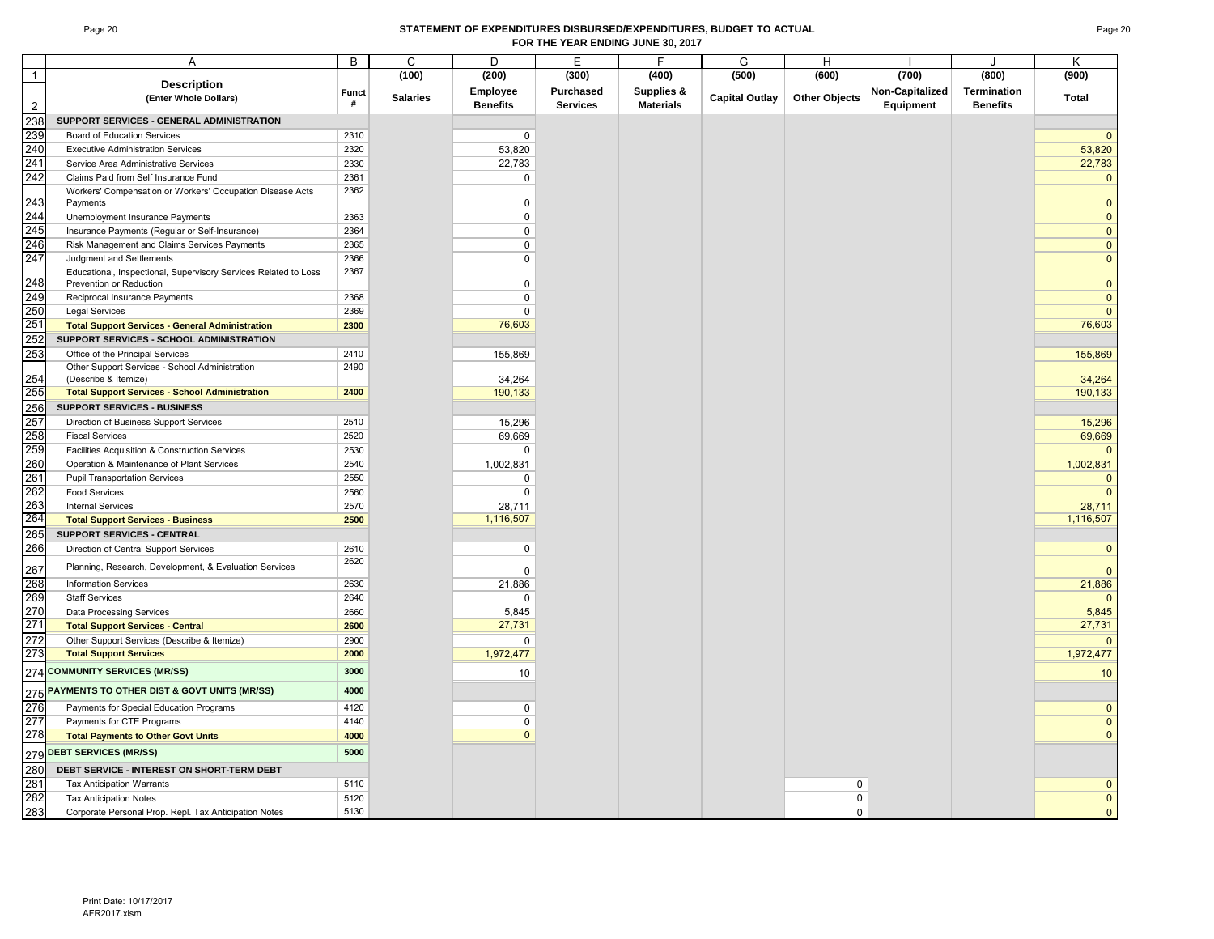## STATEMENT OF EXPENDITURES DISBURSED/EXPENDITURES, BUDGET TO ACTUAL
## FOR THE YEAR ENDING JUNE 30, 2017

| | A | B | C | D | E | F | G | H | I | J | K |
|---|---|---|---|---|---|---|---|---|---|---|---|
| 1 | **Description** (Enter Whole Dollars) | Funct # | (100) Salaries | (200) Employee Benefits | (300) Purchased Services | (400) Supplies & Materials | (500) Capital Outlay | (600) Other Objects | (700) Non-Capitalized Equipment | (800) Termination Benefits | (900) Total |
| 238 | **SUPPORT SERVICES - GENERAL ADMINISTRATION** | | | | | | | | | | |
| 239 | Board of Education Services | 2310 | | 0 | | | | | | | 0 |
| 240 | Executive Administration Services | 2320 | | 53,820 | | | | | | | 53,820 |
| 241 | Service Area Administrative Services | 2330 | | 22,783 | | | | | | | 22,783 |
| 242 | Claims Paid from Self Insurance Fund | 2361 | | 0 | | | | | | | 0 |
| 243 | Workers' Compensation or Workers' Occupation Disease Acts Payments | 2362 | | 0 | | | | | | | 0 |
| 244 | Unemployment Insurance Payments | 2363 | | 0 | | | | | | | 0 |
| 245 | Insurance Payments (Regular or Self-Insurance) | 2364 | | 0 | | | | | | | 0 |
| 246 | Risk Management and Claims Services Payments | 2365 | | 0 | | | | | | | 0 |
| 247 | Judgment and Settlements | 2366 | | 0 | | | | | | | 0 |
| 248 | Educational, Inspectional, Supervisory Services Related to Loss Prevention or Reduction | 2367 | | 0 | | | | | | | 0 |
| 249 | Reciprocal Insurance Payments | 2368 | | 0 | | | | | | | 0 |
| 250 | Legal Services | 2369 | | 0 | | | | | | | 0 |
| 251 | **Total Support Services - General Administration** | **2300** | | 76,603 | | | | | | | 76,603 |
| 252 | **SUPPORT SERVICES - SCHOOL ADMINISTRATION** | | | | | | | | | | |
| 253 | Office of the Principal Services | 2410 | | 155,869 | | | | | | | 155,869 |
| 254 | Other Support Services - School Administration (Describe & Itemize) | 2490 | | 34,264 | | | | | | | 34,264 |
| 255 | **Total Support Services - School Administration** | **2400** | | 190,133 | | | | | | | 190,133 |
| 256 | **SUPPORT SERVICES - BUSINESS** | | | | | | | | | | |
| 257 | Direction of Business Support Services | 2510 | | 15,296 | | | | | | | 15,296 |
| 258 | Fiscal Services | 2520 | | 69,669 | | | | | | | 69,669 |
| 259 | Facilities Acquisition & Construction Services | 2530 | | 0 | | | | | | | 0 |
| 260 | Operation & Maintenance of Plant Services | 2540 | | 1,002,831 | | | | | | | 1,002,831 |
| 261 | Pupil Transportation Services | 2550 | | 0 | | | | | | | 0 |
| 262 | Food Services | 2560 | | 0 | | | | | | | 0 |
| 263 | Internal Services | 2570 | | 28,711 | | | | | | | 28,711 |
| 264 | **Total Support Services - Business** | **2500** | | 1,116,507 | | | | | | | 1,116,507 |
| 265 | **SUPPORT SERVICES - CENTRAL** | | | | | | | | | | |
| 266 | Direction of Central Support Services | 2610 | | 0 | | | | | | | 0 |
| 267 | Planning, Research, Development, & Evaluation Services | 2620 | | 0 | | | | | | | 0 |
| 268 | Information Services | 2630 | | 21,886 | | | | | | | 21,886 |
| 269 | Staff Services | 2640 | | 0 | | | | | | | 0 |
| 270 | Data Processing Services | 2660 | | 5,845 | | | | | | | 5,845 |
| 271 | **Total Support Services - Central** | **2600** | | 27,731 | | | | | | | 27,731 |
| 272 | Other Support Services (Describe & Itemize) | 2900 | | 0 | | | | | | | 0 |
| 273 | **Total Support Services** | **2000** | | 1,972,477 | | | | | | | 1,972,477 |
| 274 | **COMMUNITY SERVICES (MR/SS)** | **3000** | | 10 | | | | | | | 10 |
| 275 | **PAYMENTS TO OTHER DIST & GOVT UNITS (MR/SS)** | **4000** | | | | | | | | | |
| 276 | Payments for Special Education Programs | 4120 | | 0 | | | | | | | 0 |
| 277 | Payments for CTE Programs | 4140 | | 0 | | | | | | | 0 |
| 278 | **Total Payments to Other Govt Units** | **4000** | | 0 | | | | | | | 0 |
| 279 | **DEBT SERVICES (MR/SS)** | **5000** | | | | | | | | | |
| 280 | **DEBT SERVICE - INTEREST ON SHORT-TERM DEBT** | | | | | | | | | | |
| 281 | Tax Anticipation Warrants | 5110 | | | | | | 0 | | | 0 |
| 282 | Tax Anticipation Notes | 5120 | | | | | | 0 | | | 0 |
| 283 | Corporate Personal Prop. Repl. Tax Anticipation Notes | 5130 | | | | | | 0 | | | 0 |

Print Date: 10/17/2017
AFR2017.xlsm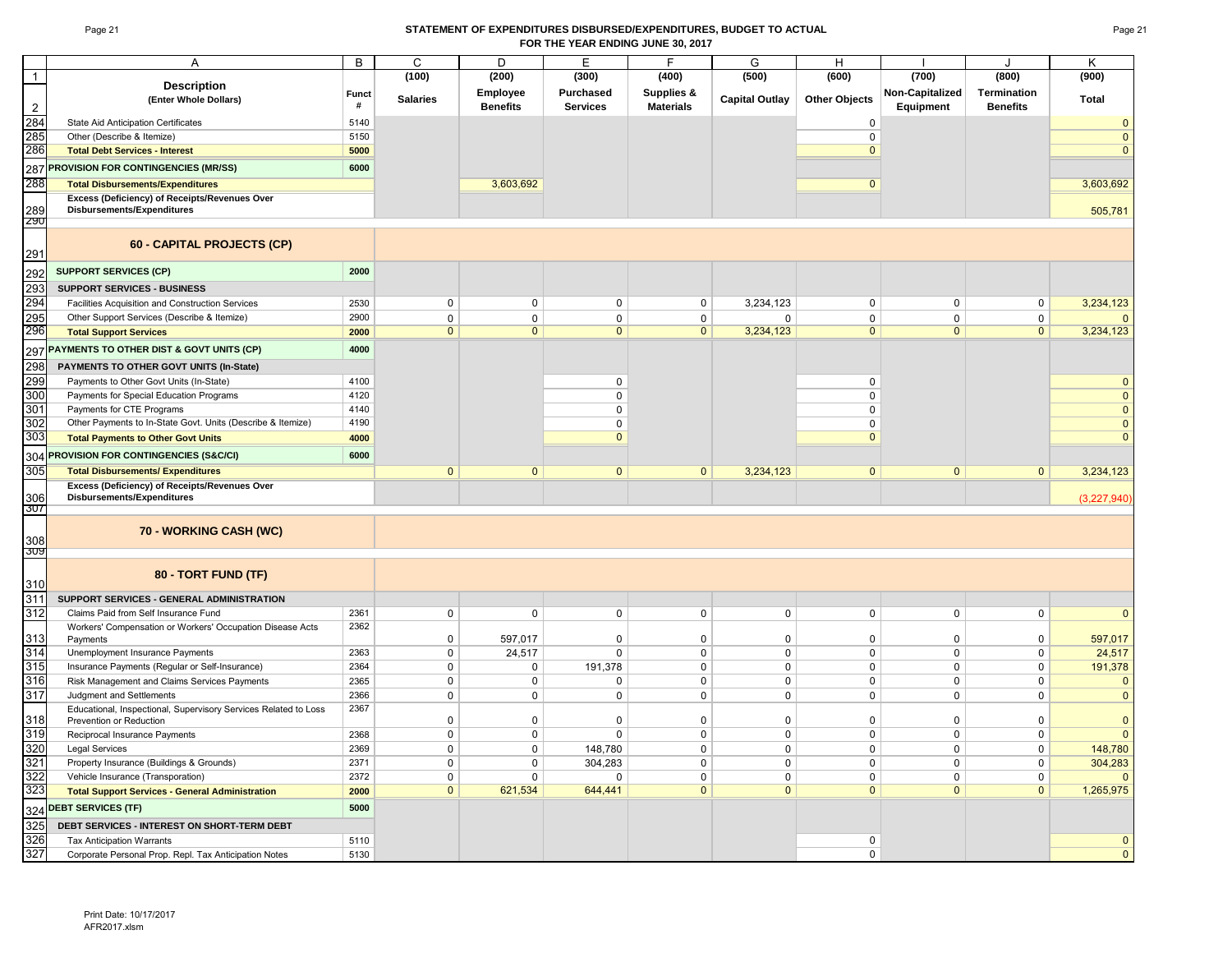## STATEMENT OF EXPENDITURES DISBURSED/EXPENDITURES, BUDGET TO ACTUAL
## FOR THE YEAR ENDING JUNE 30, 2017

| | A | B | C | D | E | F | G | H | I | J | K |
|---|---|---|---|---|---|---|---|---|---|---|---|
| 1 | | | (100) | (200) | (300) | (400) | (500) | (600) | (700) | (800) | (900) |
| 2 | **Description** (Enter Whole Dollars) | Funct # | Salaries | Employee Benefits | Purchased Services | Supplies & Materials | Capital Outlay | Other Objects | Non-Capitalized Equipment | Termination Benefits | Total |
| 284 | State Aid Anticipation Certificates | 5140 | | | | | | 0 | | | 0 |
| 285 | Other (Describe & Itemize) | 5150 | | | | | | 0 | | | 0 |
| 286 | **Total Debt Services - Interest** | **5000** | | | | | | 0 | | | 0 |
| 287 | **PROVISION FOR CONTINGENCIES (MR/SS)** | **6000** | | | | | | | | | |
| 288 | **Total Disbursements/Expenditures** | | | 3,603,692 | | | | 0 | | | 3,603,692 |
| 289 | **Excess (Deficiency) of Receipts/Revenues Over Disbursements/Expenditures** | | | | | | | | | | 505,781 |
| 290 | | | | | | | | | | | |
| 291 | **60 - CAPITAL PROJECTS (CP)** | | | | | | | | | | |
| 292 | **SUPPORT SERVICES (CP)** | **2000** | | | | | | | | | |
| 293 | **SUPPORT SERVICES - BUSINESS** | | | | | | | | | | |
| 294 | Facilities Acquisition and Construction Services | 2530 | 0 | 0 | 0 | 0 | 3,234,123 | 0 | 0 | 0 | 3,234,123 |
| 295 | Other Support Services (Describe & Itemize) | 2900 | 0 | 0 | 0 | 0 | 0 | 0 | 0 | 0 | 0 |
| 296 | **Total Support Services** | **2000** | 0 | 0 | 0 | 0 | 3,234,123 | 0 | 0 | 0 | 3,234,123 |
| 297 | **PAYMENTS TO OTHER DIST & GOVT UNITS (CP)** | **4000** | | | | | | | | | |
| 298 | **PAYMENTS TO OTHER GOVT UNITS (In-State)** | | | | | | | | | | |
| 299 | Payments to Other Govt Units (In-State) | 4100 | | | 0 | | | 0 | | | 0 |
| 300 | Payments for Special Education Programs | 4120 | | | 0 | | | 0 | | | 0 |
| 301 | Payments for CTE Programs | 4140 | | | 0 | | | 0 | | | 0 |
| 302 | Other Payments to In-State Govt. Units (Describe & Itemize) | 4190 | | | 0 | | | 0 | | | 0 |
| 303 | **Total Payments to Other Govt Units** | **4000** | | | 0 | | | 0 | | | 0 |
| 304 | **PROVISION FOR CONTINGENCIES (S&C/CI)** | **6000** | | | | | | | | | |
| 305 | **Total Disbursements/ Expenditures** | | 0 | 0 | 0 | 0 | 3,234,123 | 0 | 0 | 0 | 3,234,123 |
| 306 | **Excess (Deficiency) of Receipts/Revenues Over Disbursements/Expenditures** | | | | | | | | | | (3,227,940) |
| 307 | | | | | | | | | | | |
| 308 | **70 - WORKING CASH (WC)** | | | | | | | | | | |
| 309 | | | | | | | | | | | |
| 310 | **80 - TORT FUND (TF)** | | | | | | | | | | |
| 311 | **SUPPORT SERVICES - GENERAL ADMINISTRATION** | | | | | | | | | | |
| 312 | Claims Paid from Self Insurance Fund | 2361 | 0 | 0 | 0 | 0 | 0 | 0 | 0 | 0 | 0 |
| 313 | Workers' Compensation or Workers' Occupation Disease Acts Payments | 2362 | 0 | 597,017 | 0 | 0 | 0 | 0 | 0 | 0 | 597,017 |
| 314 | Unemployment Insurance Payments | 2363 | 0 | 24,517 | 0 | 0 | 0 | 0 | 0 | 0 | 24,517 |
| 315 | Insurance Payments (Regular or Self-Insurance) | 2364 | 0 | 0 | 191,378 | 0 | 0 | 0 | 0 | 0 | 191,378 |
| 316 | Risk Management and Claims Services Payments | 2365 | 0 | 0 | 0 | 0 | 0 | 0 | 0 | 0 | 0 |
| 317 | Judgment and Settlements | 2366 | 0 | 0 | 0 | 0 | 0 | 0 | 0 | 0 | 0 |
| 318 | Educational, Inspectional, Supervisory Services Related to Loss Prevention or Reduction | 2367 | 0 | 0 | 0 | 0 | 0 | 0 | 0 | 0 | 0 |
| 319 | Reciprocal Insurance Payments | 2368 | 0 | 0 | 0 | 0 | 0 | 0 | 0 | 0 | 0 |
| 320 | Legal Services | 2369 | 0 | 0 | 148,780 | 0 | 0 | 0 | 0 | 0 | 148,780 |
| 321 | Property Insurance (Buildings & Grounds) | 2371 | 0 | 0 | 304,283 | 0 | 0 | 0 | 0 | 0 | 304,283 |
| 322 | Vehicle Insurance (Transporation) | 2372 | 0 | 0 | 0 | 0 | 0 | 0 | 0 | 0 | 0 |
| 323 | **Total Support Services - General Administration** | **2000** | 0 | 621,534 | 644,441 | 0 | 0 | 0 | 0 | 0 | 1,265,975 |
| 324 | **DEBT SERVICES (TF)** | **5000** | | | | | | | | | |
| 325 | **DEBT SERVICES - INTEREST ON SHORT-TERM DEBT** | | | | | | | | | | |
| 326 | Tax Anticipation Warrants | 5110 | | | | | | 0 | | | 0 |
| 327 | Corporate Personal Prop. Repl. Tax Anticipation Notes | 5130 | | | | | | 0 | | | 0 |

Print Date: 10/17/2017
AFR2017.xlsm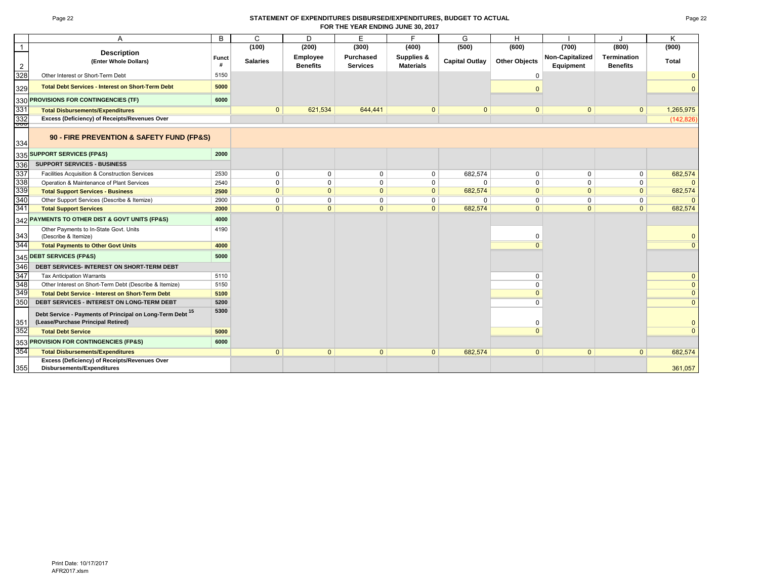## STATEMENT OF EXPENDITURES DISBURSED/EXPENDITURES, BUDGET TO ACTUAL
## FOR THE YEAR ENDING JUNE 30, 2017

| | A | B | C | D | E | F | G | H | I | J | K |
|---|---|---|---|---|---|---|---|---|---|---|---|
| 1 | **Description** | | (100) | (200) | (300) | (400) | (500) | (600) | (700) | (800) | (900) |
| 2 | (Enter Whole Dollars) | Funct # | Salaries | Employee Benefits | Purchased Services | Supplies & Materials | Capital Outlay | Other Objects | Non-Capitalized Equipment | Termination Benefits | Total |
| 328 | Other Interest or Short-Term Debt | 5150 | | | | | | 0 | | | 0 |
| 329 | **Total Debt Services - Interest on Short-Term Debt** | 5000 | | | | | | 0 | | | 0 |
| 330 | **PROVISIONS FOR CONTINGENCIES (TF)** | 6000 | | | | | | | | | |
| 331 | **Total Disbursements/Expenditures** | | 0 | 621,534 | 644,441 | 0 | 0 | 0 | 0 | 0 | 1,265,975 |
| 332 | **Excess (Deficiency) of Receipts/Revenues Over** | | | | | | | | | | (142,826) |
| 334 | **90 - FIRE PREVENTION & SAFETY FUND (FP&S)** | | | | | | | | | | |
| 335 | **SUPPORT SERVICES (FP&S)** | 2000 | | | | | | | | | |
| 336 | **SUPPORT SERVICES - BUSINESS** | | | | | | | | | | |
| 337 | Facilities Acquisition & Construction Services | 2530 | 0 | 0 | 0 | 0 | 682,574 | 0 | 0 | 0 | 682,574 |
| 338 | Operation & Maintenance of Plant Services | 2540 | 0 | 0 | 0 | 0 | 0 | 0 | 0 | 0 | 0 |
| 339 | **Total Support Services - Business** | 2500 | 0 | 0 | 0 | 0 | 682,574 | 0 | 0 | 0 | 682,574 |
| 340 | Other Support Services (Describe & Itemize) | 2900 | 0 | 0 | 0 | 0 | 0 | 0 | 0 | 0 | 0 |
| 341 | **Total Support Services** | 2000 | 0 | 0 | 0 | 0 | 682,574 | 0 | 0 | 0 | 682,574 |
| 342 | **PAYMENTS TO OTHER DIST & GOVT UNITS (FP&S)** | 4000 | | | | | | | | | |
| 343 | Other Payments to In-State Govt. Units (Describe & Itemize) | 4190 | | | | | | 0 | | | 0 |
| 344 | **Total Payments to Other Govt Units** | 4000 | | | | | | 0 | | | 0 |
| 345 | **DEBT SERVICES (FP&S)** | 5000 | | | | | | | | | |
| 346 | **DEBT SERVICES- INTEREST ON SHORT-TERM DEBT** | | | | | | | | | | |
| 347 | Tax Anticipation Warrants | 5110 | | | | | | 0 | | | 0 |
| 348 | Other Interest on Short-Term Debt (Describe & Itemize) | 5150 | | | | | | 0 | | | 0 |
| 349 | **Total Debt Service - Interest on Short-Term Debt** | 5100 | | | | | | 0 | | | 0 |
| 350 | **DEBT SERVICES - INTEREST ON LONG-TERM DEBT** | 5200 | | | | | | 0 | | | 0 |
| 351 | **Debt Service - Payments of Principal on Long-Term Debt [15] (Lease/Purchase Principal Retired)** | 5300 | | | | | | 0 | | | 0 |
| 352 | **Total Debt Service** | 5000 | | | | | | 0 | | | 0 |
| 353 | **PROVISION FOR CONTINGENCIES (FP&S)** | 6000 | | | | | | | | | |
| 354 | **Total Disbursements/Expenditures** | | 0 | 0 | 0 | 0 | 682,574 | 0 | 0 | 0 | 682,574 |
| 355 | **Excess (Deficiency) of Receipts/Revenues Over Disbursements/Expenditures** | | | | | | | | | | 361,057 |

Print Date: 10/17/2017
AFR2017.xlsm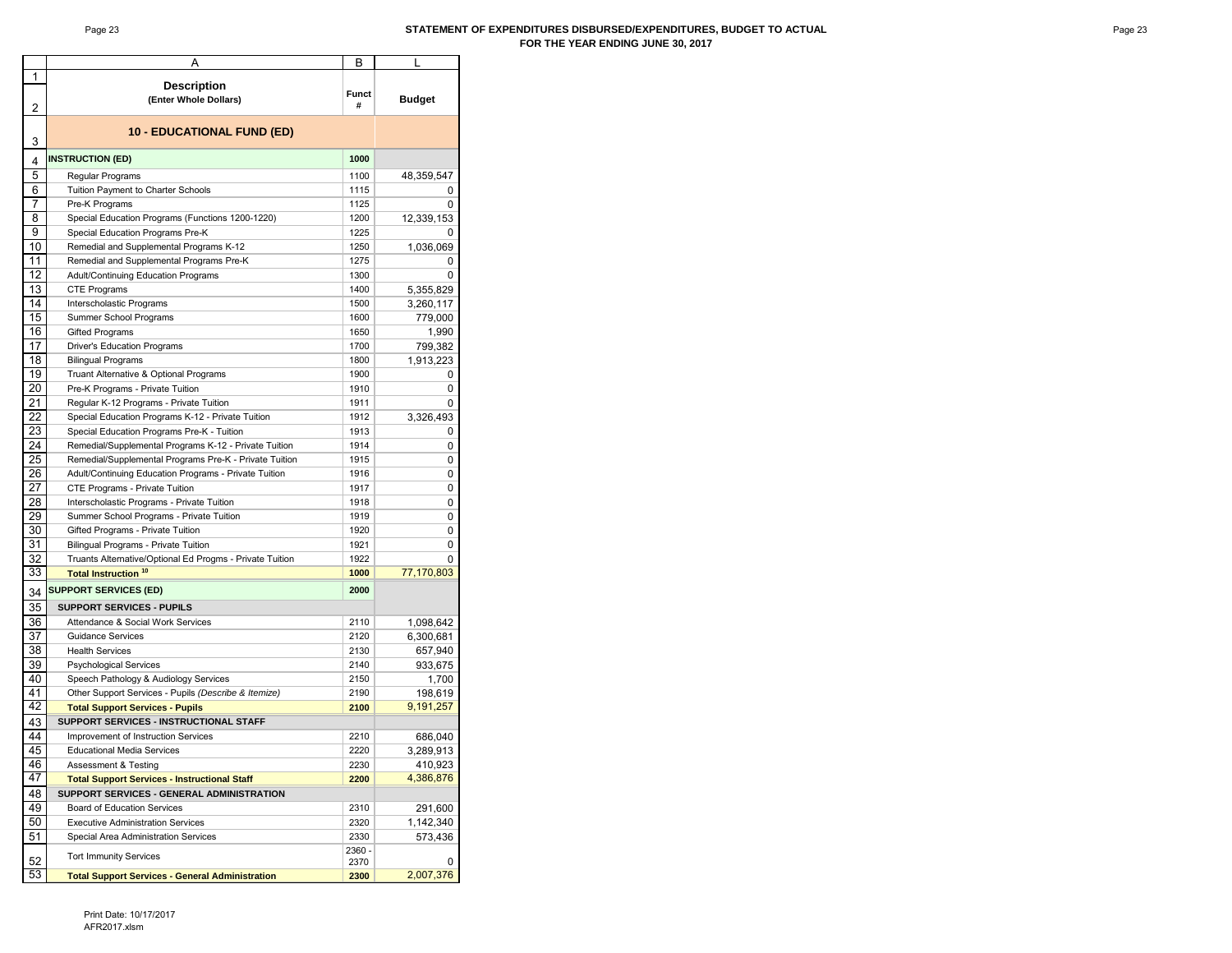## STATEMENT OF EXPENDITURES DISBURSED/EXPENDITURES, BUDGET TO ACTUAL
## FOR THE YEAR ENDING JUNE 30, 2017

| | A | B | L |
|---|---|---|---|
| 1 | **Description** | | |
| 2 | **(Enter Whole Dollars)** | **Funct #** | **Budget** |
| 3 | **10 - EDUCATIONAL FUND (ED)** | | |
| 4 | **INSTRUCTION (ED)** | **1000** | |
| 5 | Regular Programs | 1100 | 48,359,547 |
| 6 | Tuition Payment to Charter Schools | 1115 | 0 |
| 7 | Pre-K Programs | 1125 | 0 |
| 8 | Special Education Programs (Functions 1200-1220) | 1200 | 12,339,153 |
| 9 | Special Education Programs Pre-K | 1225 | 0 |
| 10 | Remedial and Supplemental Programs K-12 | 1250 | 1,036,069 |
| 11 | Remedial and Supplemental Programs Pre-K | 1275 | 0 |
| 12 | Adult/Continuing Education Programs | 1300 | 0 |
| 13 | CTE Programs | 1400 | 5,355,829 |
| 14 | Interscholastic Programs | 1500 | 3,260,117 |
| 15 | Summer School Programs | 1600 | 779,000 |
| 16 | Gifted Programs | 1650 | 1,990 |
| 17 | Driver's Education Programs | 1700 | 799,382 |
| 18 | Bilingual Programs | 1800 | 1,913,223 |
| 19 | Truant Alternative & Optional Programs | 1900 | 0 |
| 20 | Pre-K Programs - Private Tuition | 1910 | 0 |
| 21 | Regular K-12 Programs - Private Tuition | 1911 | 0 |
| 22 | Special Education Programs K-12 - Private Tuition | 1912 | 3,326,493 |
| 23 | Special Education Programs Pre-K - Tuition | 1913 | 0 |
| 24 | Remedial/Supplemental Programs K-12 - Private Tuition | 1914 | 0 |
| 25 | Remedial/Supplemental Programs Pre-K - Private Tuition | 1915 | 0 |
| 26 | Adult/Continuing Education Programs - Private Tuition | 1916 | 0 |
| 27 | CTE Programs - Private Tuition | 1917 | 0 |
| 28 | Interscholastic Programs - Private Tuition | 1918 | 0 |
| 29 | Summer School Programs - Private Tuition | 1919 | 0 |
| 30 | Gifted Programs - Private Tuition | 1920 | 0 |
| 31 | Bilingual Programs - Private Tuition | 1921 | 0 |
| 32 | Truants Alternative/Optional Ed Progms - Private Tuition | 1922 | 0 |
| 33 | **Total Instruction [10]** | **1000** | 77,170,803 |
| 34 | **SUPPORT SERVICES (ED)** | **2000** | |
| 35 | **SUPPORT SERVICES - PUPILS** | | |
| 36 | Attendance & Social Work Services | 2110 | 1,098,642 |
| 37 | Guidance Services | 2120 | 6,300,681 |
| 38 | Health Services | 2130 | 657,940 |
| 39 | Psychological Services | 2140 | 933,675 |
| 40 | Speech Pathology & Audiology Services | 2150 | 1,700 |
| 41 | Other Support Services - Pupils *(Describe & Itemize)* | 2190 | 198,619 |
| 42 | **Total Support Services - Pupils** | **2100** | 9,191,257 |
| 43 | **SUPPORT SERVICES - INSTRUCTIONAL STAFF** | | |
| 44 | Improvement of Instruction Services | 2210 | 686,040 |
| 45 | Educational Media Services | 2220 | 3,289,913 |
| 46 | Assessment & Testing | 2230 | 410,923 |
| 47 | **Total Support Services - Instructional Staff** | **2200** | 4,386,876 |
| 48 | **SUPPORT SERVICES - GENERAL ADMINISTRATION** | | |
| 49 | Board of Education Services | 2310 | 291,600 |
| 50 | Executive Administration Services | 2320 | 1,142,340 |
| 51 | Special Area Administration Services | 2330 | 573,436 |
| 52 | Tort Immunity Services | 2360 - 2370 | 0 |
| 53 | **Total Support Services - General Administration** | **2300** | 2,007,376 |

Print Date: 10/17/2017
AFR2017.xlsm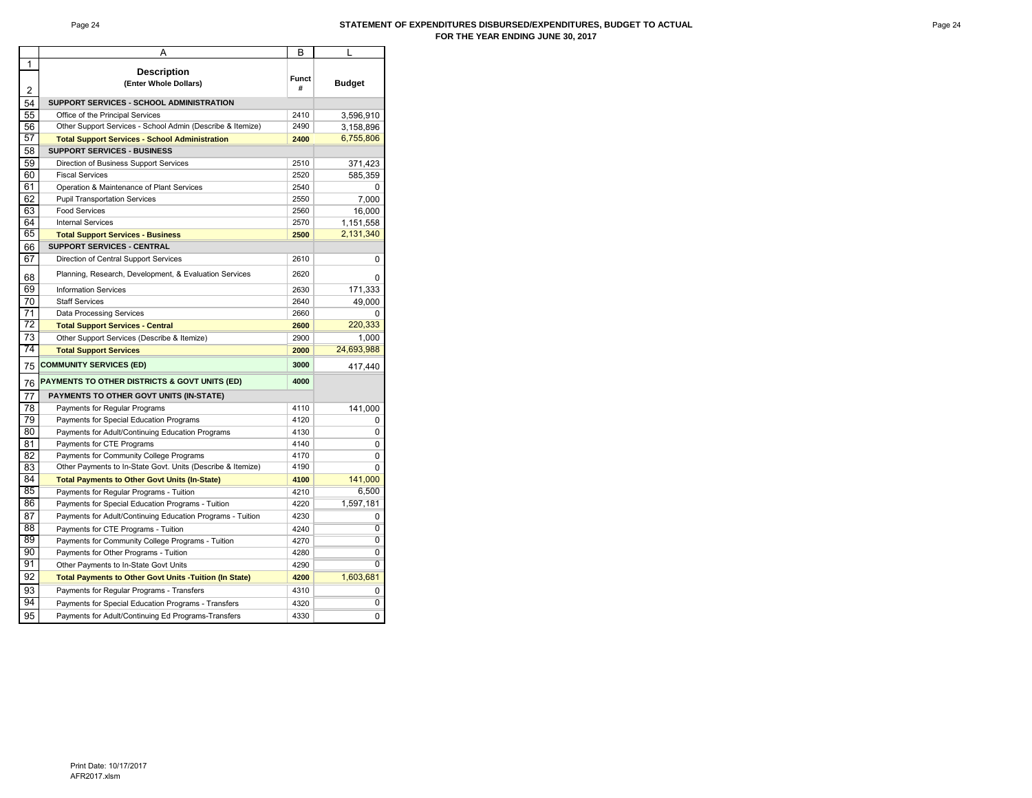## STATEMENT OF EXPENDITURES DISBURSED/EXPENDITURES, BUDGET TO ACTUAL
## FOR THE YEAR ENDING JUNE 30, 2017

| | A | B | L |
|---|---|---|---|
| 1 | **Description** (Enter Whole Dollars) | **Funct #** | **Budget** |
| 2 | | | |
| 54 | **SUPPORT SERVICES - SCHOOL ADMINISTRATION** | | |
| 55 | Office of the Principal Services | 2410 | 3,596,910 |
| 56 | Other Support Services - School Admin (Describe & Itemize) | 2490 | 3,158,896 |
| 57 | **Total Support Services - School Administration** | **2400** | 6,755,806 |
| 58 | **SUPPORT SERVICES - BUSINESS** | | |
| 59 | Direction of Business Support Services | 2510 | 371,423 |
| 60 | Fiscal Services | 2520 | 585,359 |
| 61 | Operation & Maintenance of Plant Services | 2540 | 0 |
| 62 | Pupil Transportation Services | 2550 | 7,000 |
| 63 | Food Services | 2560 | 16,000 |
| 64 | Internal Services | 2570 | 1,151,558 |
| 65 | **Total Support Services - Business** | **2500** | 2,131,340 |
| 66 | **SUPPORT SERVICES - CENTRAL** | | |
| 67 | Direction of Central Support Services | 2610 | 0 |
| 68 | Planning, Research, Development, & Evaluation Services | 2620 | 0 |
| 69 | Information Services | 2630 | 171,333 |
| 70 | Staff Services | 2640 | 49,000 |
| 71 | Data Processing Services | 2660 | 0 |
| 72 | **Total Support Services - Central** | **2600** | 220,333 |
| 73 | Other Support Services (Describe & Itemize) | 2900 | 1,000 |
| 74 | **Total Support Services** | **2000** | 24,693,988 |
| 75 | **COMMUNITY SERVICES (ED)** | **3000** | 417,440 |
| 76 | **PAYMENTS TO OTHER DISTRICTS & GOVT UNITS (ED)** | **4000** | |
| 77 | **PAYMENTS TO OTHER GOVT UNITS (IN-STATE)** | | |
| 78 | Payments for Regular Programs | 4110 | 141,000 |
| 79 | Payments for Special Education Programs | 4120 | 0 |
| 80 | Payments for Adult/Continuing Education Programs | 4130 | 0 |
| 81 | Payments for CTE Programs | 4140 | 0 |
| 82 | Payments for Community College Programs | 4170 | 0 |
| 83 | Other Payments to In-State Govt. Units (Describe & Itemize) | 4190 | 0 |
| 84 | **Total Payments to Other Govt Units (In-State)** | **4100** | 141,000 |
| 85 | Payments for Regular Programs - Tuition | 4210 | 6,500 |
| 86 | Payments for Special Education Programs - Tuition | 4220 | 1,597,181 |
| 87 | Payments for Adult/Continuing Education Programs - Tuition | 4230 | 0 |
| 88 | Payments for CTE Programs - Tuition | 4240 | 0 |
| 89 | Payments for Community College Programs - Tuition | 4270 | 0 |
| 90 | Payments for Other Programs - Tuition | 4280 | 0 |
| 91 | Other Payments to In-State Govt Units | 4290 | 0 |
| 92 | **Total Payments to Other Govt Units -Tuition (In State)** | **4200** | 1,603,681 |
| 93 | Payments for Regular Programs - Transfers | 4310 | 0 |
| 94 | Payments for Special Education Programs - Transfers | 4320 | 0 |
| 95 | Payments for Adult/Continuing Ed Programs-Transfers | 4330 | 0 |

Print Date: 10/17/2017
AFR2017.xlsm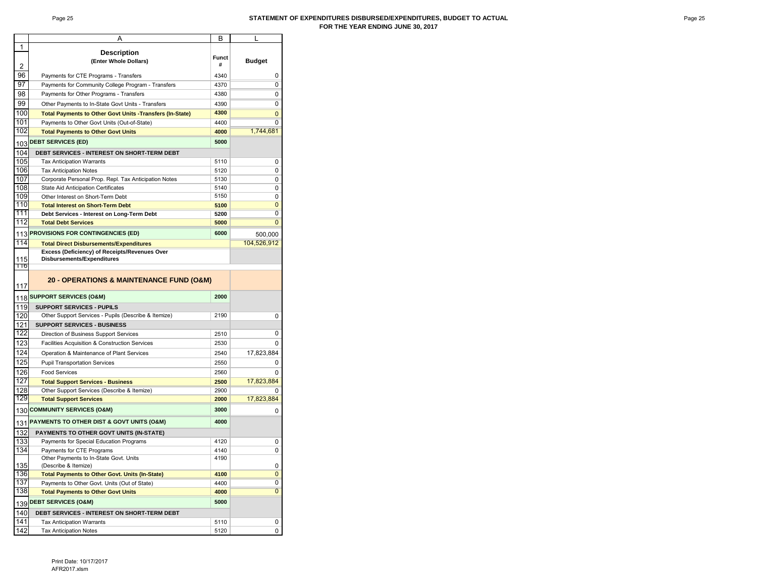# STATEMENT OF EXPENDITURES DISBURSED/EXPENDITURES, BUDGET TO ACTUAL
## FOR THE YEAR ENDING JUNE 30, 2017

| | A | B | L |
|---|---|---|---|
| 1 | **Description** | | |
| 2 | **(Enter Whole Dollars)** | **Funct #** | **Budget** |
| 96 | Payments for CTE Programs - Transfers | 4340 | 0 |
| 97 | Payments for Community College Program - Transfers | 4370 | 0 |
| 98 | Payments for Other Programs - Transfers | 4380 | 0 |
| 99 | Other Payments to In-State Govt Units - Transfers | 4390 | 0 |
| 100 | **Total Payments to Other Govt Units -Transfers (In-State)** | **4300** | 0 |
| 101 | Payments to Other Govt Units (Out-of-State) | 4400 | 0 |
| 102 | **Total Payments to Other Govt Units** | **4000** | 1,744,681 |
| 103 | **DEBT SERVICES (ED)** | **5000** | |
| 104 | **DEBT SERVICES - INTEREST ON SHORT-TERM DEBT** | | |
| 105 | Tax Anticipation Warrants | 5110 | 0 |
| 106 | Tax Anticipation Notes | 5120 | 0 |
| 107 | Corporate Personal Prop. Repl. Tax Anticipation Notes | 5130 | 0 |
| 108 | State Aid Anticipation Certificates | 5140 | 0 |
| 109 | Other Interest on Short-Term Debt | 5150 | 0 |
| 110 | **Total Interest on Short-Term Debt** | **5100** | 0 |
| 111 | **Debt Services - Interest on Long-Term Debt** | **5200** | 0 |
| 112 | **Total Debt Services** | **5000** | 0 |
| 113 | **PROVISIONS FOR CONTINGENCIES (ED)** | **6000** | 500,000 |
| 114 | **Total Direct Disbursements/Expenditures** | | 104,526,912 |
| 115 | **Excess (Deficiency) of Receipts/Revenues Over Disbursements/Expenditures** | | |
| 116 | | | |
| 117 | **20 - OPERATIONS & MAINTENANCE FUND (O&M)** | | |
| 118 | **SUPPORT SERVICES (O&M)** | **2000** | |
| 119 | **SUPPORT SERVICES - PUPILS** | | |
| 120 | Other Support Services - Pupils (Describe & Itemize) | 2190 | 0 |
| 121 | **SUPPORT SERVICES - BUSINESS** | | |
| 122 | Direction of Business Support Services | 2510 | 0 |
| 123 | Facilities Acquisition & Construction Services | 2530 | 0 |
| 124 | Operation & Maintenance of Plant Services | 2540 | 17,823,884 |
| 125 | Pupil Transportation Services | 2550 | 0 |
| 126 | Food Services | 2560 | 0 |
| 127 | **Total Support Services - Business** | **2500** | 17,823,884 |
| 128 | Other Support Services (Describe & Itemize) | 2900 | 0 |
| 129 | **Total Support Services** | **2000** | 17,823,884 |
| 130 | **COMMUNITY SERVICES (O&M)** | **3000** | 0 |
| 131 | **PAYMENTS TO OTHER DIST & GOVT UNITS (O&M)** | **4000** | |
| 132 | **PAYMENTS TO OTHER GOVT UNITS (IN-STATE)** | | |
| 133 | Payments for Special Education Programs | 4120 | 0 |
| 134 | Payments for CTE Programs | 4140 | 0 |
| 135 | Other Payments to In-State Govt. Units (Describe & Itemize) | 4190 | 0 |
| 136 | **Total Payments to Other Govt. Units (In-State)** | **4100** | 0 |
| 137 | Payments to Other Govt. Units (Out of State) | 4400 | 0 |
| 138 | **Total Payments to Other Govt Units** | **4000** | 0 |
| 139 | **DEBT SERVICES (O&M)** | **5000** | |
| 140 | **DEBT SERVICES - INTEREST ON SHORT-TERM DEBT** | | |
| 141 | Tax Anticipation Warrants | 5110 | 0 |
| 142 | Tax Anticipation Notes | 5120 | 0 |

Print Date: 10/17/2017
AFR2017.xlsm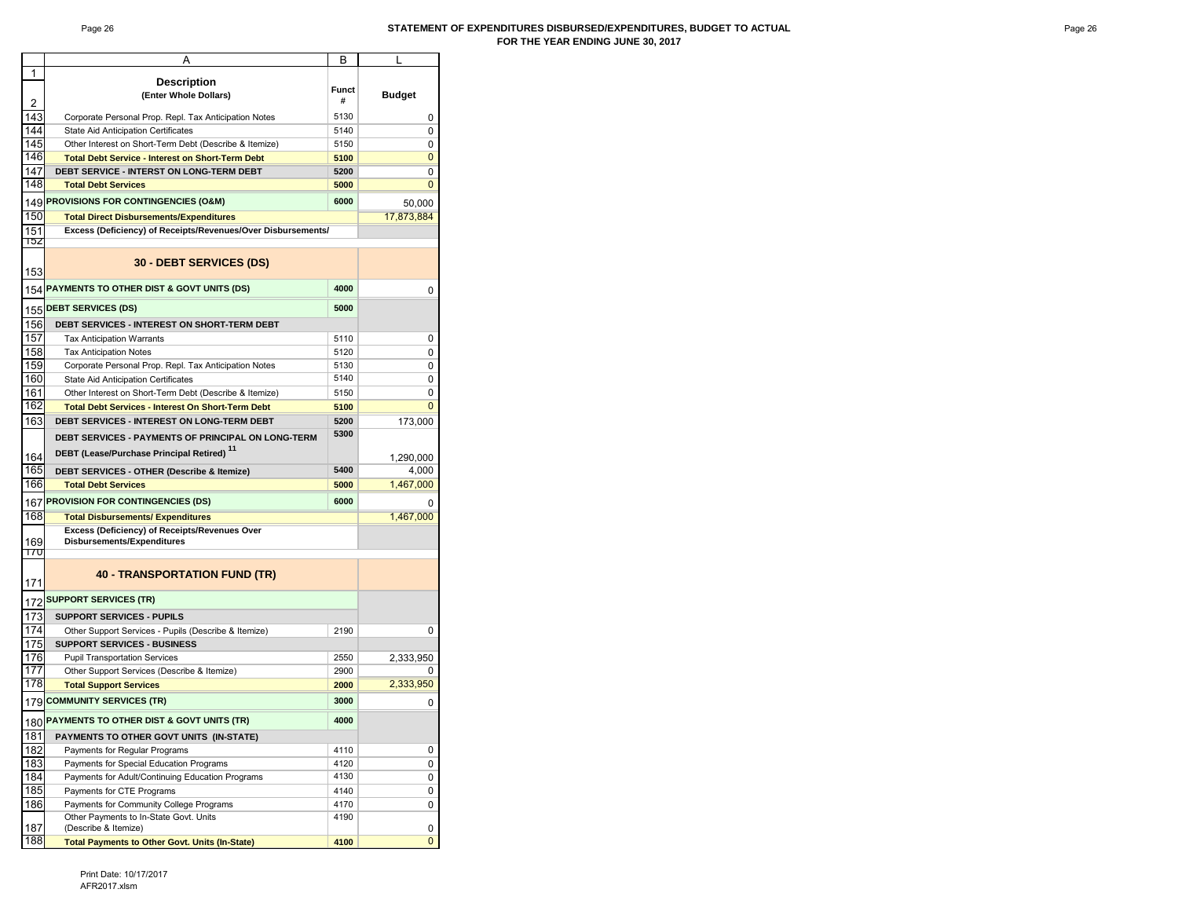## STATEMENT OF EXPENDITURES DISBURSED/EXPENDITURES, BUDGET TO ACTUAL
## FOR THE YEAR ENDING JUNE 30, 2017

| | A | B | L |
|---|---|---|---|
| 1 | **Description** | **Funct #** | **Budget** |
| 2 | **(Enter Whole Dollars)** | | |
| 143 | Corporate Personal Prop. Repl. Tax Anticipation Notes | 5130 | 0 |
| 144 | State Aid Anticipation Certificates | 5140 | 0 |
| 145 | Other Interest on Short-Term Debt (Describe & Itemize) | 5150 | 0 |
| 146 | **Total Debt Service - Interest on Short-Term Debt** | **5100** | 0 |
| 147 | **DEBT SERVICE - INTERST ON LONG-TERM DEBT** | **5200** | 0 |
| 148 | **Total Debt Services** | **5000** | 0 |
| 149 | **PROVISIONS FOR CONTINGENCIES (O&M)** | **6000** | 50,000 |
| 150 | **Total Direct Disbursements/Expenditures** | | 17,873,884 |
| 151 | **Excess (Deficiency) of Receipts/Revenues/Over Disbursements/** | | |
| 152 | | | |
| 153 | **30 - DEBT SERVICES (DS)** | | |
| 154 | **PAYMENTS TO OTHER DIST & GOVT UNITS (DS)** | **4000** | 0 |
| 155 | **DEBT SERVICES (DS)** | **5000** | |
| 156 | **DEBT SERVICES - INTEREST ON SHORT-TERM DEBT** | | |
| 157 | Tax Anticipation Warrants | 5110 | 0 |
| 158 | Tax Anticipation Notes | 5120 | 0 |
| 159 | Corporate Personal Prop. Repl. Tax Anticipation Notes | 5130 | 0 |
| 160 | State Aid Anticipation Certificates | 5140 | 0 |
| 161 | Other Interest on Short-Term Debt (Describe & Itemize) | 5150 | 0 |
| 162 | **Total Debt Services - Interest On Short-Term Debt** | **5100** | 0 |
| 163 | **DEBT SERVICES - INTEREST ON LONG-TERM DEBT** | **5200** | 173,000 |
| 164 | **DEBT SERVICES - PAYMENTS OF PRINCIPAL ON LONG-TERM DEBT (Lease/Purchase Principal Retired)** [11] | **5300** | 1,290,000 |
| 165 | **DEBT SERVICES - OTHER (Describe & Itemize)** | **5400** | 4,000 |
| 166 | **Total Debt Services** | **5000** | 1,467,000 |
| 167 | **PROVISION FOR CONTINGENCIES (DS)** | **6000** | 0 |
| 168 | **Total Disbursements/ Expenditures** | | 1,467,000 |
| 169 | **Excess (Deficiency) of Receipts/Revenues Over Disbursements/Expenditures** | | |
| 170 | | | |
| 171 | **40 - TRANSPORTATION FUND (TR)** | | |
| 172 | **SUPPORT SERVICES (TR)** | | |
| 173 | **SUPPORT SERVICES - PUPILS** | | |
| 174 | Other Support Services - Pupils (Describe & Itemize) | 2190 | 0 |
| 175 | **SUPPORT SERVICES - BUSINESS** | | |
| 176 | Pupil Transportation Services | 2550 | 2,333,950 |
| 177 | Other Support Services (Describe & Itemize) | 2900 | 0 |
| 178 | **Total Support Services** | **2000** | 2,333,950 |
| 179 | **COMMUNITY SERVICES (TR)** | **3000** | 0 |
| 180 | **PAYMENTS TO OTHER DIST & GOVT UNITS (TR)** | **4000** | |
| 181 | **PAYMENTS TO OTHER GOVT UNITS (IN-STATE)** | | |
| 182 | Payments for Regular Programs | 4110 | 0 |
| 183 | Payments for Special Education Programs | 4120 | 0 |
| 184 | Payments for Adult/Continuing Education Programs | 4130 | 0 |
| 185 | Payments for CTE Programs | 4140 | 0 |
| 186 | Payments for Community College Programs | 4170 | 0 |
| 187 | Other Payments to In-State Govt. Units (Describe & Itemize) | 4190 | 0 |
| 188 | **Total Payments to Other Govt. Units (In-State)** | **4100** | 0 |

Print Date: 10/17/2017
AFR2017.xlsm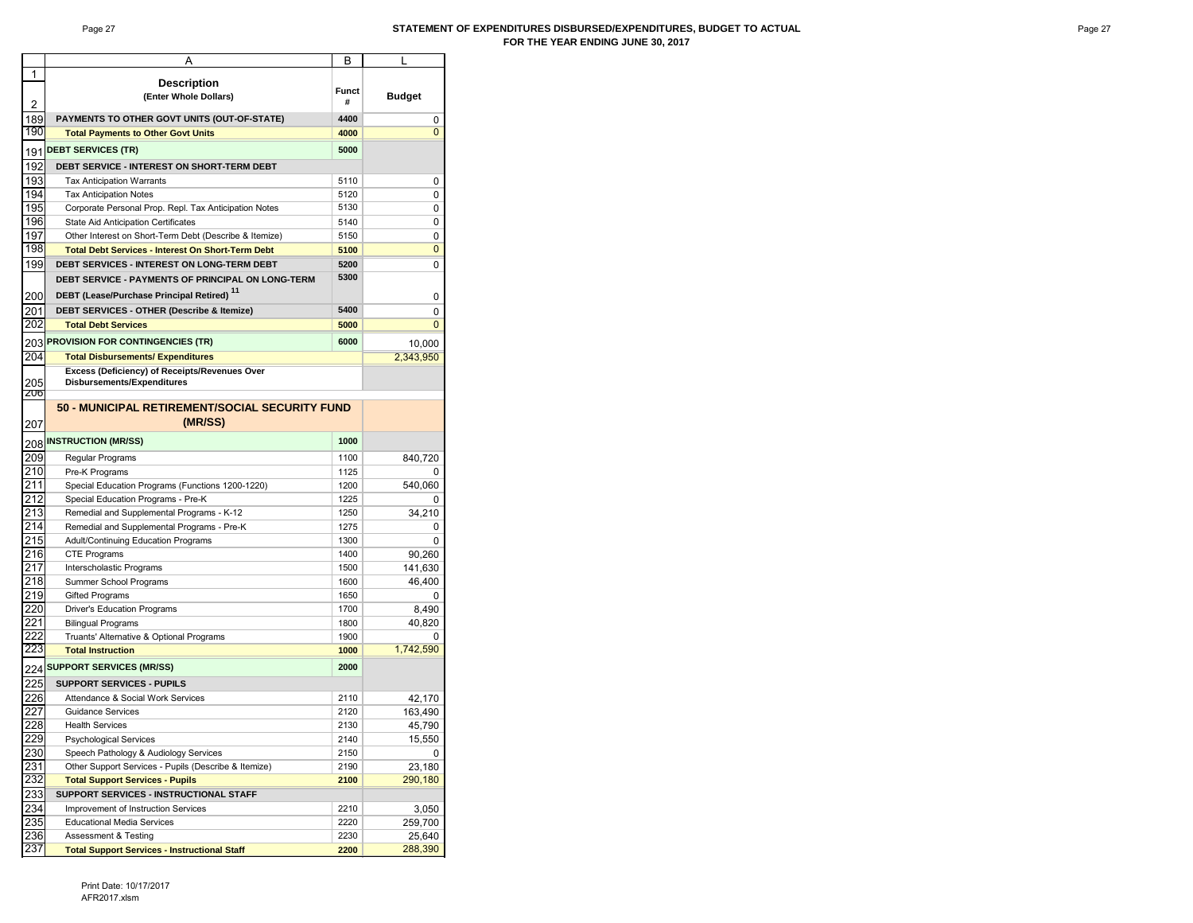## STATEMENT OF EXPENDITURES DISBURSED/EXPENDITURES, BUDGET TO ACTUAL
## FOR THE YEAR ENDING JUNE 30, 2017

| | A | B | L |
|---|---|---|---|
| 1 | **Description** | | |
| 2 | **(Enter Whole Dollars)** | **Funct #** | **Budget** |
| 189 | **PAYMENTS TO OTHER GOVT UNITS (OUT-OF-STATE)** | **4400** | 0 |
| 190 | **Total Payments to Other Govt Units** | **4000** | 0 |
| 191 | **DEBT SERVICES (TR)** | **5000** | |
| 192 | **DEBT SERVICE - INTEREST ON SHORT-TERM DEBT** | | |
| 193 | Tax Anticipation Warrants | 5110 | 0 |
| 194 | Tax Anticipation Notes | 5120 | 0 |
| 195 | Corporate Personal Prop. Repl. Tax Anticipation Notes | 5130 | 0 |
| 196 | State Aid Anticipation Certificates | 5140 | 0 |
| 197 | Other Interest on Short-Term Debt (Describe & Itemize) | 5150 | 0 |
| 198 | **Total Debt Services - Interest On Short-Term Debt** | **5100** | 0 |
| 199 | **DEBT SERVICES - INTEREST ON LONG-TERM DEBT** | **5200** | 0 |
| 200 | **DEBT SERVICE - PAYMENTS OF PRINCIPAL ON LONG-TERM DEBT (Lease/Purchase Principal Retired)** [11] | **5300** | 0 |
| 201 | **DEBT SERVICES - OTHER (Describe & Itemize)** | **5400** | 0 |
| 202 | **Total Debt Services** | **5000** | 0 |
| 203 | **PROVISION FOR CONTINGENCIES (TR)** | **6000** | 10,000 |
| 204 | **Total Disbursements/ Expenditures** | | 2,343,950 |
| 205 | **Excess (Deficiency) of Receipts/Revenues Over Disbursements/Expenditures** | | |
| 206 | | | |
| 207 | **50 - MUNICIPAL RETIREMENT/SOCIAL SECURITY FUND (MR/SS)** | | |
| 208 | **INSTRUCTION (MR/SS)** | **1000** | |
| 209 | Regular Programs | 1100 | 840,720 |
| 210 | Pre-K Programs | 1125 | 0 |
| 211 | Special Education Programs (Functions 1200-1220) | 1200 | 540,060 |
| 212 | Special Education Programs - Pre-K | 1225 | 0 |
| 213 | Remedial and Supplemental Programs - K-12 | 1250 | 34,210 |
| 214 | Remedial and Supplemental Programs - Pre-K | 1275 | 0 |
| 215 | Adult/Continuing Education Programs | 1300 | 0 |
| 216 | CTE Programs | 1400 | 90,260 |
| 217 | Interscholastic Programs | 1500 | 141,630 |
| 218 | Summer School Programs | 1600 | 46,400 |
| 219 | Gifted Programs | 1650 | 0 |
| 220 | Driver's Education Programs | 1700 | 8,490 |
| 221 | Bilingual Programs | 1800 | 40,820 |
| 222 | Truants' Alternative & Optional Programs | 1900 | 0 |
| 223 | **Total Instruction** | **1000** | 1,742,590 |
| 224 | **SUPPORT SERVICES (MR/SS)** | **2000** | |
| 225 | **SUPPORT SERVICES - PUPILS** | | |
| 226 | Attendance & Social Work Services | 2110 | 42,170 |
| 227 | Guidance Services | 2120 | 163,490 |
| 228 | Health Services | 2130 | 45,790 |
| 229 | Psychological Services | 2140 | 15,550 |
| 230 | Speech Pathology & Audiology Services | 2150 | 0 |
| 231 | Other Support Services - Pupils (Describe & Itemize) | 2190 | 23,180 |
| 232 | **Total Support Services - Pupils** | **2100** | 290,180 |
| 233 | **SUPPORT SERVICES - INSTRUCTIONAL STAFF** | | |
| 234 | Improvement of Instruction Services | 2210 | 3,050 |
| 235 | Educational Media Services | 2220 | 259,700 |
| 236 | Assessment & Testing | 2230 | 25,640 |
| 237 | **Total Support Services - Instructional Staff** | **2200** | 288,390 |

Print Date: 10/17/2017
AFR2017.xlsm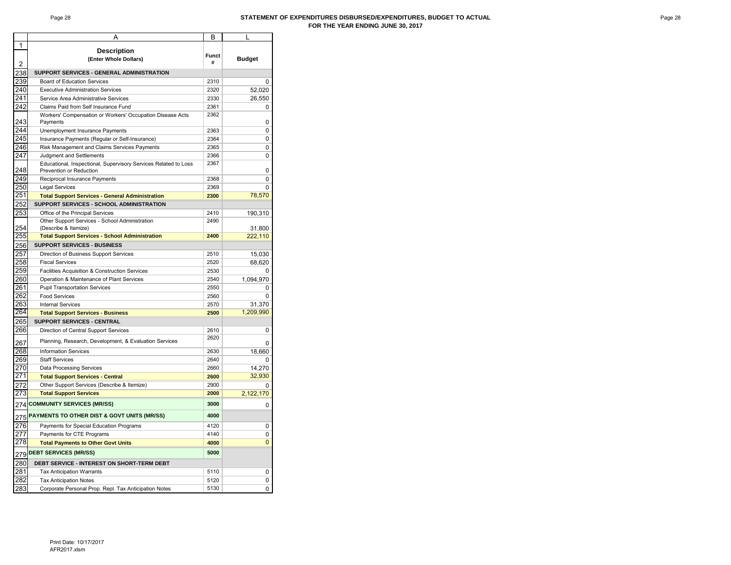# STATEMENT OF EXPENDITURES DISBURSED/EXPENDITURES, BUDGET TO ACTUAL
## FOR THE YEAR ENDING JUNE 30, 2017

| | A | B | L |
|---|---|---|---|
| 1<br>2 | **Description**<br>**(Enter Whole Dollars)** | **Funct #** | **Budget** |
| 238 | **SUPPORT SERVICES - GENERAL ADMINISTRATION** | | |
| 239 | Board of Education Services | 2310 | 0 |
| 240 | Executive Administration Services | 2320 | 52,020 |
| 241 | Service Area Administrative Services | 2330 | 26,550 |
| 242 | Claims Paid from Self Insurance Fund | 2361 | 0 |
| 243 | Workers' Compensation or Workers' Occupation Disease Acts Payments | 2362 | 0 |
| 244 | Unemployment Insurance Payments | 2363 | 0 |
| 245 | Insurance Payments (Regular or Self-Insurance) | 2364 | 0 |
| 246 | Risk Management and Claims Services Payments | 2365 | 0 |
| 247 | Judgment and Settlements | 2366 | 0 |
| 248 | Educational, Inspectional, Supervisory Services Related to Loss Prevention or Reduction | 2367 | 0 |
| 249 | Reciprocal Insurance Payments | 2368 | 0 |
| 250 | Legal Services | 2369 | 0 |
| 251 | **Total Support Services - General Administration** | **2300** | 78,570 |
| 252 | **SUPPORT SERVICES - SCHOOL ADMINISTRATION** | | |
| 253 | Office of the Principal Services | 2410 | 190,310 |
| 254 | Other Support Services - School Administration (Describe & Itemize) | 2490 | 31,800 |
| 255 | **Total Support Services - School Administration** | **2400** | 222,110 |
| 256 | **SUPPORT SERVICES - BUSINESS** | | |
| 257 | Direction of Business Support Services | 2510 | 15,030 |
| 258 | Fiscal Services | 2520 | 68,620 |
| 259 | Facilities Acquisition & Construction Services | 2530 | 0 |
| 260 | Operation & Maintenance of Plant Services | 2540 | 1,094,970 |
| 261 | Pupil Transportation Services | 2550 | 0 |
| 262 | Food Services | 2560 | 0 |
| 263 | Internal Services | 2570 | 31,370 |
| 264 | **Total Support Services - Business** | **2500** | 1,209,990 |
| 265 | **SUPPORT SERVICES - CENTRAL** | | |
| 266 | Direction of Central Support Services | 2610 | 0 |
| 267 | Planning, Research, Development, & Evaluation Services | 2620 | 0 |
| 268 | Information Services | 2630 | 18,660 |
| 269 | Staff Services | 2640 | 0 |
| 270 | Data Processing Services | 2660 | 14,270 |
| 271 | **Total Support Services - Central** | **2600** | 32,930 |
| 272 | Other Support Services (Describe & Itemize) | 2900 | 0 |
| 273 | **Total Support Services** | **2000** | 2,122,170 |
| 274 | **COMMUNITY SERVICES (MR/SS)** | **3000** | 0 |
| 275 | **PAYMENTS TO OTHER DIST & GOVT UNITS (MR/SS)** | **4000** | |
| 276 | Payments for Special Education Programs | 4120 | 0 |
| 277 | Payments for CTE Programs | 4140 | 0 |
| 278 | **Total Payments to Other Govt Units** | **4000** | 0 |
| 279 | **DEBT SERVICES (MR/SS)** | **5000** | |
| 280 | **DEBT SERVICE - INTEREST ON SHORT-TERM DEBT** | | |
| 281 | Tax Anticipation Warrants | 5110 | 0 |
| 282 | Tax Anticipation Notes | 5120 | 0 |
| 283 | Corporate Personal Prop. Repl. Tax Anticipation Notes | 5130 | 0 |

Print Date: 10/17/2017
AFR2017.xlsm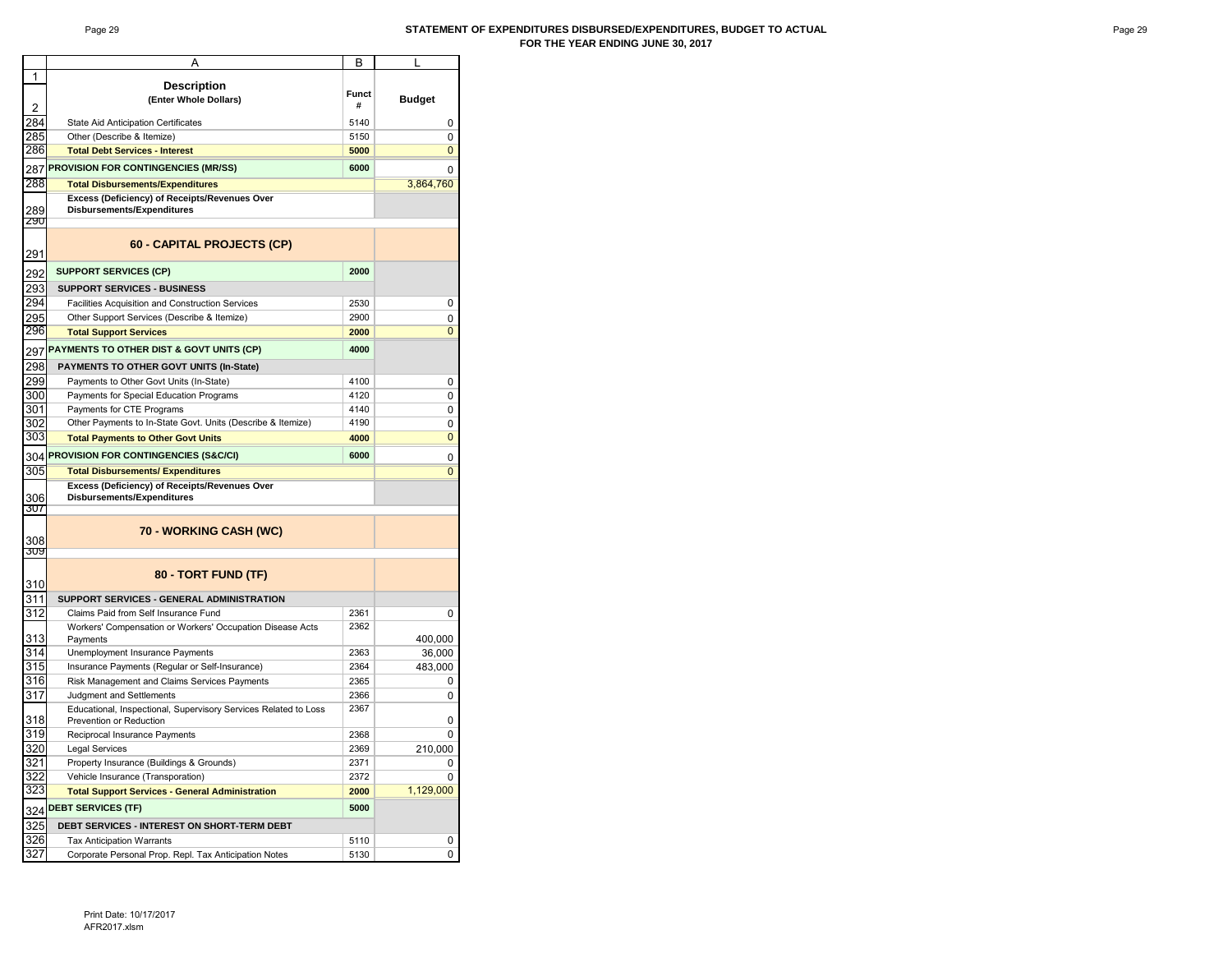# STATEMENT OF EXPENDITURES DISBURSED/EXPENDITURES, BUDGET TO ACTUAL
## FOR THE YEAR ENDING JUNE 30, 2017

| | A | B | L |
|---|---|---|---|
| 1 | **Description** (Enter Whole Dollars) | **Funct #** | **Budget** |
| 2 | | | |
| 284 | State Aid Anticipation Certificates | 5140 | 0 |
| 285 | Other (Describe & Itemize) | 5150 | 0 |
| 286 | **Total Debt Services - Interest** | **5000** | 0 |
| 287 | **PROVISION FOR CONTINGENCIES (MR/SS)** | **6000** | 0 |
| 288 | **Total Disbursements/Expenditures** | | 3,864,760 |
| 289 | **Excess (Deficiency) of Receipts/Revenues Over Disbursements/Expenditures** | | |
| 290 | | | |
| 291 | **60 - CAPITAL PROJECTS (CP)** | | |
| 292 | **SUPPORT SERVICES (CP)** | **2000** | |
| 293 | **SUPPORT SERVICES - BUSINESS** | | |
| 294 | Facilities Acquisition and Construction Services | 2530 | 0 |
| 295 | Other Support Services (Describe & Itemize) | 2900 | 0 |
| 296 | **Total Support Services** | **2000** | 0 |
| 297 | **PAYMENTS TO OTHER DIST & GOVT UNITS (CP)** | **4000** | |
| 298 | **PAYMENTS TO OTHER GOVT UNITS (In-State)** | | |
| 299 | Payments to Other Govt Units (In-State) | 4100 | 0 |
| 300 | Payments for Special Education Programs | 4120 | 0 |
| 301 | Payments for CTE Programs | 4140 | 0 |
| 302 | Other Payments to In-State Govt. Units (Describe & Itemize) | 4190 | 0 |
| 303 | **Total Payments to Other Govt Units** | **4000** | 0 |
| 304 | **PROVISION FOR CONTINGENCIES (S&C/CI)** | **6000** | 0 |
| 305 | **Total Disbursements/ Expenditures** | | 0 |
| 306 | **Excess (Deficiency) of Receipts/Revenues Over Disbursements/Expenditures** | | |
| 307 | | | |
| 308 | **70 - WORKING CASH (WC)** | | |
| 309 | | | |
| 310 | **80 - TORT FUND (TF)** | | |
| 311 | **SUPPORT SERVICES - GENERAL ADMINISTRATION** | | |
| 312 | Claims Paid from Self Insurance Fund | 2361 | 0 |
| 313 | Workers' Compensation or Workers' Occupation Disease Acts Payments | 2362 | 400,000 |
| 314 | Unemployment Insurance Payments | 2363 | 36,000 |
| 315 | Insurance Payments (Regular or Self-Insurance) | 2364 | 483,000 |
| 316 | Risk Management and Claims Services Payments | 2365 | 0 |
| 317 | Judgment and Settlements | 2366 | 0 |
| 318 | Educational, Inspectional, Supervisory Services Related to Loss Prevention or Reduction | 2367 | 0 |
| 319 | Reciprocal Insurance Payments | 2368 | 0 |
| 320 | Legal Services | 2369 | 210,000 |
| 321 | Property Insurance (Buildings & Grounds) | 2371 | 0 |
| 322 | Vehicle Insurance (Transporation) | 2372 | 0 |
| 323 | **Total Support Services - General Administration** | **2000** | 1,129,000 |
| 324 | **DEBT SERVICES (TF)** | **5000** | |
| 325 | **DEBT SERVICES - INTEREST ON SHORT-TERM DEBT** | | |
| 326 | Tax Anticipation Warrants | 5110 | 0 |
| 327 | Corporate Personal Prop. Repl. Tax Anticipation Notes | 5130 | 0 |

Print Date: 10/17/2017
AFR2017.xlsm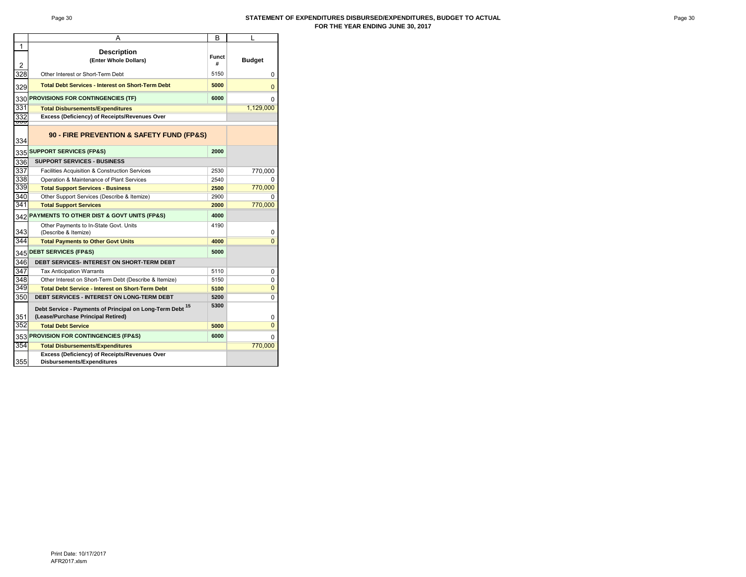**STATEMENT OF EXPENDITURES DISBURSED/EXPENDITURES, BUDGET TO ACTUAL**
**FOR THE YEAR ENDING JUNE 30, 2017**

| | A | B | L |
|---|---|---|---|
| 1 | **Description** | **Funct #** | **Budget** |
| 2 | (Enter Whole Dollars) | | |
| 328 | Other Interest or Short-Term Debt | 5150 | 0 |
| 329 | **Total Debt Services - Interest on Short-Term Debt** | **5000** | 0 |
| 330 | **PROVISIONS FOR CONTINGENCIES (TF)** | **6000** | 0 |
| 331 | **Total Disbursements/Expenditures** | | 1,129,000 |
| 332 | **Excess (Deficiency) of Receipts/Revenues Over** | | |
| 334 | **90 - FIRE PREVENTION & SAFETY FUND (FP&S)** | | |
| 335 | **SUPPORT SERVICES (FP&S)** | **2000** | |
| 336 | **SUPPORT SERVICES - BUSINESS** | | |
| 337 | Facilities Acquisition & Construction Services | 2530 | 770,000 |
| 338 | Operation & Maintenance of Plant Services | 2540 | 0 |
| 339 | **Total Support Services - Business** | **2500** | 770,000 |
| 340 | Other Support Services (Describe & Itemize) | 2900 | 0 |
| 341 | **Total Support Services** | **2000** | 770,000 |
| 342 | **PAYMENTS TO OTHER DIST & GOVT UNITS (FP&S)** | **4000** | |
| 343 | Other Payments to In-State Govt. Units (Describe & Itemize) | 4190 | 0 |
| 344 | **Total Payments to Other Govt Units** | **4000** | 0 |
| 345 | **DEBT SERVICES (FP&S)** | **5000** | |
| 346 | **DEBT SERVICES- INTEREST ON SHORT-TERM DEBT** | | |
| 347 | Tax Anticipation Warrants | 5110 | 0 |
| 348 | Other Interest on Short-Term Debt (Describe & Itemize) | 5150 | 0 |
| 349 | **Total Debt Service - Interest on Short-Term Debt** | **5100** | 0 |
| 350 | **DEBT SERVICES - INTEREST ON LONG-TERM DEBT** | **5200** | 0 |
| 351 | **Debt Service - Payments of Principal on Long-Term Debt [15] (Lease/Purchase Principal Retired)** | **5300** | 0 |
| 352 | **Total Debt Service** | **5000** | 0 |
| 353 | **PROVISION FOR CONTINGENCIES (FP&S)** | **6000** | 0 |
| 354 | **Total Disbursements/Expenditures** | | 770,000 |
| 355 | **Excess (Deficiency) of Receipts/Revenues Over Disbursements/Expenditures** | | |

Print Date: 10/17/2017
AFR2017.xlsm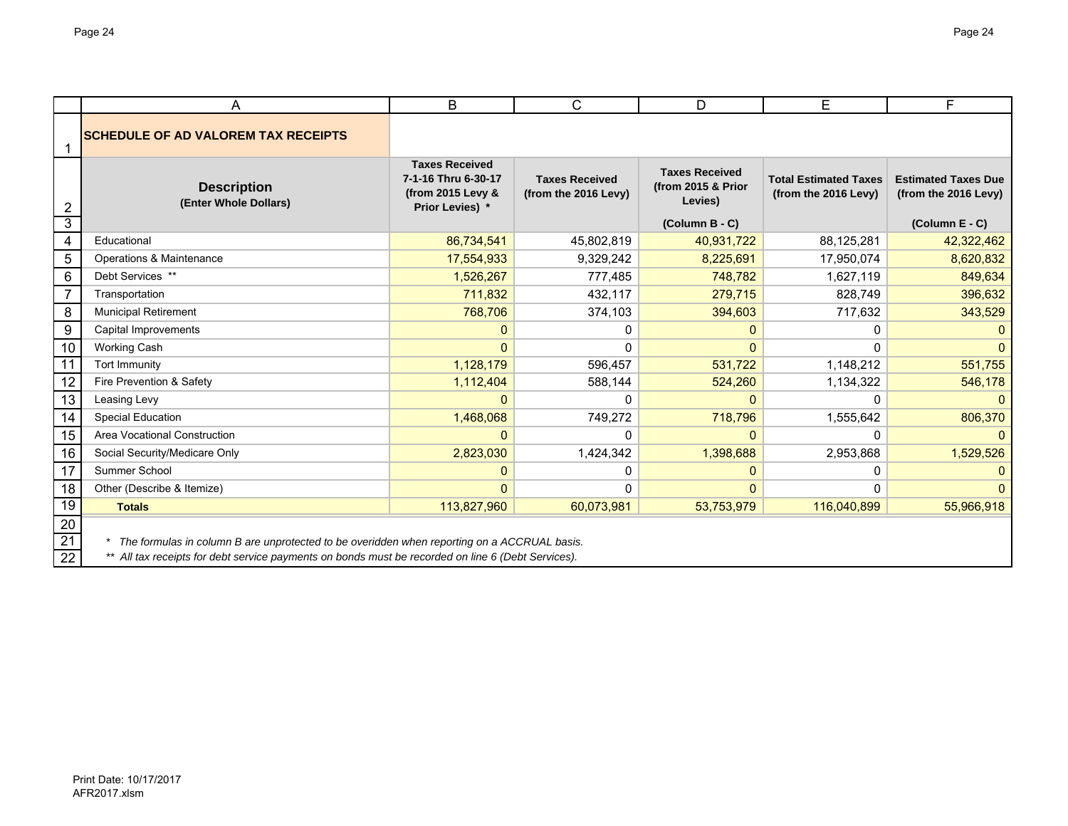## SCHEDULE OF AD VALOREM TAX RECEIPTS

| Description (Enter Whole Dollars) | Taxes Received 7-1-16 Thru 6-30-17 (from 2015 Levy & Prior Levies) * | Taxes Received (from the 2016 Levy) | Taxes Received (from 2015 & Prior Levies) (Column B - C) | Total Estimated Taxes (from the 2016 Levy) | Estimated Taxes Due (from the 2016 Levy) (Column E - C) |
|---|---|---|---|---|---|
| Educational | 86,734,541 | 45,802,819 | 40,931,722 | 88,125,281 | 42,322,462 |
| Operations & Maintenance | 17,554,933 | 9,329,242 | 8,225,691 | 17,950,074 | 8,620,832 |
| Debt Services ** | 1,526,267 | 777,485 | 748,782 | 1,627,119 | 849,634 |
| Transportation | 711,832 | 432,117 | 279,715 | 828,749 | 396,632 |
| Municipal Retirement | 768,706 | 374,103 | 394,603 | 717,632 | 343,529 |
| Capital Improvements | 0 | 0 | 0 | 0 | 0 |
| Working Cash | 0 | 0 | 0 | 0 | 0 |
| Tort Immunity | 1,128,179 | 596,457 | 531,722 | 1,148,212 | 551,755 |
| Fire Prevention & Safety | 1,112,404 | 588,144 | 524,260 | 1,134,322 | 546,178 |
| Leasing Levy | 0 | 0 | 0 | 0 | 0 |
| Special Education | 1,468,068 | 749,272 | 718,796 | 1,555,642 | 806,370 |
| Area Vocational Construction | 0 | 0 | 0 | 0 | 0 |
| Social Security/Medicare Only | 2,823,030 | 1,424,342 | 1,398,688 | 2,953,868 | 1,529,526 |
| Summer School | 0 | 0 | 0 | 0 | 0 |
| Other (Describe & Itemize) | 0 | 0 | 0 | 0 | 0 |
| **Totals** | 113,827,960 | 60,073,981 | 53,753,979 | 116,040,899 | 55,966,918 |

*\* The formulas in column B are unprotected to be overidden when reporting on a ACCRUAL basis.*

*\*\* All tax receipts for debt service payments on bonds must be recorded on line 6 (Debt Services).*

Print Date: 10/17/2017
AFR2017.xlsm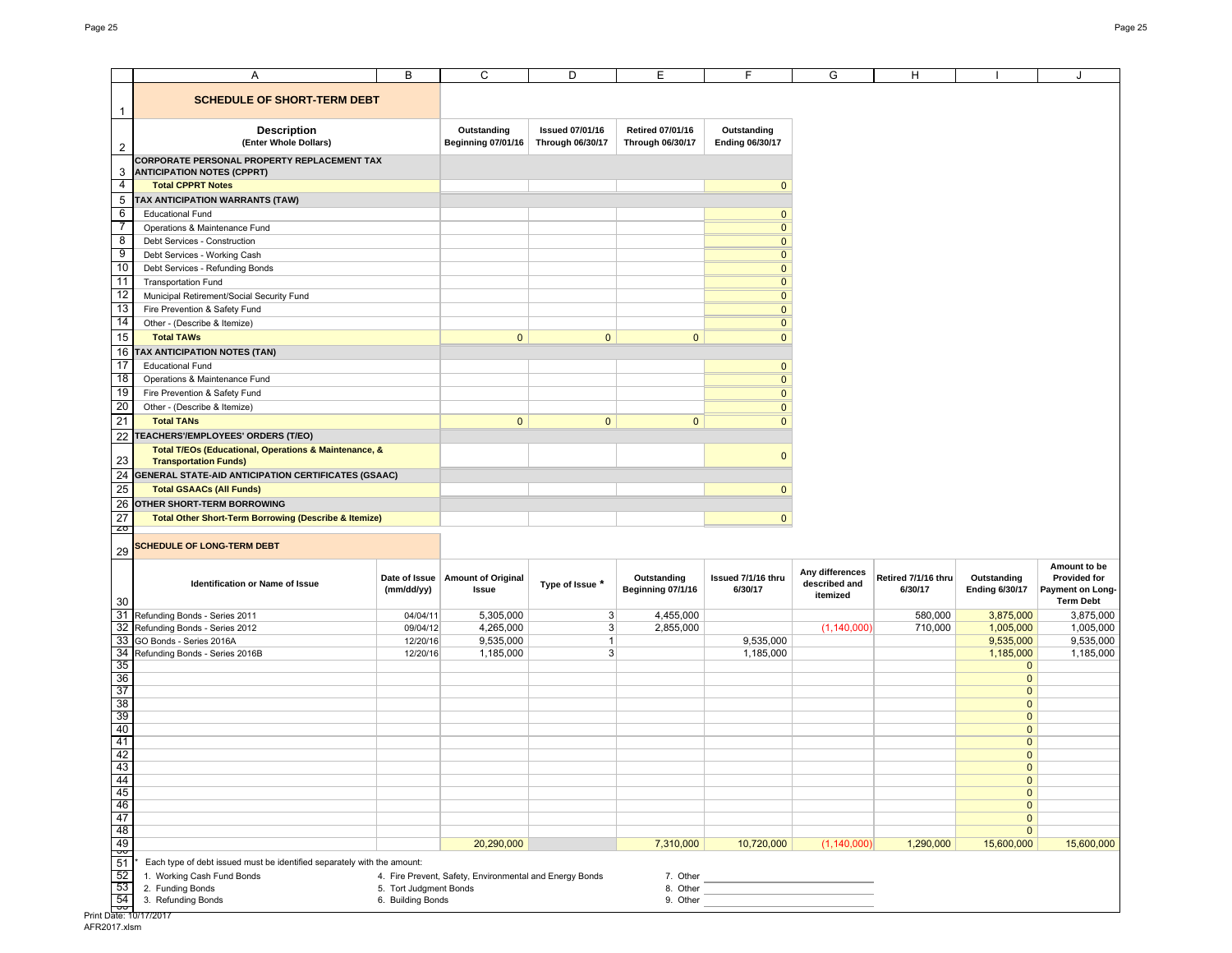## SCHEDULE OF SHORT-TERM DEBT

| Description (Enter Whole Dollars) | Outstanding Beginning 07/01/16 | Issued 07/01/16 Through 06/30/17 | Retired 07/01/16 Through 06/30/17 | Outstanding Ending 06/30/17 |
|---|---|---|---|---|
| **CORPORATE PERSONAL PROPERTY REPLACEMENT TAX ANTICIPATION NOTES (CPPRT)** | | | | |
| **Total CPPRT Notes** | | | | 0 |
| **TAX ANTICIPATION WARRANTS (TAW)** | | | | |
| Educational Fund | | | | 0 |
| Operations & Maintenance Fund | | | | 0 |
| Debt Services - Construction | | | | 0 |
| Debt Services - Working Cash | | | | 0 |
| Debt Services - Refunding Bonds | | | | 0 |
| Transportation Fund | | | | 0 |
| Municipal Retirement/Social Security Fund | | | | 0 |
| Fire Prevention & Safety Fund | | | | 0 |
| Other - (Describe & Itemize) | | | | 0 |
| **Total TAWs** | 0 | 0 | 0 | 0 |
| **TAX ANTICIPATION NOTES (TAN)** | | | | |
| Educational Fund | | | | 0 |
| Operations & Maintenance Fund | | | | 0 |
| Fire Prevention & Safety Fund | | | | 0 |
| Other - (Describe & Itemize) | | | | 0 |
| **Total TANs** | 0 | 0 | 0 | 0 |
| **TEACHERS'/EMPLOYEES' ORDERS (T/EO)** | | | | |
| **Total T/EOs (Educational, Operations & Maintenance, & Transportation Funds)** | | | | 0 |
| **GENERAL STATE-AID ANTICIPATION CERTIFICATES (GSAAC)** | | | | |
| **Total GSAACs (All Funds)** | | | | 0 |
| **OTHER SHORT-TERM BORROWING** | | | | |
| **Total Other Short-Term Borrowing (Describe & Itemize)** | | | | 0 |

## SCHEDULE OF LONG-TERM DEBT

| Identification or Name of Issue | Date of Issue (mm/dd/yy) | Amount of Original Issue | Type of Issue * | Outstanding Beginning 07/1/16 | Issued 7/1/16 thru 6/30/17 | Any differences described and itemized | Retired 7/1/16 thru 6/30/17 | Outstanding Ending 6/30/17 | Amount to be Provided for Payment on Long-Term Debt |
|---|---|---|---|---|---|---|---|---|---|
| Refunding Bonds - Series 2011 | 04/04/11 | 5,305,000 | 3 | 4,455,000 | | | 580,000 | 3,875,000 | 3,875,000 |
| Refunding Bonds - Series 2012 | 09/04/12 | 4,265,000 | 3 | 2,855,000 | | (1,140,000) | 710,000 | 1,005,000 | 1,005,000 |
| GO Bonds - Series 2016A | 12/20/16 | 9,535,000 | 1 | | 9,535,000 | | | 9,535,000 | 9,535,000 |
| Refunding Bonds - Series 2016B | 12/20/16 | 1,185,000 | 3 | | 1,185,000 | | | 1,185,000 | 1,185,000 |
| | | | | | | | | 0 | |
| | | | | | | | | 0 | |
| | | | | | | | | 0 | |
| | | | | | | | | 0 | |
| | | | | | | | | 0 | |
| | | | | | | | | 0 | |
| | | | | | | | | 0 | |
| | | | | | | | | 0 | |
| | | | | | | | | 0 | |
| | | | | | | | | 0 | |
| | | | | | | | | 0 | |
| | | | | | | | | 0 | |
| | | | | | | | | 0 | |
| | | | | | | | | 0 | |
| | | 20,290,000 | | 7,310,000 | 10,720,000 | (1,140,000) | 1,290,000 | 15,600,000 | 15,600,000 |

\* Each type of debt issued must be identified separately with the amount:

1. Working Cash Fund Bonds
2. Funding Bonds
3. Refunding Bonds
4. Fire Prevent, Safety, Environmental and Energy Bonds
5. Tort Judgment Bonds
6. Building Bonds
7. Other ____________
8. Other ____________
9. Other ____________

Print Date: 10/17/2017
AFR2017.xlsm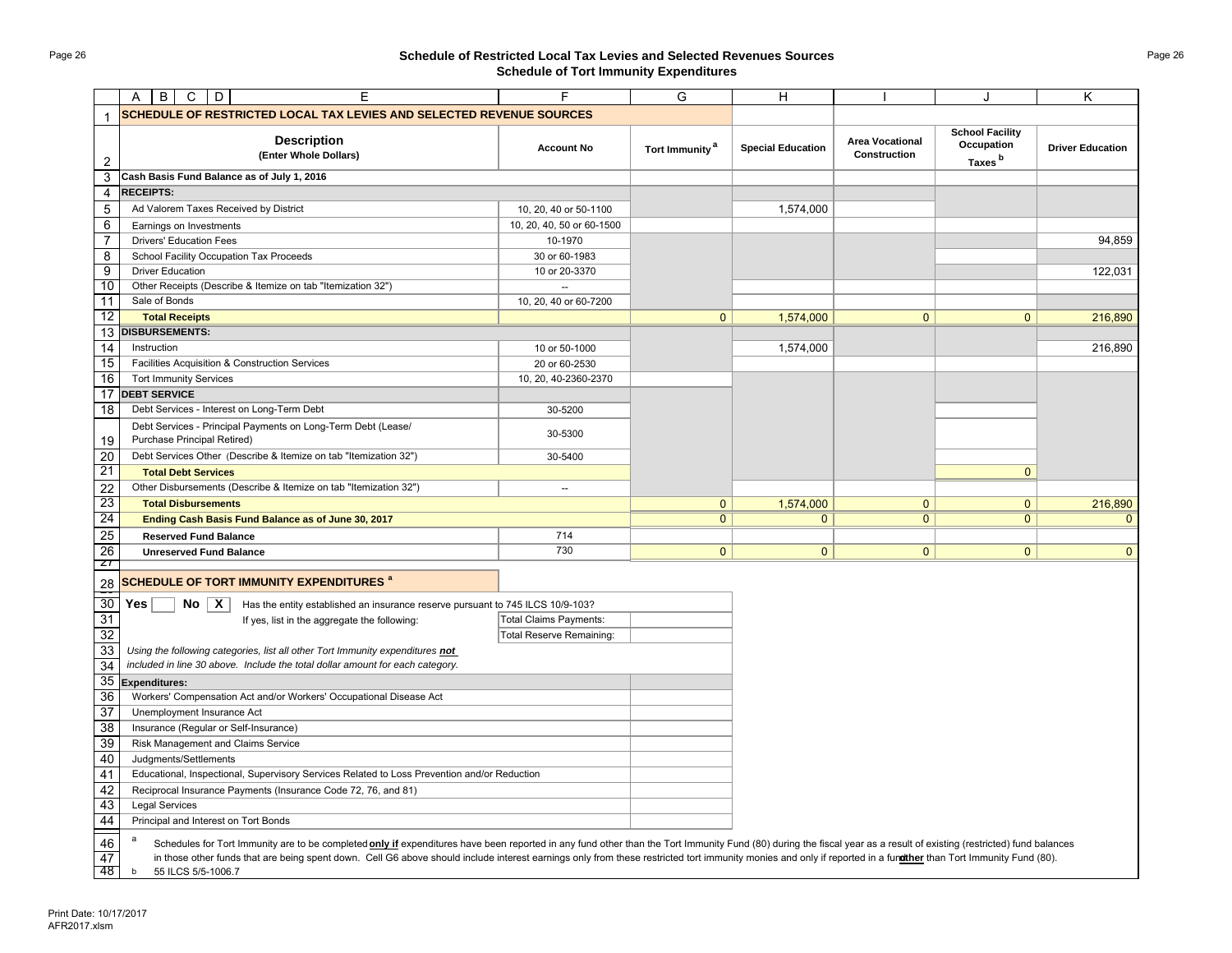## Schedule of Restricted Local Tax Levies and Selected Revenues Sources
## Schedule of Tort Immunity Expenditures

| | A B C D E | F | G | H | I | J | K |
|---|---|---|---|---|---|---|---|
| 1 | **SCHEDULE OF RESTRICTED LOCAL TAX LEVIES AND SELECTED REVENUE SOURCES** | | | | | | |
| 2 | **Description (Enter Whole Dollars)** | **Account No** | **Tort Immunity [a]** | **Special Education** | **Area Vocational Construction** | **School Facility Occupation Taxes [b]** | **Driver Education** |
| 3 | **Cash Basis Fund Balance as of July 1, 2016** | | | | | | |
| 4 | **RECEIPTS:** | | | | | | |
| 5 | Ad Valorem Taxes Received by District | 10, 20, 40 or 50-1100 | | 1,574,000 | | | |
| 6 | Earnings on Investments | 10, 20, 40, 50 or 60-1500 | | | | | |
| 7 | Drivers' Education Fees | 10-1970 | | | | | 94,859 |
| 8 | School Facility Occupation Tax Proceeds | 30 or 60-1983 | | | | | |
| 9 | Driver Education | 10 or 20-3370 | | | | | 122,031 |
| 10 | Other Receipts (Describe & Itemize on tab "Itemization 32") | -- | | | | | |
| 11 | Sale of Bonds | 10, 20, 40 or 60-7200 | | | | | |
| 12 | **Total Receipts** | | 0 | 1,574,000 | 0 | 0 | 216,890 |
| 13 | **DISBURSEMENTS:** | | | | | | |
| 14 | Instruction | 10 or 50-1000 | | 1,574,000 | | | 216,890 |
| 15 | Facilities Acquisition & Construction Services | 20 or 60-2530 | | | | | |
| 16 | Tort Immunity Services | 10, 20, 40-2360-2370 | | | | | |
| 17 | **DEBT SERVICE** | | | | | | |
| 18 | Debt Services - Interest on Long-Term Debt | 30-5200 | | | | | |
| 19 | Debt Services - Principal Payments on Long-Term Debt (Lease/ Purchase Principal Retired) | 30-5300 | | | | | |
| 20 | Debt Services Other (Describe & Itemize on tab "Itemization 32") | 30-5400 | | | | | |
| 21 | **Total Debt Services** | | | | | 0 | |
| 22 | Other Disbursements (Describe & Itemize on tab "Itemization 32") | -- | | | | | |
| 23 | **Total Disbursements** | | 0 | 1,574,000 | 0 | 0 | 216,890 |
| 24 | **Ending Cash Basis Fund Balance as of June 30, 2017** | | 0 | 0 | 0 | 0 | 0 |
| 25 | **Reserved Fund Balance** | 714 | | | | | |
| 26 | **Unreserved Fund Balance** | 730 | 0 | 0 | 0 | 0 | 0 |

### SCHEDULE OF TORT IMMUNITY EXPENDITURES [a]

| | | | |
|---|---|---|---|
| 30 | **Yes** [ ] **No** [X] Has the entity established an insurance reserve pursuant to 745 ILCS 10/9-103? | | |
| 31 | If yes, list in the aggregate the following: | Total Claims Payments: | |
| 32 | | Total Reserve Remaining: | |
| 33 | *Using the following categories, list all other Tort Immunity expenditures **not*** | | |
| 34 | *included in line 30 above. Include the total dollar amount for each category.* | | |
| 35 | **Expenditures:** | | |
| 36 | Workers' Compensation Act and/or Workers' Occupational Disease Act | | |
| 37 | Unemployment Insurance Act | | |
| 38 | Insurance (Regular or Self-Insurance) | | |
| 39 | Risk Management and Claims Service | | |
| 40 | Judgments/Settlements | | |
| 41 | Educational, Inspectional, Supervisory Services Related to Loss Prevention and/or Reduction | | |
| 42 | Reciprocal Insurance Payments (Insurance Code 72, 76, and 81) | | |
| 43 | Legal Services | | |
| 44 | Principal and Interest on Tort Bonds | | |

[a] Schedules for Tort Immunity are to be completed **only if** expenditures have been reported in any fund other than the Tort Immunity Fund (80) during the fiscal year as a result of existing (restricted) fund balances in those other funds that are being spent down. Cell G6 above should include interest earnings only from these restricted tort immunity monies and only if reported in a fund **other** than Tort Immunity Fund (80).

[b] 55 ILCS 5/5-1006.7

Print Date: 10/17/2017
AFR2017.xlsm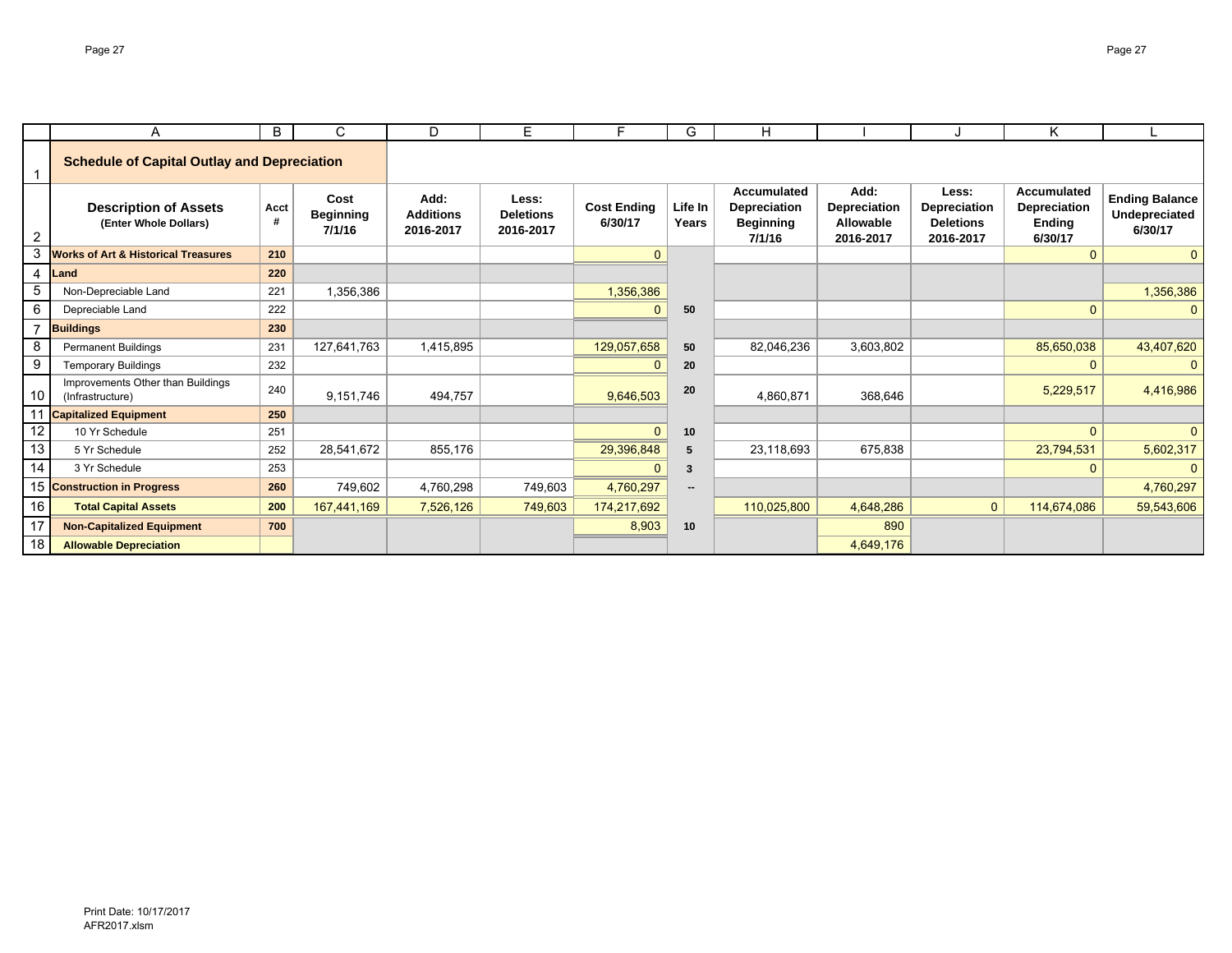## Schedule of Capital Outlay and Depreciation

| Description of Assets (Enter Whole Dollars) | Acct # | Cost Beginning 7/1/16 | Add: Additions 2016-2017 | Less: Deletions 2016-2017 | Cost Ending 6/30/17 | Life In Years | Accumulated Depreciation Beginning 7/1/16 | Add: Depreciation Allowable 2016-2017 | Less: Depreciation Deletions 2016-2017 | Accumulated Depreciation Ending 6/30/17 | Ending Balance Undepreciated 6/30/17 |
|---|---|---|---|---|---|---|---|---|---|---|---|
| **Works of Art & Historical Treasures** | **210** | | | | 0 | | | | | 0 | 0 |
| **Land** | **220** | | | | | | | | | | |
| Non-Depreciable Land | 221 | 1,356,386 | | | 1,356,386 | | | | | | 1,356,386 |
| Depreciable Land | 222 | | | | 0 | **50** | | | | 0 | 0 |
| **Buildings** | **230** | | | | | | | | | | |
| Permanent Buildings | 231 | 127,641,763 | 1,415,895 | | 129,057,658 | **50** | 82,046,236 | 3,603,802 | | 85,650,038 | 43,407,620 |
| Temporary Buildings | 232 | | | | 0 | **20** | | | | 0 | 0 |
| Improvements Other than Buildings (Infrastructure) | 240 | 9,151,746 | 494,757 | | 9,646,503 | **20** | 4,860,871 | 368,646 | | 5,229,517 | 4,416,986 |
| **Capitalized Equipment** | **250** | | | | | | | | | | |
| 10 Yr Schedule | 251 | | | | 0 | **10** | | | | 0 | 0 |
| 5 Yr Schedule | 252 | 28,541,672 | 855,176 | | 29,396,848 | **5** | 23,118,693 | 675,838 | | 23,794,531 | 5,602,317 |
| 3 Yr Schedule | 253 | | | | 0 | **3** | | | | 0 | 0 |
| **Construction in Progress** | **260** | 749,602 | 4,760,298 | 749,603 | 4,760,297 | -- | | | | | 4,760,297 |
| **Total Capital Assets** | **200** | 167,441,169 | 7,526,126 | 749,603 | 174,217,692 | | 110,025,800 | 4,648,286 | 0 | 114,674,086 | 59,543,606 |
| **Non-Capitalized Equipment** | **700** | | | | 8,903 | **10** | | 890 | | | |
| **Allowable Depreciation** | | | | | | | | 4,649,176 | | | |

Print Date: 10/17/2017
AFR2017.xlsm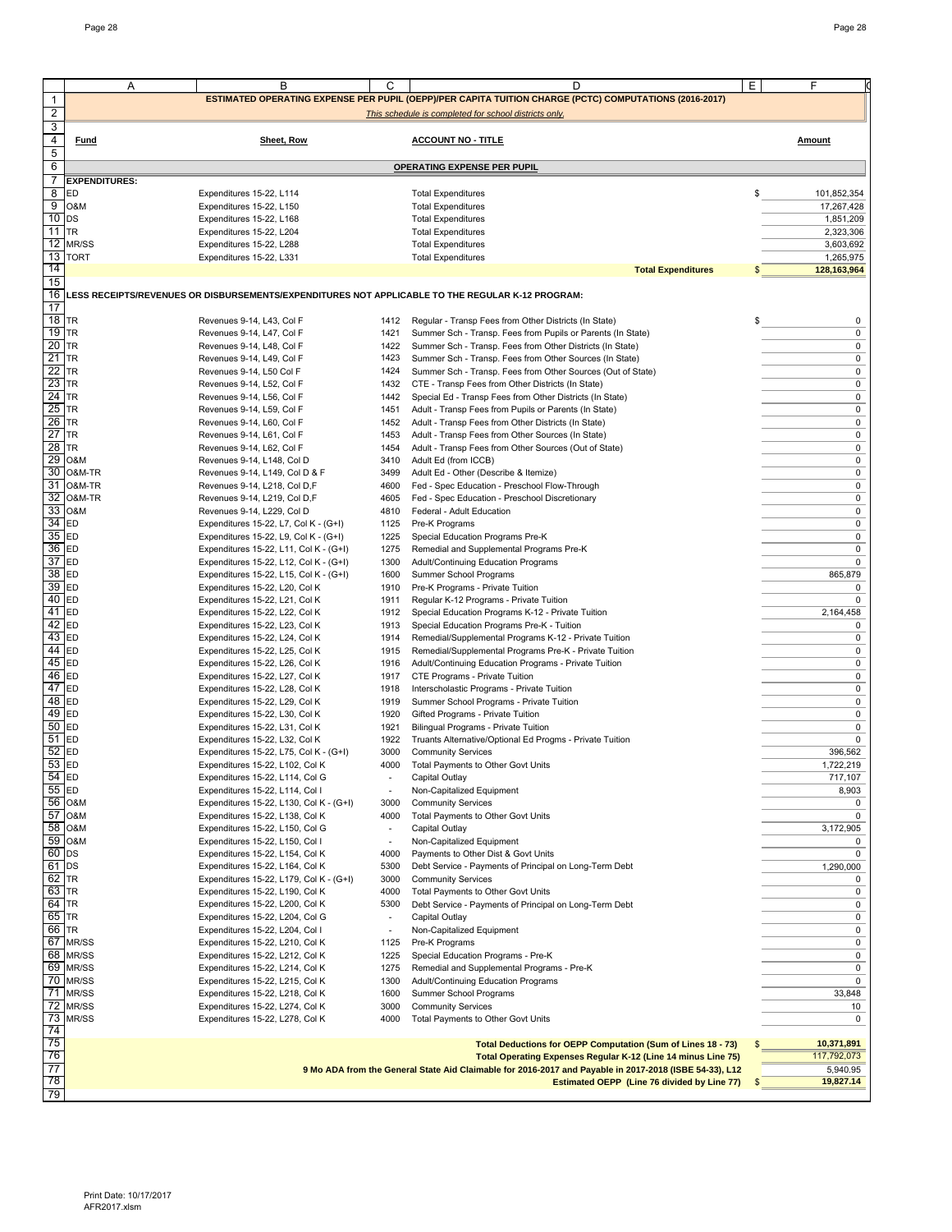## ESTIMATED OPERATING EXPENSE PER PUPIL (OEPP)/PER CAPITA TUITION CHARGE (PCTC) COMPUTATIONS (2016-2017)

*This schedule is completed for school districts only.*

| Fund | Sheet, Row | | ACCOUNT NO - TITLE | Amount |
|---|---|---|---|---|
| | | | **OPERATING EXPENSE PER PUPIL** | |
| **EXPENDITURES:** | | | | |
| ED | Expenditures 15-22, L114 | | Total Expenditures | $ 101,852,354 |
| O&M | Expenditures 15-22, L150 | | Total Expenditures | 17,267,428 |
| DS | Expenditures 15-22, L168 | | Total Expenditures | 1,851,209 |
| TR | Expenditures 15-22, L204 | | Total Expenditures | 2,323,306 |
| MR/SS | Expenditures 15-22, L288 | | Total Expenditures | 3,603,692 |
| TORT | Expenditures 15-22, L331 | | Total Expenditures | 1,265,975 |
| | | | **Total Expenditures** | **$ 128,163,964** |
| **LESS RECEIPTS/REVENUES OR DISBURSEMENTS/EXPENDITURES NOT APPLICABLE TO THE REGULAR K-12 PROGRAM:** | | | | |
| TR | Revenues 9-14, L43, Col F | 1412 | Regular - Transp Fees from Other Districts (In State) | $ 0 |
| TR | Revenues 9-14, L47, Col F | 1421 | Summer Sch - Transp. Fees from Pupils or Parents (In State) | 0 |
| TR | Revenues 9-14, L48, Col F | 1422 | Summer Sch - Transp. Fees from Other Districts (In State) | 0 |
| TR | Revenues 9-14, L49, Col F | 1423 | Summer Sch - Transp. Fees from Other Sources (In State) | 0 |
| TR | Revenues 9-14, L50 Col F | 1424 | Summer Sch - Transp. Fees from Other Sources (Out of State) | 0 |
| TR | Revenues 9-14, L52, Col F | 1432 | CTE - Transp Fees from Other Districts (In State) | 0 |
| TR | Revenues 9-14, L56, Col F | 1442 | Special Ed - Transp Fees from Other Districts (In State) | 0 |
| TR | Revenues 9-14, L59, Col F | 1451 | Adult - Transp Fees from Pupils or Parents (In State) | 0 |
| TR | Revenues 9-14, L60, Col F | 1452 | Adult - Transp Fees from Other Districts (In State) | 0 |
| TR | Revenues 9-14, L61, Col F | 1453 | Adult - Transp Fees from Other Sources (In State) | 0 |
| TR | Revenues 9-14, L62, Col F | 1454 | Adult - Transp Fees from Other Sources (Out of State) | 0 |
| O&M | Revenues 9-14, L148, Col D | 3410 | Adult Ed (from ICCB) | 0 |
| O&M-TR | Revenues 9-14, L149, Col D & F | 3499 | Adult Ed - Other (Describe & Itemize) | 0 |
| O&M-TR | Revenues 9-14, L218, Col D,F | 4600 | Fed - Spec Education - Preschool Flow-Through | 0 |
| O&M-TR | Revenues 9-14, L219, Col D,F | 4605 | Fed - Spec Education - Preschool Discretionary | 0 |
| O&M | Revenues 9-14, L229, Col D | 4810 | Federal - Adult Education | 0 |
| ED | Expenditures 15-22, L7, Col K - (G+I) | 1125 | Pre-K Programs | 0 |
| ED | Expenditures 15-22, L9, Col K - (G+I) | 1225 | Special Education Programs Pre-K | 0 |
| ED | Expenditures 15-22, L11, Col K - (G+I) | 1275 | Remedial and Supplemental Programs Pre-K | 0 |
| ED | Expenditures 15-22, L12, Col K - (G+I) | 1300 | Adult/Continuing Education Programs | 0 |
| ED | Expenditures 15-22, L15, Col K - (G+I) | 1600 | Summer School Programs | 865,879 |
| ED | Expenditures 15-22, L20, Col K | 1910 | Pre-K Programs - Private Tuition | 0 |
| ED | Expenditures 15-22, L21, Col K | 1911 | Regular K-12 Programs - Private Tuition | 0 |
| ED | Expenditures 15-22, L22, Col K | 1912 | Special Education Programs K-12 - Private Tuition | 2,164,458 |
| ED | Expenditures 15-22, L23, Col K | 1913 | Special Education Programs Pre-K - Tuition | 0 |
| ED | Expenditures 15-22, L24, Col K | 1914 | Remedial/Supplemental Programs K-12 - Private Tuition | 0 |
| ED | Expenditures 15-22, L25, Col K | 1915 | Remedial/Supplemental Programs Pre-K - Private Tuition | 0 |
| ED | Expenditures 15-22, L26, Col K | 1916 | Adult/Continuing Education Programs - Private Tuition | 0 |
| ED | Expenditures 15-22, L27, Col K | 1917 | CTE Programs - Private Tuition | 0 |
| ED | Expenditures 15-22, L28, Col K | 1918 | Interscholastic Programs - Private Tuition | 0 |
| ED | Expenditures 15-22, L29, Col K | 1919 | Summer School Programs - Private Tuition | 0 |
| ED | Expenditures 15-22, L30, Col K | 1920 | Gifted Programs - Private Tuition | 0 |
| ED | Expenditures 15-22, L31, Col K | 1921 | Bilingual Programs - Private Tuition | 0 |
| ED | Expenditures 15-22, L32, Col K | 1922 | Truants Alternative/Optional Ed Progms - Private Tuition | 0 |
| ED | Expenditures 15-22, L75, Col K - (G+I) | 3000 | Community Services | 396,562 |
| ED | Expenditures 15-22, L102, Col K | 4000 | Total Payments to Other Govt Units | 1,722,219 |
| ED | Expenditures 15-22, L114, Col G | - | Capital Outlay | 717,107 |
| ED | Expenditures 15-22, L114, Col I | - | Non-Capitalized Equipment | 8,903 |
| O&M | Expenditures 15-22, L130, Col K - (G+I) | 3000 | Community Services | 0 |
| O&M | Expenditures 15-22, L138, Col K | 4000 | Total Payments to Other Govt Units | 0 |
| O&M | Expenditures 15-22, L150, Col G | - | Capital Outlay | 3,172,905 |
| O&M | Expenditures 15-22, L150, Col I | - | Non-Capitalized Equipment | 0 |
| DS | Expenditures 15-22, L154, Col K | 4000 | Payments to Other Dist & Govt Units | 0 |
| DS | Expenditures 15-22, L164, Col K | 5300 | Debt Service - Payments of Principal on Long-Term Debt | 1,290,000 |
| TR | Expenditures 15-22, L179, Col K - (G+I) | 3000 | Community Services | 0 |
| TR | Expenditures 15-22, L190, Col K | 4000 | Total Payments to Other Govt Units | 0 |
| TR | Expenditures 15-22, L200, Col K | 5300 | Debt Service - Payments of Principal on Long-Term Debt | 0 |
| TR | Expenditures 15-22, L204, Col G | - | Capital Outlay | 0 |
| TR | Expenditures 15-22, L204, Col I | - | Non-Capitalized Equipment | 0 |
| MR/SS | Expenditures 15-22, L210, Col K | 1125 | Pre-K Programs | 0 |
| MR/SS | Expenditures 15-22, L212, Col K | 1225 | Special Education Programs - Pre-K | 0 |
| MR/SS | Expenditures 15-22, L214, Col K | 1275 | Remedial and Supplemental Programs - Pre-K | 0 |
| MR/SS | Expenditures 15-22, L215, Col K | 1300 | Adult/Continuing Education Programs | 0 |
| MR/SS | Expenditures 15-22, L218, Col K | 1600 | Summer School Programs | 33,848 |
| MR/SS | Expenditures 15-22, L274, Col K | 3000 | Community Services | 10 |
| MR/SS | Expenditures 15-22, L278, Col K | 4000 | Total Payments to Other Govt Units | 0 |
| | | | **Total Deductions for OEPP Computation (Sum of Lines 18 - 73)** | **$ 10,371,891** |
| | | | **Total Operating Expenses Regular K-12 (Line 14 minus Line 75)** | **117,792,073** |
| | | | **9 Mo ADA from the General State Aid Claimable for 2016-2017 and Payable in 2017-2018 (ISBE 54-33), L12** | **5,940.95** |
| | | | **Estimated OEPP (Line 76 divided by Line 77)** | **$ 19,827.14** |

Print Date: 10/17/2017
AFR2017.xlsm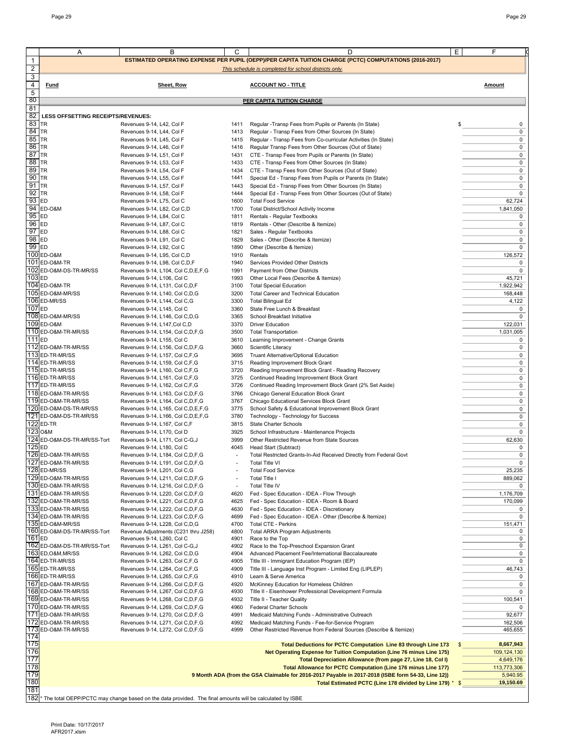| | A | B | C | D | E | F |
|---|---|---|---|---|---|---|
| 1 | **ESTIMATED OPERATING EXPENSE PER PUPIL (OEPP)/PER CAPITA TUITION CHARGE (PCTC) COMPUTATIONS (2016-2017)** | | | | | |
| 2 | *This schedule is completed for school districts only.* | | | | | |
| 3 | | | | | | |
| 4 | **Fund** | **Sheet, Row** | | **ACCOUNT NO - TITLE** | | **Amount** |
| 5 | | | | | | |
| 80 | | | | **PER CAPITA TUITION CHARGE** | | |
| 81 | | | | | | |
| 82 | **LESS OFFSETTING RECEIPTS/REVENUES:** | | | | | |
| 83 | TR | Revenues 9-14, L42, Col F | 1411 | Regular -Transp Fees from Pupils or Parents (In State) | $ | 0 |
| 84 | TR | Revenues 9-14, L44, Col F | 1413 | Regular - Transp Fees from Other Sources (In State) | | 0 |
| 85 | TR | Revenues 9-14, L45, Col F | 1415 | Regular - Transp Fees from Co-curricular Activities (In State) | | 0 |
| 86 | TR | Revenues 9-14, L46, Col F | 1416 | Regular Transp Fees from Other Sources (Out of State) | | 0 |
| 87 | TR | Revenues 9-14, L51, Col F | 1431 | CTE - Transp Fees from Pupils or Parents (In State) | | 0 |
| 88 | TR | Revenues 9-14, L53, Col F | 1433 | CTE - Transp Fees from Other Sources (In State) | | 0 |
| 89 | TR | Revenues 9-14, L54, Col F | 1434 | CTE - Transp Fees from Other Sources (Out of State) | | 0 |
| 90 | TR | Revenues 9-14, L55, Col F | 1441 | Special Ed - Transp Fees from Pupils or Parents (In State) | | 0 |
| 91 | TR | Revenues 9-14, L57, Col F | 1443 | Special Ed - Transp Fees from Other Sources (In State) | | 0 |
| 92 | TR | Revenues 9-14, L58, Col F | 1444 | Special Ed - Transp Fees from Other Sources (Out of State) | | 0 |
| 93 | ED | Revenues 9-14, L75, Col C | 1600 | Total Food Service | | 62,724 |
| 94 | ED-O&M | Revenues 9-14, L82, Col C,D | 1700 | Total District/School Activity Income | | 1,841,050 |
| 95 | ED | Revenues 9-14, L84, Col C | 1811 | Rentals - Regular Textbooks | | 0 |
| 96 | ED | Revenues 9-14, L87, Col C | 1819 | Rentals - Other (Describe & Itemize) | | 0 |
| 97 | ED | Revenues 9-14, L88, Col C | 1821 | Sales - Regular Textbooks | | 0 |
| 98 | ED | Revenues 9-14, L91, Col C | 1829 | Sales - Other (Describe & Itemize) | | 0 |
| 99 | ED | Revenues 9-14, L92, Col C | 1890 | Other (Describe & Itemize) | | 0 |
| 100 | ED-O&M | Revenues 9-14, L95, Col C,D | 1910 | Rentals | | 126,572 |
| 101 | ED-O&M-TR | Revenues 9-14, L98, Col C,D,F | 1940 | Services Provided Other Districts | | 0 |
| 102 | ED-O&M-DS-TR-MR/SS | Revenues 9-14, L104, Col C,D,E,F,G | 1991 | Payment from Other Districts | | 0 |
| 103 | ED | Revenues 9-14, L106, Col C | 1993 | Other Local Fees (Describe & Itemize) | | 45,721 |
| 104 | ED-O&M-TR | Revenues 9-14, L131, Col C,D,F | 3100 | Total Special Education | | 1,922,942 |
| 105 | ED-O&M-MR/SS | Revenues 9-14, L140, Col C,D,G | 3200 | Total Career and Technical Education | | 168,448 |
| 106 | ED-MR/SS | Revenues 9-14, L144, Col C,G | 3300 | Total Bilingual Ed | | 4,122 |
| 107 | ED | Revenues 9-14, L145, Col C | 3360 | State Free Lunch & Breakfast | | 0 |
| 108 | ED-O&M-MR/SS | Revenues 9-14, L146, Col C,D,G | 3365 | School Breakfast Initiative | | 0 |
| 109 | ED-O&M | Revenues 9-14, L147,Col C,D | 3370 | Driver Education | | 122,031 |
| 110 | ED-O&M-TR-MR/SS | Revenues 9-14, L154, Col C,D,F,G | 3500 | Total Transportation | | 1,031,005 |
| 111 | ED | Revenues 9-14, L155, Col C | 3610 | Learning Improvement - Change Grants | | 0 |
| 112 | ED-O&M-TR-MR/SS | Revenues 9-14, L156, Col C,D,F,G | 3660 | Scientific Literacy | | 0 |
| 113 | ED-TR-MR/SS | Revenues 9-14, L157, Col C,F,G | 3695 | Truant Alternative/Optional Education | | 0 |
| 114 | ED-TR-MR/SS | Revenues 9-14, L159, Col C,F,G | 3715 | Reading Improvement Block Grant | | 0 |
| 115 | ED-TR-MR/SS | Revenues 9-14, L160, Col C,F,G | 3720 | Reading Improvement Block Grant - Reading Recovery | | 0 |
| 116 | ED-TR-MR/SS | Revenues 9-14, L161, Col C,F,G | 3725 | Continued Reading Improvement Block Grant | | 0 |
| 117 | ED-TR-MR/SS | Revenues 9-14, L162, Col C,F,G | 3726 | Continued Reading Improvement Block Grant (2% Set Aside) | | 0 |
| 118 | ED-O&M-TR-MR/SS | Revenues 9-14, L163, Col C,D,F,G | 3766 | Chicago General Education Block Grant | | 0 |
| 119 | ED-O&M-TR-MR/SS | Revenues 9-14, L164, Col C,D,F,G | 3767 | Chicago Educational Services Block Grant | | 0 |
| 120 | ED-O&M-DS-TR-MR/SS | Revenues 9-14, L165, Col C,D,E,F,G | 3775 | School Safety & Educational Improvement Block Grant | | 0 |
| 121 | ED-O&M-DS-TR-MR/SS | Revenues 9-14, L166, Col C,D,E,F,G | 3780 | Technology - Technology for Success | | 0 |
| 122 | ED-TR | Revenues 9-14, L167, Col C,F | 3815 | State Charter Schools | | 0 |
| 123 | O&M | Revenues 9-14, L170, Col D | 3925 | School Infrastructure - Maintenance Projects | | 0 |
| 124 | ED-O&M-DS-TR-MR/SS-Tort | Revenues 9-14, L171, Col C-G,J | 3999 | Other Restricted Revenue from State Sources | | 62,630 |
| 125 | ED | Revenues 9-14, L180, Col C | 4045 | Head Start (Subtract) | | 0 |
| 126 | ED-O&M-TR-MR/SS | Revenues 9-14, L184, Col C,D,F,G | - | Total Restricted Grants-In-Aid Received Directly from Federal Govt | | 0 |
| 127 | ED-O&M-TR-MR/SS | Revenues 9-14, L191, Col C,D,F,G | - | Total Title VI | | 0 |
| 128 | ED-MR/SS | Revenues 9-14, L201, Col C,G | - | Total Food Service | | 25,235 |
| 129 | ED-O&M-TR-MR/SS | Revenues 9-14, L211, Col C,D,F,G | - | Total Title I | | 889,062 |
| 130 | ED-O&M-TR-MR/SS | Revenues 9-14, L216, Col C,D,F,G | - | Total Title IV | | 0 |
| 131 | ED-O&M-TR-MR/SS | Revenues 9-14, L220, Col C,D,F,G | 4620 | Fed - Spec Education - IDEA - Flow Through | | 1,176,709 |
| 132 | ED-O&M-TR-MR/SS | Revenues 9-14, L221, Col C,D,F,G | 4625 | Fed - Spec Education - IDEA - Room & Board | | 170,099 |
| 133 | ED-O&M-TR-MR/SS | Revenues 9-14, L222, Col C,D,F,G | 4630 | Fed - Spec Education - IDEA - Discretionary | | 0 |
| 134 | ED-O&M-TR-MR/SS | Revenues 9-14, L223, Col C,D,F,G | 4699 | Fed - Spec Education - IDEA - Other (Describe & Itemize) | | 0 |
| 135 | ED-O&M-MR/SS | Revenues 9-14, L228, Col C,D,G | 4700 | Total CTE - Perkins | | 151,471 |
| 160 | ED-O&M-DS-TR-MR/SS-Tort | Revenue Adjustments (C231 thru J258) | 4800 | Total ARRA Program Adjustments | | 0 |
| 161 | ED | Revenues 9-14, L260, Col C | 4901 | Race to the Top | | 0 |
| 162 | ED-O&M-DS-TR-MR/SS-Tort | Revenues 9-14, L261, Col C-G,J | 4902 | Race to the Top-Preschool Expansion Grant | | 0 |
| 163 | ED,O&M,MR/SS | Revenues 9-14, L262, Col C,D,G | 4904 | Advanced Placement Fee/International Baccalaureate | | 0 |
| 164 | ED-TR-MR/SS | Revenues 9-14, L263, Col C,F,G | 4905 | Title III - Immigrant Education Program (IEP) | | 0 |
| 165 | ED-TR-MR/SS | Revenues 9-14, L264, Col C,F,G | 4909 | Title III - Language Inst Program - Limited Eng (LIPLEP) | | 46,743 |
| 166 | ED-TR-MR/SS | Revenues 9-14, L265, Col C,F,G | 4910 | Learn & Serve America | | 0 |
| 167 | ED-O&M-TR-MR/SS | Revenues 9-14, L266, Col C,D,F,G | 4920 | McKinney Education for Homeless Children | | 0 |
| 168 | ED-O&M-TR-MR/SS | Revenues 9-14, L267, Col C,D,F,G | 4930 | Title II - Eisenhower Professional Development Formula | | 0 |
| 169 | ED-O&M-TR-MR/SS | Revenues 9-14, L268, Col C,D,F,G | 4932 | Title II - Teacher Quality | | 100,541 |
| 170 | ED-O&M-TR-MR/SS | Revenues 9-14, L269, Col C,D,F,G | 4960 | Federal Charter Schools | | 0 |
| 171 | ED-O&M-TR-MR/SS | Revenues 9-14, L270, Col C,D,F,G | 4991 | Medicaid Matching Funds - Administrative Outreach | | 92,677 |
| 172 | ED-O&M-TR-MR/SS | Revenues 9-14, L271, Col C,D,F,G | 4992 | Medicaid Matching Funds - Fee-for-Service Program | | 162,506 |
| 173 | ED-O&M-TR-MR/SS | Revenues 9-14, L272, Col C,D,F,G | 4999 | Other Restricted Revenue from Federal Sources (Describe & Itemize) | | 465,655 |
| 174 | | | | | | |
| 175 | | | | **Total Deductions for PCTC Computation Line 83 through Line 173** | $ | **8,667,943** |
| 176 | | | | **Net Operating Expense for Tuition Computation (Line 76 minus Line 175)** | | 109,124,130 |
| 177 | | | | **Total Depreciation Allowance (from page 27, Line 18, Col I)** | | 4,649,176 |
| 178 | | | | **Total Allowance for PCTC Computation (Line 176 minus Line 177)** | | 113,773,306 |
| 179 | | | | **9 Month ADA (from the GSA Claimable for 2016-2017 Payable in 2017-2018 (ISBE form 54-33, Line 12))** | | 5,940.95 |
| 180 | | | | **Total Estimated PCTC (Line 178 divided by Line 179)** * | $ | **19,150.69** |
| 181 | | | | | | |
| 182 | * The total OEPP/PCTC may change based on the data provided. The final amounts will be calculated by ISBE | | | | | |

Print Date: 10/17/2017
AFR2017.xlsm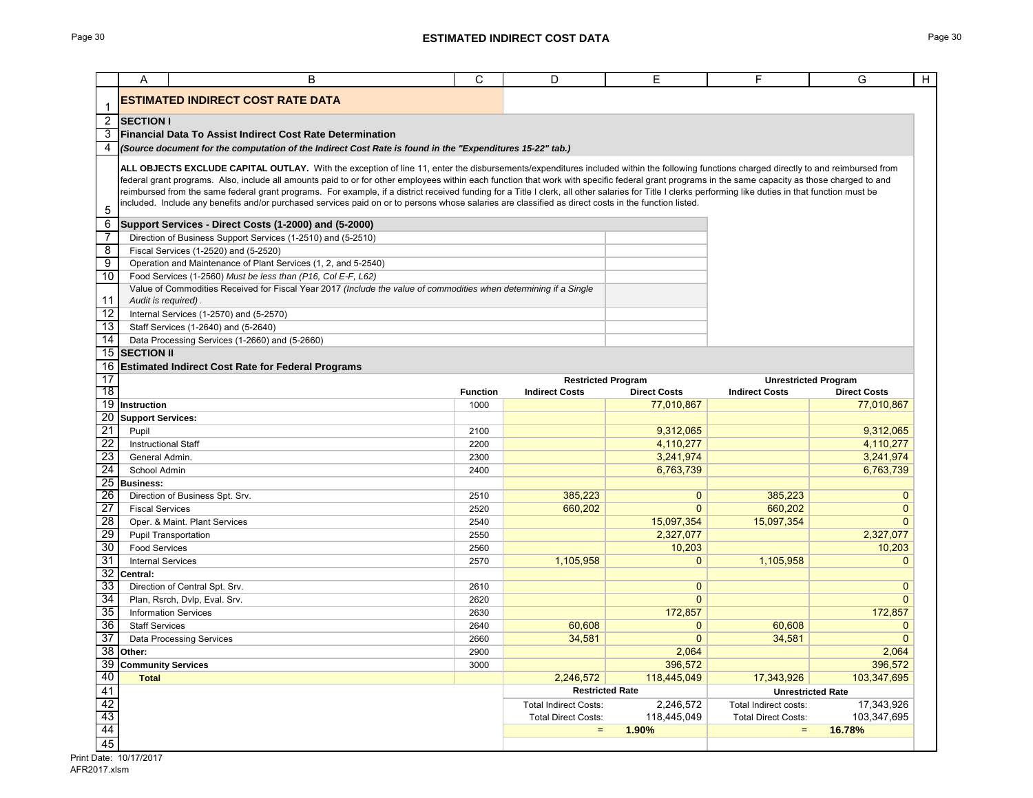# ESTIMATED INDIRECT COST DATA

## ESTIMATED INDIRECT COST RATE DATA

### SECTION I

**Financial Data To Assist Indirect Cost Rate Determination**

***(Source document for the computation of the Indirect Cost Rate is found in the "Expenditures 15-22" tab.)***

**ALL OBJECTS EXCLUDE CAPITAL OUTLAY.** With the exception of line 11, enter the disbursements/expenditures included within the following functions charged directly to and reimbursed from federal grant programs. Also, include all amounts paid to or for other employees within each function that work with specific federal grant programs in the same capacity as those charged to and reimbursed from the same federal grant programs. For example, if a district received funding for a Title I clerk, all other salaries for Title I clerks performing like duties in that function must be included. Include any benefits and/or purchased services paid on or to persons whose salaries are classified as direct costs in the function listed.

| Support Services - Direct Costs (1-2000) and (5-2000) | |
|---|---|
| Direction of Business Support Services (1-2510) and (5-2510) | |
| Fiscal Services (1-2520) and (5-2520) | |
| Operation and Maintenance of Plant Services (1, 2, and 5-2540) | |
| Food Services (1-2560) *Must be less than (P16, Col E-F, L62)* | |
| Value of Commodities Received for Fiscal Year 2017 *(Include the value of commodities when determining if a Single Audit is required)*. | |
| Internal Services (1-2570) and (5-2570) | |
| Staff Services (1-2640) and (5-2640) | |
| Data Processing Services (1-2660) and (5-2660) | |

### SECTION II

**Estimated Indirect Cost Rate for Federal Programs**

| | | Restricted Program | | Unrestricted Program | |
|---|---|---|---|---|---|
| | **Function** | **Indirect Costs** | **Direct Costs** | **Indirect Costs** | **Direct Costs** |
| **Instruction** | 1000 | | 77,010,867 | | 77,010,867 |
| **Support Services:** | | | | | |
| Pupil | 2100 | | 9,312,065 | | 9,312,065 |
| Instructional Staff | 2200 | | 4,110,277 | | 4,110,277 |
| General Admin. | 2300 | | 3,241,974 | | 3,241,974 |
| School Admin | 2400 | | 6,763,739 | | 6,763,739 |
| **Business:** | | | | | |
| Direction of Business Spt. Srv. | 2510 | 385,223 | 0 | 385,223 | 0 |
| Fiscal Services | 2520 | 660,202 | 0 | 660,202 | 0 |
| Oper. & Maint. Plant Services | 2540 | | 15,097,354 | 15,097,354 | 0 |
| Pupil Transportation | 2550 | | 2,327,077 | | 2,327,077 |
| Food Services | 2560 | | 10,203 | | 10,203 |
| Internal Services | 2570 | 1,105,958 | 0 | 1,105,958 | 0 |
| **Central:** | | | | | |
| Direction of Central Spt. Srv. | 2610 | | 0 | | 0 |
| Plan, Rsrch, Dvlp, Eval. Srv. | 2620 | | 0 | | 0 |
| Information Services | 2630 | | 172,857 | | 172,857 |
| Staff Services | 2640 | 60,608 | 0 | 60,608 | 0 |
| Data Processing Services | 2660 | 34,581 | 0 | 34,581 | 0 |
| **Other:** | 2900 | | 2,064 | | 2,064 |
| **Community Services** | 3000 | | 396,572 | | 396,572 |
| **Total** | | 2,246,572 | 118,445,049 | 17,343,926 | 103,347,695 |
| | | **Restricted Rate** | | **Unrestricted Rate** | |
| | | Total Indirect Costs: | 2,246,572 | Total Indirect costs: | 17,343,926 |
| | | Total Direct Costs: | 118,445,049 | Total Direct Costs: | 103,347,695 |
| | | = | **1.90%** | = | **16.78%** |

Print Date: 10/17/2017
AFR2017.xlsm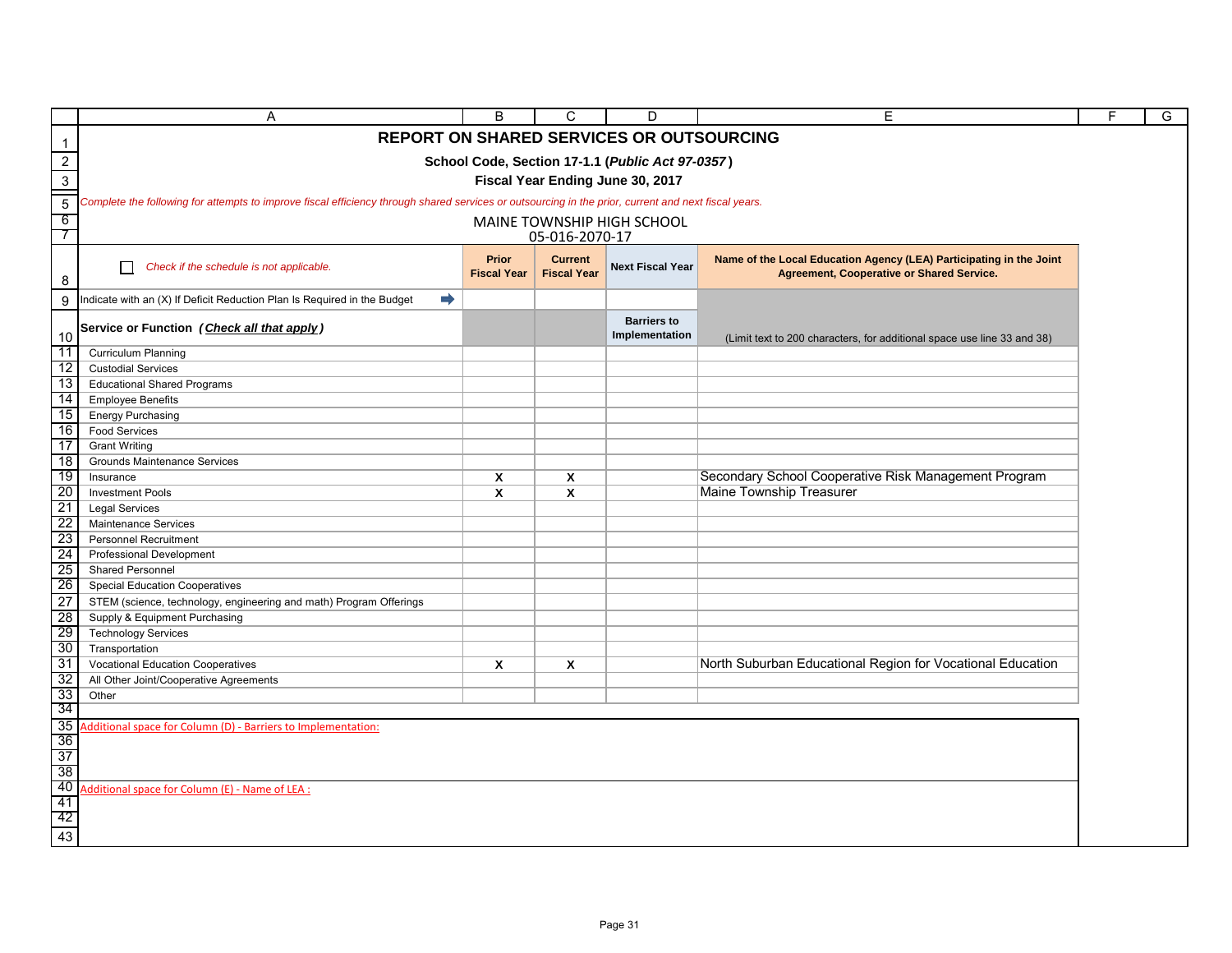# REPORT ON SHARED SERVICES OR OUTSOURCING

**School Code, Section 17-1.1 (*Public Act 97-0357*)**

**Fiscal Year Ending June 30, 2017**

*Complete the following for attempts to improve fiscal efficiency through shared services or outsourcing in the prior, current and next fiscal years.*

MAINE TOWNSHIP HIGH SCHOOL
05-016-2070-17

| ☐ *Check if the schedule is not applicable.* | Prior Fiscal Year | Current Fiscal Year | Next Fiscal Year | Name of the Local Education Agency (LEA) Participating in the Joint Agreement, Cooperative or Shared Service. |
|---|---|---|---|---|
| Indicate with an (X) If Deficit Reduction Plan Is Required in the Budget ➡ | | | | |
| **Service or Function (*Check all that apply*)** | | | **Barriers to Implementation** | (Limit text to 200 characters, for additional space use line 33 and 38) |
| Curriculum Planning | | | | |
| Custodial Services | | | | |
| Educational Shared Programs | | | | |
| Employee Benefits | | | | |
| Energy Purchasing | | | | |
| Food Services | | | | |
| Grant Writing | | | | |
| Grounds Maintenance Services | | | | |
| Insurance | X | X | | Secondary School Cooperative Risk Management Program |
| Investment Pools | X | X | | Maine Township Treasurer |
| Legal Services | | | | |
| Maintenance Services | | | | |
| Personnel Recruitment | | | | |
| Professional Development | | | | |
| Shared Personnel | | | | |
| Special Education Cooperatives | | | | |
| STEM (science, technology, engineering and math) Program Offerings | | | | |
| Supply & Equipment Purchasing | | | | |
| Technology Services | | | | |
| Transportation | | | | |
| Vocational Education Cooperatives | X | X | | North Suburban Educational Region for Vocational Education |
| All Other Joint/Cooperative Agreements | | | | |
| Other | | | | |

Additional space for Column (D) - Barriers to Implementation:

Additional space for Column (E) - Name of LEA :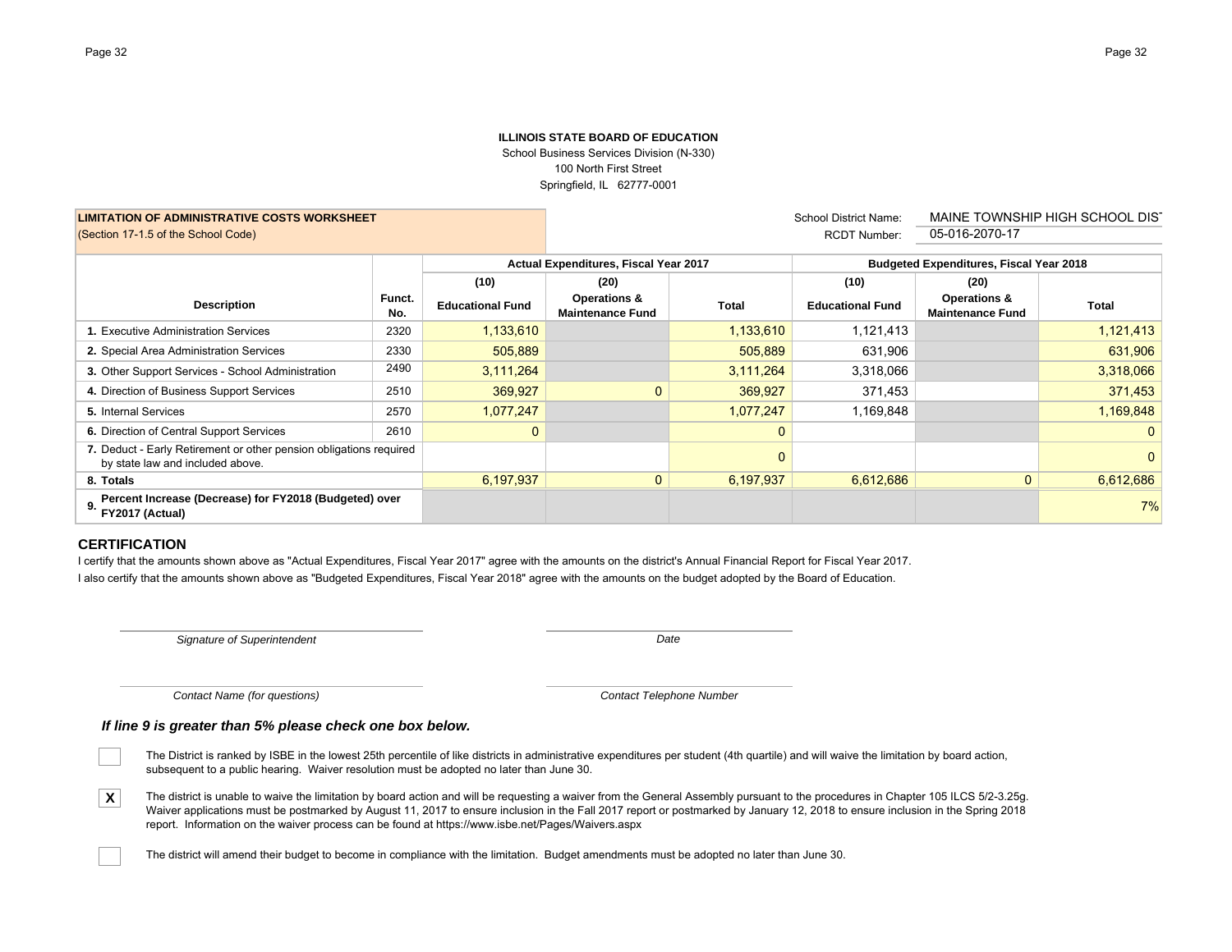**ILLINOIS STATE BOARD OF EDUCATION**
School Business Services Division (N-330)
100 North First Street
Springfield, IL 62777-0001

**LIMITATION OF ADMINISTRATIVE COSTS WORKSHEET**
(Section 17-1.5 of the School Code)

School District Name: MAINE TOWNSHIP HIGH SCHOOL DIS
RCDT Number: 05-016-2070-17

| Description | Funct. No. | Actual Expenditures, Fiscal Year 2017 | | | Budgeted Expenditures, Fiscal Year 2018 | | |
|---|---|---|---|---|---|---|---|
| | | (10) Educational Fund | (20) Operations & Maintenance Fund | Total | (10) Educational Fund | (20) Operations & Maintenance Fund | Total |
| 1. Executive Administration Services | 2320 | 1,133,610 | | 1,133,610 | 1,121,413 | | 1,121,413 |
| 2. Special Area Administration Services | 2330 | 505,889 | | 505,889 | 631,906 | | 631,906 |
| 3. Other Support Services - School Administration | 2490 | 3,111,264 | | 3,111,264 | 3,318,066 | | 3,318,066 |
| 4. Direction of Business Support Services | 2510 | 369,927 | 0 | 369,927 | 371,453 | | 371,453 |
| 5. Internal Services | 2570 | 1,077,247 | | 1,077,247 | 1,169,848 | | 1,169,848 |
| 6. Direction of Central Support Services | 2610 | 0 | | 0 | | | 0 |
| 7. Deduct - Early Retirement or other pension obligations required by state law and included above. | | | | 0 | | | 0 |
| 8. Totals | | 6,197,937 | 0 | 6,197,937 | 6,612,686 | 0 | 6,612,686 |
| 9. Percent Increase (Decrease) for FY2018 (Budgeted) over FY2017 (Actual) | | | | | | | 7% |

## CERTIFICATION

I certify that the amounts shown above as "Actual Expenditures, Fiscal Year 2017" agree with the amounts on the district's Annual Financial Report for Fiscal Year 2017.

I also certify that the amounts shown above as "Budgeted Expenditures, Fiscal Year 2018" agree with the amounts on the budget adopted by the Board of Education.

*Signature of Superintendent* *Date*

*Contact Name (for questions)* *Contact Telephone Number*

***If line 9 is greater than 5% please check one box below.***

- [ ] The District is ranked by ISBE in the lowest 25th percentile of like districts in administrative expenditures per student (4th quartile) and will waive the limitation by board action, subsequent to a public hearing. Waiver resolution must be adopted no later than June 30.
- [X] The district is unable to waive the limitation by board action and will be requesting a waiver from the General Assembly pursuant to the procedures in Chapter 105 ILCS 5/2-3.25g. Waiver applications must be postmarked by August 11, 2017 to ensure inclusion in the Fall 2017 report or postmarked by January 12, 2018 to ensure inclusion in the Spring 2018 report. Information on the waiver process can be found at https://www.isbe.net/Pages/Waivers.aspx
- [ ] The district will amend their budget to become in compliance with the limitation. Budget amendments must be adopted no later than June 30.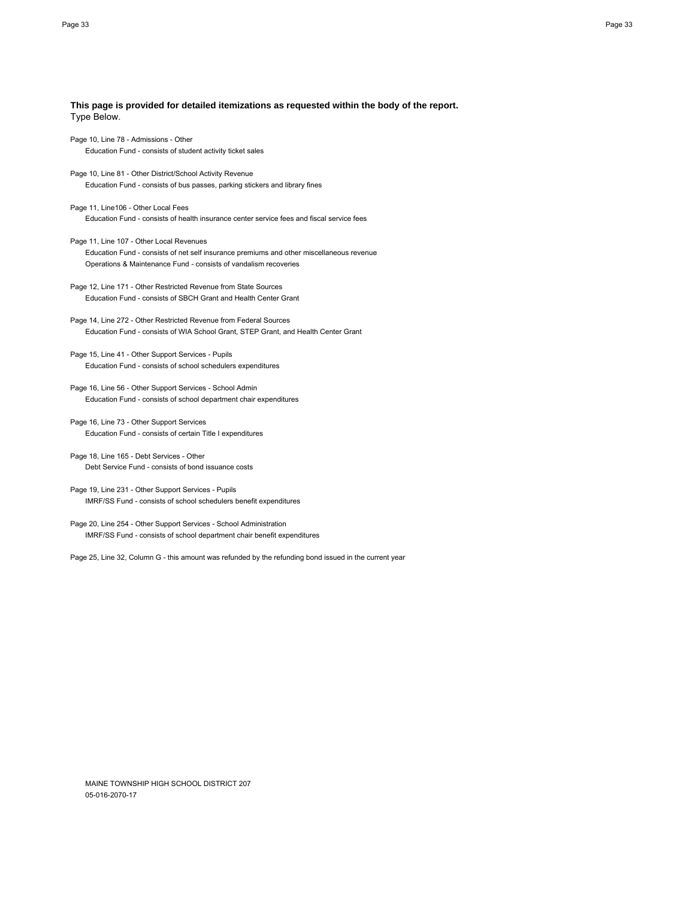**This page is provided for detailed itemizations as requested within the body of the report.**
Type Below.

Page 10, Line 78 - Admissions - Other
 Education Fund - consists of student activity ticket sales

Page 10, Line 81 - Other District/School Activity Revenue
 Education Fund - consists of bus passes, parking stickers and library fines

Page 11, Line106 - Other Local Fees
 Education Fund - consists of health insurance center service fees and fiscal service fees

Page 11, Line 107 - Other Local Revenues
 Education Fund - consists of net self insurance premiums and other miscellaneous revenue
 Operations & Maintenance Fund - consists of vandalism recoveries

Page 12, Line 171 - Other Restricted Revenue from State Sources
 Education Fund - consists of SBCH Grant and Health Center Grant

Page 14, Line 272 - Other Restricted Revenue from Federal Sources
 Education Fund - consists of WIA School Grant, STEP Grant, and Health Center Grant

Page 15, Line 41 - Other Support Services - Pupils
 Education Fund - consists of school schedulers expenditures

Page 16, Line 56 - Other Support Services - School Admin
 Education Fund - consists of school department chair expenditures

Page 16, Line 73 - Other Support Services
 Education Fund - consists of certain Title I expenditures

Page 18, Line 165 - Debt Services - Other
 Debt Service Fund - consists of bond issuance costs

Page 19, Line 231 - Other Support Services - Pupils
 IMRF/SS Fund - consists of school schedulers benefit expenditures

Page 20, Line 254 - Other Support Services - School Administration
 IMRF/SS Fund - consists of school department chair benefit expenditures

Page 25, Line 32, Column G - this amount was refunded by the refunding bond issued in the current year

MAINE TOWNSHIP HIGH SCHOOL DISTRICT 207
05-016-2070-17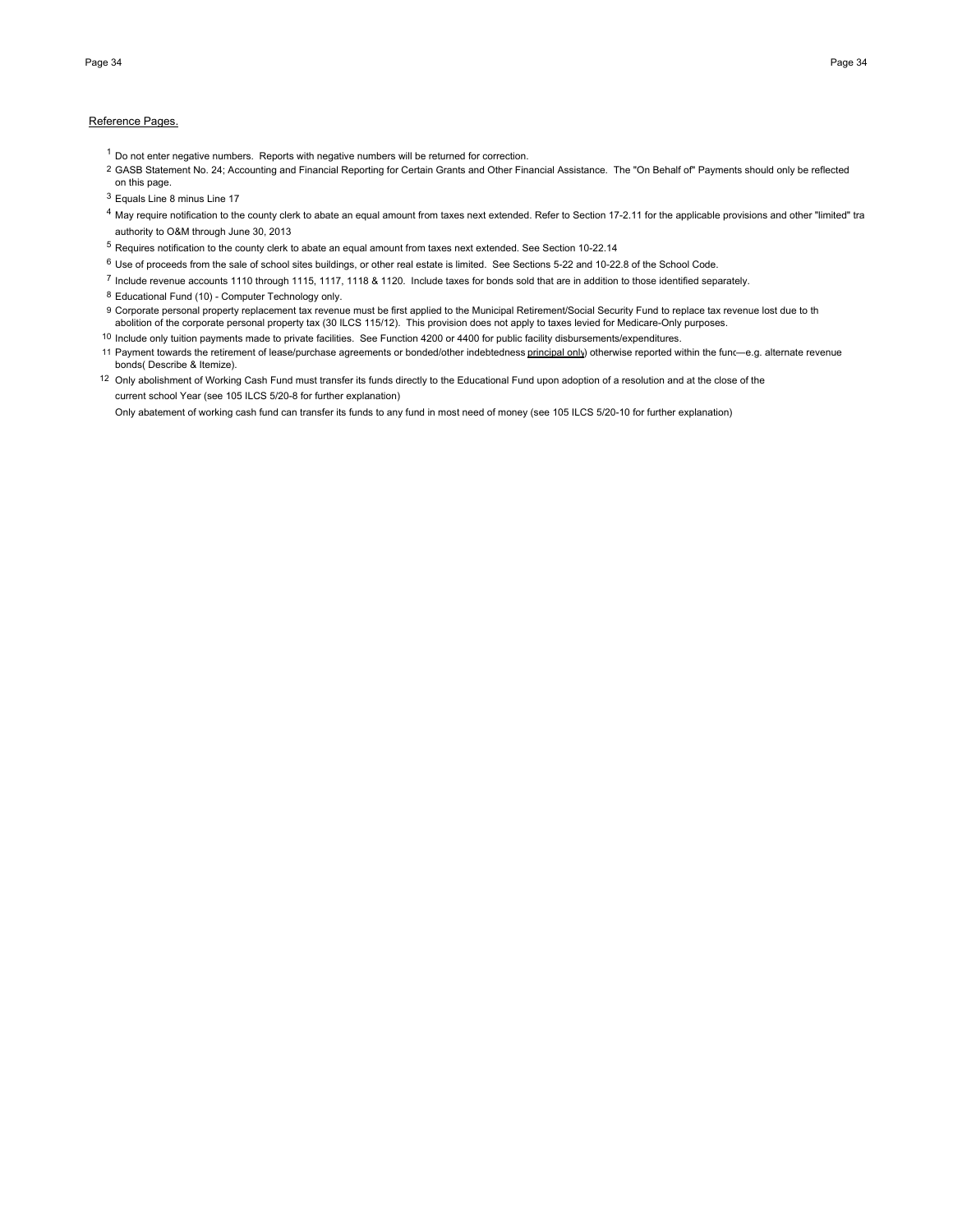Reference Pages.

[1] Do not enter negative numbers. Reports with negative numbers will be returned for correction.

[2] GASB Statement No. 24; Accounting and Financial Reporting for Certain Grants and Other Financial Assistance. The "On Behalf of" Payments should only be reflected on this page.

[3] Equals Line 8 minus Line 17

[4] May require notification to the county clerk to abate an equal amount from taxes next extended. Refer to Section 17-2.11 for the applicable provisions and other "limited" tra authority to O&M through June 30, 2013

[5] Requires notification to the county clerk to abate an equal amount from taxes next extended. See Section 10-22.14

[6] Use of proceeds from the sale of school sites buildings, or other real estate is limited. See Sections 5-22 and 10-22.8 of the School Code.

[7] Include revenue accounts 1110 through 1115, 1117, 1118 & 1120. Include taxes for bonds sold that are in addition to those identified separately.

[8] Educational Fund (10) - Computer Technology only.

[9] Corporate personal property replacement tax revenue must be first applied to the Municipal Retirement/Social Security Fund to replace tax revenue lost due to th abolition of the corporate personal property tax (30 ILCS 115/12). This provision does not apply to taxes levied for Medicare-Only purposes.

[10] Include only tuition payments made to private facilities. See Function 4200 or 4400 for public facility disbursements/expenditures.

[11] Payment towards the retirement of lease/purchase agreements or bonded/other indebtedness principal only) otherwise reported within the func—e.g. alternate revenue bonds( Describe & Itemize).

[12] Only abolishment of Working Cash Fund must transfer its funds directly to the Educational Fund upon adoption of a resolution and at the close of the current school Year (see 105 ILCS 5/20-8 for further explanation)

Only abatement of working cash fund can transfer its funds to any fund in most need of money (see 105 ILCS 5/20-10 for further explanation)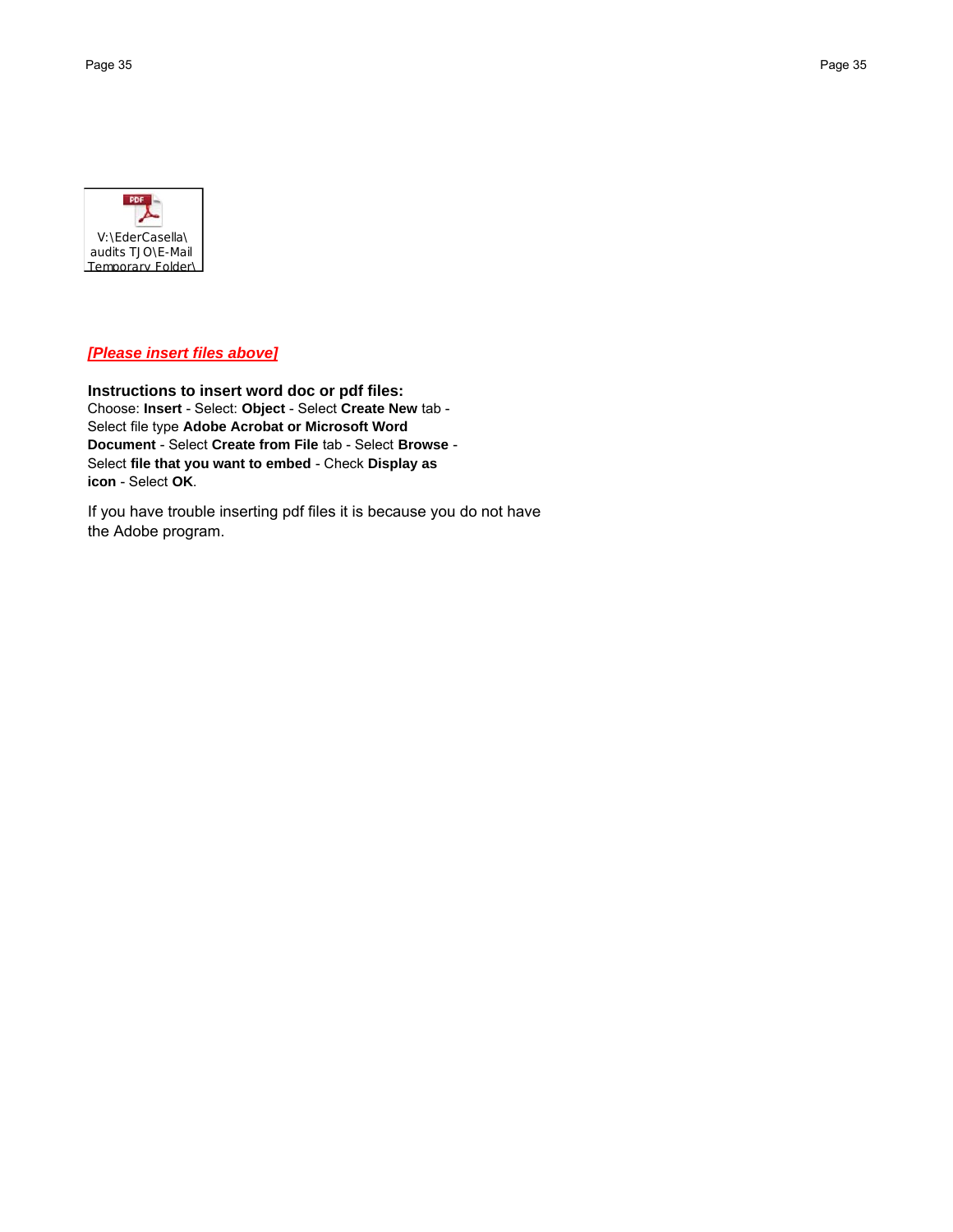V:\EderCasella\
audits TJO\E-Mail
Temporary Folder\

***[Please insert files above]***

**Instructions to insert word doc or pdf files:**
Choose: **Insert** - Select: **Object** - Select **Create New** tab - Select file type **Adobe Acrobat or Microsoft Word Document** - Select **Create from File** tab - Select **Browse** - Select **file that you want to embed** - Check **Display as icon** - Select **OK**.

If you have trouble inserting pdf files it is because you do not have the Adobe program.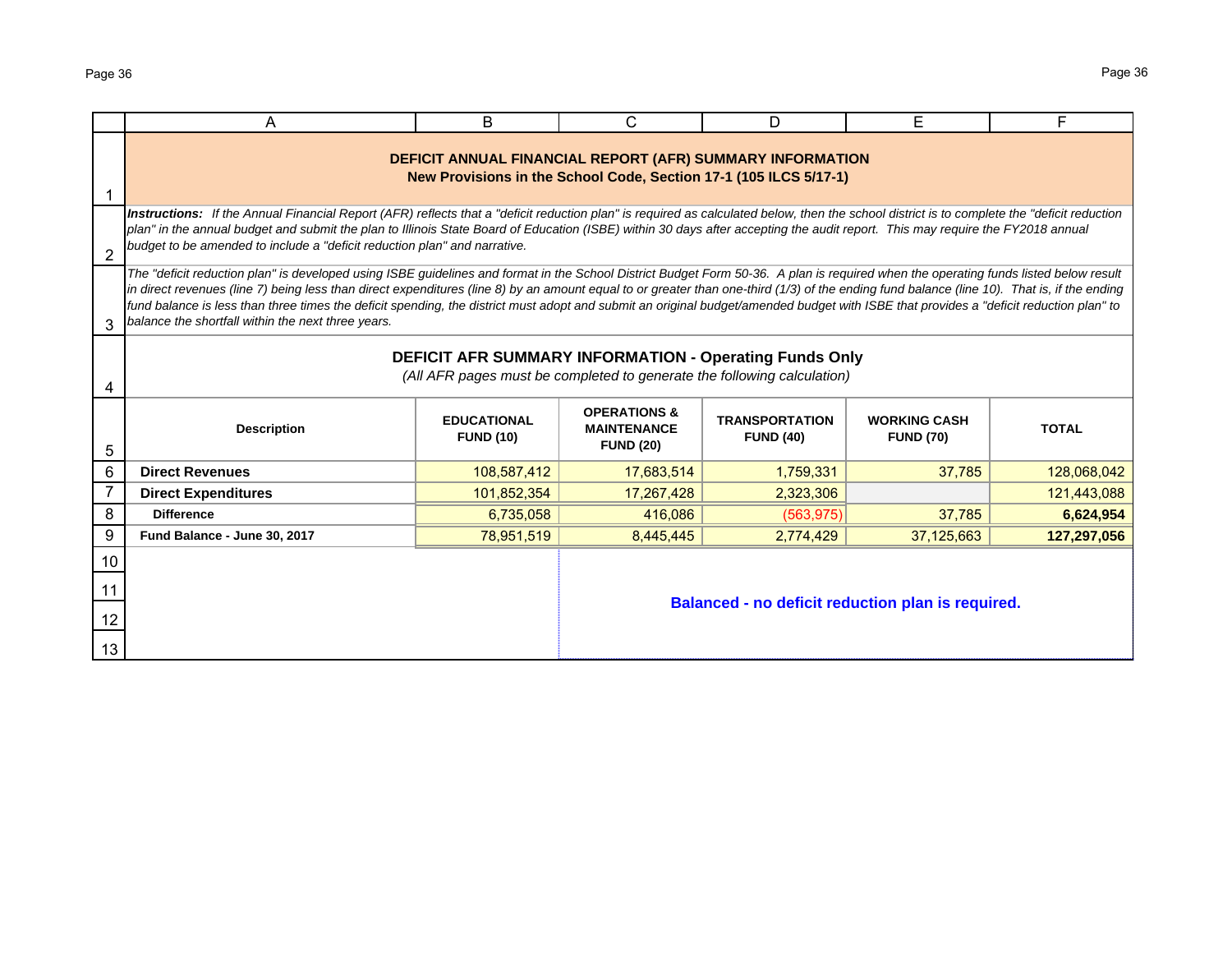## DEFICIT ANNUAL FINANCIAL REPORT (AFR) SUMMARY INFORMATION

**New Provisions in the School Code, Section 17-1 (105 ILCS 5/17-1)**

***Instructions:*** *If the Annual Financial Report (AFR) reflects that a "deficit reduction plan" is required as calculated below, then the school district is to complete the "deficit reduction plan" in the annual budget and submit the plan to Illinois State Board of Education (ISBE) within 30 days after accepting the audit report. This may require the FY2018 annual budget to be amended to include a "deficit reduction plan" and narrative.*

*The "deficit reduction plan" is developed using ISBE guidelines and format in the School District Budget Form 50-36. A plan is required when the operating funds listed below result in direct revenues (line 7) being less than direct expenditures (line 8) by an amount equal to or greater than one-third (1/3) of the ending fund balance (line 10). That is, if the ending fund balance is less than three times the deficit spending, the district must adopt and submit an original budget/amended budget with ISBE that provides a "deficit reduction plan" to balance the shortfall within the next three years.*

### DEFICIT AFR SUMMARY INFORMATION - Operating Funds Only

*(All AFR pages must be completed to generate the following calculation)*

| Description | EDUCATIONAL FUND (10) | OPERATIONS & MAINTENANCE FUND (20) | TRANSPORTATION FUND (40) | WORKING CASH FUND (70) | TOTAL |
|---|---|---|---|---|---|
| **Direct Revenues** | 108,587,412 | 17,683,514 | 1,759,331 | 37,785 | 128,068,042 |
| **Direct Expenditures** | 101,852,354 | 17,267,428 | 2,323,306 | | 121,443,088 |
| **Difference** | 6,735,058 | 416,086 | (563,975) | 37,785 | **6,624,954** |
| **Fund Balance - June 30, 2017** | 78,951,519 | 8,445,445 | 2,774,429 | 37,125,663 | **127,297,056** |

**Balanced - no deficit reduction plan is required.**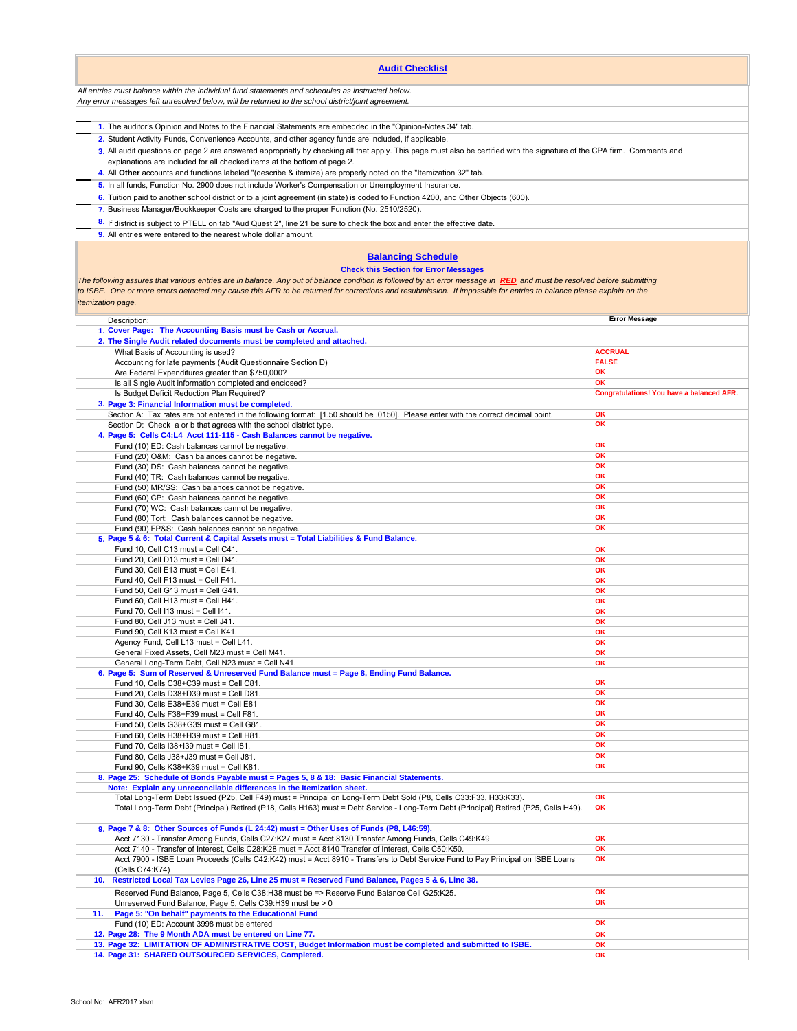# Audit Checklist

*All entries must balance within the individual fund statements and schedules as instructed below.*
*Any error messages left unresolved below, will be returned to the school district/joint agreement.*

| | |
|---|---|
| ☐ | **1.** The auditor's Opinion and Notes to the Financial Statements are embedded in the "Opinion-Notes 34" tab. |
| ☐ | **2.** Student Activity Funds, Convenience Accounts, and other agency funds are included, if applicable. |
| ☐ | **3.** All audit questions on page 2 are answered appropriately by checking all that apply. This page must also be certified with the signature of the CPA firm. Comments and explanations are included for all checked items at the bottom of page 2. |
| ☐ | **4.** All **Other** accounts and functions labeled "(describe & itemize) are properly noted on the "Itemization 32" tab. |
| ☐ | **5.** In all funds, Function No. 2900 does not include Worker's Compensation or Unemployment Insurance. |
| ☐ | **6.** Tuition paid to another school district or to a joint agreement (in state) is coded to Function 4200, and Other Objects (600). |
| ☐ | **7.** Business Manager/Bookkeeper Costs are charged to the proper Function (No. 2510/2520). |
| ☐ | **8.** If district is subject to PTELL on tab "Aud Quest 2", line 21 be sure to check the box and enter the effective date. |
| ☐ | **9.** All entries were entered to the nearest whole dollar amount. |

## Balancing Schedule

**Check this Section for Error Messages**

*The following assures that various entries are in balance. Any out of balance condition is followed by an error message in RED and must be resolved before submitting to ISBE. One or more errors detected may cause this AFR to be returned for corrections and resubmission. If impossible for entries to balance please explain on the itemization page.*

| Description: | Error Message |
|---|---|
| **1. Cover Page: The Accounting Basis must be Cash or Accrual.** | |
| **2. The Single Audit related documents must be completed and attached.** | |
| What Basis of Accounting is used? | ACCRUAL |
| Accounting for late payments (Audit Questionnaire Section D) | FALSE |
| Are Federal Expenditures greater than $750,000? | OK |
| Is all Single Audit information completed and enclosed? | OK |
| Is Budget Deficit Reduction Plan Required? | Congratulations! You have a balanced AFR. |
| **3. Page 3: Financial Information must be completed.** | |
| Section A: Tax rates are not entered in the following format: [1.50 should be .0150]. Please enter with the correct decimal point. | OK |
| Section D: Check a or b that agrees with the school district type. | OK |
| **4. Page 5: Cells C4:L4 Acct 111-115 - Cash Balances cannot be negative.** | |
| Fund (10) ED: Cash balances cannot be negative. | OK |
| Fund (20) O&M: Cash balances cannot be negative. | OK |
| Fund (30) DS: Cash balances cannot be negative. | OK |
| Fund (40) TR: Cash balances cannot be negative. | OK |
| Fund (50) MR/SS: Cash balances cannot be negative. | OK |
| Fund (60) CP: Cash balances cannot be negative. | OK |
| Fund (70) WC: Cash balances cannot be negative. | OK |
| Fund (80) Tort: Cash balances cannot be negative. | OK |
| Fund (90) FP&S: Cash balances cannot be negative. | OK |
| **5. Page 5 & 6: Total Current & Capital Assets must = Total Liabilities & Fund Balance.** | |
| Fund 10, Cell C13 must = Cell C41. | OK |
| Fund 20, Cell D13 must = Cell D41. | OK |
| Fund 30, Cell E13 must = Cell E41. | OK |
| Fund 40, Cell F13 must = Cell F41. | OK |
| Fund 50, Cell G13 must = Cell G41. | OK |
| Fund 60, Cell H13 must = Cell H41. | OK |
| Fund 70, Cell I13 must = Cell I41. | OK |
| Fund 80, Cell J13 must = Cell J41. | OK |
| Fund 90, Cell K13 must = Cell K41. | OK |
| Agency Fund, Cell L13 must = Cell L41. | OK |
| General Fixed Assets, Cell M23 must = Cell M41. | OK |
| General Long-Term Debt, Cell N23 must = Cell N41. | OK |
| **6. Page 5: Sum of Reserved & Unreserved Fund Balance must = Page 8, Ending Fund Balance.** | |
| Fund 10, Cells C38+C39 must = Cell C81. | OK |
| Fund 20, Cells D38+D39 must = Cell D81. | OK |
| Fund 30, Cells E38+E39 must = Cell E81 | OK |
| Fund 40, Cells F38+F39 must = Cell F81. | OK |
| Fund 50, Cells G38+G39 must = Cell G81. | OK |
| Fund 60, Cells H38+H39 must = Cell H81. | OK |
| Fund 70, Cells I38+I39 must = Cell I81. | OK |
| Fund 80, Cells J38+J39 must = Cell J81. | OK |
| Fund 90, Cells K38+K39 must = Cell K81. | OK |
| **8. Page 25: Schedule of Bonds Payable must = Pages 5, 8 & 18: Basic Financial Statements.** | |
| **Note: Explain any unreconcilable differences in the Itemization sheet.** | |
| Total Long-Term Debt Issued (P25, Cell F49) must = Principal on Long-Term Debt Sold (P8, Cells C33:F33, H33:K33). | OK |
| Total Long-Term Debt (Principal) Retired (P18, Cells H163) must = Debt Service - Long-Term Debt (Principal) Retired (P25, Cells H49). | OK |
| **9. Page 7 & 8: Other Sources of Funds (L 24:42) must = Other Uses of Funds (P8, L46:59).** | |
| Acct 7130 - Transfer Among Funds, Cells C27:K27 must = Acct 8130 Transfer Among Funds, Cells C49:K49 | OK |
| Acct 7140 - Transfer of Interest, Cells C28:K28 must = Acct 8140 Transfer of Interest, Cells C50:K50. | OK |
| Acct 7900 - ISBE Loan Proceeds (Cells C42:K42) must = Acct 8910 - Transfers to Debt Service Fund to Pay Principal on ISBE Loans (Cells C74:K74) | OK |
| **10. Restricted Local Tax Levies Page 26, Line 25 must = Reserved Fund Balance, Pages 5 & 6, Line 38.** | |
| Reserved Fund Balance, Page 5, Cells C38:H38 must be => Reserve Fund Balance Cell G25:K25. | OK |
| Unreserved Fund Balance, Page 5, Cells C39:H39 must be > 0 | OK |
| **11. Page 5: "On behalf" payments to the Educational Fund** | |
| Fund (10) ED: Account 3998 must be entered | OK |
| **12. Page 28: The 9 Month ADA must be entered on Line 77.** | OK |
| **13. Page 32: LIMITATION OF ADMINISTRATIVE COST, Budget Information must be completed and submitted to ISBE.** | OK |
| **14. Page 31: SHARED OUTSOURCED SERVICES, Completed.** | OK |

School No: AFR2017.xlsm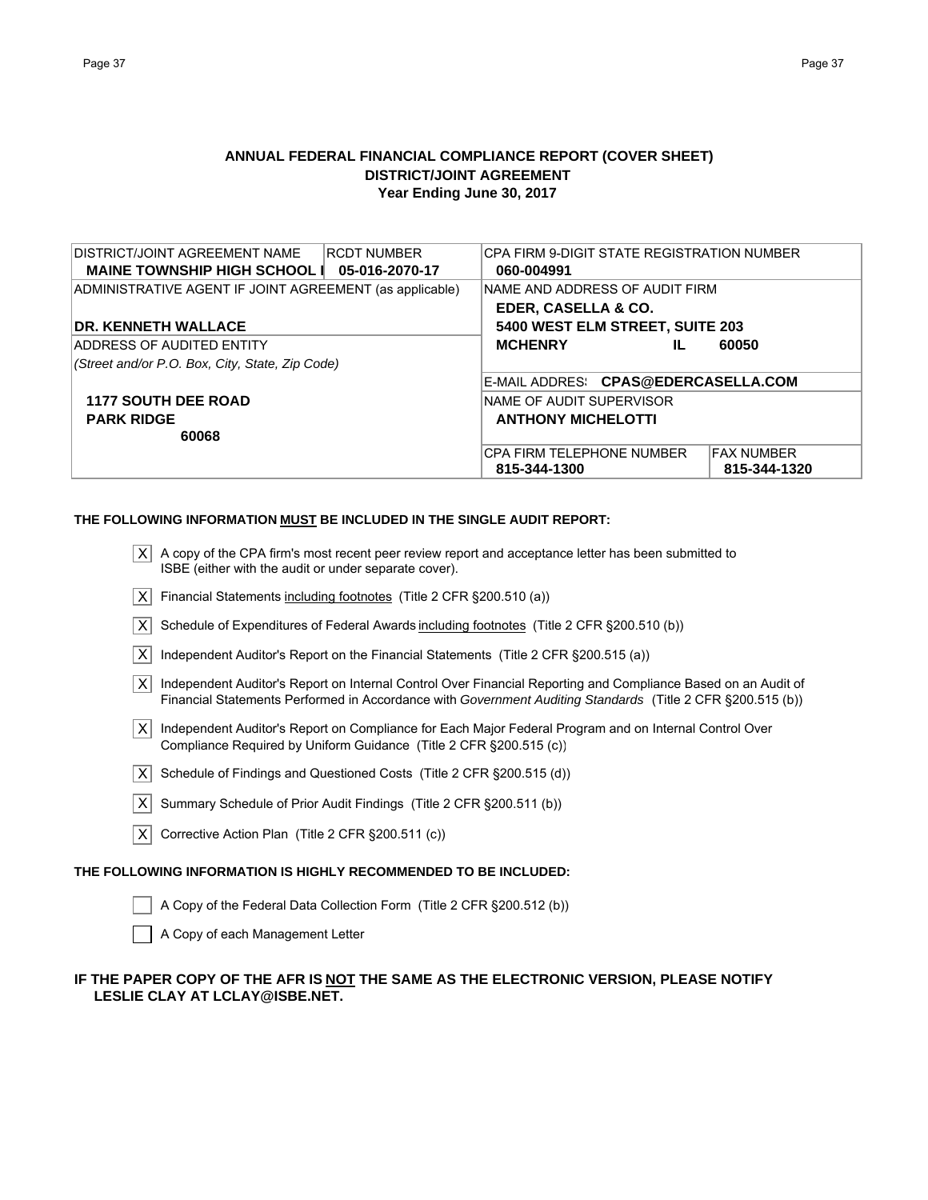## ANNUAL FEDERAL FINANCIAL COMPLIANCE REPORT (COVER SHEET)
## DISTRICT/JOINT AGREEMENT
### Year Ending June 30, 2017

| DISTRICT/JOINT AGREEMENT NAME | RCDT NUMBER | CPA FIRM 9-DIGIT STATE REGISTRATION NUMBER | |
|---|---|---|---|
| **MAINE TOWNSHIP HIGH SCHOOL I** | **05-016-2070-17** | **060-004991** | |
| ADMINISTRATIVE AGENT IF JOINT AGREEMENT (as applicable) | | NAME AND ADDRESS OF AUDIT FIRM | |
| **DR. KENNETH WALLACE** | | **EDER, CASELLA & CO.**<br>**5400 WEST ELM STREET, SUITE 203**<br>**MCHENRY IL 60050** | |
| ADDRESS OF AUDITED ENTITY<br>*(Street and/or P.O. Box, City, State, Zip Code)* | | E-MAIL ADDRES: **CPAS@EDERCASELLA.COM** | |
| **1177 SOUTH DEE ROAD**<br>**PARK RIDGE**<br>**60068** | | NAME OF AUDIT SUPERVISOR<br>**ANTHONY MICHELOTTI** | |
| | | CPA FIRM TELEPHONE NUMBER<br>**815-344-1300** | FAX NUMBER<br>**815-344-1320** |

**THE FOLLOWING INFORMATION MUST BE INCLUDED IN THE SINGLE AUDIT REPORT:**

- [X] A copy of the CPA firm's most recent peer review report and acceptance letter has been submitted to ISBE (either with the audit or under separate cover).
- [X] Financial Statements including footnotes (Title 2 CFR §200.510 (a))
- [X] Schedule of Expenditures of Federal Awards including footnotes (Title 2 CFR §200.510 (b))
- [X] Independent Auditor's Report on the Financial Statements (Title 2 CFR §200.515 (a))
- [X] Independent Auditor's Report on Internal Control Over Financial Reporting and Compliance Based on an Audit of Financial Statements Performed in Accordance with *Government Auditing Standards* (Title 2 CFR §200.515 (b))
- [X] Independent Auditor's Report on Compliance for Each Major Federal Program and on Internal Control Over Compliance Required by Uniform Guidance (Title 2 CFR §200.515 (c))
- [X] Schedule of Findings and Questioned Costs (Title 2 CFR §200.515 (d))
- [X] Summary Schedule of Prior Audit Findings (Title 2 CFR §200.511 (b))
- [X] Corrective Action Plan (Title 2 CFR §200.511 (c))

**THE FOLLOWING INFORMATION IS HIGHLY RECOMMENDED TO BE INCLUDED:**

- [ ] A Copy of the Federal Data Collection Form (Title 2 CFR §200.512 (b))
- [ ] A Copy of each Management Letter

**IF THE PAPER COPY OF THE AFR IS NOT THE SAME AS THE ELECTRONIC VERSION, PLEASE NOTIFY LESLIE CLAY AT LCLAY@ISBE.NET.**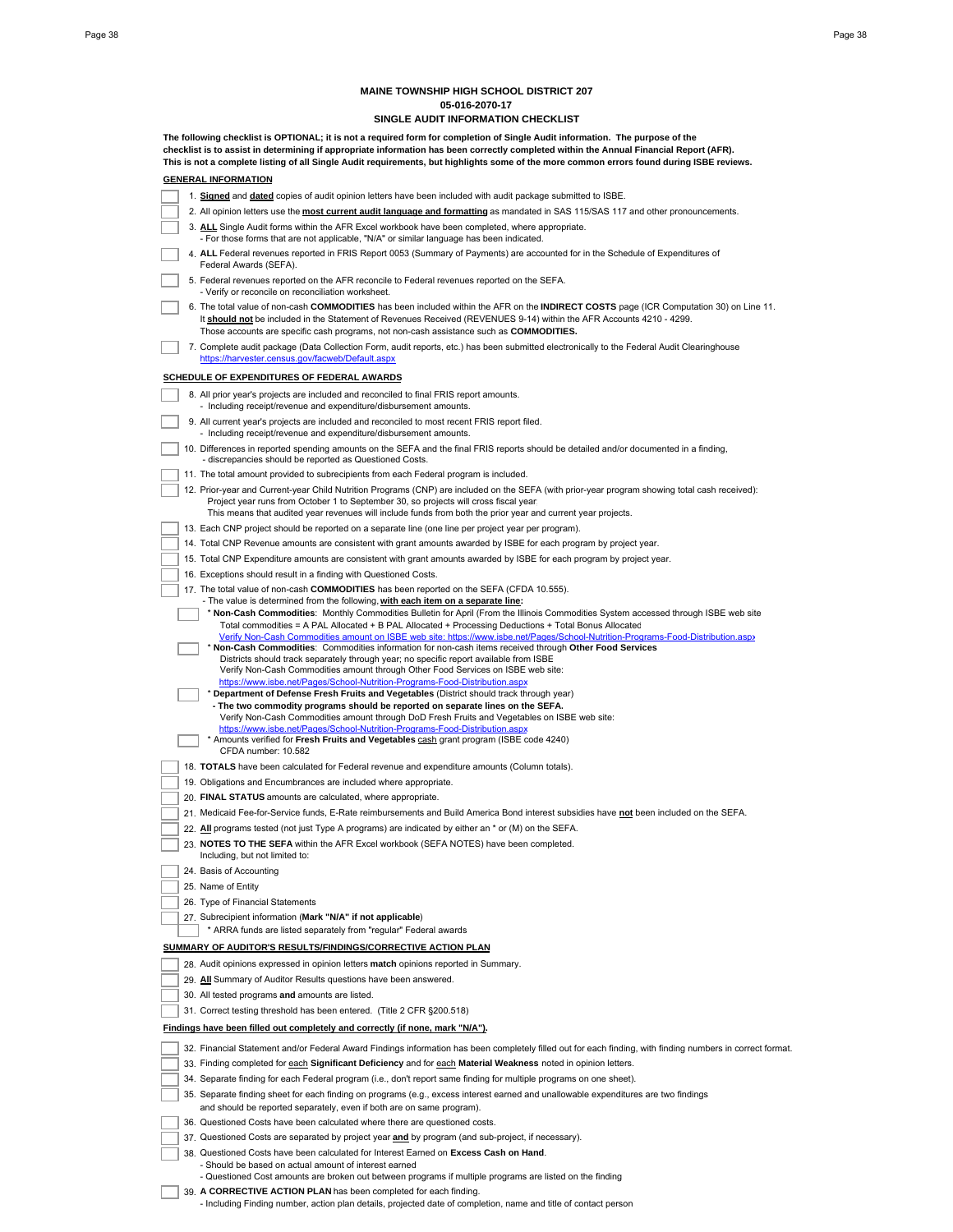**MAINE TOWNSHIP HIGH SCHOOL DISTRICT 207**
**05-016-2070-17**
**SINGLE AUDIT INFORMATION CHECKLIST**

**The following checklist is OPTIONAL; it is not a required form for completion of Single Audit information. The purpose of the checklist is to assist in determining if appropriate information has been correctly completed within the Annual Financial Report (AFR). This is not a complete listing of all Single Audit requirements, but highlights some of the more common errors found during ISBE reviews.**

**GENERAL INFORMATION**

- [ ] 1. **Signed** and **dated** copies of audit opinion letters have been included with audit package submitted to ISBE.
- [ ] 2. All opinion letters use the **most current audit language and formatting** as mandated in SAS 115/SAS 117 and other pronouncements.
- [ ] 3. **ALL** Single Audit forms within the AFR Excel workbook have been completed, where appropriate.
  - For those forms that are not applicable, "N/A" or similar language has been indicated.
- [ ] 4. **ALL** Federal revenues reported in FRIS Report 0053 (Summary of Payments) are accounted for in the Schedule of Expenditures of Federal Awards (SEFA).
- [ ] 5. Federal revenues reported on the AFR reconcile to Federal revenues reported on the SEFA.
  - Verify or reconcile on reconciliation worksheet.
- [ ] 6. The total value of non-cash **COMMODITIES** has been included within the AFR on the **INDIRECT COSTS** page (ICR Computation 30) on Line 11. It **should not** be included in the Statement of Revenues Received (REVENUES 9-14) within the AFR Accounts 4210 - 4299. Those accounts are specific cash programs, not non-cash assistance such as **COMMODITIES.**
- [ ] 7. Complete audit package (Data Collection Form, audit reports, etc.) has been submitted electronically to the Federal Audit Clearinghouse https://harvester.census.gov/facweb/Default.aspx

**SCHEDULE OF EXPENDITURES OF FEDERAL AWARDS**

- [ ] 8. All prior year's projects are included and reconciled to final FRIS report amounts.
  - Including receipt/revenue and expenditure/disbursement amounts.
- [ ] 9. All current year's projects are included and reconciled to most recent FRIS report filed.
  - Including receipt/revenue and expenditure/disbursement amounts.
- [ ] 10. Differences in reported spending amounts on the SEFA and the final FRIS reports should be detailed and/or documented in a finding,
  - discrepancies should be reported as Questioned Costs.
- [ ] 11. The total amount provided to subrecipients from each Federal program is included.
- [ ] 12. Prior-year and Current-year Child Nutrition Programs (CNP) are included on the SEFA (with prior-year program showing total cash received): Project year runs from October 1 to September 30, so projects will cross fiscal year. This means that audited year revenues will include funds from both the prior year and current year projects.
- [ ] 13. Each CNP project should be reported on a separate line (one line per project year per program).
- [ ] 14. Total CNP Revenue amounts are consistent with grant amounts awarded by ISBE for each program by project year.
- [ ] 15. Total CNP Expenditure amounts are consistent with grant amounts awarded by ISBE for each program by project year.
- [ ] 16. Exceptions should result in a finding with Questioned Costs.
- [ ] 17. The total value of non-cash **COMMODITIES** has been reported on the SEFA (CFDA 10.555).
  - The value is determined from the following, **with each item on a separate line:**
  - [ ] * **Non-Cash Commodities**: Monthly Commodities Bulletin for April (From the Illinois Commodities System accessed through ISBE web site. Total commodities = A PAL Allocated + B PAL Allocated + Processing Deductions + Total Bonus Allocated. Verify Non-Cash Commodities amount on ISBE web site: https://www.isbe.net/Pages/School-Nutrition-Programs-Food-Distribution.aspx
  - [ ] * **Non-Cash Commodities**: Commodities information for non-cash items received through **Other Food Services**. Districts should track separately through year; no specific report available from ISBE. Verify Non-Cash Commodities amount through Other Food Services on ISBE web site: https://www.isbe.net/Pages/School-Nutrition-Programs-Food-Distribution.aspx
  - [ ] * **Department of Defense Fresh Fruits and Vegetables** (District should track through year)
    - **The two commodity programs should be reported on separate lines on the SEFA.**
    Verify Non-Cash Commodities amount through DoD Fresh Fruits and Vegetables on ISBE web site: https://www.isbe.net/Pages/School-Nutrition-Programs-Food-Distribution.aspx
  - [ ] * Amounts verified for **Fresh Fruits and Vegetables** cash grant program (ISBE code 4240) CFDA number: 10.582
- [ ] 18. **TOTALS** have been calculated for Federal revenue and expenditure amounts (Column totals).
- [ ] 19. Obligations and Encumbrances are included where appropriate.
- [ ] 20. **FINAL STATUS** amounts are calculated, where appropriate.
- [ ] 21. Medicaid Fee-for-Service funds, E-Rate reimbursements and Build America Bond interest subsidies have **not** been included on the SEFA.
- [ ] 22. **All** programs tested (not just Type A programs) are indicated by either an * or (M) on the SEFA.
- [ ] 23. **NOTES TO THE SEFA** within the AFR Excel workbook (SEFA NOTES) have been completed. Including, but not limited to:
- [ ] 24. Basis of Accounting
- [ ] 25. Name of Entity
- [ ] 26. Type of Financial Statements
- [ ] 27. Subrecipient information (**Mark "N/A" if not applicable**)
  - [ ] * ARRA funds are listed separately from "regular" Federal awards

**SUMMARY OF AUDITOR'S RESULTS/FINDINGS/CORRECTIVE ACTION PLAN**

- [ ] 28. Audit opinions expressed in opinion letters **match** opinions reported in Summary.
- [ ] 29. **All** Summary of Auditor Results questions have been answered.
- [ ] 30. All tested programs **and** amounts are listed.
- [ ] 31. Correct testing threshold has been entered. (Title 2 CFR §200.518)

**Findings have been filled out completely and correctly (if none, mark "N/A").**

- [ ] 32. Financial Statement and/or Federal Award Findings information has been completely filled out for each finding, with finding numbers in correct format.
- [ ] 33. Finding completed for each **Significant Deficiency** and for each **Material Weakness** noted in opinion letters.
- [ ] 34. Separate finding for each Federal program (i.e., don't report same finding for multiple programs on one sheet).
- [ ] 35. Separate finding sheet for each finding on programs (e.g., excess interest earned and unallowable expenditures are two findings and should be reported separately, even if both are on same program).
- [ ] 36. Questioned Costs have been calculated where there are questioned costs.
- [ ] 37. Questioned Costs are separated by project year **and** by program (and sub-project, if necessary).
- [ ] 38. Questioned Costs have been calculated for Interest Earned on **Excess Cash on Hand**.
  - Should be based on actual amount of interest earned
  - Questioned Cost amounts are broken out between programs if multiple programs are listed on the finding
- [ ] 39. **A CORRECTIVE ACTION PLAN** has been completed for each finding.
  - Including Finding number, action plan details, projected date of completion, name and title of contact person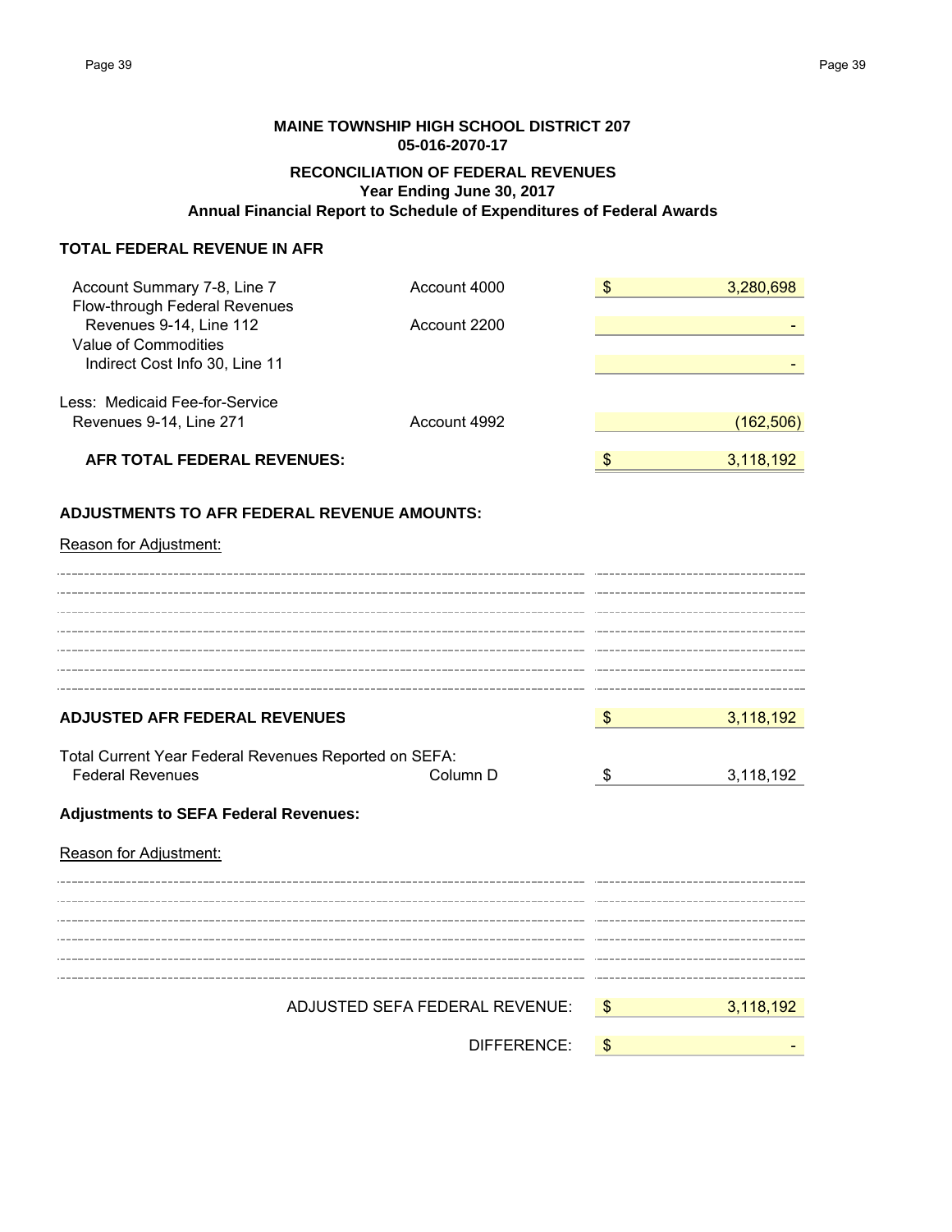**MAINE TOWNSHIP HIGH SCHOOL DISTRICT 207**
**05-016-2070-17**

**RECONCILIATION OF FEDERAL REVENUES**
**Year Ending June 30, 2017**
**Annual Financial Report to Schedule of Expenditures of Federal Awards**

**TOTAL FEDERAL REVENUE IN AFR**

| | | |
|---|---|---|
| Account Summary 7-8, Line 7 | Account 4000 | $ 3,280,698 |
| Flow-through Federal Revenues Revenues 9-14, Line 112 | Account 2200 | - |
| Value of Commodities Indirect Cost Info 30, Line 11 | | - |
| Less: Medicaid Fee-for-Service Revenues 9-14, Line 271 | Account 4992 | (162,506) |
| **AFR TOTAL FEDERAL REVENUES:** | | $ 3,118,192 |

**ADJUSTMENTS TO AFR FEDERAL REVENUE AMOUNTS:**

Reason for Adjustment:

| | |
|---|---|
| **ADJUSTED AFR FEDERAL REVENUES** | $ 3,118,192 |

| | | |
|---|---|---|
| Total Current Year Federal Revenues Reported on SEFA: Federal Revenues | Column D | $ 3,118,192 |

**Adjustments to SEFA Federal Revenues:**

Reason for Adjustment:

| | |
|---|---|
| ADJUSTED SEFA FEDERAL REVENUE: | $ 3,118,192 |
| DIFFERENCE: | $ - |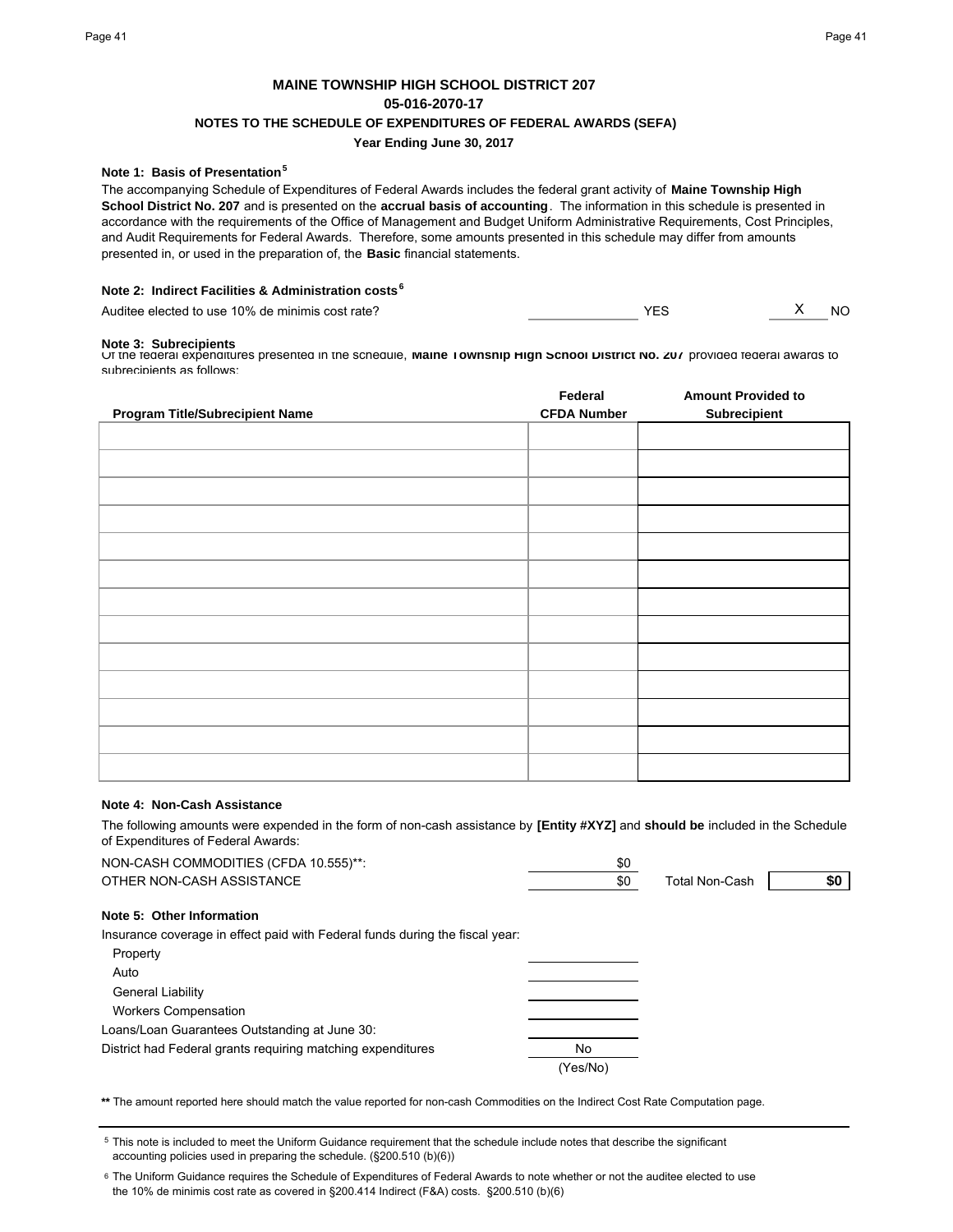**MAINE TOWNSHIP HIGH SCHOOL DISTRICT 207**

**05-016-2070-17**

**NOTES TO THE SCHEDULE OF EXPENDITURES OF FEDERAL AWARDS (SEFA)**

**Year Ending June 30, 2017**

**Note 1: Basis of Presentation**[5]

The accompanying Schedule of Expenditures of Federal Awards includes the federal grant activity of **Maine Township High School District No. 207** and is presented on the **accrual basis of accounting**. The information in this schedule is presented in accordance with the requirements of the Office of Management and Budget Uniform Administrative Requirements, Cost Principles, and Audit Requirements for Federal Awards. Therefore, some amounts presented in this schedule may differ from amounts presented in, or used in the preparation of, the **Basic** financial statements.

**Note 2: Indirect Facilities & Administration costs**[6]

Auditee elected to use 10% de minimis cost rate? ______ YES __X__ NO

**Note 3: Subrecipients**

Of the federal expenditures presented in the schedule, **Maine Township High School District No. 207** provided federal awards to subrecipients as follows:

| Program Title/Subrecipient Name | Federal CFDA Number | Amount Provided to Subrecipient |
|---|---|---|
| | | |
| | | |
| | | |
| | | |
| | | |
| | | |
| | | |
| | | |
| | | |
| | | |
| | | |
| | | |
| | | |

**Note 4: Non-Cash Assistance**

The following amounts were expended in the form of non-cash assistance by **[Entity #XYZ]** and **should be** included in the Schedule of Expenditures of Federal Awards:

| | | | |
|---|---|---|---|
| NON-CASH COMMODITIES (CFDA 10.555)**: | $0 | | |
| OTHER NON-CASH ASSISTANCE | $0 | Total Non-Cash | **$0** |

**Note 5: Other Information**

Insurance coverage in effect paid with Federal funds during the fiscal year:

| | |
|---|---|
| Property | |
| Auto | |
| General Liability | |
| Workers Compensation | |
| Loans/Loan Guarantees Outstanding at June 30: | |
| District had Federal grants requiring matching expenditures | No (Yes/No) |

**\*\*** The amount reported here should match the value reported for non-cash Commodities on the Indirect Cost Rate Computation page.

[5] This note is included to meet the Uniform Guidance requirement that the schedule include notes that describe the significant accounting policies used in preparing the schedule. (§200.510 (b)(6))

[6] The Uniform Guidance requires the Schedule of Expenditures of Federal Awards to note whether or not the auditee elected to use the 10% de minimis cost rate as covered in §200.414 Indirect (F&A) costs. §200.510 (b)(6)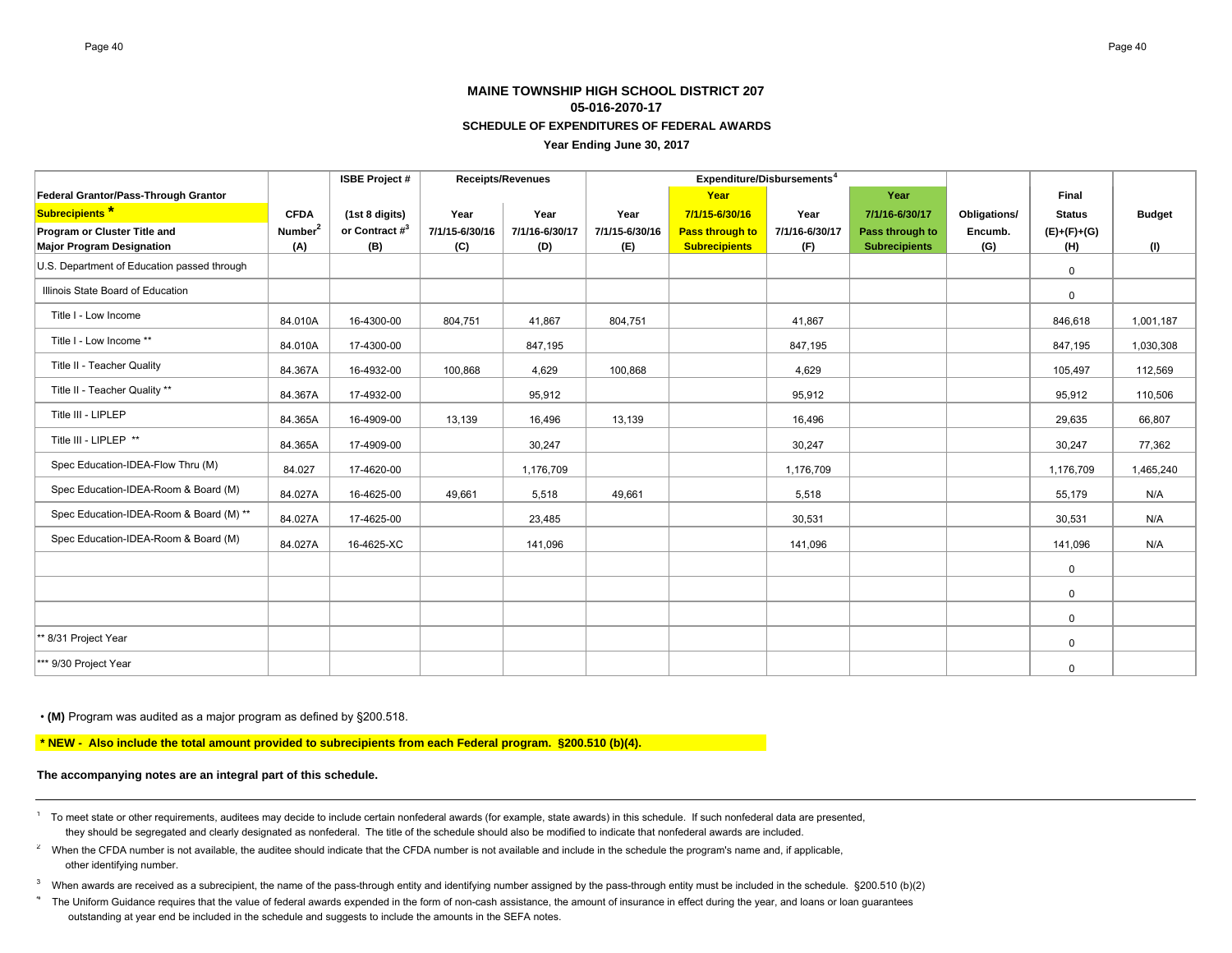### MAINE TOWNSHIP HIGH SCHOOL DISTRICT 207

### 05-016-2070-17

### SCHEDULE OF EXPENDITURES OF FEDERAL AWARDS

### Year Ending June 30, 2017

| Federal Grantor/Pass-Through Grantor **Subrecipients** * Program or Cluster Title and Major Program Designation | CFDA Number[2] (A) | ISBE Project # (1st 8 digits) or Contract #[3] (B) | Receipts/Revenues Year 7/1/15-6/30/16 (C) | Receipts/Revenues Year 7/1/16-6/30/17 (D) | Expenditure/Disbursements[4] Year 7/1/15-6/30/16 (E) | Year 7/1/15-6/30/16 Pass through to Subrecipients | Year 7/1/16-6/30/17 (F) | Year 7/1/16-6/30/17 Pass through to Subrecipients | Obligations/ Encumb. (G) | Final Status (E)+(F)+(G) (H) | Budget (I) |
|---|---|---|---|---|---|---|---|---|---|---|---|
| U.S. Department of Education passed through | | | | | | | | | | 0 | |
| Illinois State Board of Education | | | | | | | | | | 0 | |
| Title I - Low Income | 84.010A | 16-4300-00 | 804,751 | 41,867 | 804,751 | | 41,867 | | | 846,618 | 1,001,187 |
| Title I - Low Income ** | 84.010A | 17-4300-00 | | 847,195 | | | 847,195 | | | 847,195 | 1,030,308 |
| Title II - Teacher Quality | 84.367A | 16-4932-00 | 100,868 | 4,629 | 100,868 | | 4,629 | | | 105,497 | 112,569 |
| Title II - Teacher Quality ** | 84.367A | 17-4932-00 | | 95,912 | | | 95,912 | | | 95,912 | 110,506 |
| Title III - LIPLEP | 84.365A | 16-4909-00 | 13,139 | 16,496 | 13,139 | | 16,496 | | | 29,635 | 66,807 |
| Title III - LIPLEP ** | 84.365A | 17-4909-00 | | 30,247 | | | 30,247 | | | 30,247 | 77,362 |
| Spec Education-IDEA-Flow Thru (M) | 84.027 | 17-4620-00 | | 1,176,709 | | | 1,176,709 | | | 1,176,709 | 1,465,240 |
| Spec Education-IDEA-Room & Board (M) | 84.027A | 16-4625-00 | 49,661 | 5,518 | 49,661 | | 5,518 | | | 55,179 | N/A |
| Spec Education-IDEA-Room & Board (M) ** | 84.027A | 17-4625-00 | | 23,485 | | | 30,531 | | | 30,531 | N/A |
| Spec Education-IDEA-Room & Board (M) | 84.027A | 16-4625-XC | | 141,096 | | | 141,096 | | | 141,096 | N/A |
| | | | | | | | | | | 0 | |
| | | | | | | | | | | 0 | |
| | | | | | | | | | | 0 | |
| ** 8/31 Project Year | | | | | | | | | | 0 | |
| *** 9/30 Project Year | | | | | | | | | | 0 | |

• **(M)** Program was audited as a major program as defined by §200.518.

**\* NEW - Also include the total amount provided to subrecipients from each Federal program. §200.510 (b)(4).**

**The accompanying notes are an integral part of this schedule.**

---

[1] To meet state or other requirements, auditees may decide to include certain nonfederal awards (for example, state awards) in this schedule. If such nonfederal data are presented, they should be segregated and clearly designated as nonfederal. The title of the schedule should also be modified to indicate that nonfederal awards are included.

[2] When the CFDA number is not available, the auditee should indicate that the CFDA number is not available and include in the schedule the program's name and, if applicable, other identifying number.

[3] When awards are received as a subrecipient, the name of the pass-through entity and identifying number assigned by the pass-through entity must be included in the schedule. §200.510 (b)(2)

[4] The Uniform Guidance requires that the value of federal awards expended in the form of non-cash assistance, the amount of insurance in effect during the year, and loans or loan guarantees outstanding at year end be included in the schedule and suggests to include the amounts in the SEFA notes.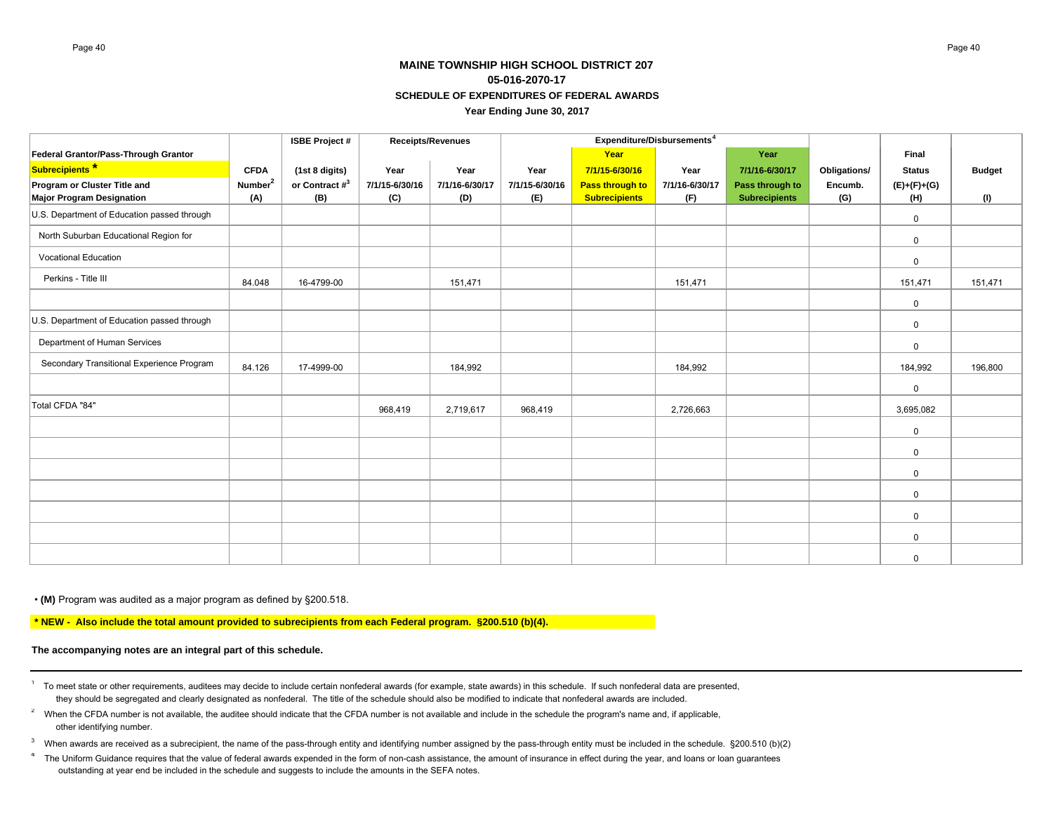**MAINE TOWNSHIP HIGH SCHOOL DISTRICT 207**

**05-016-2070-17**

**SCHEDULE OF EXPENDITURES OF FEDERAL AWARDS**

**Year Ending June 30, 2017**

| Federal Grantor/Pass-Through Grantor Subrecipients * Program or Cluster Title and Major Program Designation | CFDA Number[2] (A) | ISBE Project # (1st 8 digits) or Contract #[3] (B) | Receipts/Revenues Year 7/1/15-6/30/16 (C) | Year 7/1/16-6/30/17 (D) | Expenditure/Disbursements[4] Year 7/1/15-6/30/16 (E) | Year 7/1/15-6/30/16 Pass through to Subrecipients | Year 7/1/16-6/30/17 (F) | Year 7/1/16-6/30/17 Pass through to Subrecipients | Obligations/ Encumb. (G) | Final Status (E)+(F)+(G) (H) | Budget (I) |
|---|---|---|---|---|---|---|---|---|---|---|---|
| U.S. Department of Education passed through | | | | | | | | | | 0 | |
| North Suburban Educational Region for | | | | | | | | | | 0 | |
| Vocational Education | | | | | | | | | | 0 | |
| Perkins - Title III | 84.048 | 16-4799-00 | | 151,471 | | | 151,471 | | | 151,471 | 151,471 |
| | | | | | | | | | | 0 | |
| U.S. Department of Education passed through | | | | | | | | | | 0 | |
| Department of Human Services | | | | | | | | | | 0 | |
| Secondary Transitional Experience Program | 84.126 | 17-4999-00 | | 184,992 | | | 184,992 | | | 184,992 | 196,800 |
| | | | | | | | | | | 0 | |
| Total CFDA "84" | | | 968,419 | 2,719,617 | 968,419 | | 2,726,663 | | | 3,695,082 | |
| | | | | | | | | | | 0 | |
| | | | | | | | | | | 0 | |
| | | | | | | | | | | 0 | |
| | | | | | | | | | | 0 | |
| | | | | | | | | | | 0 | |
| | | | | | | | | | | 0 | |
| | | | | | | | | | | 0 | |

• **(M)** Program was audited as a major program as defined by §200.518.

**\* NEW - Also include the total amount provided to subrecipients from each Federal program. §200.510 (b)(4).**

**The accompanying notes are an integral part of this schedule.**

[1] To meet state or other requirements, auditees may decide to include certain nonfederal awards (for example, state awards) in this schedule. If such nonfederal data are presented, they should be segregated and clearly designated as nonfederal. The title of the schedule should also be modified to indicate that nonfederal awards are included.

[2] When the CFDA number is not available, the auditee should indicate that the CFDA number is not available and include in the schedule the program's name and, if applicable, other identifying number.

[3] When awards are received as a subrecipient, the name of the pass-through entity and identifying number assigned by the pass-through entity must be included in the schedule. §200.510 (b)(2)

[4] The Uniform Guidance requires that the value of federal awards expended in the form of non-cash assistance, the amount of insurance in effect during the year, and loans or loan guarantees outstanding at year end be included in the schedule and suggests to include the amounts in the SEFA notes.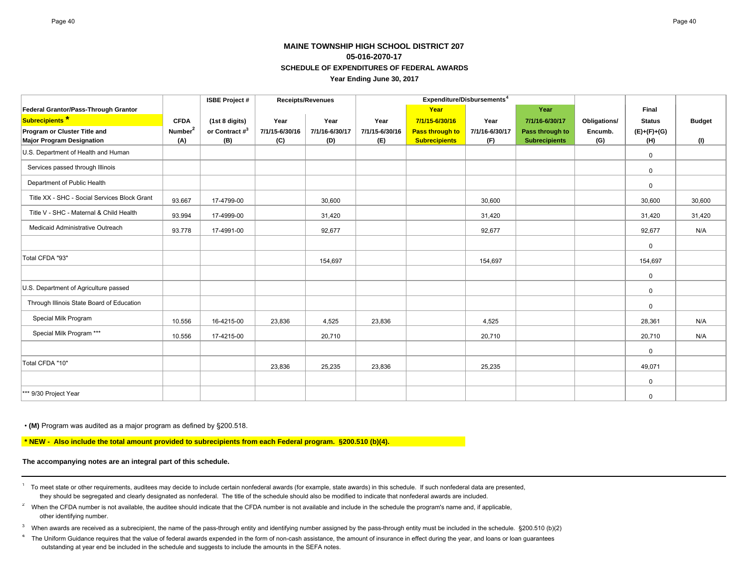**MAINE TOWNSHIP HIGH SCHOOL DISTRICT 207**
**05-016-2070-17**
**SCHEDULE OF EXPENDITURES OF FEDERAL AWARDS**
**Year Ending June 30, 2017**

| Federal Grantor/Pass-Through Grantor **Subrecipients \*** Program or Cluster Title and Major Program Designation | CFDA Number[2] (A) | ISBE Project # (1st 8 digits) or Contract #[3] (B) | Receipts/Revenues Year 7/1/15-6/30/16 (C) | Receipts/Revenues Year 7/1/16-6/30/17 (D) | Expenditure/Disbursements[4] Year 7/1/15-6/30/16 (E) | Year 7/1/15-6/30/16 Pass through to Subrecipients | Year 7/1/16-6/30/17 (F) | Year 7/1/16-6/30/17 Pass through to Subrecipients | Obligations/ Encumb. (G) | Final Status (E)+(F)+(G) (H) | Budget (I) |
|---|---|---|---|---|---|---|---|---|---|---|---|
| U.S. Department of Health and Human | | | | | | | | | | 0 | |
| Services passed through Illinois | | | | | | | | | | 0 | |
| Department of Public Health | | | | | | | | | | 0 | |
| Title XX - SHC - Social Services Block Grant | 93.667 | 17-4799-00 | | 30,600 | | | 30,600 | | | 30,600 | 30,600 |
| Title V - SHC - Maternal & Child Health | 93.994 | 17-4999-00 | | 31,420 | | | 31,420 | | | 31,420 | 31,420 |
| Medicaid Administrative Outreach | 93.778 | 17-4991-00 | | 92,677 | | | 92,677 | | | 92,677 | N/A |
| | | | | | | | | | | 0 | |
| Total CFDA "93" | | | | 154,697 | | | 154,697 | | | 154,697 | |
| | | | | | | | | | | 0 | |
| U.S. Department of Agriculture passed | | | | | | | | | | 0 | |
| Through Illinois State Board of Education | | | | | | | | | | 0 | |
| Special Milk Program | 10.556 | 16-4215-00 | 23,836 | 4,525 | 23,836 | | 4,525 | | | 28,361 | N/A |
| Special Milk Program *** | 10.556 | 17-4215-00 | | 20,710 | | | 20,710 | | | 20,710 | N/A |
| | | | | | | | | | | 0 | |
| Total CFDA "10" | | | 23,836 | 25,235 | 23,836 | | 25,235 | | | 49,071 | |
| | | | | | | | | | | 0 | |
| *** 9/30 Project Year | | | | | | | | | | 0 | |

• **(M)** Program was audited as a major program as defined by §200.518.

**\* NEW - Also include the total amount provided to subrecipients from each Federal program. §200.510 (b)(4).**

**The accompanying notes are an integral part of this schedule.**

---

[1] To meet state or other requirements, auditees may decide to include certain nonfederal awards (for example, state awards) in this schedule. If such nonfederal data are presented, they should be segregated and clearly designated as nonfederal. The title of the schedule should also be modified to indicate that nonfederal awards are included.

[2] When the CFDA number is not available, the auditee should indicate that the CFDA number is not available and include in the schedule the program's name and, if applicable, other identifying number.

[3] When awards are received as a subrecipient, the name of the pass-through entity and identifying number assigned by the pass-through entity must be included in the schedule. §200.510 (b)(2)

[4] The Uniform Guidance requires that the value of federal awards expended in the form of non-cash assistance, the amount of insurance in effect during the year, and loans or loan guarantees outstanding at year end be included in the schedule and suggests to include the amounts in the SEFA notes.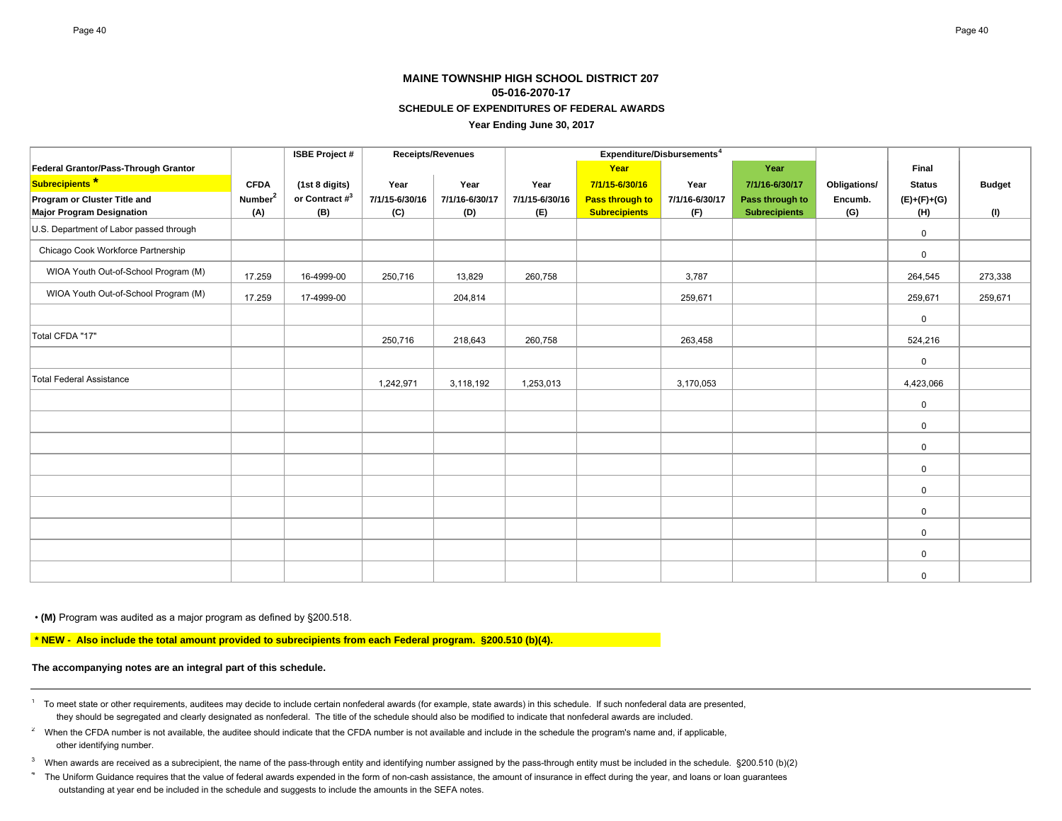**MAINE TOWNSHIP HIGH SCHOOL DISTRICT 207**
**05-016-2070-17**
**SCHEDULE OF EXPENDITURES OF FEDERAL AWARDS**
**Year Ending June 30, 2017**

| Federal Grantor/Pass-Through Grantor Subrecipients * Program or Cluster Title and Major Program Designation | CFDA Number[2] (A) | ISBE Project # (1st 8 digits) or Contract #[3] (B) | Receipts/Revenues Year 7/1/15-6/30/16 (C) | Receipts/Revenues Year 7/1/16-6/30/17 (D) | Expenditure/Disbursements[4] Year 7/1/15-6/30/16 (E) | Year 7/1/15-6/30/16 Pass through to Subrecipients | Year 7/1/16-6/30/17 (F) | Year 7/1/16-6/30/17 Pass through to Subrecipients | Obligations/ Encumb. (G) | Final Status (E)+(F)+(G) (H) | Budget (I) |
|---|---|---|---|---|---|---|---|---|---|---|---|
| U.S. Department of Labor passed through | | | | | | | | | | 0 | |
| Chicago Cook Workforce Partnership | | | | | | | | | | 0 | |
| WIOA Youth Out-of-School Program (M) | 17.259 | 16-4999-00 | 250,716 | 13,829 | 260,758 | | 3,787 | | | 264,545 | 273,338 |
| WIOA Youth Out-of-School Program (M) | 17.259 | 17-4999-00 | | 204,814 | | | 259,671 | | | 259,671 | 259,671 |
| | | | | | | | | | | 0 | |
| Total CFDA "17" | | | 250,716 | 218,643 | 260,758 | | 263,458 | | | 524,216 | |
| | | | | | | | | | | 0 | |
| Total Federal Assistance | | | 1,242,971 | 3,118,192 | 1,253,013 | | 3,170,053 | | | 4,423,066 | |
| | | | | | | | | | | 0 | |
| | | | | | | | | | | 0 | |
| | | | | | | | | | | 0 | |
| | | | | | | | | | | 0 | |
| | | | | | | | | | | 0 | |
| | | | | | | | | | | 0 | |
| | | | | | | | | | | 0 | |
| | | | | | | | | | | 0 | |
| | | | | | | | | | | 0 | |

• **(M)** Program was audited as a major program as defined by §200.518.

**\* NEW - Also include the total amount provided to subrecipients from each Federal program. §200.510 (b)(4).**

**The accompanying notes are an integral part of this schedule.**

[1] To meet state or other requirements, auditees may decide to include certain nonfederal awards (for example, state awards) in this schedule. If such nonfederal data are presented, they should be segregated and clearly designated as nonfederal. The title of the schedule should also be modified to indicate that nonfederal awards are included.

[2] When the CFDA number is not available, the auditee should indicate that the CFDA number is not available and include in the schedule the program's name and, if applicable, other identifying number.

[3] When awards are received as a subrecipient, the name of the pass-through entity and identifying number assigned by the pass-through entity must be included in the schedule. §200.510 (b)(2)

[4] The Uniform Guidance requires that the value of federal awards expended in the form of non-cash assistance, the amount of insurance in effect during the year, and loans or loan guarantees outstanding at year end be included in the schedule and suggests to include the amounts in the SEFA notes.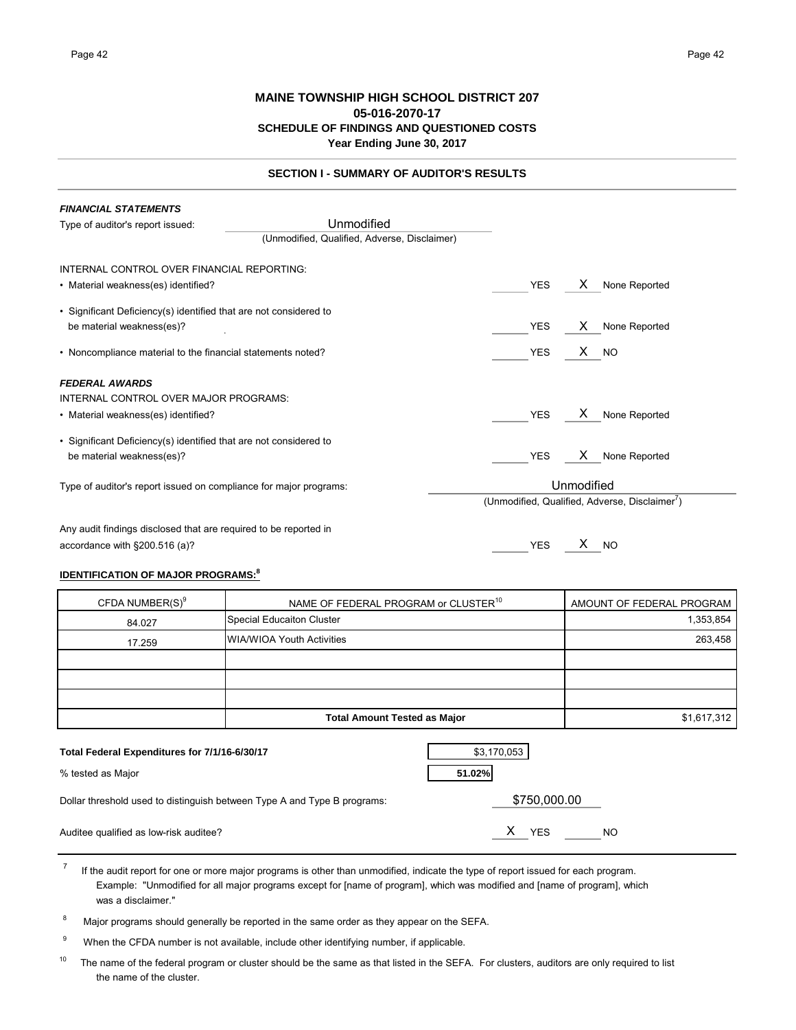# MAINE TOWNSHIP HIGH SCHOOL DISTRICT 207

## 05-016-2070-17

## SCHEDULE OF FINDINGS AND QUESTIONED COSTS

### Year Ending June 30, 2017

### SECTION I - SUMMARY OF AUDITOR'S RESULTS

***FINANCIAL STATEMENTS***

Type of auditor's report issued: Unmodified
(Unmodified, Qualified, Adverse, Disclaimer)

INTERNAL CONTROL OVER FINANCIAL REPORTING:

- Material weakness(es) identified? ______ YES __X__ None Reported
- Significant Deficiency(s) identified that are not considered to be material weakness(es)? ______ YES __X__ None Reported
- Noncompliance material to the financial statements noted? ______ YES __X__ NO

***FEDERAL AWARDS***

INTERNAL CONTROL OVER MAJOR PROGRAMS:

- Material weakness(es) identified? ______ YES __X__ None Reported
- Significant Deficiency(s) identified that are not considered to be material weakness(es)? ______ YES __X__ None Reported

Type of auditor's report issued on compliance for major programs: Unmodified
(Unmodified, Qualified, Adverse, Disclaimer[7])

Any audit findings disclosed that are required to be reported in accordance with §200.516 (a)? ______ YES __X__ NO

**IDENTIFICATION OF MAJOR PROGRAMS:[8]**

| CFDA NUMBER(S)[9] | NAME OF FEDERAL PROGRAM or CLUSTER[10] | AMOUNT OF FEDERAL PROGRAM |
|---|---|---|
| 84.027 | Special Educaiton Cluster | 1,353,854 |
| 17.259 | WIA/WIOA Youth Activities | 263,458 |
| | | |
| | | |
| | | |
| | **Total Amount Tested as Major** | $1,617,312 |

| | |
|---|---|
| **Total Federal Expenditures for 7/1/16-6/30/17** | $3,170,053 |
| % tested as Major | **51.02%** |

Dollar threshold used to distinguish between Type A and Type B programs: $750,000.00

Auditee qualified as low-risk auditee? __X__ YES ______ NO

[7] If the audit report for one or more major programs is other than unmodified, indicate the type of report issued for each program. Example: "Unmodified for all major programs except for [name of program], which was modified and [name of program], which was a disclaimer."

[8] Major programs should generally be reported in the same order as they appear on the SEFA.

[9] When the CFDA number is not available, include other identifying number, if applicable.

[10] The name of the federal program or cluster should be the same as that listed in the SEFA. For clusters, auditors are only required to list the name of the cluster.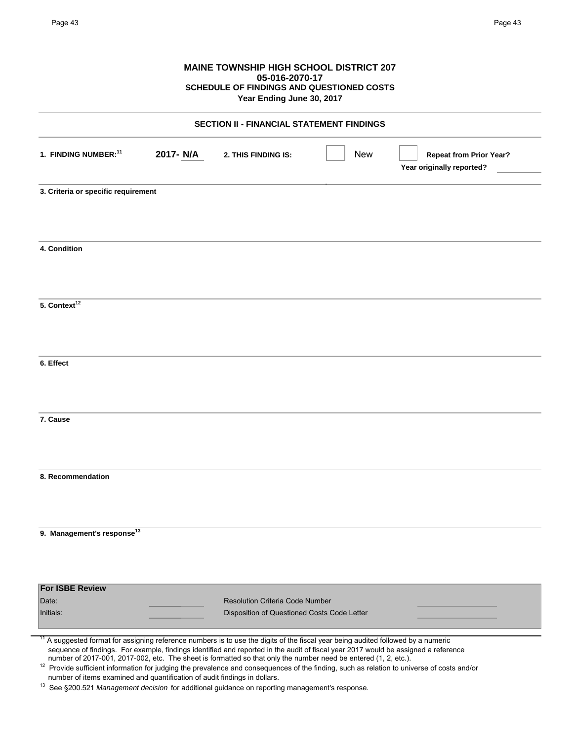**MAINE TOWNSHIP HIGH SCHOOL DISTRICT 207**
**05-016-2070-17**
**SCHEDULE OF FINDINGS AND QUESTIONED COSTS**
**Year Ending June 30, 2017**

## SECTION II - FINANCIAL STATEMENT FINDINGS

**1. FINDING NUMBER:**[11] **2017- N/A** **2. THIS FINDING IS:** ☐ New ☐ **Repeat from Prior Year?**
**Year originally reported?** ______

**3. Criteria or specific requirement**

**4. Condition**

**5. Context**[12]

**6. Effect**

**7. Cause**

**8. Recommendation**

**9. Management's response**[13]

| **For ISBE Review** | | | |
|---|---|---|---|
| Date: | ______ | Resolution Criteria Code Number | ______ |
| Initials: | ______ | Disposition of Questioned Costs Code Letter | ______ |

[11] A suggested format for assigning reference numbers is to use the digits of the fiscal year being audited followed by a numeric sequence of findings. For example, findings identified and reported in the audit of fiscal year 2017 would be assigned a reference number of 2017-001, 2017-002, etc. The sheet is formatted so that only the number need be entered (1, 2, etc.).

[12] Provide sufficient information for judging the prevalence and consequences of the finding, such as relation to universe of costs and/or number of items examined and quantification of audit findings in dollars.

[13] See §200.521 *Management decision* for additional guidance on reporting management's response.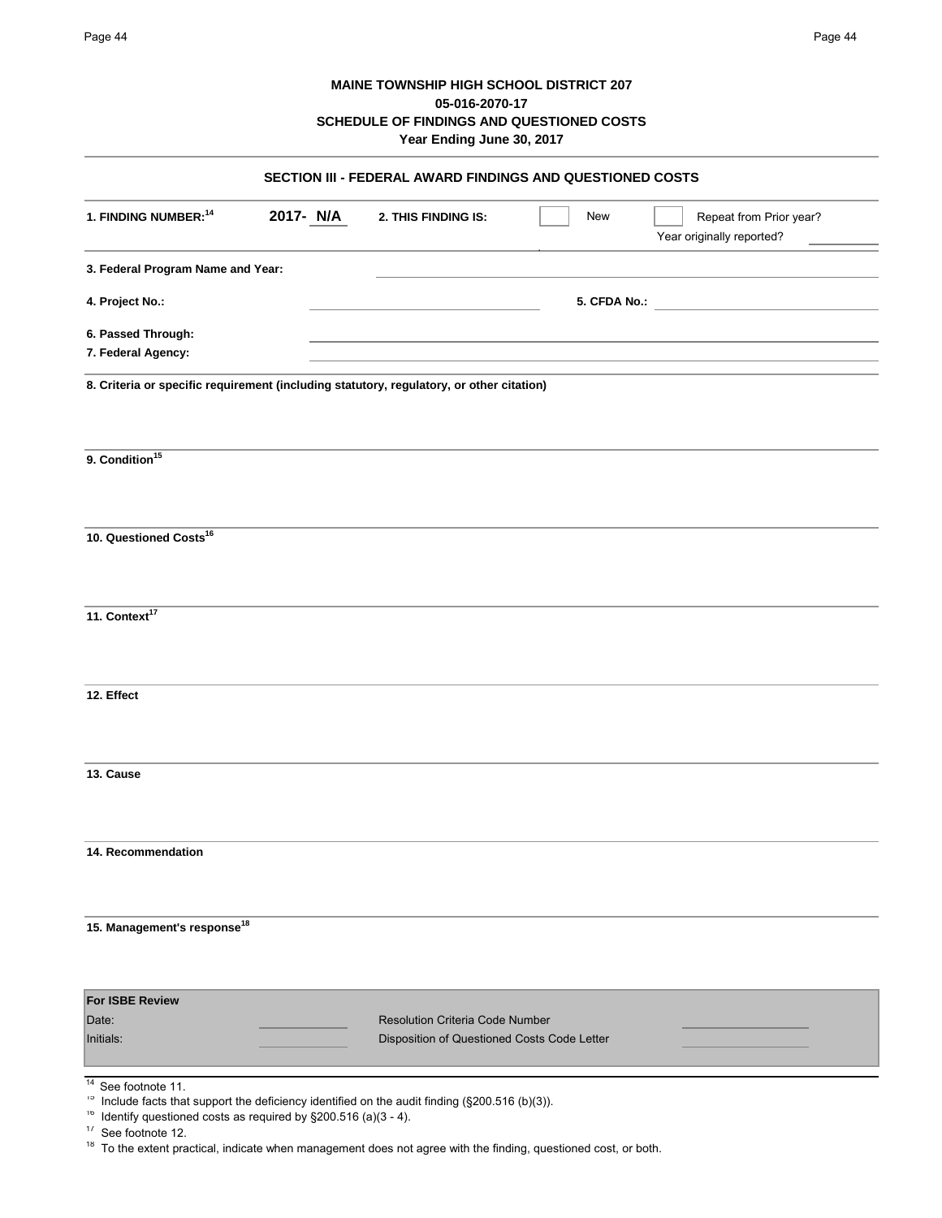**MAINE TOWNSHIP HIGH SCHOOL DISTRICT 207**
**05-016-2070-17**
**SCHEDULE OF FINDINGS AND QUESTIONED COSTS**
**Year Ending June 30, 2017**

## SECTION III - FEDERAL AWARD FINDINGS AND QUESTIONED COSTS

**1. FINDING NUMBER:**[14] **2017- N/A** **2. THIS FINDING IS:** ☐ New ☐ Repeat from Prior year?
Year originally reported? ________

**3. Federal Program Name and Year:** ________

**4. Project No.:** ________ **5. CFDA No.:** ________

**6. Passed Through:** ________

**7. Federal Agency:** ________

**8. Criteria or specific requirement (including statutory, regulatory, or other citation)**

**9. Condition**[15]

**10. Questioned Costs**[16]

**11. Context**[17]

**12. Effect**

**13. Cause**

**14. Recommendation**

**15. Management's response**[18]

| For ISBE Review | | | |
|---|---|---|---|
| Date: | | Resolution Criteria Code Number | |
| Initials: | | Disposition of Questioned Costs Code Letter | |

[14] See footnote 11.
[15] Include facts that support the deficiency identified on the audit finding (§200.516 (b)(3)).
[16] Identify questioned costs as required by §200.516 (a)(3 - 4).
[17] See footnote 12.
[18] To the extent practical, indicate when management does not agree with the finding, questioned cost, or both.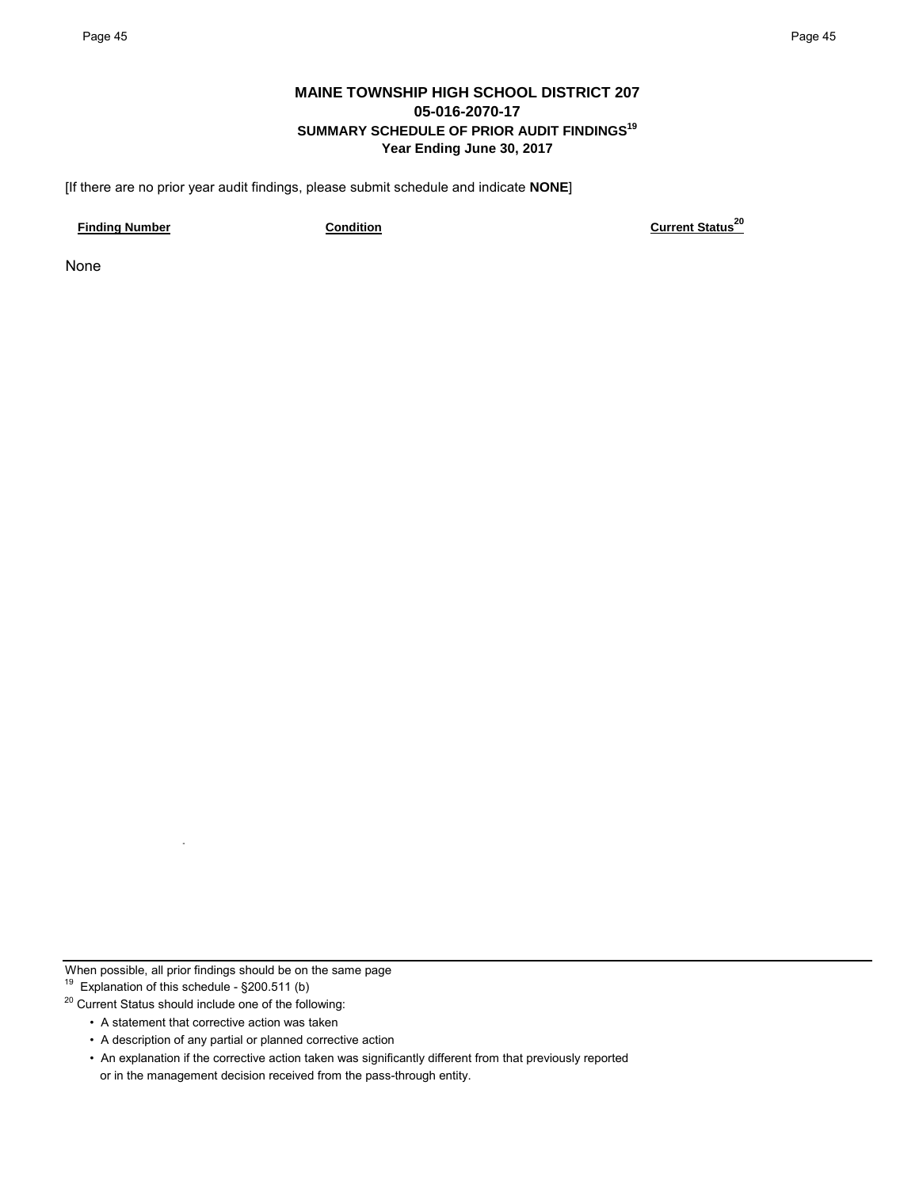# MAINE TOWNSHIP HIGH SCHOOL DISTRICT 207
## 05-016-2070-17
### SUMMARY SCHEDULE OF PRIOR AUDIT FINDINGS[19]
### Year Ending June 30, 2017

[If there are no prior year audit findings, please submit schedule and indicate **NONE**]

| Finding Number | Condition | Current Status[20] |
|---|---|---|
| None | | |

When possible, all prior findings should be on the same page

[19] Explanation of this schedule - §200.511 (b)

[20] Current Status should include one of the following:

- A statement that corrective action was taken
- A description of any partial or planned corrective action
- An explanation if the corrective action taken was significantly different from that previously reported or in the management decision received from the pass-through entity.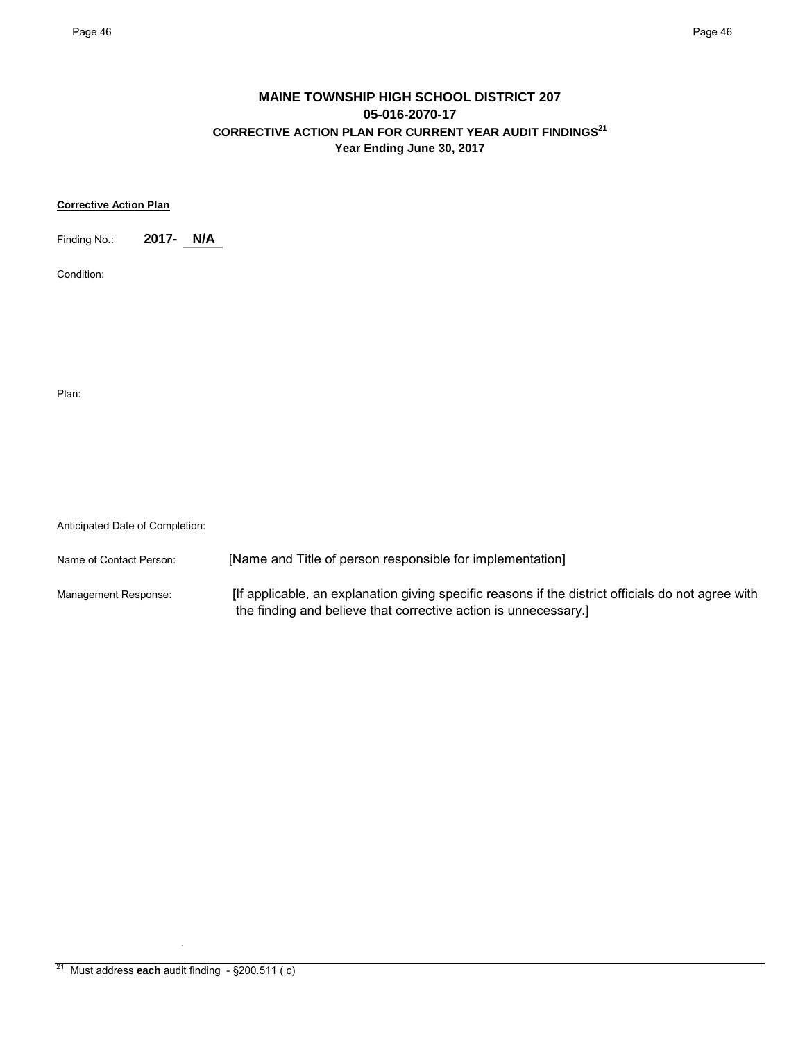# MAINE TOWNSHIP HIGH SCHOOL DISTRICT 207
## 05-016-2070-17
## CORRECTIVE ACTION PLAN FOR CURRENT YEAR AUDIT FINDINGS[21]
## Year Ending June 30, 2017

**Corrective Action Plan**

Finding No.: **2017- N/A**

Condition:

Plan:

Anticipated Date of Completion:

Name of Contact Person: [Name and Title of person responsible for implementation]

Management Response: [If applicable, an explanation giving specific reasons if the district officials do not agree with the finding and believe that corrective action is unnecessary.]

[21] Must address **each** audit finding - §200.511 ( c)